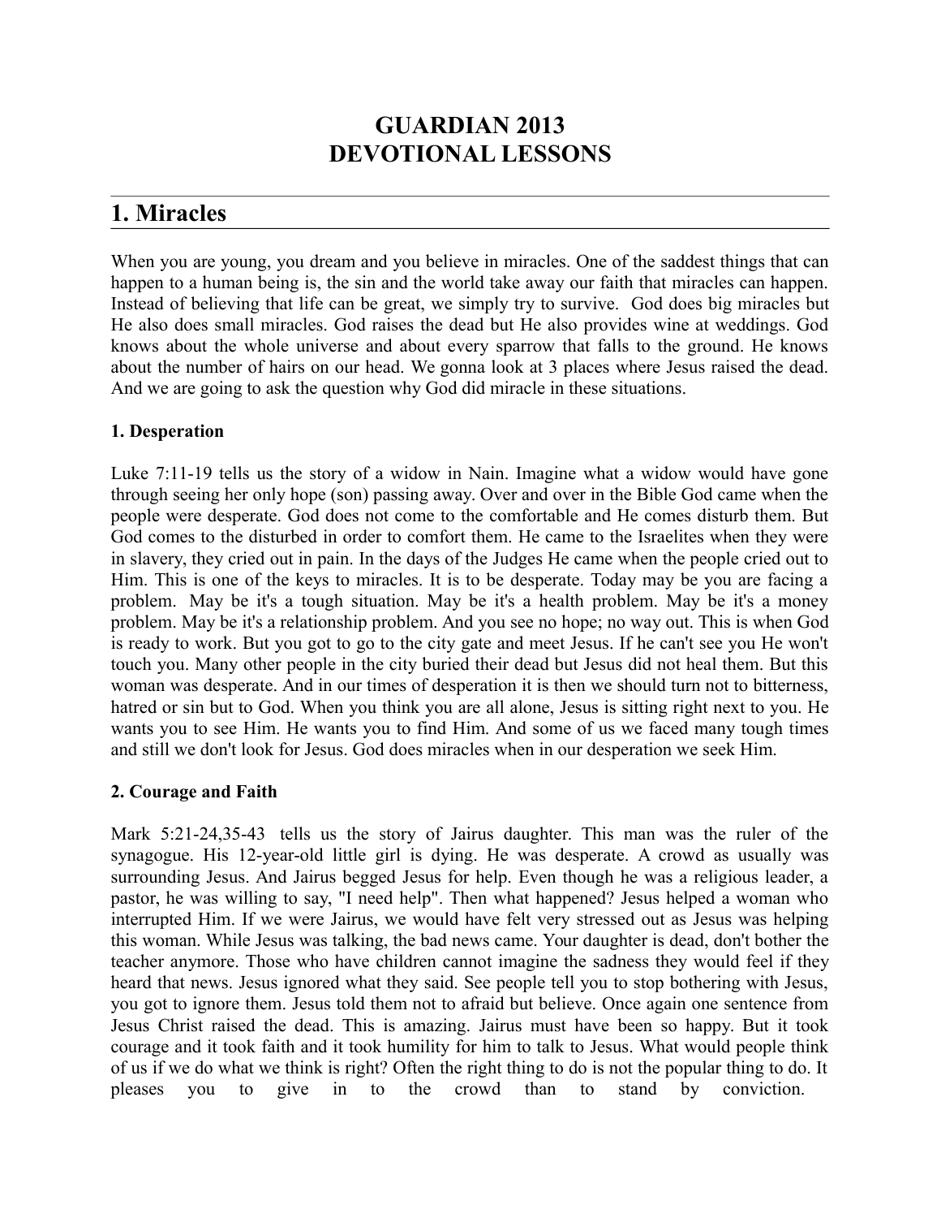# GUARDIAN 2013
# DEVOTIONAL LESSONS

## 1. Miracles

When you are young, you dream and you believe in miracles. One of the saddest things that can happen to a human being is, the sin and the world take away our faith that miracles can happen. Instead of believing that life can be great, we simply try to survive. God does big miracles but He also does small miracles. God raises the dead but He also provides wine at weddings. God knows about the whole universe and about every sparrow that falls to the ground. He knows about the number of hairs on our head. We gonna look at 3 places where Jesus raised the dead. And we are going to ask the question why God did miracle in these situations.

**1. Desperation**

Luke 7:11-19 tells us the story of a widow in Nain. Imagine what a widow would have gone through seeing her only hope (son) passing away. Over and over in the Bible God came when the people were desperate. God does not come to the comfortable and He comes disturb them. But God comes to the disturbed in order to comfort them. He came to the Israelites when they were in slavery, they cried out in pain. In the days of the Judges He came when the people cried out to Him. This is one of the keys to miracles. It is to be desperate. Today may be you are facing a problem. May be it's a tough situation. May be it's a health problem. May be it's a money problem. May be it's a relationship problem. And you see no hope; no way out. This is when God is ready to work. But you got to go to the city gate and meet Jesus. If he can't see you He won't touch you. Many other people in the city buried their dead but Jesus did not heal them. But this woman was desperate. And in our times of desperation it is then we should turn not to bitterness, hatred or sin but to God. When you think you are all alone, Jesus is sitting right next to you. He wants you to see Him. He wants you to find Him. And some of us we faced many tough times and still we don't look for Jesus. God does miracles when in our desperation we seek Him.

**2. Courage and Faith**

Mark 5:21-24,35-43 tells us the story of Jairus daughter. This man was the ruler of the synagogue. His 12-year-old little girl is dying. He was desperate. A crowd as usually was surrounding Jesus. And Jairus begged Jesus for help. Even though he was a religious leader, a pastor, he was willing to say, "I need help". Then what happened? Jesus helped a woman who interrupted Him. If we were Jairus, we would have felt very stressed out as Jesus was helping this woman. While Jesus was talking, the bad news came. Your daughter is dead, don't bother the teacher anymore. Those who have children cannot imagine the sadness they would feel if they heard that news. Jesus ignored what they said. See people tell you to stop bothering with Jesus, you got to ignore them. Jesus told them not to afraid but believe. Once again one sentence from Jesus Christ raised the dead. This is amazing. Jairus must have been so happy. But it took courage and it took faith and it took humility for him to talk to Jesus. What would people think of us if we do what we think is right? Often the right thing to do is not the popular thing to do. It pleases you to give in to the crowd than to stand by conviction.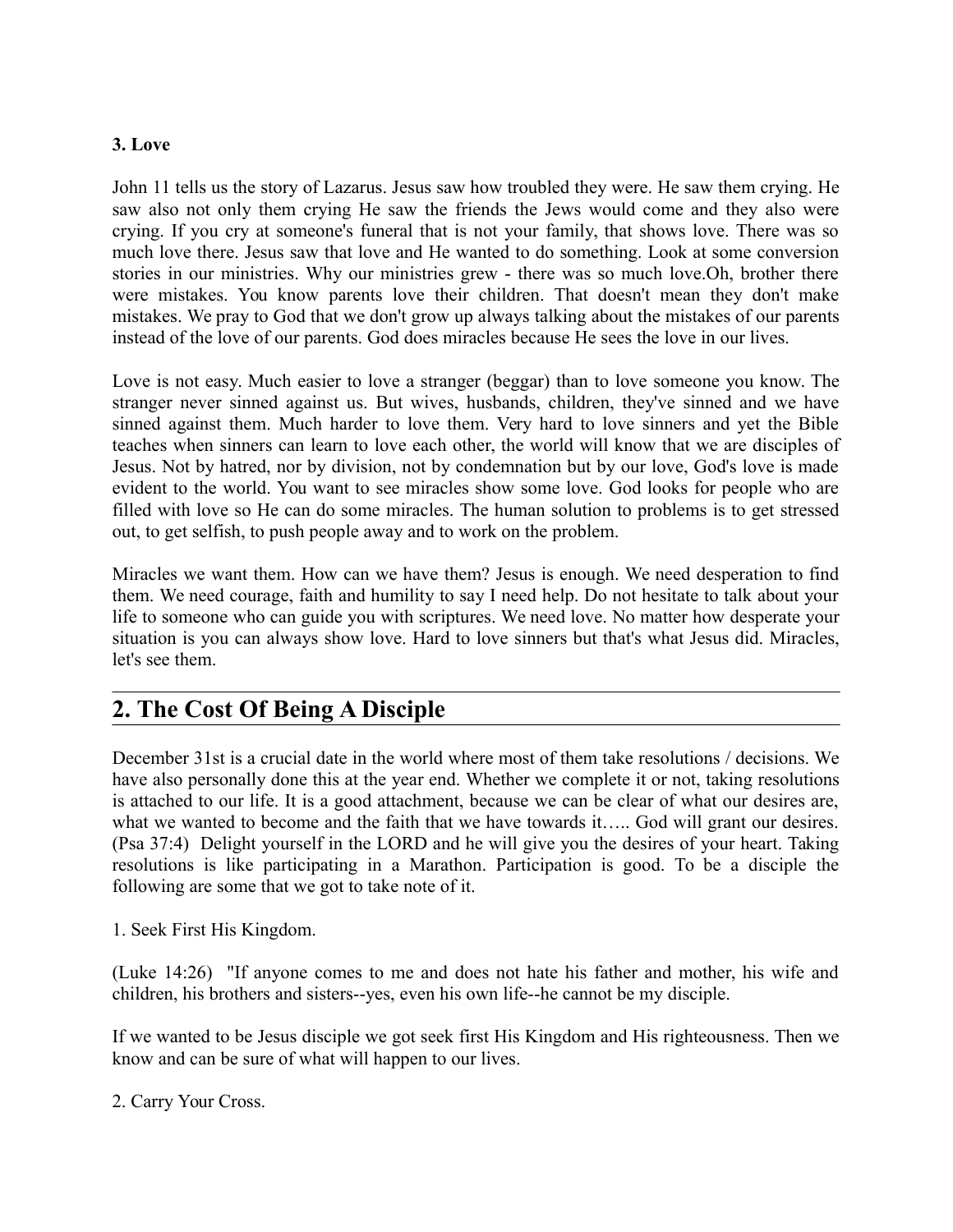**3. Love**

John 11 tells us the story of Lazarus. Jesus saw how troubled they were. He saw them crying. He saw also not only them crying He saw the friends the Jews would come and they also were crying. If you cry at someone's funeral that is not your family, that shows love. There was so much love there. Jesus saw that love and He wanted to do something. Look at some conversion stories in our ministries. Why our ministries grew - there was so much love.Oh, brother there were mistakes. You know parents love their children. That doesn't mean they don't make mistakes. We pray to God that we don't grow up always talking about the mistakes of our parents instead of the love of our parents. God does miracles because He sees the love in our lives.

Love is not easy. Much easier to love a stranger (beggar) than to love someone you know. The stranger never sinned against us. But wives, husbands, children, they've sinned and we have sinned against them. Much harder to love them. Very hard to love sinners and yet the Bible teaches when sinners can learn to love each other, the world will know that we are disciples of Jesus. Not by hatred, nor by division, not by condemnation but by our love, God's love is made evident to the world. You want to see miracles show some love. God looks for people who are filled with love so He can do some miracles. The human solution to problems is to get stressed out, to get selfish, to push people away and to work on the problem.

Miracles we want them. How can we have them? Jesus is enough. We need desperation to find them. We need courage, faith and humility to say I need help. Do not hesitate to talk about your life to someone who can guide you with scriptures. We need love. No matter how desperate your situation is you can always show love. Hard to love sinners but that's what Jesus did. Miracles, let's see them.

## 2. The Cost Of Being A Disciple

December 31st is a crucial date in the world where most of them take resolutions / decisions. We have also personally done this at the year end. Whether we complete it or not, taking resolutions is attached to our life. It is a good attachment, because we can be clear of what our desires are, what we wanted to become and the faith that we have towards it….. God will grant our desires. (Psa 37:4) Delight yourself in the LORD and he will give you the desires of your heart. Taking resolutions is like participating in a Marathon. Participation is good. To be a disciple the following are some that we got to take note of it.

1. Seek First His Kingdom.

(Luke 14:26) "If anyone comes to me and does not hate his father and mother, his wife and children, his brothers and sisters--yes, even his own life--he cannot be my disciple.

If we wanted to be Jesus disciple we got seek first His Kingdom and His righteousness. Then we know and can be sure of what will happen to our lives.

2. Carry Your Cross.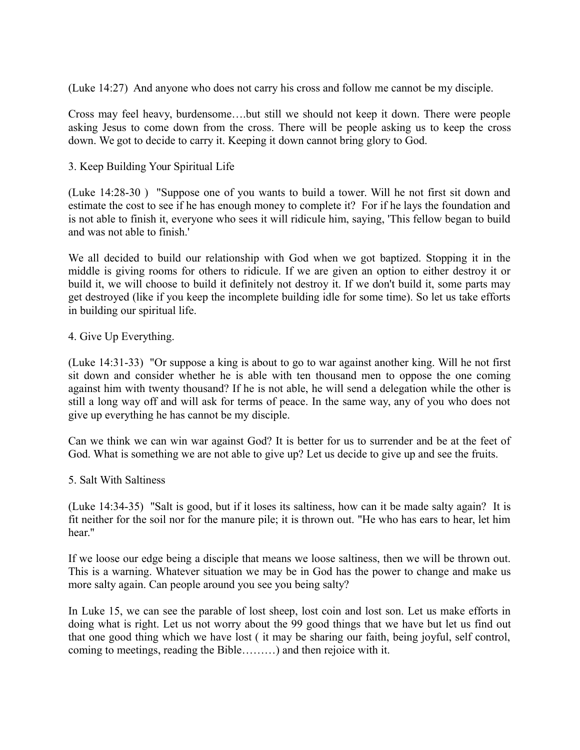(Luke 14:27) And anyone who does not carry his cross and follow me cannot be my disciple.

Cross may feel heavy, burdensome….but still we should not keep it down. There were people asking Jesus to come down from the cross. There will be people asking us to keep the cross down. We got to decide to carry it. Keeping it down cannot bring glory to God.

3. Keep Building Your Spiritual Life

(Luke 14:28-30 ) "Suppose one of you wants to build a tower. Will he not first sit down and estimate the cost to see if he has enough money to complete it? For if he lays the foundation and is not able to finish it, everyone who sees it will ridicule him, saying, 'This fellow began to build and was not able to finish.'

We all decided to build our relationship with God when we got baptized. Stopping it in the middle is giving rooms for others to ridicule. If we are given an option to either destroy it or build it, we will choose to build it definitely not destroy it. If we don't build it, some parts may get destroyed (like if you keep the incomplete building idle for some time). So let us take efforts in building our spiritual life.

4. Give Up Everything.

(Luke 14:31-33) "Or suppose a king is about to go to war against another king. Will he not first sit down and consider whether he is able with ten thousand men to oppose the one coming against him with twenty thousand? If he is not able, he will send a delegation while the other is still a long way off and will ask for terms of peace. In the same way, any of you who does not give up everything he has cannot be my disciple.

Can we think we can win war against God? It is better for us to surrender and be at the feet of God. What is something we are not able to give up? Let us decide to give up and see the fruits.

5. Salt With Saltiness

(Luke 14:34-35) "Salt is good, but if it loses its saltiness, how can it be made salty again? It is fit neither for the soil nor for the manure pile; it is thrown out. "He who has ears to hear, let him hear."

If we loose our edge being a disciple that means we loose saltiness, then we will be thrown out. This is a warning. Whatever situation we may be in God has the power to change and make us more salty again. Can people around you see you being salty?

In Luke 15, we can see the parable of lost sheep, lost coin and lost son. Let us make efforts in doing what is right. Let us not worry about the 99 good things that we have but let us find out that one good thing which we have lost ( it may be sharing our faith, being joyful, self control, coming to meetings, reading the Bible………) and then rejoice with it.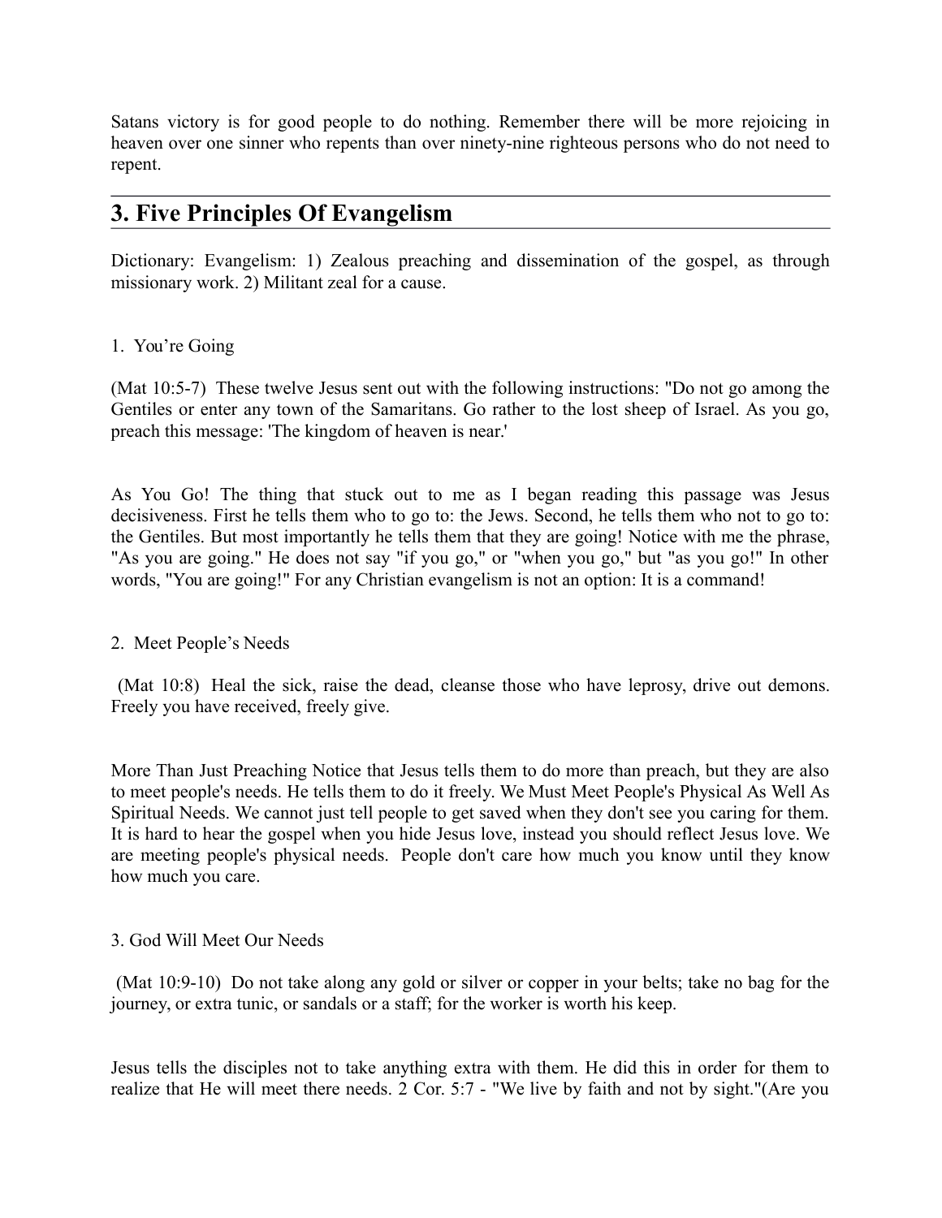Satans victory is for good people to do nothing. Remember there will be more rejoicing in heaven over one sinner who repents than over ninety-nine righteous persons who do not need to repent.

## 3. Five Principles Of Evangelism

Dictionary: Evangelism: 1) Zealous preaching and dissemination of the gospel, as through missionary work. 2) Militant zeal for a cause.

1. You're Going

(Mat 10:5-7) These twelve Jesus sent out with the following instructions: "Do not go among the Gentiles or enter any town of the Samaritans. Go rather to the lost sheep of Israel. As you go, preach this message: 'The kingdom of heaven is near.'

As You Go! The thing that stuck out to me as I began reading this passage was Jesus decisiveness. First he tells them who to go to: the Jews. Second, he tells them who not to go to: the Gentiles. But most importantly he tells them that they are going! Notice with me the phrase, "As you are going." He does not say "if you go," or "when you go," but "as you go!" In other words, "You are going!" For any Christian evangelism is not an option: It is a command!

2. Meet People's Needs

(Mat 10:8) Heal the sick, raise the dead, cleanse those who have leprosy, drive out demons. Freely you have received, freely give.

More Than Just Preaching Notice that Jesus tells them to do more than preach, but they are also to meet people's needs. He tells them to do it freely. We Must Meet People's Physical As Well As Spiritual Needs. We cannot just tell people to get saved when they don't see you caring for them. It is hard to hear the gospel when you hide Jesus love, instead you should reflect Jesus love. We are meeting people's physical needs. People don't care how much you know until they know how much you care.

3. God Will Meet Our Needs

(Mat 10:9-10) Do not take along any gold or silver or copper in your belts; take no bag for the journey, or extra tunic, or sandals or a staff; for the worker is worth his keep.

Jesus tells the disciples not to take anything extra with them. He did this in order for them to realize that He will meet there needs. 2 Cor. 5:7 - "We live by faith and not by sight."(Are you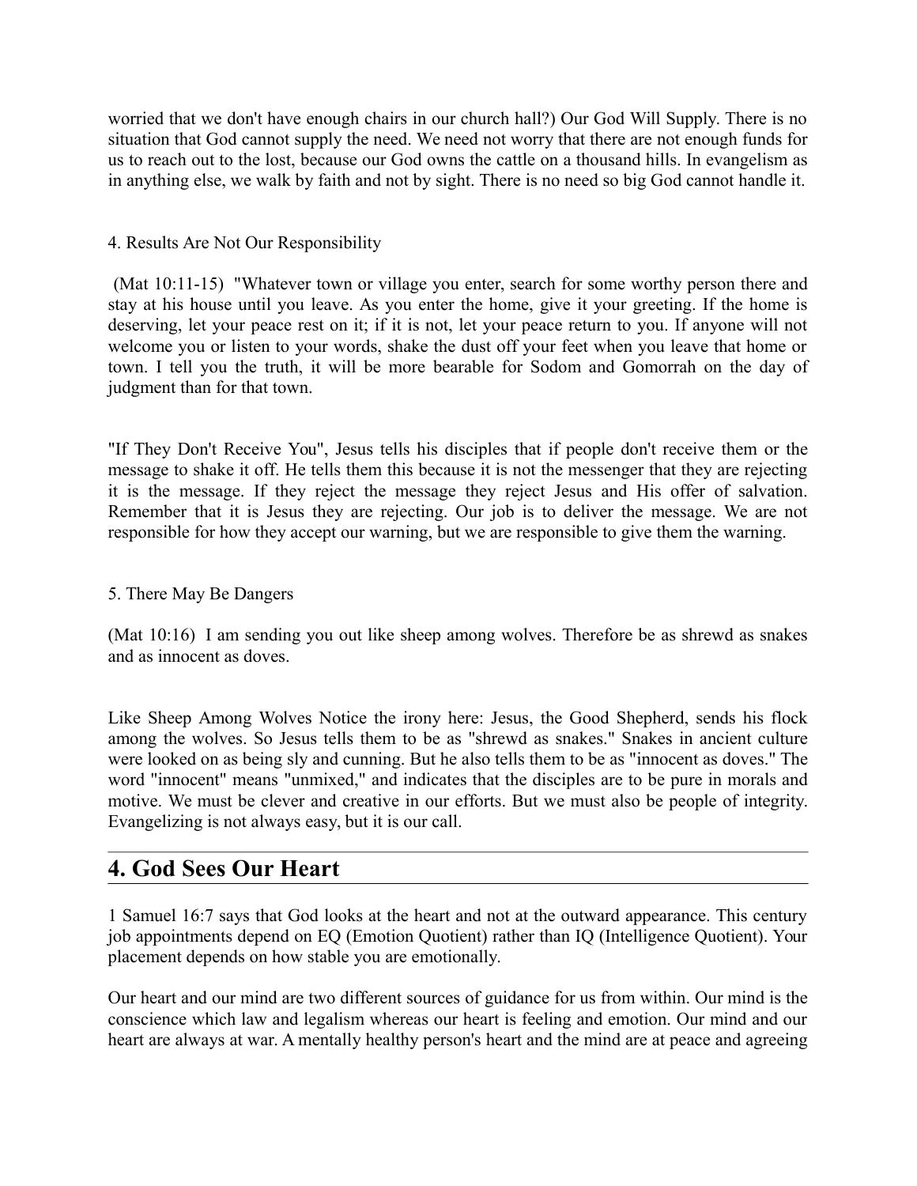worried that we don't have enough chairs in our church hall?) Our God Will Supply. There is no situation that God cannot supply the need. We need not worry that there are not enough funds for us to reach out to the lost, because our God owns the cattle on a thousand hills. In evangelism as in anything else, we walk by faith and not by sight. There is no need so big God cannot handle it.

4. Results Are Not Our Responsibility

(Mat 10:11-15) "Whatever town or village you enter, search for some worthy person there and stay at his house until you leave. As you enter the home, give it your greeting. If the home is deserving, let your peace rest on it; if it is not, let your peace return to you. If anyone will not welcome you or listen to your words, shake the dust off your feet when you leave that home or town. I tell you the truth, it will be more bearable for Sodom and Gomorrah on the day of judgment than for that town.

"If They Don't Receive You", Jesus tells his disciples that if people don't receive them or the message to shake it off. He tells them this because it is not the messenger that they are rejecting it is the message. If they reject the message they reject Jesus and His offer of salvation. Remember that it is Jesus they are rejecting. Our job is to deliver the message. We are not responsible for how they accept our warning, but we are responsible to give them the warning.

5. There May Be Dangers

(Mat 10:16) I am sending you out like sheep among wolves. Therefore be as shrewd as snakes and as innocent as doves.

Like Sheep Among Wolves Notice the irony here: Jesus, the Good Shepherd, sends his flock among the wolves. So Jesus tells them to be as "shrewd as snakes." Snakes in ancient culture were looked on as being sly and cunning. But he also tells them to be as "innocent as doves." The word "innocent" means "unmixed," and indicates that the disciples are to be pure in morals and motive. We must be clever and creative in our efforts. But we must also be people of integrity. Evangelizing is not always easy, but it is our call.

## 4. God Sees Our Heart

1 Samuel 16:7 says that God looks at the heart and not at the outward appearance. This century job appointments depend on EQ (Emotion Quotient) rather than IQ (Intelligence Quotient). Your placement depends on how stable you are emotionally.

Our heart and our mind are two different sources of guidance for us from within. Our mind is the conscience which law and legalism whereas our heart is feeling and emotion. Our mind and our heart are always at war. A mentally healthy person's heart and the mind are at peace and agreeing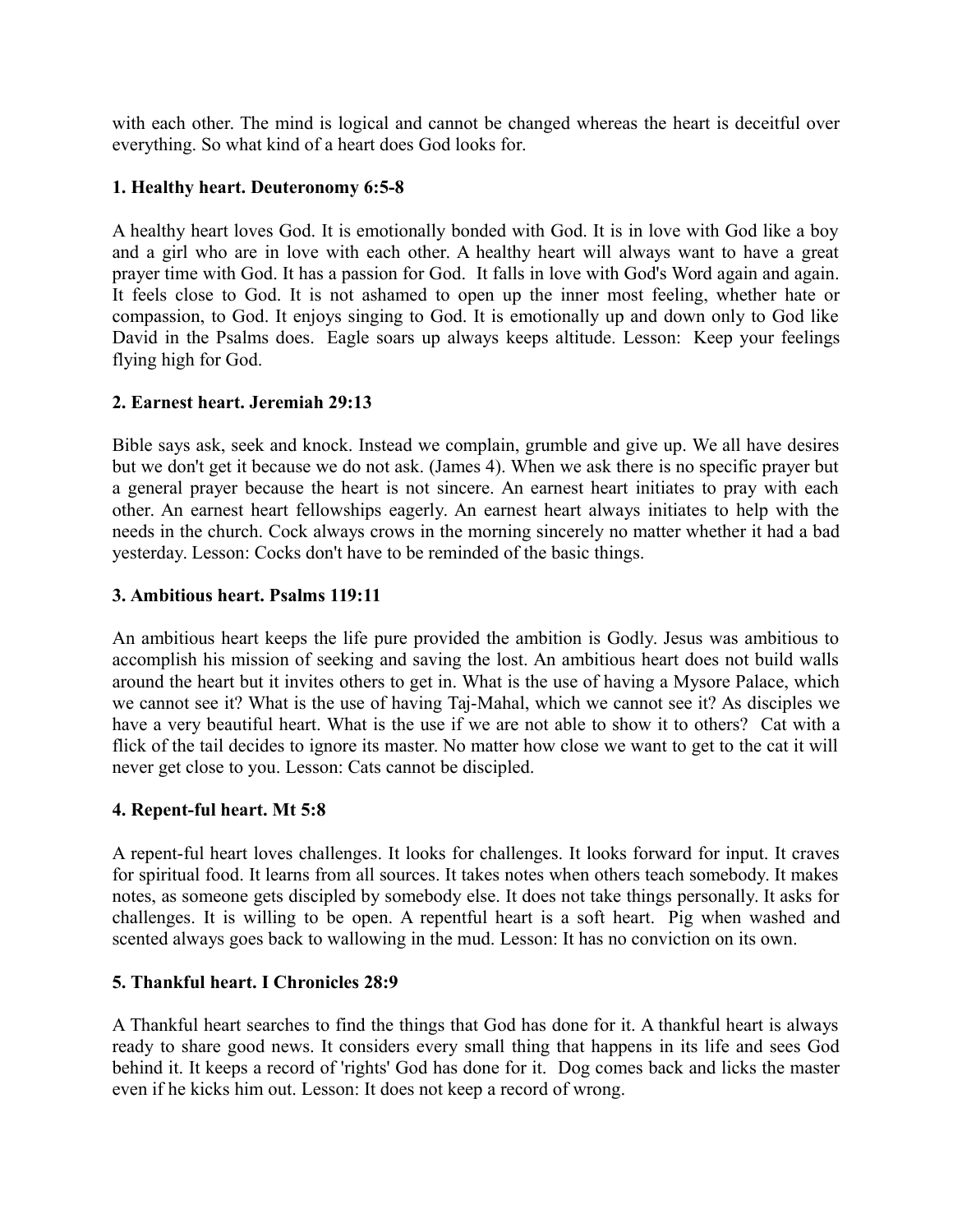with each other. The mind is logical and cannot be changed whereas the heart is deceitful over everything. So what kind of a heart does God looks for.

**1. Healthy heart. Deuteronomy 6:5-8**

A healthy heart loves God. It is emotionally bonded with God. It is in love with God like a boy and a girl who are in love with each other. A healthy heart will always want to have a great prayer time with God. It has a passion for God. It falls in love with God's Word again and again. It feels close to God. It is not ashamed to open up the inner most feeling, whether hate or compassion, to God. It enjoys singing to God. It is emotionally up and down only to God like David in the Psalms does. Eagle soars up always keeps altitude. Lesson: Keep your feelings flying high for God.

**2. Earnest heart. Jeremiah 29:13**

Bible says ask, seek and knock. Instead we complain, grumble and give up. We all have desires but we don't get it because we do not ask. (James 4). When we ask there is no specific prayer but a general prayer because the heart is not sincere. An earnest heart initiates to pray with each other. An earnest heart fellowships eagerly. An earnest heart always initiates to help with the needs in the church. Cock always crows in the morning sincerely no matter whether it had a bad yesterday. Lesson: Cocks don't have to be reminded of the basic things.

**3. Ambitious heart. Psalms 119:11**

An ambitious heart keeps the life pure provided the ambition is Godly. Jesus was ambitious to accomplish his mission of seeking and saving the lost. An ambitious heart does not build walls around the heart but it invites others to get in. What is the use of having a Mysore Palace, which we cannot see it? What is the use of having Taj-Mahal, which we cannot see it? As disciples we have a very beautiful heart. What is the use if we are not able to show it to others? Cat with a flick of the tail decides to ignore its master. No matter how close we want to get to the cat it will never get close to you. Lesson: Cats cannot be discipled.

**4. Repent-ful heart. Mt 5:8**

A repent-ful heart loves challenges. It looks for challenges. It looks forward for input. It craves for spiritual food. It learns from all sources. It takes notes when others teach somebody. It makes notes, as someone gets discipled by somebody else. It does not take things personally. It asks for challenges. It is willing to be open. A repentful heart is a soft heart. Pig when washed and scented always goes back to wallowing in the mud. Lesson: It has no conviction on its own.

**5. Thankful heart. I Chronicles 28:9**

A Thankful heart searches to find the things that God has done for it. A thankful heart is always ready to share good news. It considers every small thing that happens in its life and sees God behind it. It keeps a record of 'rights' God has done for it. Dog comes back and licks the master even if he kicks him out. Lesson: It does not keep a record of wrong.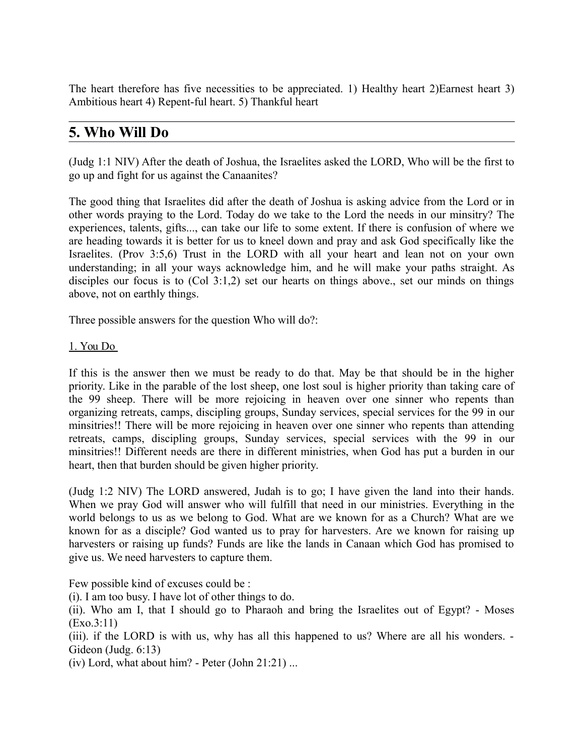The heart therefore has five necessities to be appreciated. 1) Healthy heart 2)Earnest heart 3) Ambitious heart 4) Repent-ful heart. 5) Thankful heart

## 5. Who Will Do

(Judg 1:1 NIV) After the death of Joshua, the Israelites asked the LORD, Who will be the first to go up and fight for us against the Canaanites?

The good thing that Israelites did after the death of Joshua is asking advice from the Lord or in other words praying to the Lord. Today do we take to the Lord the needs in our minsitry? The experiences, talents, gifts..., can take our life to some extent. If there is confusion of where we are heading towards it is better for us to kneel down and pray and ask God specifically like the Israelites. (Prov 3:5,6) Trust in the LORD with all your heart and lean not on your own understanding; in all your ways acknowledge him, and he will make your paths straight. As disciples our focus is to (Col 3:1,2) set our hearts on things above., set our minds on things above, not on earthly things.

Three possible answers for the question Who will do?:

1. You Do

If this is the answer then we must be ready to do that. May be that should be in the higher priority. Like in the parable of the lost sheep, one lost soul is higher priority than taking care of the 99 sheep. There will be more rejoicing in heaven over one sinner who repents than organizing retreats, camps, discipling groups, Sunday services, special services for the 99 in our minsitries!! There will be more rejoicing in heaven over one sinner who repents than attending retreats, camps, discipling groups, Sunday services, special services with the 99 in our minsitries!! Different needs are there in different ministries, when God has put a burden in our heart, then that burden should be given higher priority.

(Judg 1:2 NIV) The LORD answered, Judah is to go; I have given the land into their hands. When we pray God will answer who will fulfill that need in our ministries. Everything in the world belongs to us as we belong to God. What are we known for as a Church? What are we known for as a disciple? God wanted us to pray for harvesters. Are we known for raising up harvesters or raising up funds? Funds are like the lands in Canaan which God has promised to give us. We need harvesters to capture them.

Few possible kind of excuses could be :
(i). I am too busy. I have lot of other things to do.
(ii). Who am I, that I should go to Pharaoh and bring the Israelites out of Egypt? - Moses (Exo.3:11)
(iii). if the LORD is with us, why has all this happened to us? Where are all his wonders. - Gideon (Judg. 6:13)
(iv) Lord, what about him? - Peter (John 21:21) ...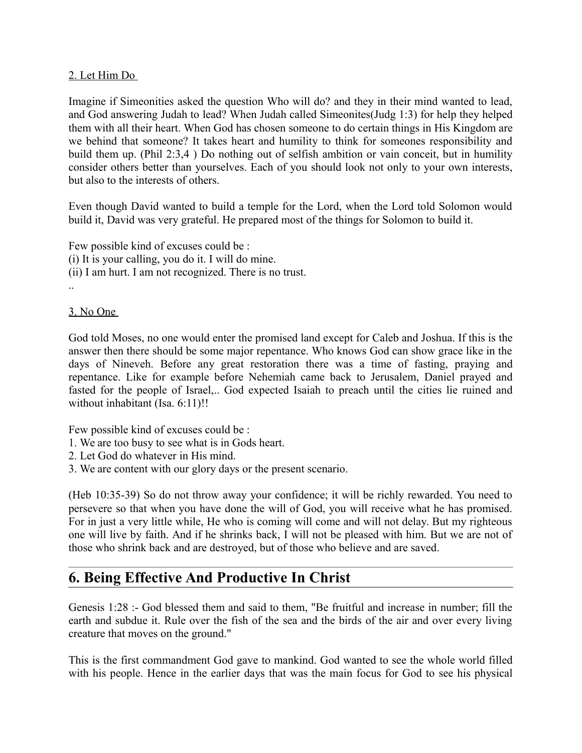2. Let Him Do

Imagine if Simeonities asked the question Who will do? and they in their mind wanted to lead, and God answering Judah to lead? When Judah called Simeonites(Judg 1:3) for help they helped them with all their heart. When God has chosen someone to do certain things in His Kingdom are we behind that someone? It takes heart and humility to think for someones responsibility and build them up. (Phil 2:3,4 ) Do nothing out of selfish ambition or vain conceit, but in humility consider others better than yourselves. Each of you should look not only to your own interests, but also to the interests of others.

Even though David wanted to build a temple for the Lord, when the Lord told Solomon would build it, David was very grateful. He prepared most of the things for Solomon to build it.

Few possible kind of excuses could be :
(i) It is your calling, you do it. I will do mine.
(ii) I am hurt. I am not recognized. There is no trust.
..

3. No One

God told Moses, no one would enter the promised land except for Caleb and Joshua. If this is the answer then there should be some major repentance. Who knows God can show grace like in the days of Nineveh. Before any great restoration there was a time of fasting, praying and repentance. Like for example before Nehemiah came back to Jerusalem, Daniel prayed and fasted for the people of Israel,.. God expected Isaiah to preach until the cities lie ruined and without inhabitant (Isa. 6:11)!!

Few possible kind of excuses could be :
1. We are too busy to see what is in Gods heart.
2. Let God do whatever in His mind.
3. We are content with our glory days or the present scenario.

(Heb 10:35-39) So do not throw away your confidence; it will be richly rewarded. You need to persevere so that when you have done the will of God, you will receive what he has promised. For in just a very little while, He who is coming will come and will not delay. But my righteous one will live by faith. And if he shrinks back, I will not be pleased with him. But we are not of those who shrink back and are destroyed, but of those who believe and are saved.

## 6. Being Effective And Productive In Christ

Genesis 1:28 :- God blessed them and said to them, "Be fruitful and increase in number; fill the earth and subdue it. Rule over the fish of the sea and the birds of the air and over every living creature that moves on the ground."

This is the first commandment God gave to mankind. God wanted to see the whole world filled with his people. Hence in the earlier days that was the main focus for God to see his physical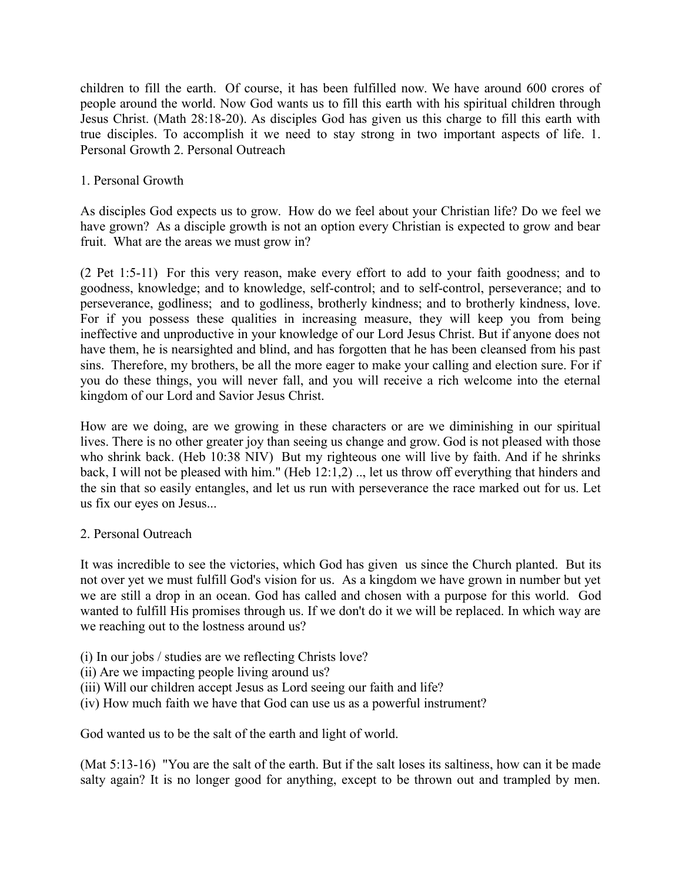children to fill the earth. Of course, it has been fulfilled now. We have around 600 crores of people around the world. Now God wants us to fill this earth with his spiritual children through Jesus Christ. (Math 28:18-20). As disciples God has given us this charge to fill this earth with true disciples. To accomplish it we need to stay strong in two important aspects of life. 1. Personal Growth 2. Personal Outreach

1. Personal Growth

As disciples God expects us to grow. How do we feel about your Christian life? Do we feel we have grown? As a disciple growth is not an option every Christian is expected to grow and bear fruit. What are the areas we must grow in?

(2 Pet 1:5-11) For this very reason, make every effort to add to your faith goodness; and to goodness, knowledge; and to knowledge, self-control; and to self-control, perseverance; and to perseverance, godliness; and to godliness, brotherly kindness; and to brotherly kindness, love. For if you possess these qualities in increasing measure, they will keep you from being ineffective and unproductive in your knowledge of our Lord Jesus Christ. But if anyone does not have them, he is nearsighted and blind, and has forgotten that he has been cleansed from his past sins. Therefore, my brothers, be all the more eager to make your calling and election sure. For if you do these things, you will never fall, and you will receive a rich welcome into the eternal kingdom of our Lord and Savior Jesus Christ.

How are we doing, are we growing in these characters or are we diminishing in our spiritual lives. There is no other greater joy than seeing us change and grow. God is not pleased with those who shrink back. (Heb 10:38 NIV) But my righteous one will live by faith. And if he shrinks back, I will not be pleased with him." (Heb 12:1,2) .., let us throw off everything that hinders and the sin that so easily entangles, and let us run with perseverance the race marked out for us. Let us fix our eyes on Jesus...

2. Personal Outreach

It was incredible to see the victories, which God has given us since the Church planted. But its not over yet we must fulfill God's vision for us. As a kingdom we have grown in number but yet we are still a drop in an ocean. God has called and chosen with a purpose for this world. God wanted to fulfill His promises through us. If we don't do it we will be replaced. In which way are we reaching out to the lostness around us?

(i) In our jobs / studies are we reflecting Christs love?
(ii) Are we impacting people living around us?
(iii) Will our children accept Jesus as Lord seeing our faith and life?
(iv) How much faith we have that God can use us as a powerful instrument?

God wanted us to be the salt of the earth and light of world.

(Mat 5:13-16) "You are the salt of the earth. But if the salt loses its saltiness, how can it be made salty again? It is no longer good for anything, except to be thrown out and trampled by men.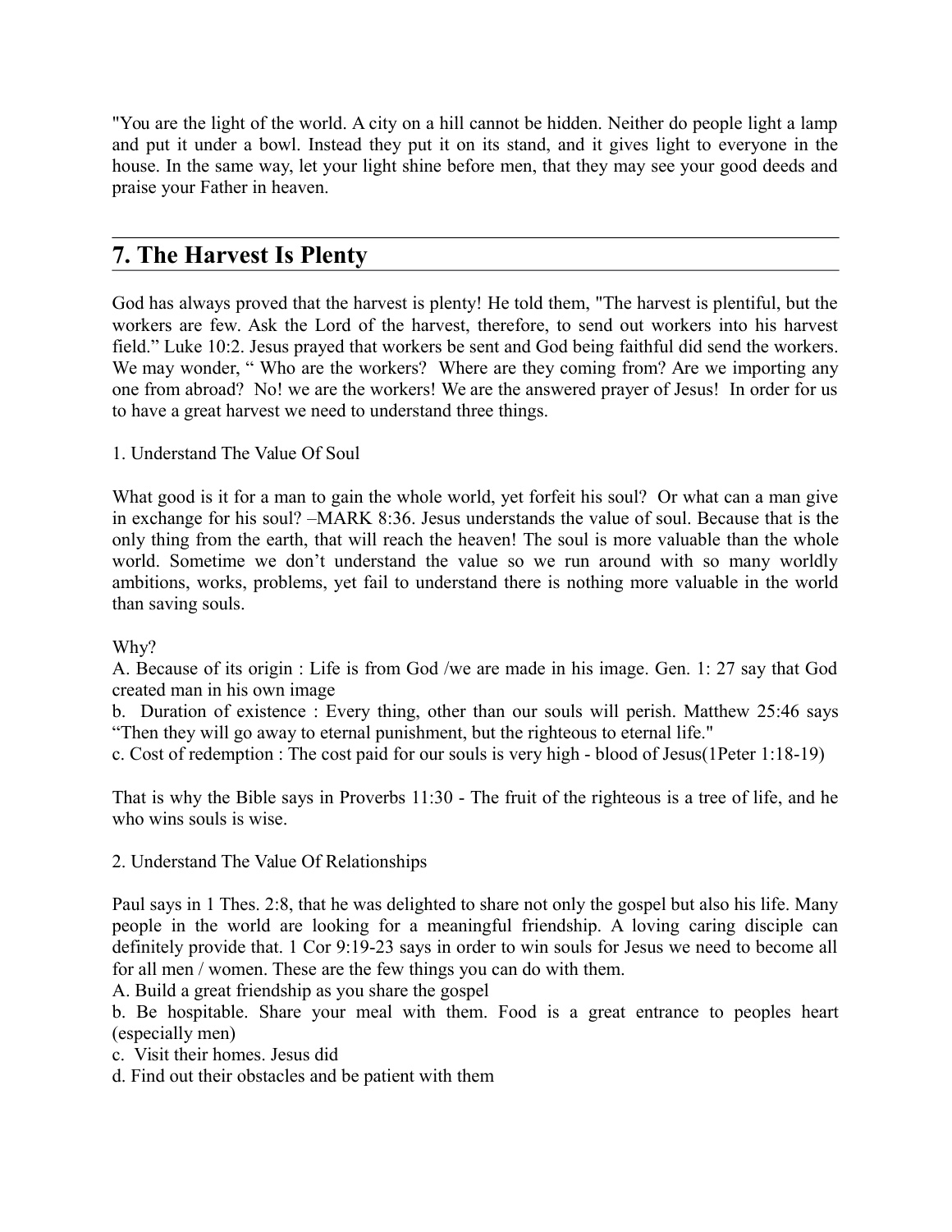"You are the light of the world. A city on a hill cannot be hidden. Neither do people light a lamp and put it under a bowl. Instead they put it on its stand, and it gives light to everyone in the house. In the same way, let your light shine before men, that they may see your good deeds and praise your Father in heaven.

## 7. The Harvest Is Plenty

God has always proved that the harvest is plenty! He told them, "The harvest is plentiful, but the workers are few. Ask the Lord of the harvest, therefore, to send out workers into his harvest field." Luke 10:2. Jesus prayed that workers be sent and God being faithful did send the workers. We may wonder, " Who are the workers? Where are they coming from? Are we importing any one from abroad? No! we are the workers! We are the answered prayer of Jesus! In order for us to have a great harvest we need to understand three things.

1. Understand The Value Of Soul

What good is it for a man to gain the whole world, yet forfeit his soul? Or what can a man give in exchange for his soul? –MARK 8:36. Jesus understands the value of soul. Because that is the only thing from the earth, that will reach the heaven! The soul is more valuable than the whole world. Sometime we don't understand the value so we run around with so many worldly ambitions, works, problems, yet fail to understand there is nothing more valuable in the world than saving souls.

Why?

A. Because of its origin : Life is from God /we are made in his image. Gen. 1: 27 say that God created man in his own image

b. Duration of existence : Every thing, other than our souls will perish. Matthew 25:46 says "Then they will go away to eternal punishment, but the righteous to eternal life."

c. Cost of redemption : The cost paid for our souls is very high - blood of Jesus(1Peter 1:18-19)

That is why the Bible says in Proverbs 11:30 - The fruit of the righteous is a tree of life, and he who wins souls is wise.

2. Understand The Value Of Relationships

Paul says in 1 Thes. 2:8, that he was delighted to share not only the gospel but also his life. Many people in the world are looking for a meaningful friendship. A loving caring disciple can definitely provide that. 1 Cor 9:19-23 says in order to win souls for Jesus we need to become all for all men / women. These are the few things you can do with them.

A. Build a great friendship as you share the gospel

b. Be hospitable. Share your meal with them. Food is a great entrance to peoples heart (especially men)

c. Visit their homes. Jesus did

d. Find out their obstacles and be patient with them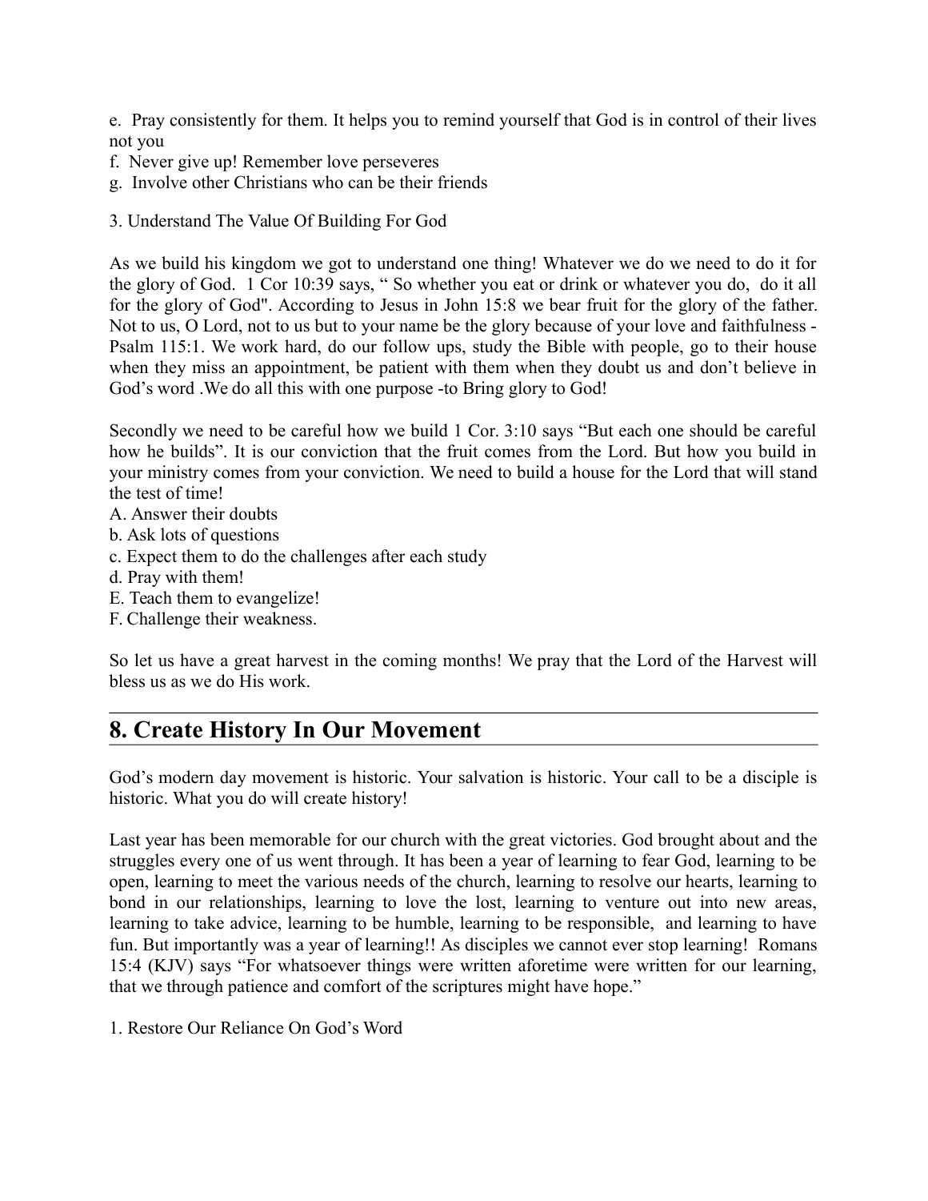e. Pray consistently for them. It helps you to remind yourself that God is in control of their lives not you
f. Never give up! Remember love perseveres
g. Involve other Christians who can be their friends

3. Understand The Value Of Building For God

As we build his kingdom we got to understand one thing! Whatever we do we need to do it for the glory of God. 1 Cor 10:39 says, " So whether you eat or drink or whatever you do, do it all for the glory of God". According to Jesus in John 15:8 we bear fruit for the glory of the father. Not to us, O Lord, not to us but to your name be the glory because of your love and faithfulness - Psalm 115:1. We work hard, do our follow ups, study the Bible with people, go to their house when they miss an appointment, be patient with them when they doubt us and don't believe in God's word .We do all this with one purpose -to Bring glory to God!

Secondly we need to be careful how we build 1 Cor. 3:10 says "But each one should be careful how he builds". It is our conviction that the fruit comes from the Lord. But how you build in your ministry comes from your conviction. We need to build a house for the Lord that will stand the test of time!
A. Answer their doubts
b. Ask lots of questions
c. Expect them to do the challenges after each study
d. Pray with them!
E. Teach them to evangelize!
F. Challenge their weakness.

So let us have a great harvest in the coming months! We pray that the Lord of the Harvest will bless us as we do His work.

## 8. Create History In Our Movement

God's modern day movement is historic. Your salvation is historic. Your call to be a disciple is historic. What you do will create history!

Last year has been memorable for our church with the great victories. God brought about and the struggles every one of us went through. It has been a year of learning to fear God, learning to be open, learning to meet the various needs of the church, learning to resolve our hearts, learning to bond in our relationships, learning to love the lost, learning to venture out into new areas, learning to take advice, learning to be humble, learning to be responsible, and learning to have fun. But importantly was a year of learning!! As disciples we cannot ever stop learning! Romans 15:4 (KJV) says "For whatsoever things were written aforetime were written for our learning, that we through patience and comfort of the scriptures might have hope."

1. Restore Our Reliance On God's Word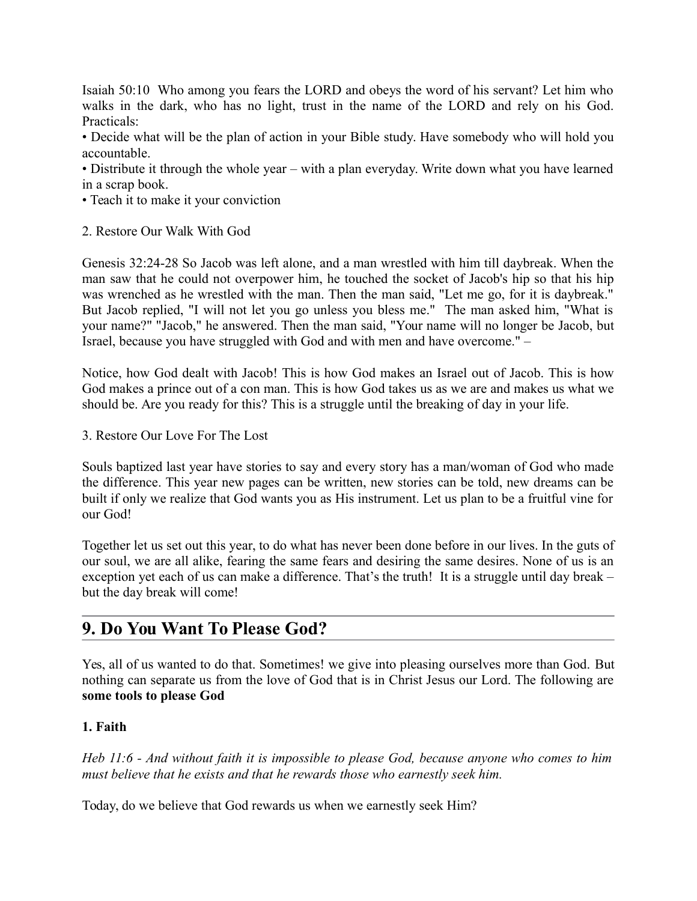Isaiah 50:10 Who among you fears the LORD and obeys the word of his servant? Let him who walks in the dark, who has no light, trust in the name of the LORD and rely on his God. Practicals:

- Decide what will be the plan of action in your Bible study. Have somebody who will hold you accountable.
- Distribute it through the whole year – with a plan everyday. Write down what you have learned in a scrap book.
- Teach it to make it your conviction

2. Restore Our Walk With God

Genesis 32:24-28 So Jacob was left alone, and a man wrestled with him till daybreak. When the man saw that he could not overpower him, he touched the socket of Jacob's hip so that his hip was wrenched as he wrestled with the man. Then the man said, "Let me go, for it is daybreak." But Jacob replied, "I will not let you go unless you bless me." The man asked him, "What is your name?" "Jacob," he answered. Then the man said, "Your name will no longer be Jacob, but Israel, because you have struggled with God and with men and have overcome." –

Notice, how God dealt with Jacob! This is how God makes an Israel out of Jacob. This is how God makes a prince out of a con man. This is how God takes us as we are and makes us what we should be. Are you ready for this? This is a struggle until the breaking of day in your life.

3. Restore Our Love For The Lost

Souls baptized last year have stories to say and every story has a man/woman of God who made the difference. This year new pages can be written, new stories can be told, new dreams can be built if only we realize that God wants you as His instrument. Let us plan to be a fruitful vine for our God!

Together let us set out this year, to do what has never been done before in our lives. In the guts of our soul, we are all alike, fearing the same fears and desiring the same desires. None of us is an exception yet each of us can make a difference. That's the truth! It is a struggle until day break – but the day break will come!

## 9. Do You Want To Please God?

Yes, all of us wanted to do that. Sometimes! we give into pleasing ourselves more than God. But nothing can separate us from the love of God that is in Christ Jesus our Lord. The following are **some tools to please God**

### 1. Faith

*Heb 11:6 - And without faith it is impossible to please God, because anyone who comes to him must believe that he exists and that he rewards those who earnestly seek him.*

Today, do we believe that God rewards us when we earnestly seek Him?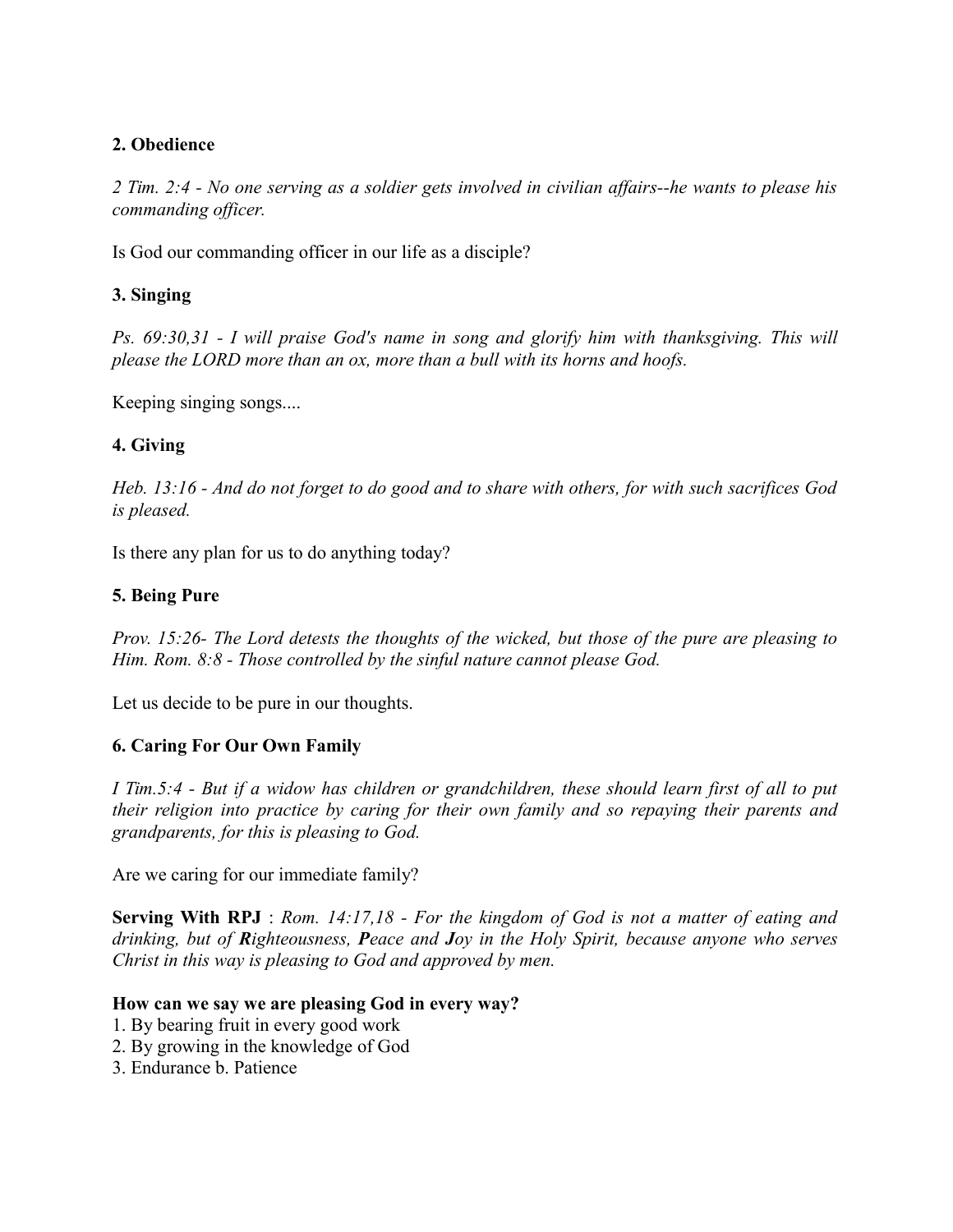**2. Obedience**

*2 Tim. 2:4 - No one serving as a soldier gets involved in civilian affairs--he wants to please his commanding officer.*

Is God our commanding officer in our life as a disciple?

**3. Singing**

*Ps. 69:30,31 - I will praise God's name in song and glorify him with thanksgiving. This will please the LORD more than an ox, more than a bull with its horns and hoofs.*

Keeping singing songs....

**4. Giving**

*Heb. 13:16 - And do not forget to do good and to share with others, for with such sacrifices God is pleased.*

Is there any plan for us to do anything today?

**5. Being Pure**

*Prov. 15:26- The Lord detests the thoughts of the wicked, but those of the pure are pleasing to Him. Rom. 8:8 - Those controlled by the sinful nature cannot please God.*

Let us decide to be pure in our thoughts.

**6. Caring For Our Own Family**

*I Tim.5:4 - But if a widow has children or grandchildren, these should learn first of all to put their religion into practice by caring for their own family and so repaying their parents and grandparents, for this is pleasing to God.*

Are we caring for our immediate family?

**Serving With RPJ** : *Rom. 14:17,18 - For the kingdom of God is not a matter of eating and drinking, but of **R**ighteousness, **P**eace and **J**oy in the Holy Spirit, because anyone who serves Christ in this way is pleasing to God and approved by men.*

**How can we say we are pleasing God in every way?**
1. By bearing fruit in every good work
2. By growing in the knowledge of God
3. Endurance b. Patience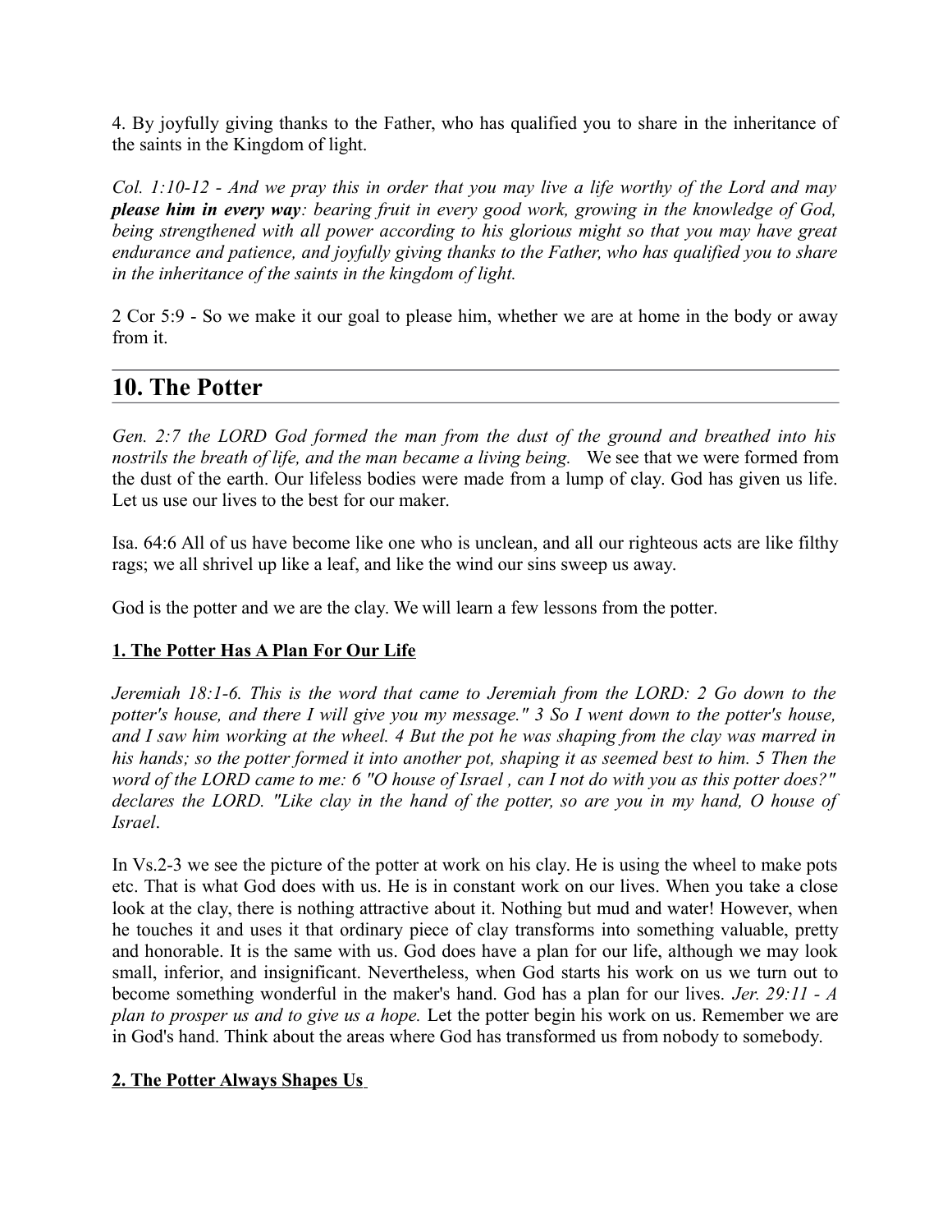4. By joyfully giving thanks to the Father, who has qualified you to share in the inheritance of the saints in the Kingdom of light.

*Col. 1:10-12 - And we pray this in order that you may live a life worthy of the Lord and may **please him in every way**: bearing fruit in every good work, growing in the knowledge of God, being strengthened with all power according to his glorious might so that you may have great endurance and patience, and joyfully giving thanks to the Father, who has qualified you to share in the inheritance of the saints in the kingdom of light.*

2 Cor 5:9 - So we make it our goal to please him, whether we are at home in the body or away from it.

## 10. The Potter

*Gen. 2:7 the LORD God formed the man from the dust of the ground and breathed into his nostrils the breath of life, and the man became a living being.* We see that we were formed from the dust of the earth. Our lifeless bodies were made from a lump of clay. God has given us life. Let us use our lives to the best for our maker.

Isa. 64:6 All of us have become like one who is unclean, and all our righteous acts are like filthy rags; we all shrivel up like a leaf, and like the wind our sins sweep us away.

God is the potter and we are the clay. We will learn a few lessons from the potter.

**1. The Potter Has A Plan For Our Life**

*Jeremiah 18:1-6. This is the word that came to Jeremiah from the LORD: 2 Go down to the potter's house, and there I will give you my message." 3 So I went down to the potter's house, and I saw him working at the wheel. 4 But the pot he was shaping from the clay was marred in his hands; so the potter formed it into another pot, shaping it as seemed best to him. 5 Then the word of the LORD came to me: 6 "O house of Israel , can I not do with you as this potter does?" declares the LORD. "Like clay in the hand of the potter, so are you in my hand, O house of Israel*.

In Vs.2-3 we see the picture of the potter at work on his clay. He is using the wheel to make pots etc. That is what God does with us. He is in constant work on our lives. When you take a close look at the clay, there is nothing attractive about it. Nothing but mud and water! However, when he touches it and uses it that ordinary piece of clay transforms into something valuable, pretty and honorable. It is the same with us. God does have a plan for our life, although we may look small, inferior, and insignificant. Nevertheless, when God starts his work on us we turn out to become something wonderful in the maker's hand. God has a plan for our lives. *Jer. 29:11 - A plan to prosper us and to give us a hope.* Let the potter begin his work on us. Remember we are in God's hand. Think about the areas where God has transformed us from nobody to somebody.

**2. The Potter Always Shapes Us**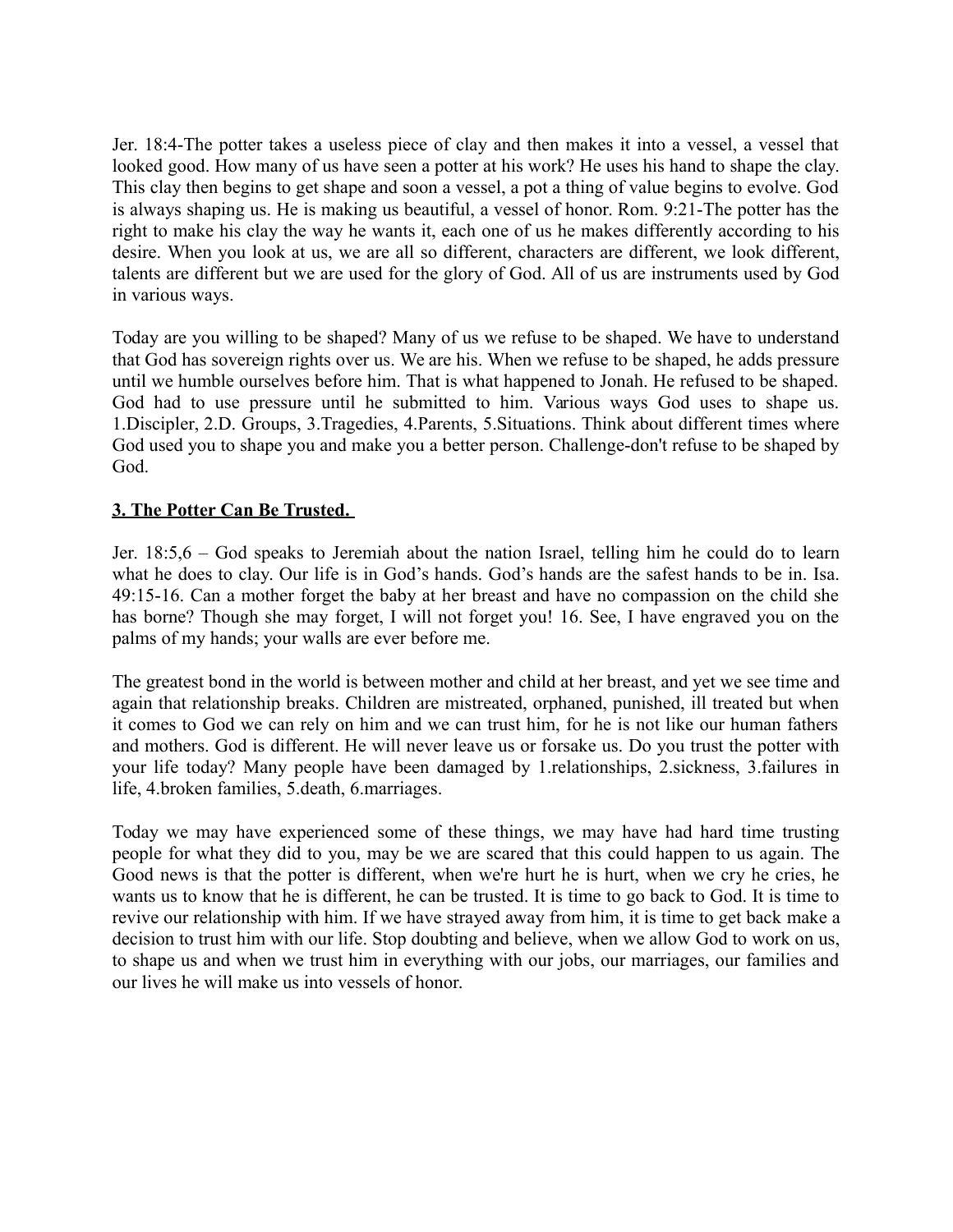Jer. 18:4-The potter takes a useless piece of clay and then makes it into a vessel, a vessel that looked good. How many of us have seen a potter at his work? He uses his hand to shape the clay. This clay then begins to get shape and soon a vessel, a pot a thing of value begins to evolve. God is always shaping us. He is making us beautiful, a vessel of honor. Rom. 9:21-The potter has the right to make his clay the way he wants it, each one of us he makes differently according to his desire. When you look at us, we are all so different, characters are different, we look different, talents are different but we are used for the glory of God. All of us are instruments used by God in various ways.

Today are you willing to be shaped? Many of us we refuse to be shaped. We have to understand that God has sovereign rights over us. We are his. When we refuse to be shaped, he adds pressure until we humble ourselves before him. That is what happened to Jonah. He refused to be shaped. God had to use pressure until he submitted to him. Various ways God uses to shape us. 1.Discipler, 2.D. Groups, 3.Tragedies, 4.Parents, 5.Situations. Think about different times where God used you to shape you and make you a better person. Challenge-don't refuse to be shaped by God.

**3. The Potter Can Be Trusted.**

Jer. 18:5,6 – God speaks to Jeremiah about the nation Israel, telling him he could do to learn what he does to clay. Our life is in God's hands. God's hands are the safest hands to be in. Isa. 49:15-16. Can a mother forget the baby at her breast and have no compassion on the child she has borne? Though she may forget, I will not forget you! 16. See, I have engraved you on the palms of my hands; your walls are ever before me.

The greatest bond in the world is between mother and child at her breast, and yet we see time and again that relationship breaks. Children are mistreated, orphaned, punished, ill treated but when it comes to God we can rely on him and we can trust him, for he is not like our human fathers and mothers. God is different. He will never leave us or forsake us. Do you trust the potter with your life today? Many people have been damaged by 1.relationships, 2.sickness, 3.failures in life, 4.broken families, 5.death, 6.marriages.

Today we may have experienced some of these things, we may have had hard time trusting people for what they did to you, may be we are scared that this could happen to us again. The Good news is that the potter is different, when we're hurt he is hurt, when we cry he cries, he wants us to know that he is different, he can be trusted. It is time to go back to God. It is time to revive our relationship with him. If we have strayed away from him, it is time to get back make a decision to trust him with our life. Stop doubting and believe, when we allow God to work on us, to shape us and when we trust him in everything with our jobs, our marriages, our families and our lives he will make us into vessels of honor.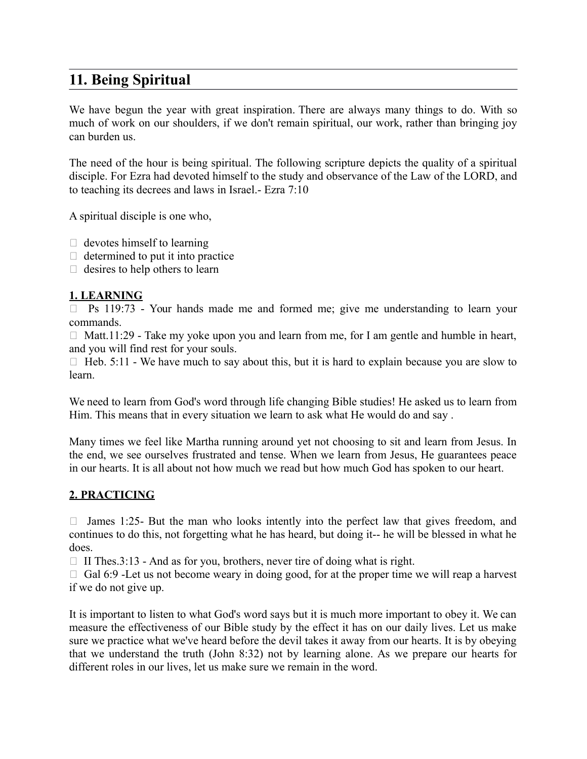## 11. Being Spiritual

We have begun the year with great inspiration. There are always many things to do. With so much of work on our shoulders, if we don't remain spiritual, our work, rather than bringing joy can burden us.

The need of the hour is being spiritual. The following scripture depicts the quality of a spiritual disciple. For Ezra had devoted himself to the study and observance of the Law of the LORD, and to teaching its decrees and laws in Israel.- Ezra 7:10

A spiritual disciple is one who,

- devotes himself to learning
- determined to put it into practice
- desires to help others to learn

**1. LEARNING**

- Ps 119:73 - Your hands made me and formed me; give me understanding to learn your commands.
- Matt.11:29 - Take my yoke upon you and learn from me, for I am gentle and humble in heart, and you will find rest for your souls.
- Heb. 5:11 - We have much to say about this, but it is hard to explain because you are slow to learn.

We need to learn from God's word through life changing Bible studies! He asked us to learn from Him. This means that in every situation we learn to ask what He would do and say .

Many times we feel like Martha running around yet not choosing to sit and learn from Jesus. In the end, we see ourselves frustrated and tense. When we learn from Jesus, He guarantees peace in our hearts. It is all about not how much we read but how much God has spoken to our heart.

**2. PRACTICING**

- James 1:25- But the man who looks intently into the perfect law that gives freedom, and continues to do this, not forgetting what he has heard, but doing it-- he will be blessed in what he does.
- II Thes.3:13 - And as for you, brothers, never tire of doing what is right.
- Gal 6:9 -Let us not become weary in doing good, for at the proper time we will reap a harvest if we do not give up.

It is important to listen to what God's word says but it is much more important to obey it. We can measure the effectiveness of our Bible study by the effect it has on our daily lives. Let us make sure we practice what we've heard before the devil takes it away from our hearts. It is by obeying that we understand the truth (John 8:32) not by learning alone. As we prepare our hearts for different roles in our lives, let us make sure we remain in the word.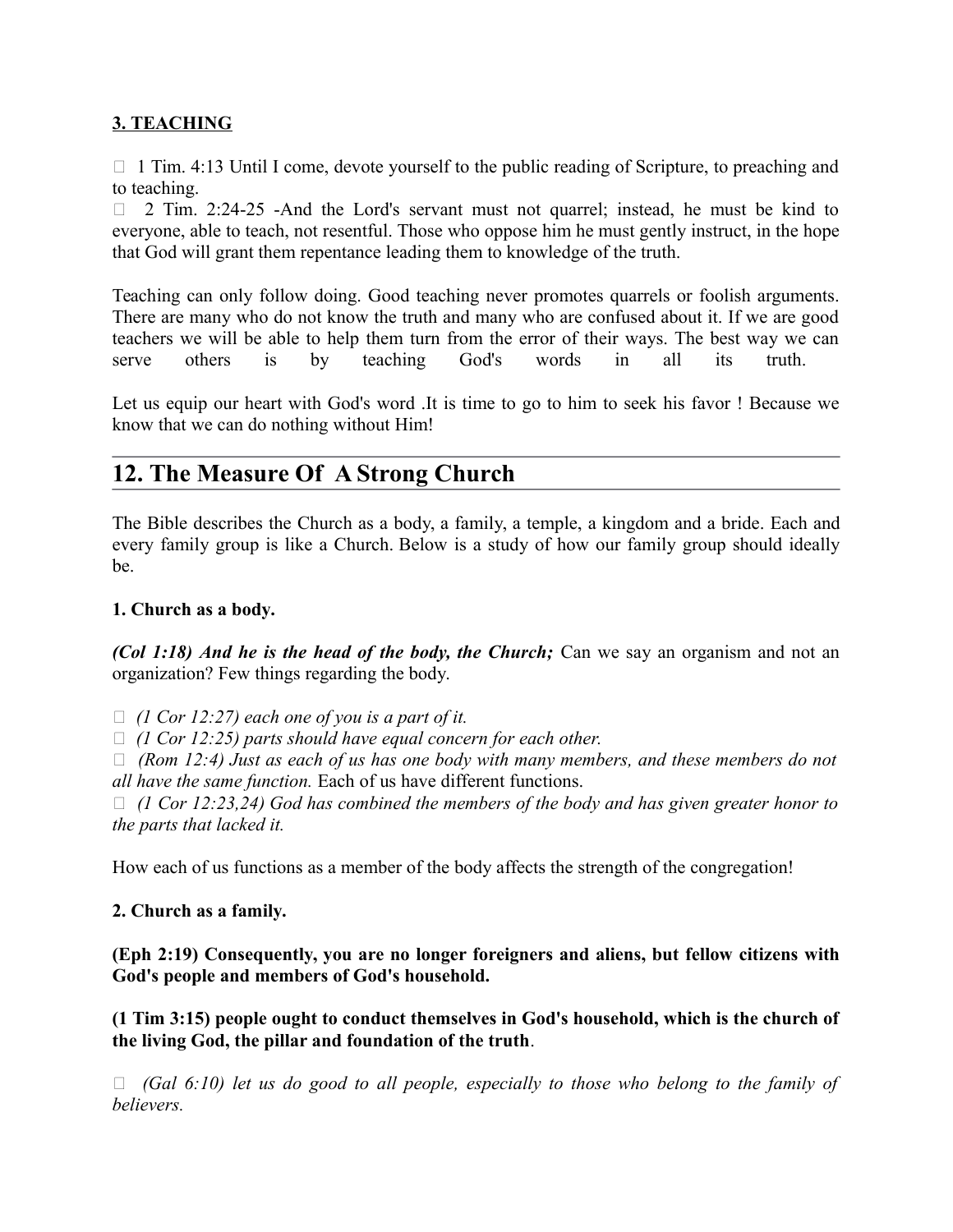**3. TEACHING**

- 1 Tim. 4:13 Until I come, devote yourself to the public reading of Scripture, to preaching and to teaching.
- 2 Tim. 2:24-25 -And the Lord's servant must not quarrel; instead, he must be kind to everyone, able to teach, not resentful. Those who oppose him he must gently instruct, in the hope that God will grant them repentance leading them to knowledge of the truth.

Teaching can only follow doing. Good teaching never promotes quarrels or foolish arguments. There are many who do not know the truth and many who are confused about it. If we are good teachers we will be able to help them turn from the error of their ways. The best way we can serve others is by teaching God's words in all its truth.

Let us equip our heart with God's word .It is time to go to him to seek his favor ! Because we know that we can do nothing without Him!

---

# 12. The Measure Of A Strong Church

The Bible describes the Church as a body, a family, a temple, a kingdom and a bride. Each and every family group is like a Church. Below is a study of how our family group should ideally be.

**1. Church as a body.**

***(Col 1:18) And he is the head of the body, the Church;*** Can we say an organism and not an organization? Few things regarding the body.

- *(1 Cor 12:27) each one of you is a part of it.*
- *(1 Cor 12:25) parts should have equal concern for each other.*
- *(Rom 12:4) Just as each of us has one body with many members, and these members do not all have the same function.* Each of us have different functions.
- *(1 Cor 12:23,24) God has combined the members of the body and has given greater honor to the parts that lacked it.*

How each of us functions as a member of the body affects the strength of the congregation!

**2. Church as a family.**

**(Eph 2:19) Consequently, you are no longer foreigners and aliens, but fellow citizens with God's people and members of God's household.**

**(1 Tim 3:15) people ought to conduct themselves in God's household, which is the church of the living God, the pillar and foundation of the truth**.

- *(Gal 6:10) let us do good to all people, especially to those who belong to the family of believers.*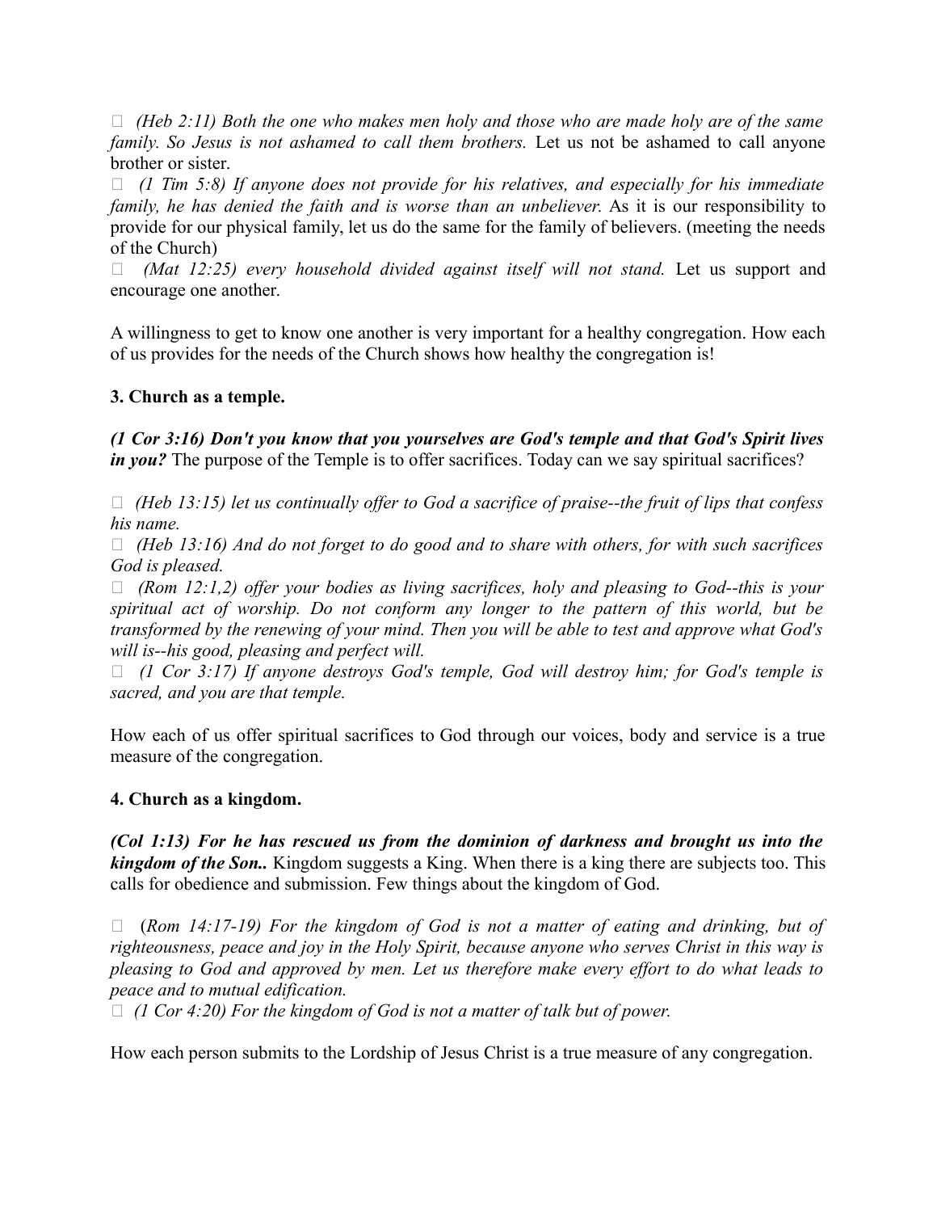- *(Heb 2:11) Both the one who makes men holy and those who are made holy are of the same family. So Jesus is not ashamed to call them brothers.* Let us not be ashamed to call anyone brother or sister.
- *(1 Tim 5:8) If anyone does not provide for his relatives, and especially for his immediate family, he has denied the faith and is worse than an unbeliever.* As it is our responsibility to provide for our physical family, let us do the same for the family of believers. (meeting the needs of the Church)
- *(Mat 12:25) every household divided against itself will not stand.* Let us support and encourage one another.

A willingness to get to know one another is very important for a healthy congregation. How each of us provides for the needs of the Church shows how healthy the congregation is!

**3. Church as a temple.**

***(1 Cor 3:16) Don't you know that you yourselves are God's temple and that God's Spirit lives in you?*** The purpose of the Temple is to offer sacrifices. Today can we say spiritual sacrifices?

- *(Heb 13:15) let us continually offer to God a sacrifice of praise--the fruit of lips that confess his name.*
- *(Heb 13:16) And do not forget to do good and to share with others, for with such sacrifices God is pleased.*
- *(Rom 12:1,2) offer your bodies as living sacrifices, holy and pleasing to God--this is your spiritual act of worship. Do not conform any longer to the pattern of this world, but be transformed by the renewing of your mind. Then you will be able to test and approve what God's will is--his good, pleasing and perfect will.*
- *(1 Cor 3:17) If anyone destroys God's temple, God will destroy him; for God's temple is sacred, and you are that temple.*

How each of us offer spiritual sacrifices to God through our voices, body and service is a true measure of the congregation.

**4. Church as a kingdom.**

***(Col 1:13) For he has rescued us from the dominion of darkness and brought us into the kingdom of the Son..*** Kingdom suggests a King. When there is a king there are subjects too. This calls for obedience and submission. Few things about the kingdom of God.

- (*Rom 14:17-19) For the kingdom of God is not a matter of eating and drinking, but of righteousness, peace and joy in the Holy Spirit, because anyone who serves Christ in this way is pleasing to God and approved by men. Let us therefore make every effort to do what leads to peace and to mutual edification.*
- *(1 Cor 4:20) For the kingdom of God is not a matter of talk but of power.*

How each person submits to the Lordship of Jesus Christ is a true measure of any congregation.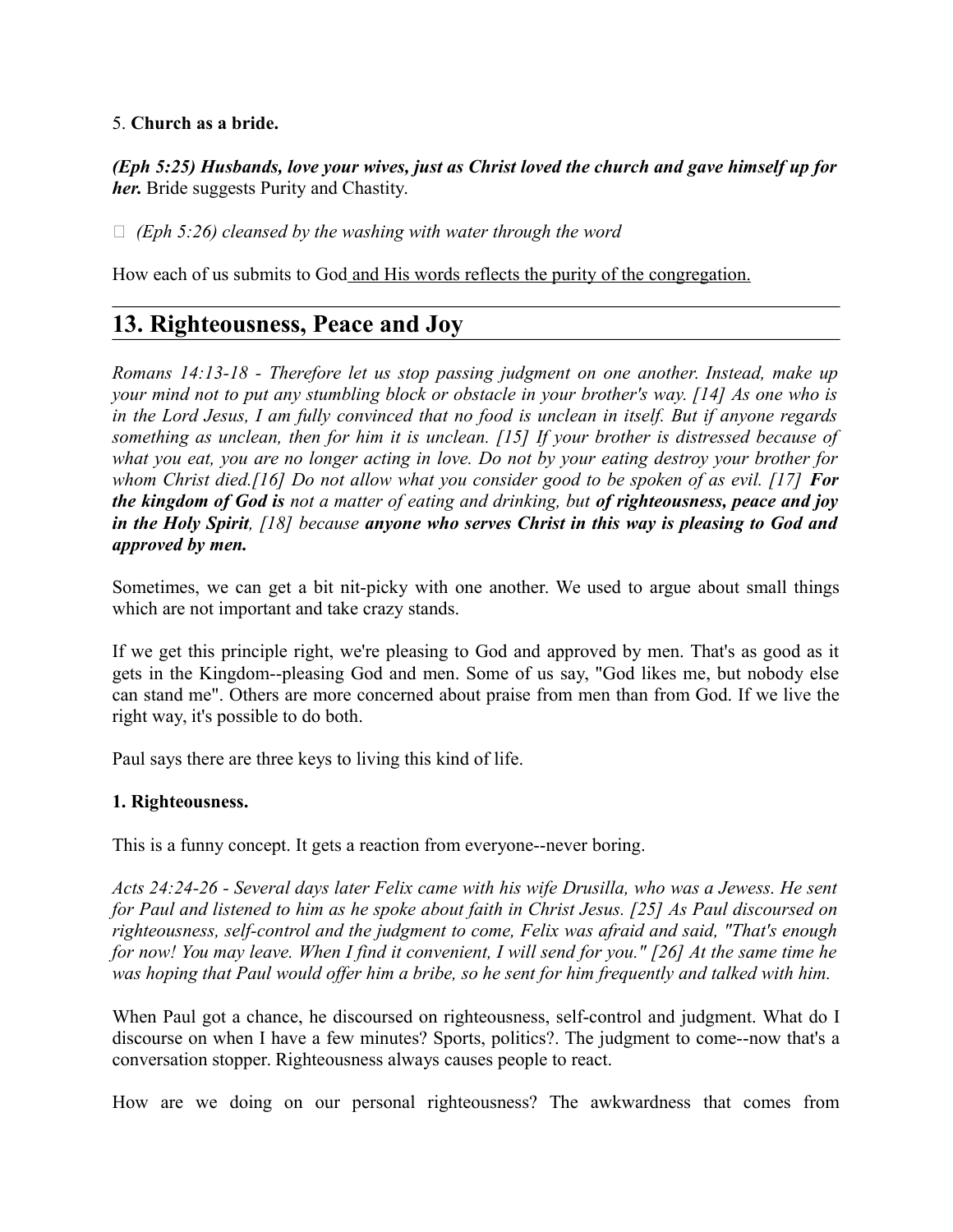5. **Church as a bride.**

***(Eph 5:25) Husbands, love your wives, just as Christ loved the church and gave himself up for her.*** Bride suggests Purity and Chastity.

-  *(Eph 5:26) cleansed by the washing with water through the word*

How each of us submits to God and His words reflects the purity of the congregation.

## 13. Righteousness, Peace and Joy

*Romans 14:13-18 - Therefore let us stop passing judgment on one another. Instead, make up your mind not to put any stumbling block or obstacle in your brother's way. [14] As one who is in the Lord Jesus, I am fully convinced that no food is unclean in itself. But if anyone regards something as unclean, then for him it is unclean. [15] If your brother is distressed because of what you eat, you are no longer acting in love. Do not by your eating destroy your brother for whom Christ died.[16] Do not allow what you consider good to be spoken of as evil. [17]* ***For the kingdom of God is*** *not a matter of eating and drinking, but* ***of righteousness, peace and joy in the Holy Spirit****, [18] because* ***anyone who serves Christ in this way is pleasing to God and approved by men.***

Sometimes, we can get a bit nit-picky with one another. We used to argue about small things which are not important and take crazy stands.

If we get this principle right, we're pleasing to God and approved by men. That's as good as it gets in the Kingdom--pleasing God and men. Some of us say, "God likes me, but nobody else can stand me". Others are more concerned about praise from men than from God. If we live the right way, it's possible to do both.

Paul says there are three keys to living this kind of life.

**1. Righteousness.**

This is a funny concept. It gets a reaction from everyone--never boring.

*Acts 24:24-26 - Several days later Felix came with his wife Drusilla, who was a Jewess. He sent for Paul and listened to him as he spoke about faith in Christ Jesus. [25] As Paul discoursed on righteousness, self-control and the judgment to come, Felix was afraid and said, "That's enough for now! You may leave. When I find it convenient, I will send for you." [26] At the same time he was hoping that Paul would offer him a bribe, so he sent for him frequently and talked with him.*

When Paul got a chance, he discoursed on righteousness, self-control and judgment. What do I discourse on when I have a few minutes? Sports, politics?. The judgment to come--now that's a conversation stopper. Righteousness always causes people to react.

How are we doing on our personal righteousness? The awkwardness that comes from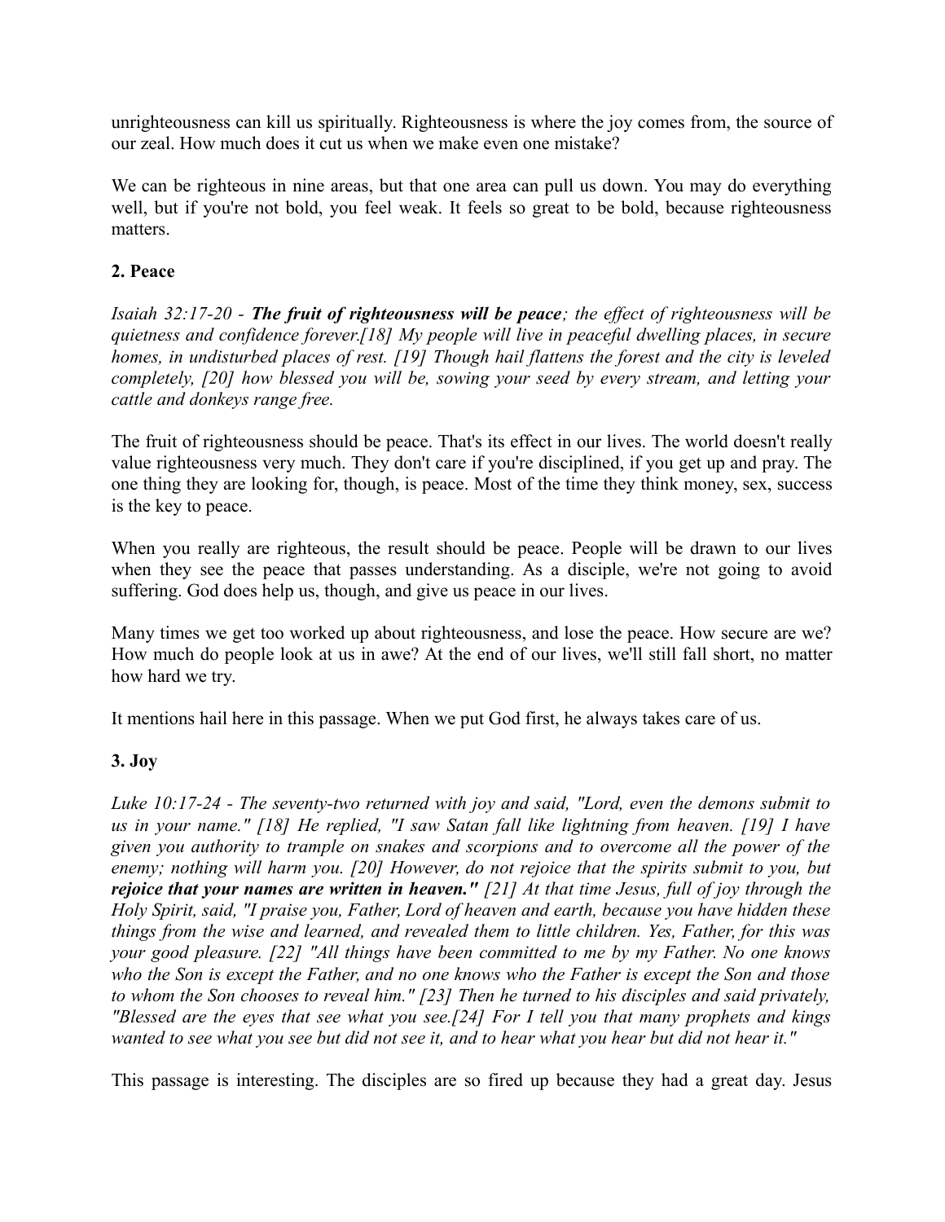unrighteousness can kill us spiritually. Righteousness is where the joy comes from, the source of our zeal. How much does it cut us when we make even one mistake?

We can be righteous in nine areas, but that one area can pull us down. You may do everything well, but if you're not bold, you feel weak. It feels so great to be bold, because righteousness matters.

**2. Peace**

*Isaiah 32:17-20 - **The fruit of righteousness will be peace**; the effect of righteousness will be quietness and confidence forever.[18] My people will live in peaceful dwelling places, in secure homes, in undisturbed places of rest. [19] Though hail flattens the forest and the city is leveled completely, [20] how blessed you will be, sowing your seed by every stream, and letting your cattle and donkeys range free.*

The fruit of righteousness should be peace. That's its effect in our lives. The world doesn't really value righteousness very much. They don't care if you're disciplined, if you get up and pray. The one thing they are looking for, though, is peace. Most of the time they think money, sex, success is the key to peace.

When you really are righteous, the result should be peace. People will be drawn to our lives when they see the peace that passes understanding. As a disciple, we're not going to avoid suffering. God does help us, though, and give us peace in our lives.

Many times we get too worked up about righteousness, and lose the peace. How secure are we? How much do people look at us in awe? At the end of our lives, we'll still fall short, no matter how hard we try.

It mentions hail here in this passage. When we put God first, he always takes care of us.

**3. Joy**

*Luke 10:17-24 - The seventy-two returned with joy and said, "Lord, even the demons submit to us in your name." [18] He replied, "I saw Satan fall like lightning from heaven. [19] I have given you authority to trample on snakes and scorpions and to overcome all the power of the enemy; nothing will harm you. [20] However, do not rejoice that the spirits submit to you, but **rejoice that your names are written in heaven."** [21] At that time Jesus, full of joy through the Holy Spirit, said, "I praise you, Father, Lord of heaven and earth, because you have hidden these things from the wise and learned, and revealed them to little children. Yes, Father, for this was your good pleasure. [22] "All things have been committed to me by my Father. No one knows who the Son is except the Father, and no one knows who the Father is except the Son and those to whom the Son chooses to reveal him." [23] Then he turned to his disciples and said privately, "Blessed are the eyes that see what you see.[24] For I tell you that many prophets and kings wanted to see what you see but did not see it, and to hear what you hear but did not hear it."*

This passage is interesting. The disciples are so fired up because they had a great day. Jesus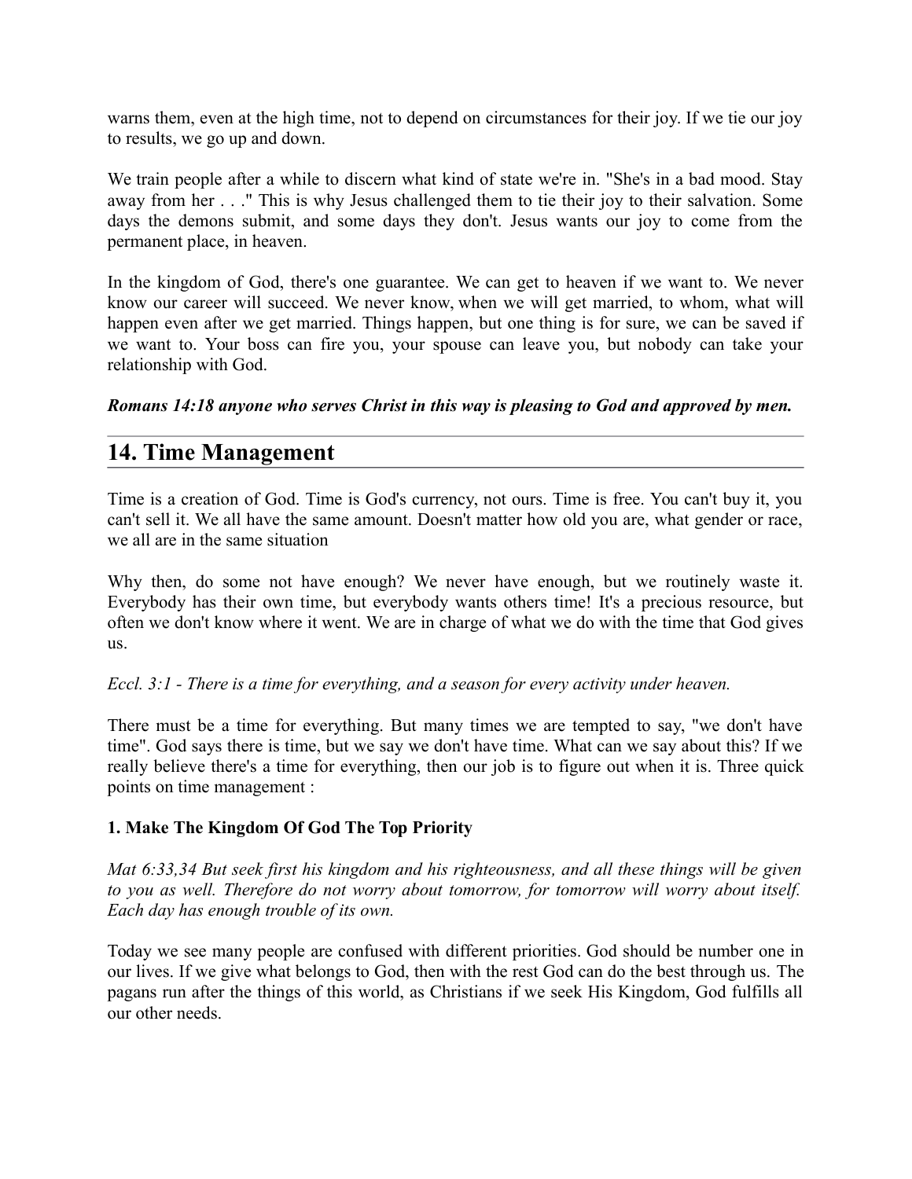warns them, even at the high time, not to depend on circumstances for their joy. If we tie our joy to results, we go up and down.

We train people after a while to discern what kind of state we're in. "She's in a bad mood. Stay away from her . . ." This is why Jesus challenged them to tie their joy to their salvation. Some days the demons submit, and some days they don't. Jesus wants our joy to come from the permanent place, in heaven.

In the kingdom of God, there's one guarantee. We can get to heaven if we want to. We never know our career will succeed. We never know, when we will get married, to whom, what will happen even after we get married. Things happen, but one thing is for sure, we can be saved if we want to. Your boss can fire you, your spouse can leave you, but nobody can take your relationship with God.

***Romans 14:18 anyone who serves Christ in this way is pleasing to God and approved by men.***

## 14. Time Management

Time is a creation of God. Time is God's currency, not ours. Time is free. You can't buy it, you can't sell it. We all have the same amount. Doesn't matter how old you are, what gender or race, we all are in the same situation

Why then, do some not have enough? We never have enough, but we routinely waste it. Everybody has their own time, but everybody wants others time! It's a precious resource, but often we don't know where it went. We are in charge of what we do with the time that God gives us.

*Eccl. 3:1 - There is a time for everything, and a season for every activity under heaven.*

There must be a time for everything. But many times we are tempted to say, "we don't have time". God says there is time, but we say we don't have time. What can we say about this? If we really believe there's a time for everything, then our job is to figure out when it is. Three quick points on time management :

**1. Make The Kingdom Of God The Top Priority**

*Mat 6:33,34 But seek first his kingdom and his righteousness, and all these things will be given to you as well. Therefore do not worry about tomorrow, for tomorrow will worry about itself. Each day has enough trouble of its own.*

Today we see many people are confused with different priorities. God should be number one in our lives. If we give what belongs to God, then with the rest God can do the best through us. The pagans run after the things of this world, as Christians if we seek His Kingdom, God fulfills all our other needs.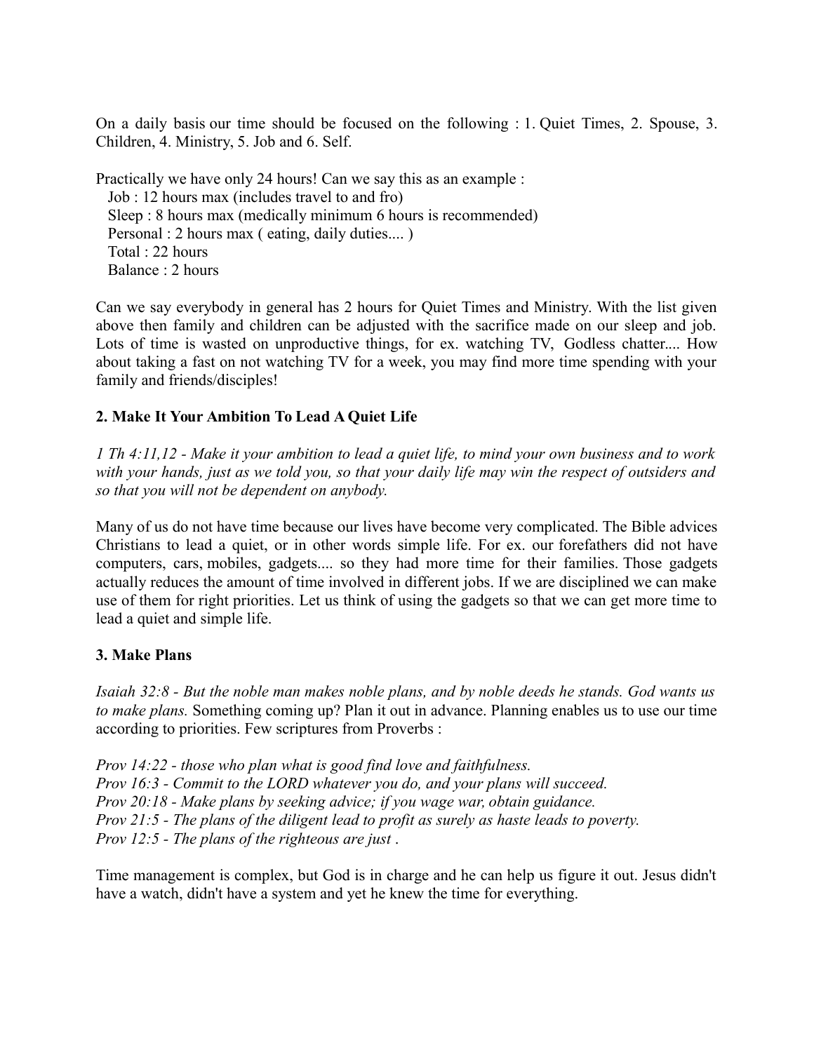On a daily basis our time should be focused on the following : 1. Quiet Times, 2. Spouse, 3. Children, 4. Ministry, 5. Job and 6. Self.

Practically we have only 24 hours! Can we say this as an example :
  Job : 12 hours max (includes travel to and fro)
  Sleep : 8 hours max (medically minimum 6 hours is recommended)
  Personal : 2 hours max ( eating, daily duties.... )
  Total : 22 hours
  Balance : 2 hours

Can we say everybody in general has 2 hours for Quiet Times and Ministry. With the list given above then family and children can be adjusted with the sacrifice made on our sleep and job. Lots of time is wasted on unproductive things, for ex. watching TV, Godless chatter.... How about taking a fast on not watching TV for a week, you may find more time spending with your family and friends/disciples!

**2. Make It Your Ambition To Lead A Quiet Life**

*1 Th 4:11,12 - Make it your ambition to lead a quiet life, to mind your own business and to work with your hands, just as we told you, so that your daily life may win the respect of outsiders and so that you will not be dependent on anybody.*

Many of us do not have time because our lives have become very complicated. The Bible advices Christians to lead a quiet, or in other words simple life. For ex. our forefathers did not have computers, cars, mobiles, gadgets.... so they had more time for their families. Those gadgets actually reduces the amount of time involved in different jobs. If we are disciplined we can make use of them for right priorities. Let us think of using the gadgets so that we can get more time to lead a quiet and simple life.

**3. Make Plans**

*Isaiah 32:8 - But the noble man makes noble plans, and by noble deeds he stands. God wants us to make plans.* Something coming up? Plan it out in advance. Planning enables us to use our time according to priorities. Few scriptures from Proverbs :

*Prov 14:22 - those who plan what is good find love and faithfulness.*
*Prov 16:3 - Commit to the LORD whatever you do, and your plans will succeed.*
*Prov 20:18 - Make plans by seeking advice; if you wage war, obtain guidance.*
*Prov 21:5 - The plans of the diligent lead to profit as surely as haste leads to poverty.*
*Prov 12:5 - The plans of the righteous are just .*

Time management is complex, but God is in charge and he can help us figure it out. Jesus didn't have a watch, didn't have a system and yet he knew the time for everything.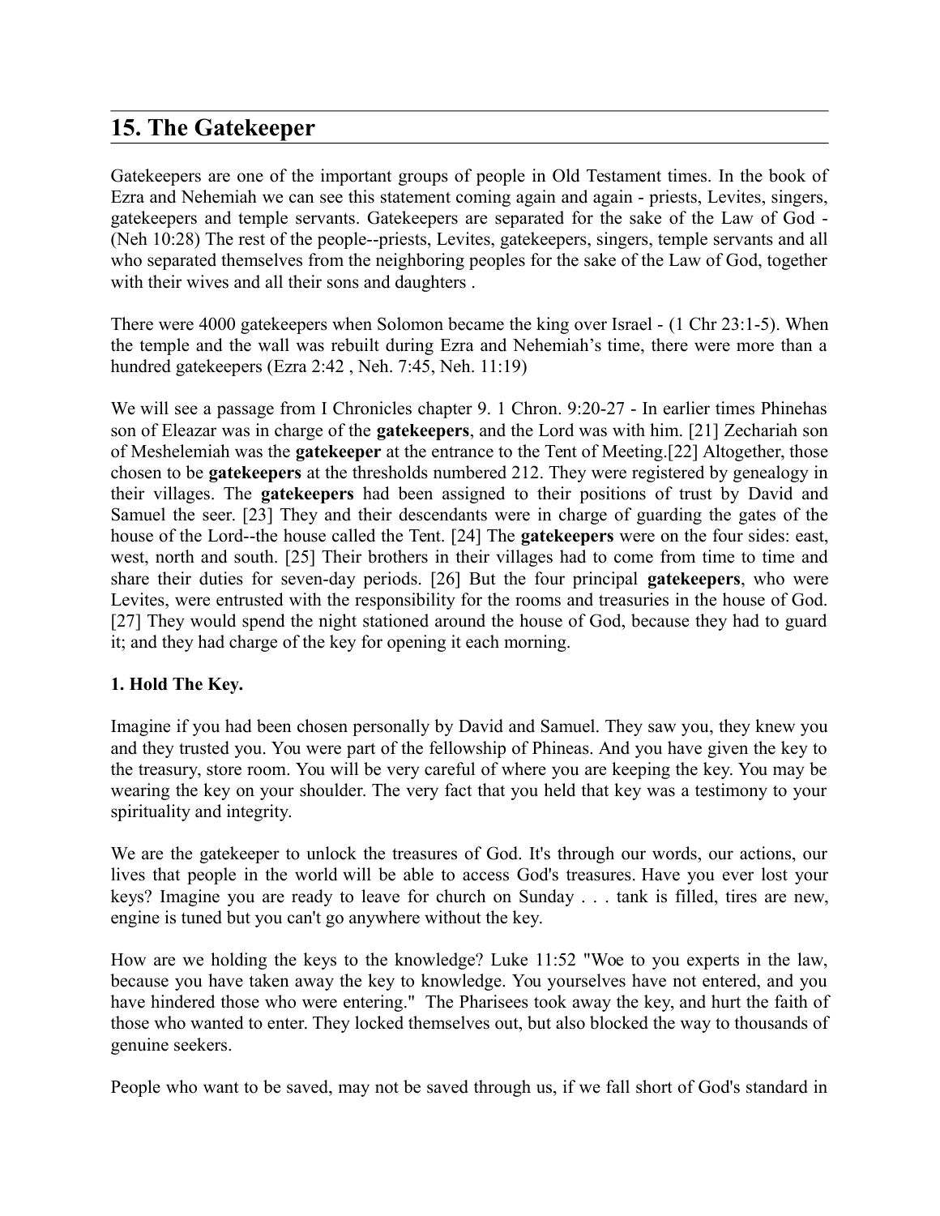## 15. The Gatekeeper

Gatekeepers are one of the important groups of people in Old Testament times. In the book of Ezra and Nehemiah we can see this statement coming again and again - priests, Levites, singers, gatekeepers and temple servants. Gatekeepers are separated for the sake of the Law of God - (Neh 10:28) The rest of the people--priests, Levites, gatekeepers, singers, temple servants and all who separated themselves from the neighboring peoples for the sake of the Law of God, together with their wives and all their sons and daughters .

There were 4000 gatekeepers when Solomon became the king over Israel - (1 Chr 23:1-5). When the temple and the wall was rebuilt during Ezra and Nehemiah's time, there were more than a hundred gatekeepers (Ezra 2:42 , Neh. 7:45, Neh. 11:19)

We will see a passage from I Chronicles chapter 9. 1 Chron. 9:20-27 - In earlier times Phinehas son of Eleazar was in charge of the **gatekeepers**, and the Lord was with him. [21] Zechariah son of Meshelemiah was the **gatekeeper** at the entrance to the Tent of Meeting.[22] Altogether, those chosen to be **gatekeepers** at the thresholds numbered 212. They were registered by genealogy in their villages. The **gatekeepers** had been assigned to their positions of trust by David and Samuel the seer. [23] They and their descendants were in charge of guarding the gates of the house of the Lord--the house called the Tent. [24] The **gatekeepers** were on the four sides: east, west, north and south. [25] Their brothers in their villages had to come from time to time and share their duties for seven-day periods. [26] But the four principal **gatekeepers**, who were Levites, were entrusted with the responsibility for the rooms and treasuries in the house of God. [27] They would spend the night stationed around the house of God, because they had to guard it; and they had charge of the key for opening it each morning.

**1. Hold The Key.**

Imagine if you had been chosen personally by David and Samuel. They saw you, they knew you and they trusted you. You were part of the fellowship of Phineas. And you have given the key to the treasury, store room. You will be very careful of where you are keeping the key. You may be wearing the key on your shoulder. The very fact that you held that key was a testimony to your spirituality and integrity.

We are the gatekeeper to unlock the treasures of God. It's through our words, our actions, our lives that people in the world will be able to access God's treasures. Have you ever lost your keys? Imagine you are ready to leave for church on Sunday . . . tank is filled, tires are new, engine is tuned but you can't go anywhere without the key.

How are we holding the keys to the knowledge? Luke 11:52 "Woe to you experts in the law, because you have taken away the key to knowledge. You yourselves have not entered, and you have hindered those who were entering." The Pharisees took away the key, and hurt the faith of those who wanted to enter. They locked themselves out, but also blocked the way to thousands of genuine seekers.

People who want to be saved, may not be saved through us, if we fall short of God's standard in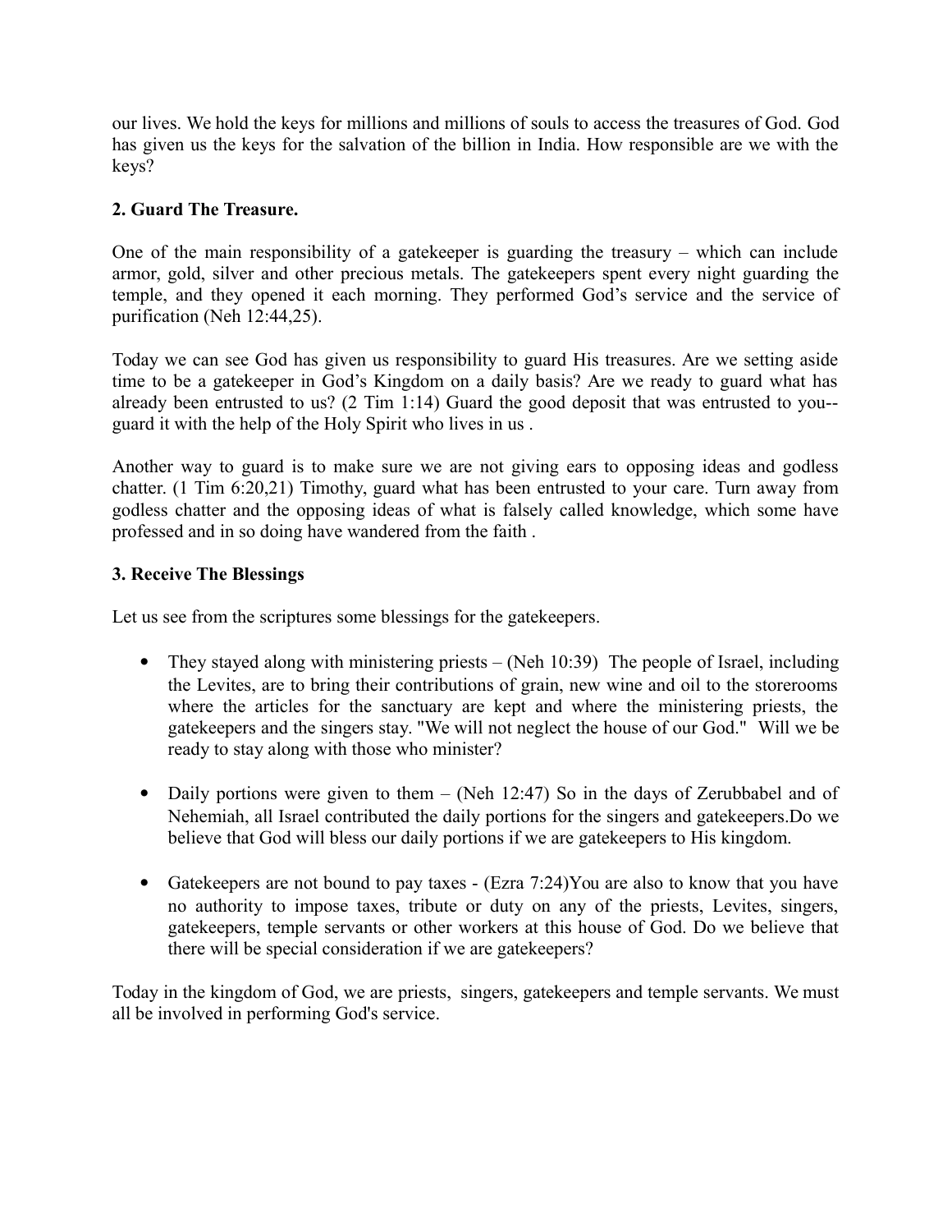our lives. We hold the keys for millions and millions of souls to access the treasures of God. God has given us the keys for the salvation of the billion in India. How responsible are we with the keys?

**2. Guard The Treasure.**

One of the main responsibility of a gatekeeper is guarding the treasury – which can include armor, gold, silver and other precious metals. The gatekeepers spent every night guarding the temple, and they opened it each morning. They performed God's service and the service of purification (Neh 12:44,25).

Today we can see God has given us responsibility to guard His treasures. Are we setting aside time to be a gatekeeper in God's Kingdom on a daily basis? Are we ready to guard what has already been entrusted to us? (2 Tim 1:14) Guard the good deposit that was entrusted to you--guard it with the help of the Holy Spirit who lives in us .

Another way to guard is to make sure we are not giving ears to opposing ideas and godless chatter. (1 Tim 6:20,21) Timothy, guard what has been entrusted to your care. Turn away from godless chatter and the opposing ideas of what is falsely called knowledge, which some have professed and in so doing have wandered from the faith .

**3. Receive The Blessings**

Let us see from the scriptures some blessings for the gatekeepers.

- They stayed along with ministering priests – (Neh 10:39) The people of Israel, including the Levites, are to bring their contributions of grain, new wine and oil to the storerooms where the articles for the sanctuary are kept and where the ministering priests, the gatekeepers and the singers stay. "We will not neglect the house of our God." Will we be ready to stay along with those who minister?

- Daily portions were given to them – (Neh 12:47) So in the days of Zerubbabel and of Nehemiah, all Israel contributed the daily portions for the singers and gatekeepers.Do we believe that God will bless our daily portions if we are gatekeepers to His kingdom.

- Gatekeepers are not bound to pay taxes - (Ezra 7:24)You are also to know that you have no authority to impose taxes, tribute or duty on any of the priests, Levites, singers, gatekeepers, temple servants or other workers at this house of God. Do we believe that there will be special consideration if we are gatekeepers?

Today in the kingdom of God, we are priests, singers, gatekeepers and temple servants. We must all be involved in performing God's service.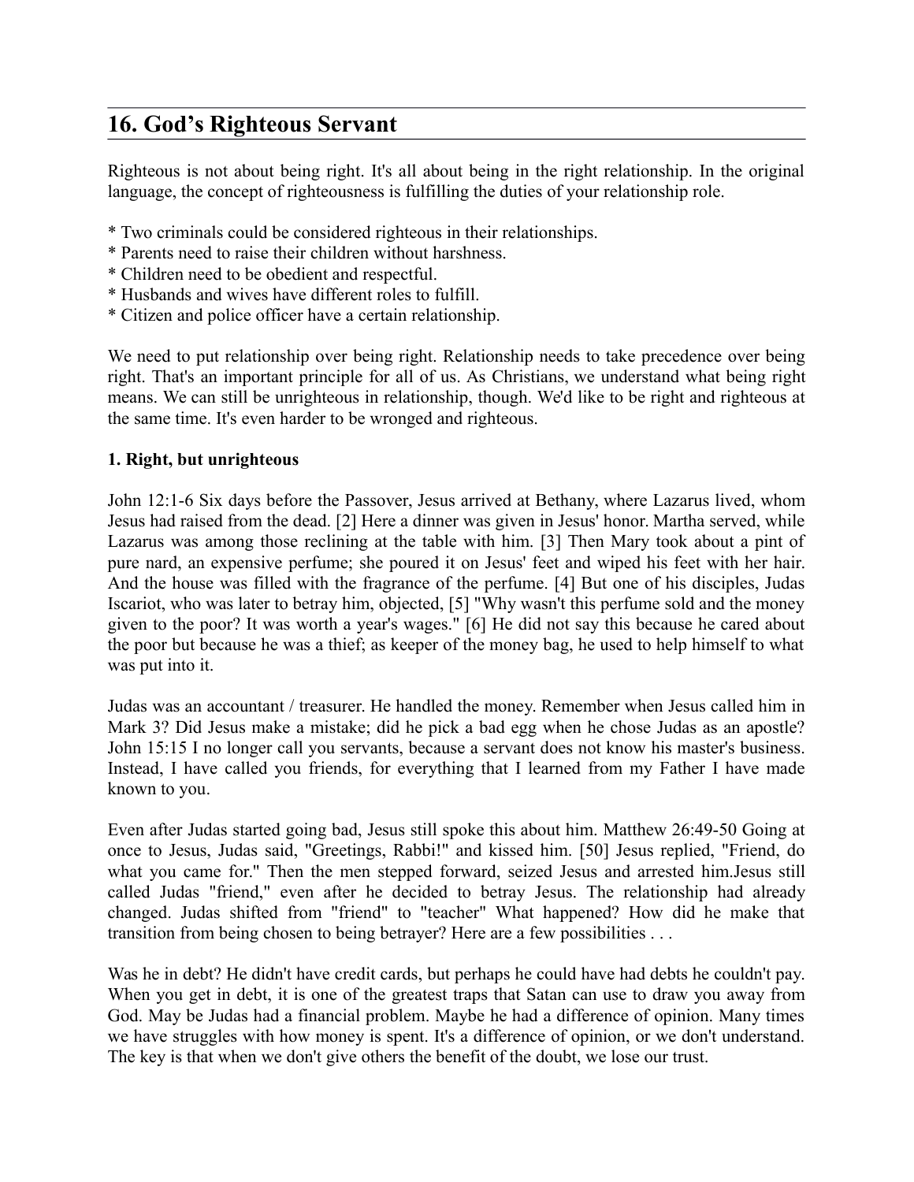## 16. God's Righteous Servant

Righteous is not about being right. It's all about being in the right relationship. In the original language, the concept of righteousness is fulfilling the duties of your relationship role.

* Two criminals could be considered righteous in their relationships.
* Parents need to raise their children without harshness.
* Children need to be obedient and respectful.
* Husbands and wives have different roles to fulfill.
* Citizen and police officer have a certain relationship.

We need to put relationship over being right. Relationship needs to take precedence over being right. That's an important principle for all of us. As Christians, we understand what being right means. We can still be unrighteous in relationship, though. We'd like to be right and righteous at the same time. It's even harder to be wronged and righteous.

**1. Right, but unrighteous**

John 12:1-6 Six days before the Passover, Jesus arrived at Bethany, where Lazarus lived, whom Jesus had raised from the dead. [2] Here a dinner was given in Jesus' honor. Martha served, while Lazarus was among those reclining at the table with him. [3] Then Mary took about a pint of pure nard, an expensive perfume; she poured it on Jesus' feet and wiped his feet with her hair. And the house was filled with the fragrance of the perfume. [4] But one of his disciples, Judas Iscariot, who was later to betray him, objected, [5] "Why wasn't this perfume sold and the money given to the poor? It was worth a year's wages." [6] He did not say this because he cared about the poor but because he was a thief; as keeper of the money bag, he used to help himself to what was put into it.

Judas was an accountant / treasurer. He handled the money. Remember when Jesus called him in Mark 3? Did Jesus make a mistake; did he pick a bad egg when he chose Judas as an apostle? John 15:15 I no longer call you servants, because a servant does not know his master's business. Instead, I have called you friends, for everything that I learned from my Father I have made known to you.

Even after Judas started going bad, Jesus still spoke this about him. Matthew 26:49-50 Going at once to Jesus, Judas said, "Greetings, Rabbi!" and kissed him. [50] Jesus replied, "Friend, do what you came for." Then the men stepped forward, seized Jesus and arrested him.Jesus still called Judas "friend," even after he decided to betray Jesus. The relationship had already changed. Judas shifted from "friend" to "teacher" What happened? How did he make that transition from being chosen to being betrayer? Here are a few possibilities . . .

Was he in debt? He didn't have credit cards, but perhaps he could have had debts he couldn't pay. When you get in debt, it is one of the greatest traps that Satan can use to draw you away from God. May be Judas had a financial problem. Maybe he had a difference of opinion. Many times we have struggles with how money is spent. It's a difference of opinion, or we don't understand. The key is that when we don't give others the benefit of the doubt, we lose our trust.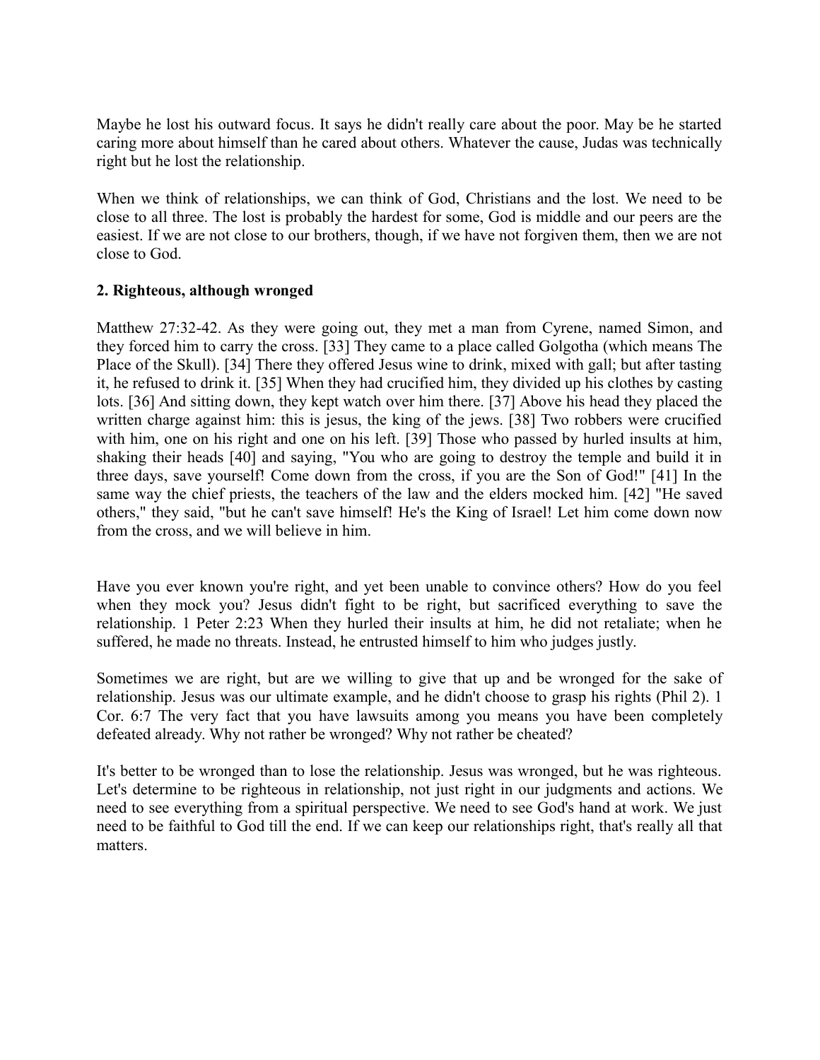Maybe he lost his outward focus. It says he didn't really care about the poor. May be he started caring more about himself than he cared about others. Whatever the cause, Judas was technically right but he lost the relationship.

When we think of relationships, we can think of God, Christians and the lost. We need to be close to all three. The lost is probably the hardest for some, God is middle and our peers are the easiest. If we are not close to our brothers, though, if we have not forgiven them, then we are not close to God.

**2. Righteous, although wronged**

Matthew 27:32-42. As they were going out, they met a man from Cyrene, named Simon, and they forced him to carry the cross. [33] They came to a place called Golgotha (which means The Place of the Skull). [34] There they offered Jesus wine to drink, mixed with gall; but after tasting it, he refused to drink it. [35] When they had crucified him, they divided up his clothes by casting lots. [36] And sitting down, they kept watch over him there. [37] Above his head they placed the written charge against him: this is jesus, the king of the jews. [38] Two robbers were crucified with him, one on his right and one on his left. [39] Those who passed by hurled insults at him, shaking their heads [40] and saying, "You who are going to destroy the temple and build it in three days, save yourself! Come down from the cross, if you are the Son of God!" [41] In the same way the chief priests, the teachers of the law and the elders mocked him. [42] "He saved others," they said, "but he can't save himself! He's the King of Israel! Let him come down now from the cross, and we will believe in him.

Have you ever known you're right, and yet been unable to convince others? How do you feel when they mock you? Jesus didn't fight to be right, but sacrificed everything to save the relationship. 1 Peter 2:23 When they hurled their insults at him, he did not retaliate; when he suffered, he made no threats. Instead, he entrusted himself to him who judges justly.

Sometimes we are right, but are we willing to give that up and be wronged for the sake of relationship. Jesus was our ultimate example, and he didn't choose to grasp his rights (Phil 2). 1 Cor. 6:7 The very fact that you have lawsuits among you means you have been completely defeated already. Why not rather be wronged? Why not rather be cheated?

It's better to be wronged than to lose the relationship. Jesus was wronged, but he was righteous. Let's determine to be righteous in relationship, not just right in our judgments and actions. We need to see everything from a spiritual perspective. We need to see God's hand at work. We just need to be faithful to God till the end. If we can keep our relationships right, that's really all that matters.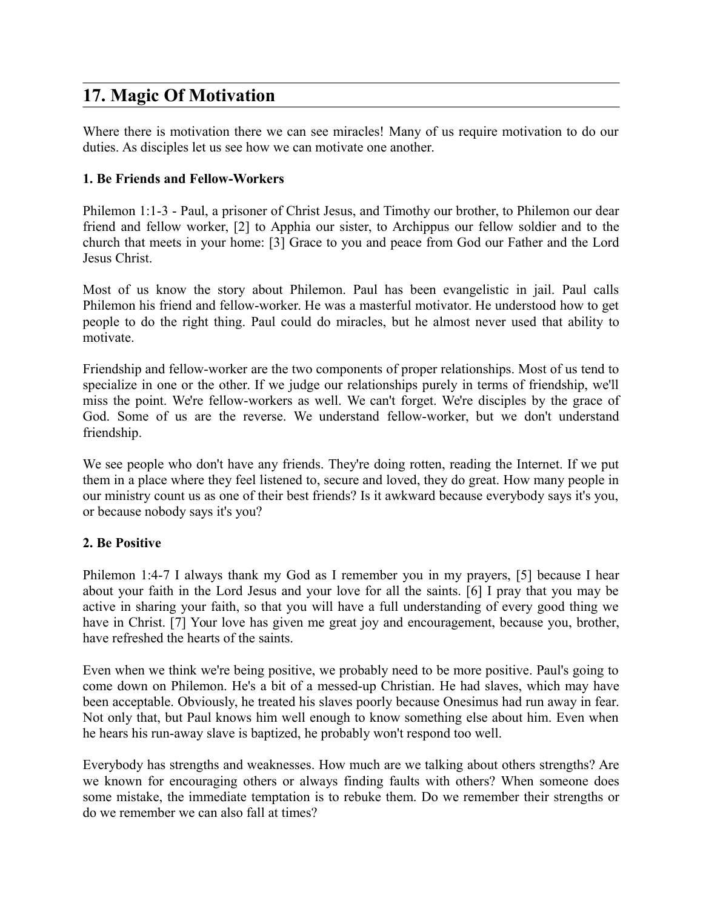## 17. Magic Of Motivation

Where there is motivation there we can see miracles! Many of us require motivation to do our duties. As disciples let us see how we can motivate one another.

**1. Be Friends and Fellow-Workers**

Philemon 1:1-3 - Paul, a prisoner of Christ Jesus, and Timothy our brother, to Philemon our dear friend and fellow worker, [2] to Apphia our sister, to Archippus our fellow soldier and to the church that meets in your home: [3] Grace to you and peace from God our Father and the Lord Jesus Christ.

Most of us know the story about Philemon. Paul has been evangelistic in jail. Paul calls Philemon his friend and fellow-worker. He was a masterful motivator. He understood how to get people to do the right thing. Paul could do miracles, but he almost never used that ability to motivate.

Friendship and fellow-worker are the two components of proper relationships. Most of us tend to specialize in one or the other. If we judge our relationships purely in terms of friendship, we'll miss the point. We're fellow-workers as well. We can't forget. We're disciples by the grace of God. Some of us are the reverse. We understand fellow-worker, but we don't understand friendship.

We see people who don't have any friends. They're doing rotten, reading the Internet. If we put them in a place where they feel listened to, secure and loved, they do great. How many people in our ministry count us as one of their best friends? Is it awkward because everybody says it's you, or because nobody says it's you?

**2. Be Positive**

Philemon 1:4-7 I always thank my God as I remember you in my prayers, [5] because I hear about your faith in the Lord Jesus and your love for all the saints. [6] I pray that you may be active in sharing your faith, so that you will have a full understanding of every good thing we have in Christ. [7] Your love has given me great joy and encouragement, because you, brother, have refreshed the hearts of the saints.

Even when we think we're being positive, we probably need to be more positive. Paul's going to come down on Philemon. He's a bit of a messed-up Christian. He had slaves, which may have been acceptable. Obviously, he treated his slaves poorly because Onesimus had run away in fear. Not only that, but Paul knows him well enough to know something else about him. Even when he hears his run-away slave is baptized, he probably won't respond too well.

Everybody has strengths and weaknesses. How much are we talking about others strengths? Are we known for encouraging others or always finding faults with others? When someone does some mistake, the immediate temptation is to rebuke them. Do we remember their strengths or do we remember we can also fall at times?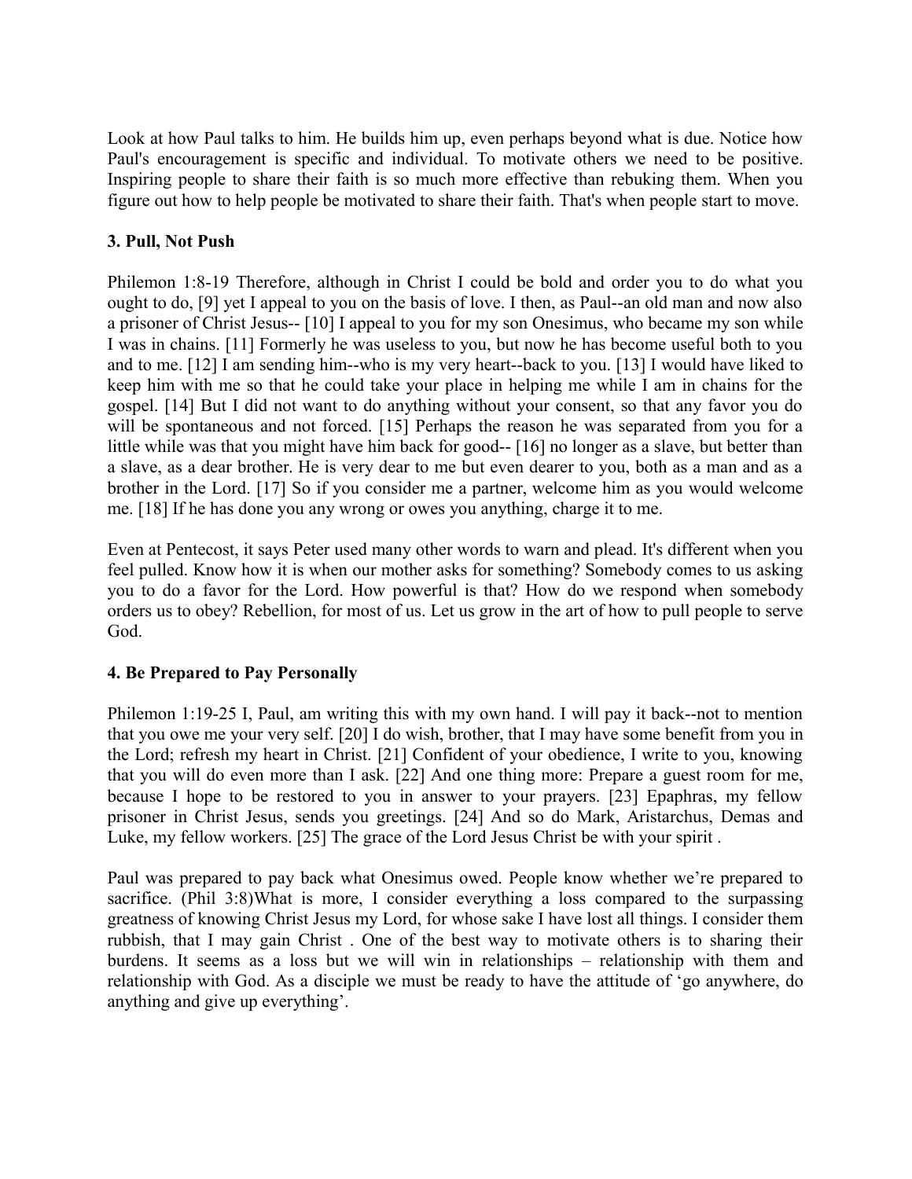Look at how Paul talks to him. He builds him up, even perhaps beyond what is due. Notice how Paul's encouragement is specific and individual. To motivate others we need to be positive. Inspiring people to share their faith is so much more effective than rebuking them. When you figure out how to help people be motivated to share their faith. That's when people start to move.

### 3. Pull, Not Push

Philemon 1:8-19 Therefore, although in Christ I could be bold and order you to do what you ought to do, [9] yet I appeal to you on the basis of love. I then, as Paul--an old man and now also a prisoner of Christ Jesus-- [10] I appeal to you for my son Onesimus, who became my son while I was in chains. [11] Formerly he was useless to you, but now he has become useful both to you and to me. [12] I am sending him--who is my very heart--back to you. [13] I would have liked to keep him with me so that he could take your place in helping me while I am in chains for the gospel. [14] But I did not want to do anything without your consent, so that any favor you do will be spontaneous and not forced. [15] Perhaps the reason he was separated from you for a little while was that you might have him back for good-- [16] no longer as a slave, but better than a slave, as a dear brother. He is very dear to me but even dearer to you, both as a man and as a brother in the Lord. [17] So if you consider me a partner, welcome him as you would welcome me. [18] If he has done you any wrong or owes you anything, charge it to me.

Even at Pentecost, it says Peter used many other words to warn and plead. It's different when you feel pulled. Know how it is when our mother asks for something? Somebody comes to us asking you to do a favor for the Lord. How powerful is that? How do we respond when somebody orders us to obey? Rebellion, for most of us. Let us grow in the art of how to pull people to serve God.

### 4. Be Prepared to Pay Personally

Philemon 1:19-25 I, Paul, am writing this with my own hand. I will pay it back--not to mention that you owe me your very self. [20] I do wish, brother, that I may have some benefit from you in the Lord; refresh my heart in Christ. [21] Confident of your obedience, I write to you, knowing that you will do even more than I ask. [22] And one thing more: Prepare a guest room for me, because I hope to be restored to you in answer to your prayers. [23] Epaphras, my fellow prisoner in Christ Jesus, sends you greetings. [24] And so do Mark, Aristarchus, Demas and Luke, my fellow workers. [25] The grace of the Lord Jesus Christ be with your spirit .

Paul was prepared to pay back what Onesimus owed. People know whether we're prepared to sacrifice. (Phil 3:8)What is more, I consider everything a loss compared to the surpassing greatness of knowing Christ Jesus my Lord, for whose sake I have lost all things. I consider them rubbish, that I may gain Christ . One of the best way to motivate others is to sharing their burdens. It seems as a loss but we will win in relationships – relationship with them and relationship with God. As a disciple we must be ready to have the attitude of 'go anywhere, do anything and give up everything'.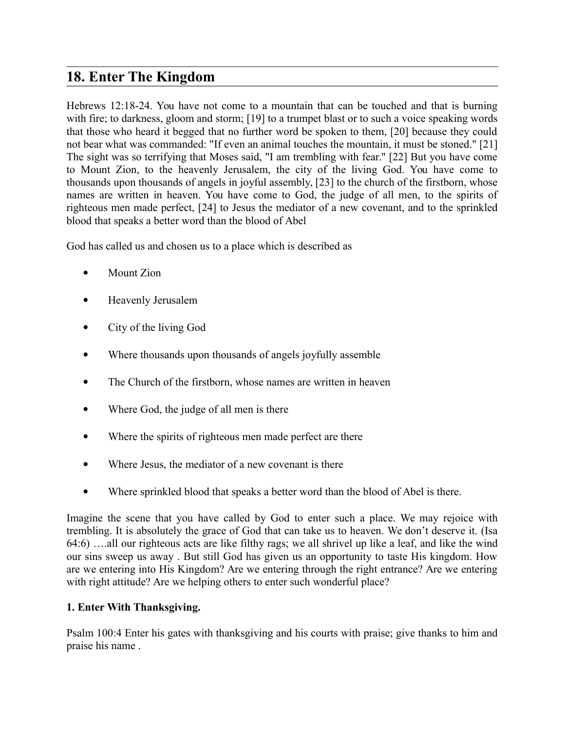## 18. Enter The Kingdom

Hebrews 12:18-24. You have not come to a mountain that can be touched and that is burning with fire; to darkness, gloom and storm; [19] to a trumpet blast or to such a voice speaking words that those who heard it begged that no further word be spoken to them, [20] because they could not bear what was commanded: "If even an animal touches the mountain, it must be stoned." [21] The sight was so terrifying that Moses said, "I am trembling with fear." [22] But you have come to Mount Zion, to the heavenly Jerusalem, the city of the living God. You have come to thousands upon thousands of angels in joyful assembly, [23] to the church of the firstborn, whose names are written in heaven. You have come to God, the judge of all men, to the spirits of righteous men made perfect, [24] to Jesus the mediator of a new covenant, and to the sprinkled blood that speaks a better word than the blood of Abel

God has called us and chosen us to a place which is described as

- Mount Zion
- Heavenly Jerusalem
- City of the living God
- Where thousands upon thousands of angels joyfully assemble
- The Church of the firstborn, whose names are written in heaven
- Where God, the judge of all men is there
- Where the spirits of righteous men made perfect are there
- Where Jesus, the mediator of a new covenant is there
- Where sprinkled blood that speaks a better word than the blood of Abel is there.

Imagine the scene that you have called by God to enter such a place. We may rejoice with trembling. It is absolutely the grace of God that can take us to heaven. We don't deserve it. (Isa 64:6) ….all our righteous acts are like filthy rags; we all shrivel up like a leaf, and like the wind our sins sweep us away . But still God has given us an opportunity to taste His kingdom. How are we entering into His Kingdom? Are we entering through the right entrance? Are we entering with right attitude? Are we helping others to enter such wonderful place?

**1. Enter With Thanksgiving.**

Psalm 100:4 Enter his gates with thanksgiving and his courts with praise; give thanks to him and praise his name .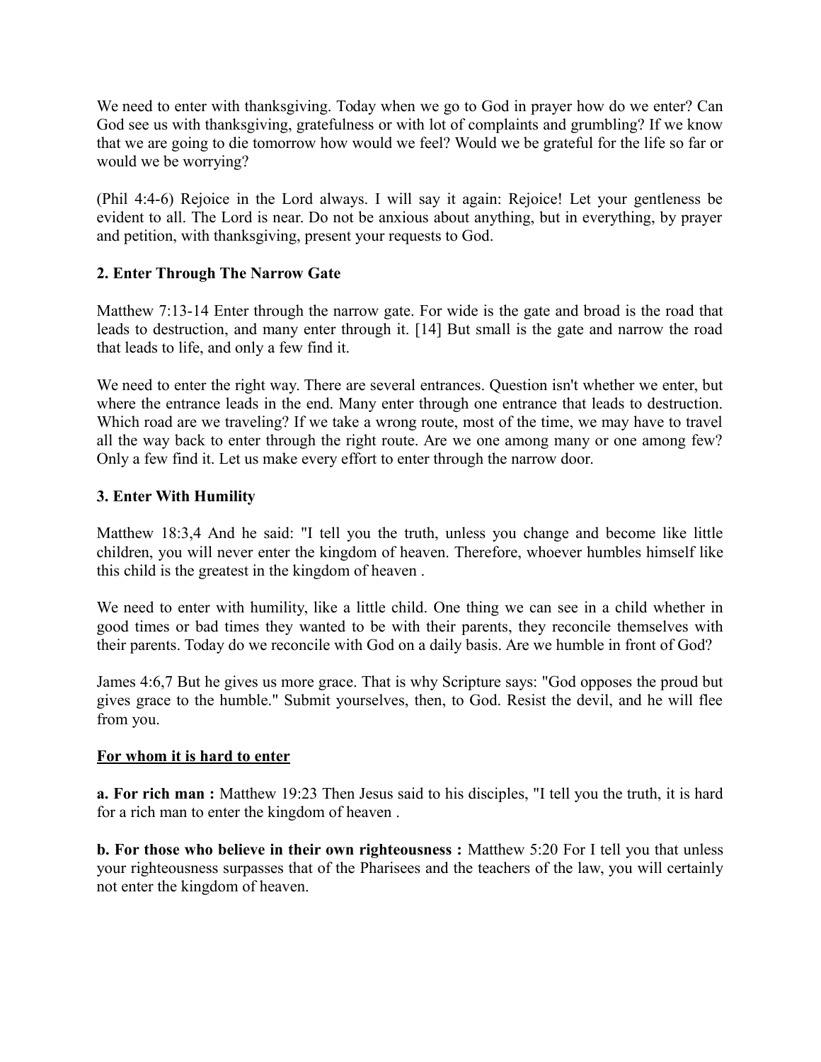We need to enter with thanksgiving. Today when we go to God in prayer how do we enter? Can God see us with thanksgiving, gratefulness or with lot of complaints and grumbling? If we know that we are going to die tomorrow how would we feel? Would we be grateful for the life so far or would we be worrying?

(Phil 4:4-6) Rejoice in the Lord always. I will say it again: Rejoice! Let your gentleness be evident to all. The Lord is near. Do not be anxious about anything, but in everything, by prayer and petition, with thanksgiving, present your requests to God.

### 2. Enter Through The Narrow Gate

Matthew 7:13-14 Enter through the narrow gate. For wide is the gate and broad is the road that leads to destruction, and many enter through it. [14] But small is the gate and narrow the road that leads to life, and only a few find it.

We need to enter the right way. There are several entrances. Question isn't whether we enter, but where the entrance leads in the end. Many enter through one entrance that leads to destruction. Which road are we traveling? If we take a wrong route, most of the time, we may have to travel all the way back to enter through the right route. Are we one among many or one among few? Only a few find it. Let us make every effort to enter through the narrow door.

### 3. Enter With Humility

Matthew 18:3,4 And he said: "I tell you the truth, unless you change and become like little children, you will never enter the kingdom of heaven. Therefore, whoever humbles himself like this child is the greatest in the kingdom of heaven .

We need to enter with humility, like a little child. One thing we can see in a child whether in good times or bad times they wanted to be with their parents, they reconcile themselves with their parents. Today do we reconcile with God on a daily basis. Are we humble in front of God?

James 4:6,7 But he gives us more grace. That is why Scripture says: "God opposes the proud but gives grace to the humble." Submit yourselves, then, to God. Resist the devil, and he will flee from you.

<u>**For whom it is hard to enter**</u>

**a. For rich man :** Matthew 19:23 Then Jesus said to his disciples, "I tell you the truth, it is hard for a rich man to enter the kingdom of heaven .

**b. For those who believe in their own righteousness :** Matthew 5:20 For I tell you that unless your righteousness surpasses that of the Pharisees and the teachers of the law, you will certainly not enter the kingdom of heaven.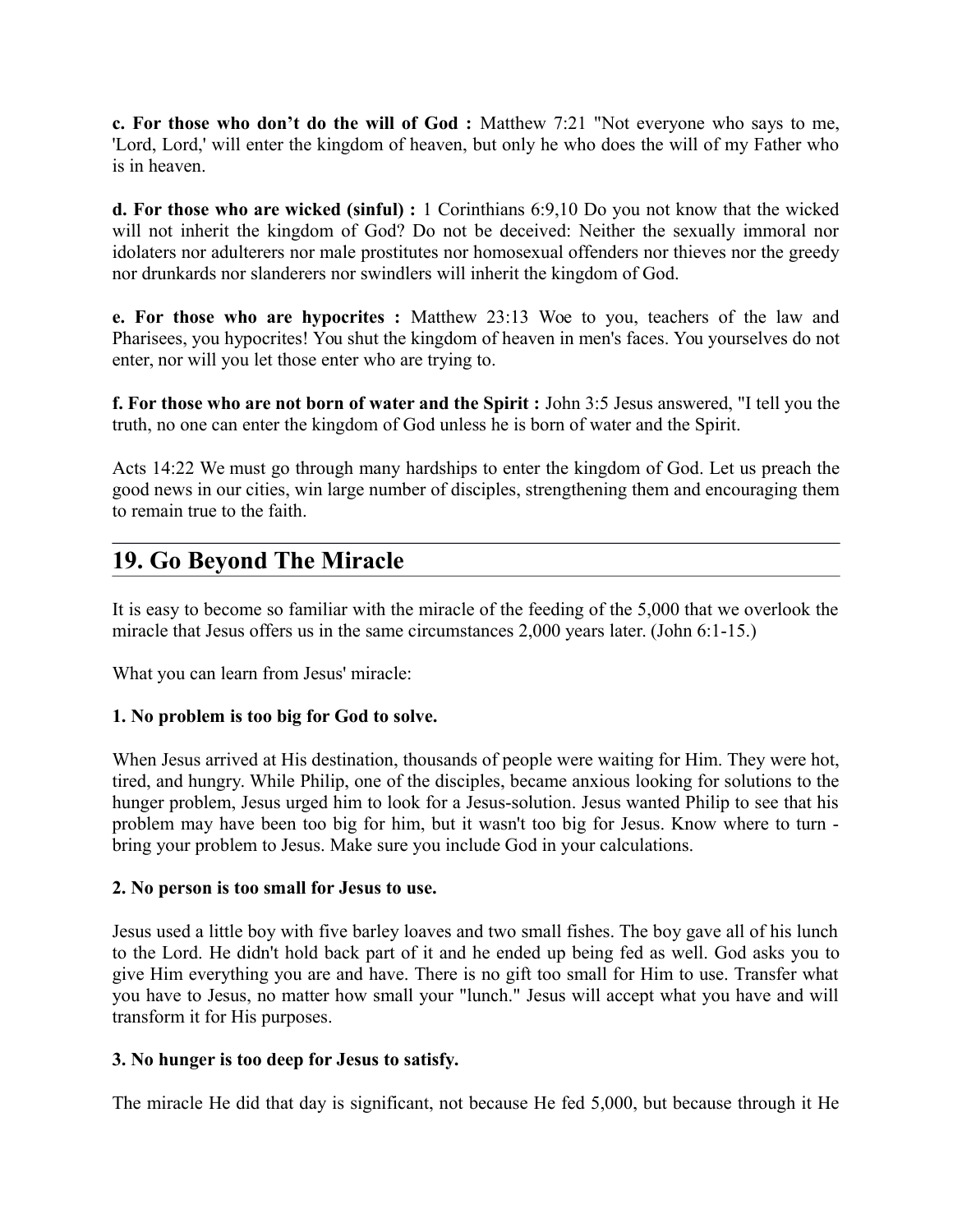**c. For those who don't do the will of God :** Matthew 7:21 "Not everyone who says to me, 'Lord, Lord,' will enter the kingdom of heaven, but only he who does the will of my Father who is in heaven.

**d. For those who are wicked (sinful) :** 1 Corinthians 6:9,10 Do you not know that the wicked will not inherit the kingdom of God? Do not be deceived: Neither the sexually immoral nor idolaters nor adulterers nor male prostitutes nor homosexual offenders nor thieves nor the greedy nor drunkards nor slanderers nor swindlers will inherit the kingdom of God.

**e. For those who are hypocrites :** Matthew 23:13 Woe to you, teachers of the law and Pharisees, you hypocrites! You shut the kingdom of heaven in men's faces. You yourselves do not enter, nor will you let those enter who are trying to.

**f. For those who are not born of water and the Spirit :** John 3:5 Jesus answered, "I tell you the truth, no one can enter the kingdom of God unless he is born of water and the Spirit.

Acts 14:22 We must go through many hardships to enter the kingdom of God. Let us preach the good news in our cities, win large number of disciples, strengthening them and encouraging them to remain true to the faith.

## 19. Go Beyond The Miracle

It is easy to become so familiar with the miracle of the feeding of the 5,000 that we overlook the miracle that Jesus offers us in the same circumstances 2,000 years later. (John 6:1-15.)

What you can learn from Jesus' miracle:

**1. No problem is too big for God to solve.**

When Jesus arrived at His destination, thousands of people were waiting for Him. They were hot, tired, and hungry. While Philip, one of the disciples, became anxious looking for solutions to the hunger problem, Jesus urged him to look for a Jesus-solution. Jesus wanted Philip to see that his problem may have been too big for him, but it wasn't too big for Jesus. Know where to turn - bring your problem to Jesus. Make sure you include God in your calculations.

**2. No person is too small for Jesus to use.**

Jesus used a little boy with five barley loaves and two small fishes. The boy gave all of his lunch to the Lord. He didn't hold back part of it and he ended up being fed as well. God asks you to give Him everything you are and have. There is no gift too small for Him to use. Transfer what you have to Jesus, no matter how small your "lunch." Jesus will accept what you have and will transform it for His purposes.

**3. No hunger is too deep for Jesus to satisfy.**

The miracle He did that day is significant, not because He fed 5,000, but because through it He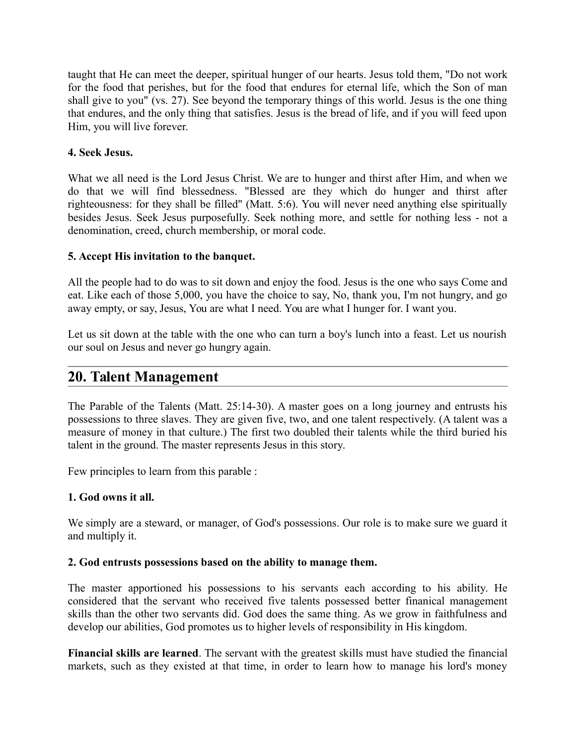taught that He can meet the deeper, spiritual hunger of our hearts. Jesus told them, "Do not work for the food that perishes, but for the food that endures for eternal life, which the Son of man shall give to you" (vs. 27). See beyond the temporary things of this world. Jesus is the one thing that endures, and the only thing that satisfies. Jesus is the bread of life, and if you will feed upon Him, you will live forever.

**4. Seek Jesus.**

What we all need is the Lord Jesus Christ. We are to hunger and thirst after Him, and when we do that we will find blessedness. "Blessed are they which do hunger and thirst after righteousness: for they shall be filled" (Matt. 5:6). You will never need anything else spiritually besides Jesus. Seek Jesus purposefully. Seek nothing more, and settle for nothing less - not a denomination, creed, church membership, or moral code.

**5. Accept His invitation to the banquet.**

All the people had to do was to sit down and enjoy the food. Jesus is the one who says Come and eat. Like each of those 5,000, you have the choice to say, No, thank you, I'm not hungry, and go away empty, or say, Jesus, You are what I need. You are what I hunger for. I want you.

Let us sit down at the table with the one who can turn a boy's lunch into a feast. Let us nourish our soul on Jesus and never go hungry again.

## 20. Talent Management

The Parable of the Talents (Matt. 25:14-30). A master goes on a long journey and entrusts his possessions to three slaves. They are given five, two, and one talent respectively. (A talent was a measure of money in that culture.) The first two doubled their talents while the third buried his talent in the ground. The master represents Jesus in this story.

Few principles to learn from this parable :

**1. God owns it all.**

We simply are a steward, or manager, of God's possessions. Our role is to make sure we guard it and multiply it.

**2. God entrusts possessions based on the ability to manage them.**

The master apportioned his possessions to his servants each according to his ability. He considered that the servant who received five talents possessed better finanical management skills than the other two servants did. God does the same thing. As we grow in faithfulness and develop our abilities, God promotes us to higher levels of responsibility in His kingdom.

**Financial skills are learned**. The servant with the greatest skills must have studied the financial markets, such as they existed at that time, in order to learn how to manage his lord's money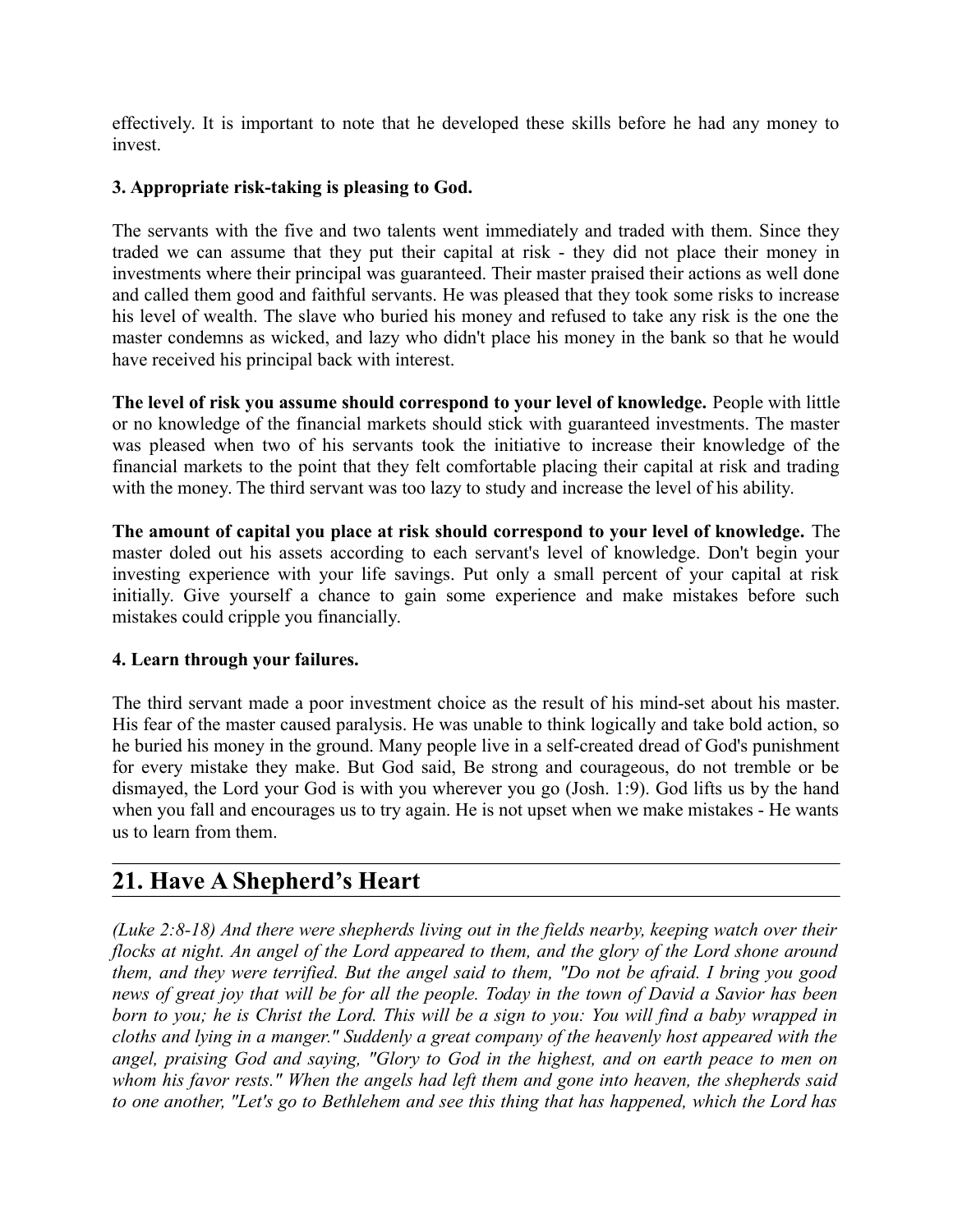effectively. It is important to note that he developed these skills before he had any money to invest.

**3. Appropriate risk-taking is pleasing to God.**

The servants with the five and two talents went immediately and traded with them. Since they traded we can assume that they put their capital at risk - they did not place their money in investments where their principal was guaranteed. Their master praised their actions as well done and called them good and faithful servants. He was pleased that they took some risks to increase his level of wealth. The slave who buried his money and refused to take any risk is the one the master condemns as wicked, and lazy who didn't place his money in the bank so that he would have received his principal back with interest.

**The level of risk you assume should correspond to your level of knowledge.** People with little or no knowledge of the financial markets should stick with guaranteed investments. The master was pleased when two of his servants took the initiative to increase their knowledge of the financial markets to the point that they felt comfortable placing their capital at risk and trading with the money. The third servant was too lazy to study and increase the level of his ability.

**The amount of capital you place at risk should correspond to your level of knowledge.** The master doled out his assets according to each servant's level of knowledge. Don't begin your investing experience with your life savings. Put only a small percent of your capital at risk initially. Give yourself a chance to gain some experience and make mistakes before such mistakes could cripple you financially.

**4. Learn through your failures.**

The third servant made a poor investment choice as the result of his mind-set about his master. His fear of the master caused paralysis. He was unable to think logically and take bold action, so he buried his money in the ground. Many people live in a self-created dread of God's punishment for every mistake they make. But God said, Be strong and courageous, do not tremble or be dismayed, the Lord your God is with you wherever you go (Josh. 1:9). God lifts us by the hand when you fall and encourages us to try again. He is not upset when we make mistakes - He wants us to learn from them.

## 21. Have A Shepherd's Heart

*(Luke 2:8-18) And there were shepherds living out in the fields nearby, keeping watch over their flocks at night. An angel of the Lord appeared to them, and the glory of the Lord shone around them, and they were terrified. But the angel said to them, "Do not be afraid. I bring you good news of great joy that will be for all the people. Today in the town of David a Savior has been born to you; he is Christ the Lord. This will be a sign to you: You will find a baby wrapped in cloths and lying in a manger." Suddenly a great company of the heavenly host appeared with the angel, praising God and saying, "Glory to God in the highest, and on earth peace to men on whom his favor rests." When the angels had left them and gone into heaven, the shepherds said to one another, "Let's go to Bethlehem and see this thing that has happened, which the Lord has*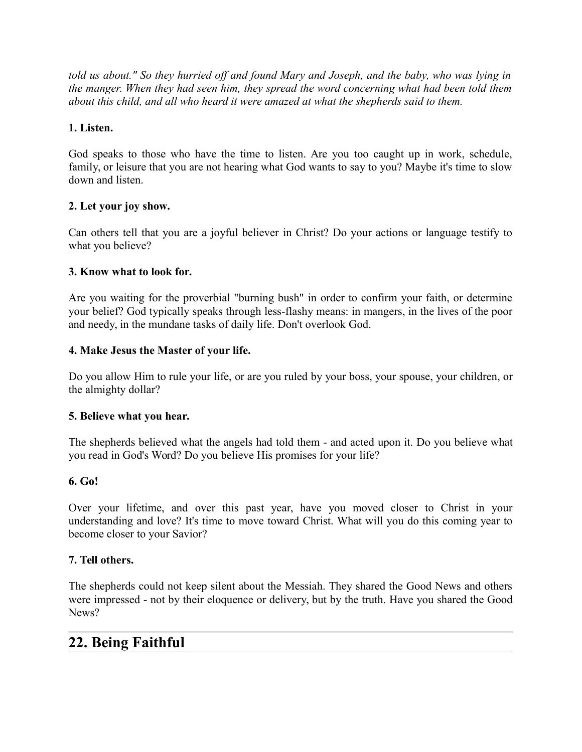*told us about." So they hurried off and found Mary and Joseph, and the baby, who was lying in the manger. When they had seen him, they spread the word concerning what had been told them about this child, and all who heard it were amazed at what the shepherds said to them.*

**1. Listen.**

God speaks to those who have the time to listen. Are you too caught up in work, schedule, family, or leisure that you are not hearing what God wants to say to you? Maybe it's time to slow down and listen.

**2. Let your joy show.**

Can others tell that you are a joyful believer in Christ? Do your actions or language testify to what you believe?

**3. Know what to look for.**

Are you waiting for the proverbial "burning bush" in order to confirm your faith, or determine your belief? God typically speaks through less-flashy means: in mangers, in the lives of the poor and needy, in the mundane tasks of daily life. Don't overlook God.

**4. Make Jesus the Master of your life.**

Do you allow Him to rule your life, or are you ruled by your boss, your spouse, your children, or the almighty dollar?

**5. Believe what you hear.**

The shepherds believed what the angels had told them - and acted upon it. Do you believe what you read in God's Word? Do you believe His promises for your life?

**6. Go!**

Over your lifetime, and over this past year, have you moved closer to Christ in your understanding and love? It's time to move toward Christ. What will you do this coming year to become closer to your Savior?

**7. Tell others.**

The shepherds could not keep silent about the Messiah. They shared the Good News and others were impressed - not by their eloquence or delivery, but by the truth. Have you shared the Good News?

---

## 22. Being Faithful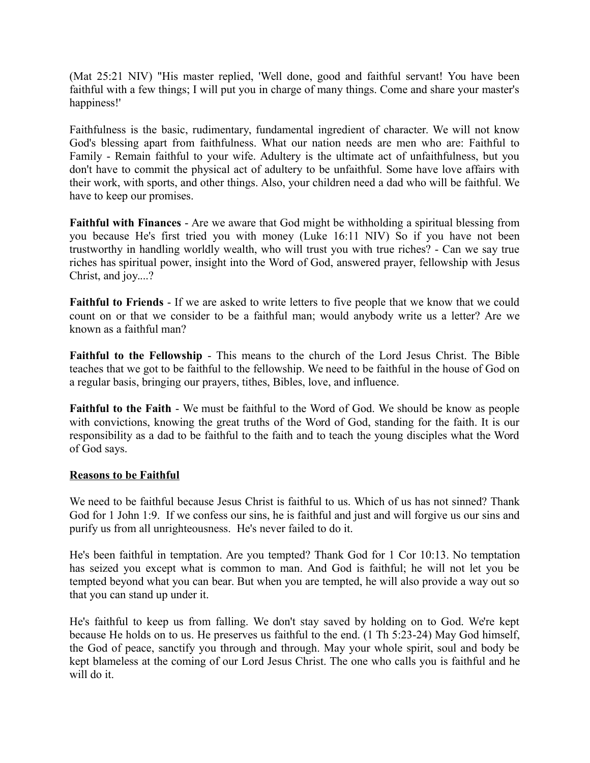(Mat 25:21 NIV) "His master replied, 'Well done, good and faithful servant! You have been faithful with a few things; I will put you in charge of many things. Come and share your master's happiness!'

Faithfulness is the basic, rudimentary, fundamental ingredient of character. We will not know God's blessing apart from faithfulness. What our nation needs are men who are: Faithful to Family - Remain faithful to your wife. Adultery is the ultimate act of unfaithfulness, but you don't have to commit the physical act of adultery to be unfaithful. Some have love affairs with their work, with sports, and other things. Also, your children need a dad who will be faithful. We have to keep our promises.

**Faithful with Finances** - Are we aware that God might be withholding a spiritual blessing from you because He's first tried you with money (Luke 16:11 NIV) So if you have not been trustworthy in handling worldly wealth, who will trust you with true riches? - Can we say true riches has spiritual power, insight into the Word of God, answered prayer, fellowship with Jesus Christ, and joy....?

**Faithful to Friends** - If we are asked to write letters to five people that we know that we could count on or that we consider to be a faithful man; would anybody write us a letter? Are we known as a faithful man?

**Faithful to the Fellowship** - This means to the church of the Lord Jesus Christ. The Bible teaches that we got to be faithful to the fellowship. We need to be faithful in the house of God on a regular basis, bringing our prayers, tithes, Bibles, love, and influence.

**Faithful to the Faith** - We must be faithful to the Word of God. We should be know as people with convictions, knowing the great truths of the Word of God, standing for the faith. It is our responsibility as a dad to be faithful to the faith and to teach the young disciples what the Word of God says.

**Reasons to be Faithful**

We need to be faithful because Jesus Christ is faithful to us. Which of us has not sinned? Thank God for 1 John 1:9. If we confess our sins, he is faithful and just and will forgive us our sins and purify us from all unrighteousness. He's never failed to do it.

He's been faithful in temptation. Are you tempted? Thank God for 1 Cor 10:13. No temptation has seized you except what is common to man. And God is faithful; he will not let you be tempted beyond what you can bear. But when you are tempted, he will also provide a way out so that you can stand up under it.

He's faithful to keep us from falling. We don't stay saved by holding on to God. We're kept because He holds on to us. He preserves us faithful to the end. (1 Th 5:23-24) May God himself, the God of peace, sanctify you through and through. May your whole spirit, soul and body be kept blameless at the coming of our Lord Jesus Christ. The one who calls you is faithful and he will do it.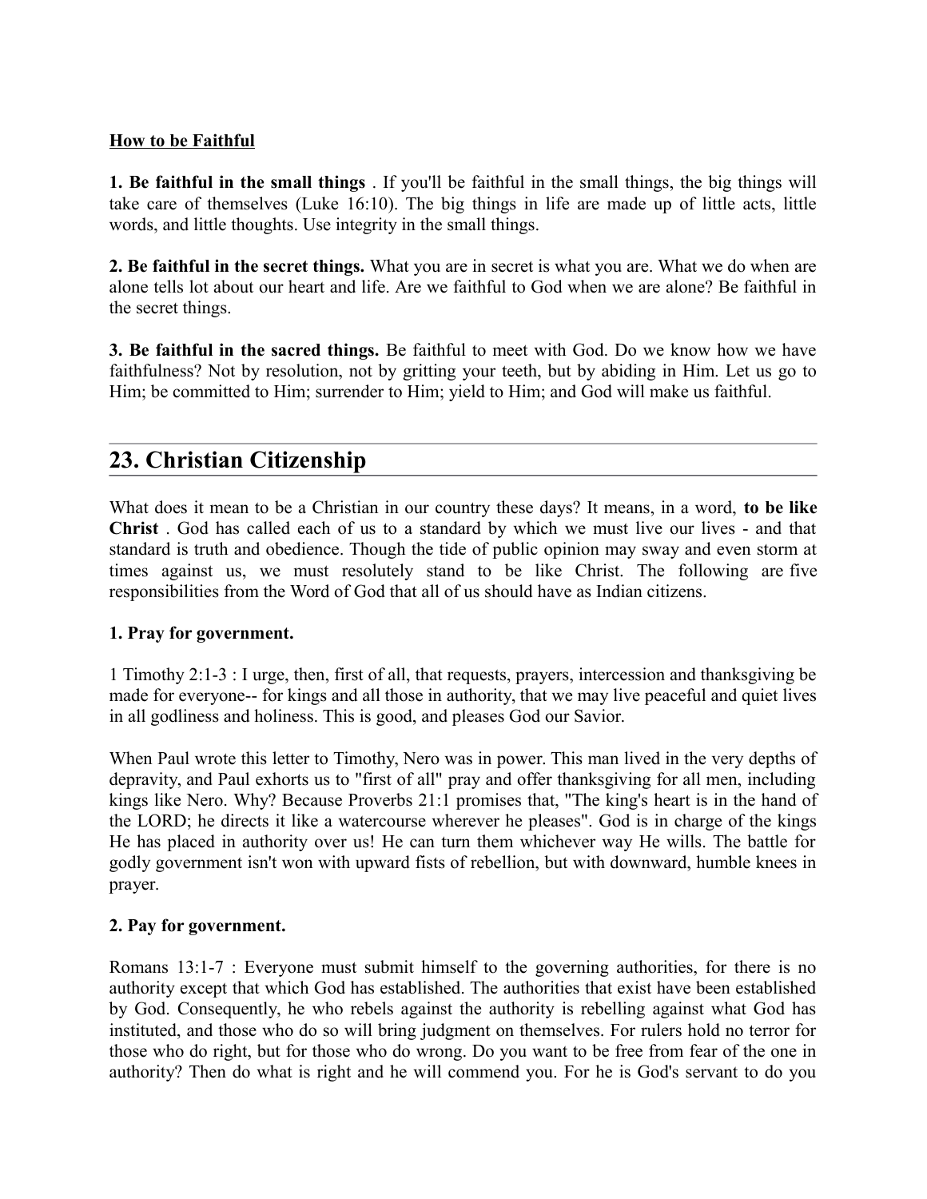**How to be Faithful**

**1. Be faithful in the small things** . If you'll be faithful in the small things, the big things will take care of themselves (Luke 16:10). The big things in life are made up of little acts, little words, and little thoughts. Use integrity in the small things.

**2. Be faithful in the secret things.** What you are in secret is what you are. What we do when are alone tells lot about our heart and life. Are we faithful to God when we are alone? Be faithful in the secret things.

**3. Be faithful in the sacred things.** Be faithful to meet with God. Do we know how we have faithfulness? Not by resolution, not by gritting your teeth, but by abiding in Him. Let us go to Him; be committed to Him; surrender to Him; yield to Him; and God will make us faithful.

## 23. Christian Citizenship

What does it mean to be a Christian in our country these days? It means, in a word, **to be like Christ** . God has called each of us to a standard by which we must live our lives - and that standard is truth and obedience. Though the tide of public opinion may sway and even storm at times against us, we must resolutely stand to be like Christ. The following are five responsibilities from the Word of God that all of us should have as Indian citizens.

### 1. Pray for government.

1 Timothy 2:1-3 : I urge, then, first of all, that requests, prayers, intercession and thanksgiving be made for everyone-- for kings and all those in authority, that we may live peaceful and quiet lives in all godliness and holiness. This is good, and pleases God our Savior.

When Paul wrote this letter to Timothy, Nero was in power. This man lived in the very depths of depravity, and Paul exhorts us to "first of all" pray and offer thanksgiving for all men, including kings like Nero. Why? Because Proverbs 21:1 promises that, "The king's heart is in the hand of the LORD; he directs it like a watercourse wherever he pleases". God is in charge of the kings He has placed in authority over us! He can turn them whichever way He wills. The battle for godly government isn't won with upward fists of rebellion, but with downward, humble knees in prayer.

### 2. Pay for government.

Romans 13:1-7 : Everyone must submit himself to the governing authorities, for there is no authority except that which God has established. The authorities that exist have been established by God. Consequently, he who rebels against the authority is rebelling against what God has instituted, and those who do so will bring judgment on themselves. For rulers hold no terror for those who do right, but for those who do wrong. Do you want to be free from fear of the one in authority? Then do what is right and he will commend you. For he is God's servant to do you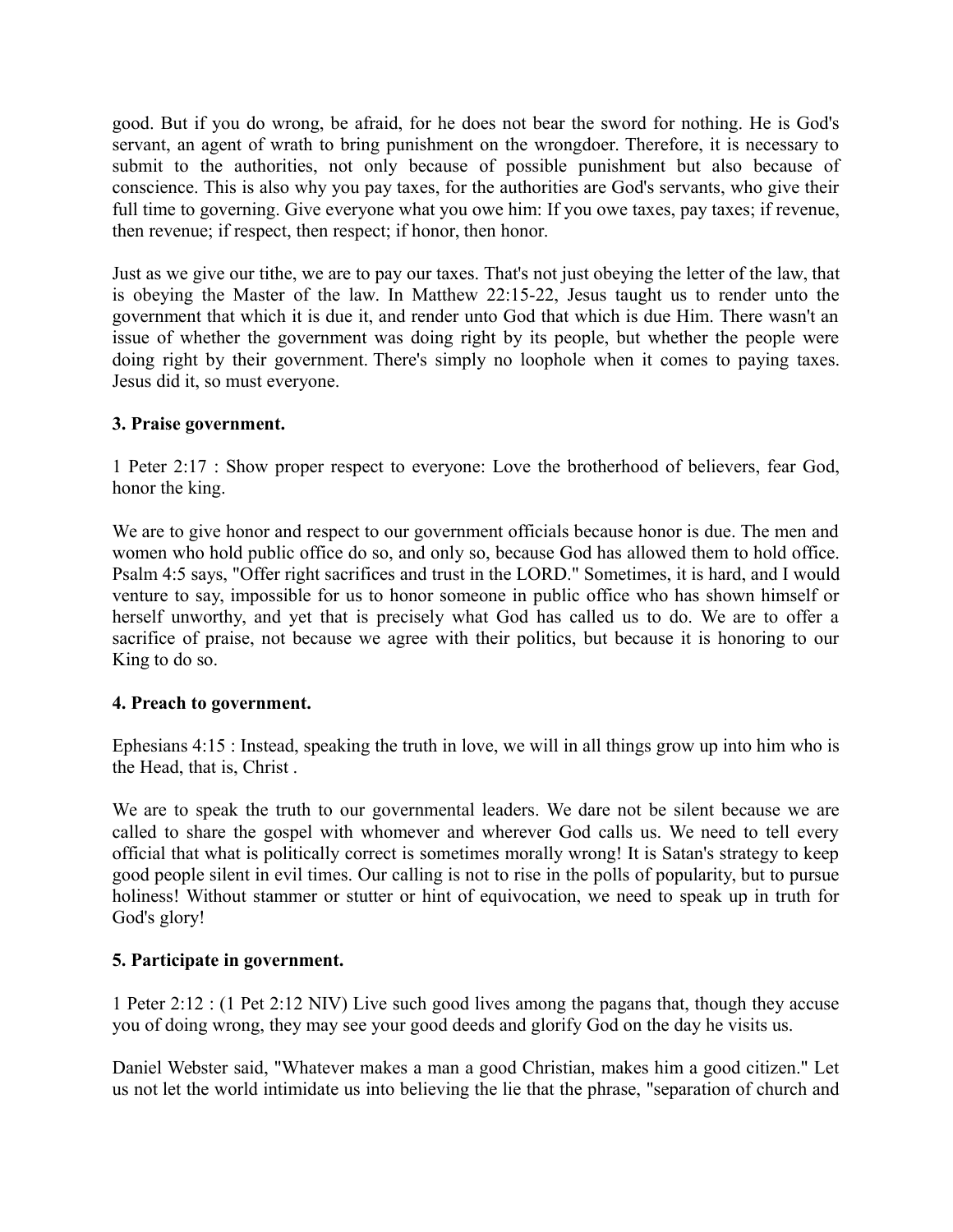good. But if you do wrong, be afraid, for he does not bear the sword for nothing. He is God's servant, an agent of wrath to bring punishment on the wrongdoer. Therefore, it is necessary to submit to the authorities, not only because of possible punishment but also because of conscience. This is also why you pay taxes, for the authorities are God's servants, who give their full time to governing. Give everyone what you owe him: If you owe taxes, pay taxes; if revenue, then revenue; if respect, then respect; if honor, then honor.

Just as we give our tithe, we are to pay our taxes. That's not just obeying the letter of the law, that is obeying the Master of the law. In Matthew 22:15-22, Jesus taught us to render unto the government that which it is due it, and render unto God that which is due Him. There wasn't an issue of whether the government was doing right by its people, but whether the people were doing right by their government. There's simply no loophole when it comes to paying taxes. Jesus did it, so must everyone.

**3. Praise government.**

1 Peter 2:17 : Show proper respect to everyone: Love the brotherhood of believers, fear God, honor the king.

We are to give honor and respect to our government officials because honor is due. The men and women who hold public office do so, and only so, because God has allowed them to hold office. Psalm 4:5 says, "Offer right sacrifices and trust in the LORD." Sometimes, it is hard, and I would venture to say, impossible for us to honor someone in public office who has shown himself or herself unworthy, and yet that is precisely what God has called us to do. We are to offer a sacrifice of praise, not because we agree with their politics, but because it is honoring to our King to do so.

**4. Preach to government.**

Ephesians 4:15 : Instead, speaking the truth in love, we will in all things grow up into him who is the Head, that is, Christ .

We are to speak the truth to our governmental leaders. We dare not be silent because we are called to share the gospel with whomever and wherever God calls us. We need to tell every official that what is politically correct is sometimes morally wrong! It is Satan's strategy to keep good people silent in evil times. Our calling is not to rise in the polls of popularity, but to pursue holiness! Without stammer or stutter or hint of equivocation, we need to speak up in truth for God's glory!

**5. Participate in government.**

1 Peter 2:12 : (1 Pet 2:12 NIV) Live such good lives among the pagans that, though they accuse you of doing wrong, they may see your good deeds and glorify God on the day he visits us.

Daniel Webster said, "Whatever makes a man a good Christian, makes him a good citizen." Let us not let the world intimidate us into believing the lie that the phrase, "separation of church and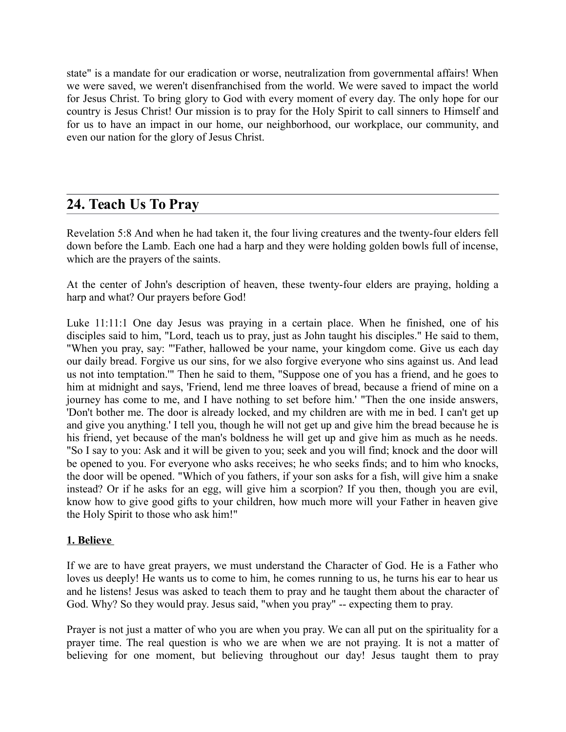state" is a mandate for our eradication or worse, neutralization from governmental affairs! When we were saved, we weren't disenfranchised from the world. We were saved to impact the world for Jesus Christ. To bring glory to God with every moment of every day. The only hope for our country is Jesus Christ! Our mission is to pray for the Holy Spirit to call sinners to Himself and for us to have an impact in our home, our neighborhood, our workplace, our community, and even our nation for the glory of Jesus Christ.

## 24. Teach Us To Pray

Revelation 5:8 And when he had taken it, the four living creatures and the twenty-four elders fell down before the Lamb. Each one had a harp and they were holding golden bowls full of incense, which are the prayers of the saints.

At the center of John's description of heaven, these twenty-four elders are praying, holding a harp and what? Our prayers before God!

Luke 11:11:1 One day Jesus was praying in a certain place. When he finished, one of his disciples said to him, "Lord, teach us to pray, just as John taught his disciples." He said to them, "When you pray, say: "'Father, hallowed be your name, your kingdom come. Give us each day our daily bread. Forgive us our sins, for we also forgive everyone who sins against us. And lead us not into temptation.'" Then he said to them, "Suppose one of you has a friend, and he goes to him at midnight and says, 'Friend, lend me three loaves of bread, because a friend of mine on a journey has come to me, and I have nothing to set before him.' "Then the one inside answers, 'Don't bother me. The door is already locked, and my children are with me in bed. I can't get up and give you anything.' I tell you, though he will not get up and give him the bread because he is his friend, yet because of the man's boldness he will get up and give him as much as he needs. "So I say to you: Ask and it will be given to you; seek and you will find; knock and the door will be opened to you. For everyone who asks receives; he who seeks finds; and to him who knocks, the door will be opened. "Which of you fathers, if your son asks for a fish, will give him a snake instead? Or if he asks for an egg, will give him a scorpion? If you then, though you are evil, know how to give good gifts to your children, how much more will your Father in heaven give the Holy Spirit to those who ask him!"

**1. Believe**

If we are to have great prayers, we must understand the Character of God. He is a Father who loves us deeply! He wants us to come to him, he comes running to us, he turns his ear to hear us and he listens! Jesus was asked to teach them to pray and he taught them about the character of God. Why? So they would pray. Jesus said, "when you pray" -- expecting them to pray.

Prayer is not just a matter of who you are when you pray. We can all put on the spirituality for a prayer time. The real question is who we are when we are not praying. It is not a matter of believing for one moment, but believing throughout our day! Jesus taught them to pray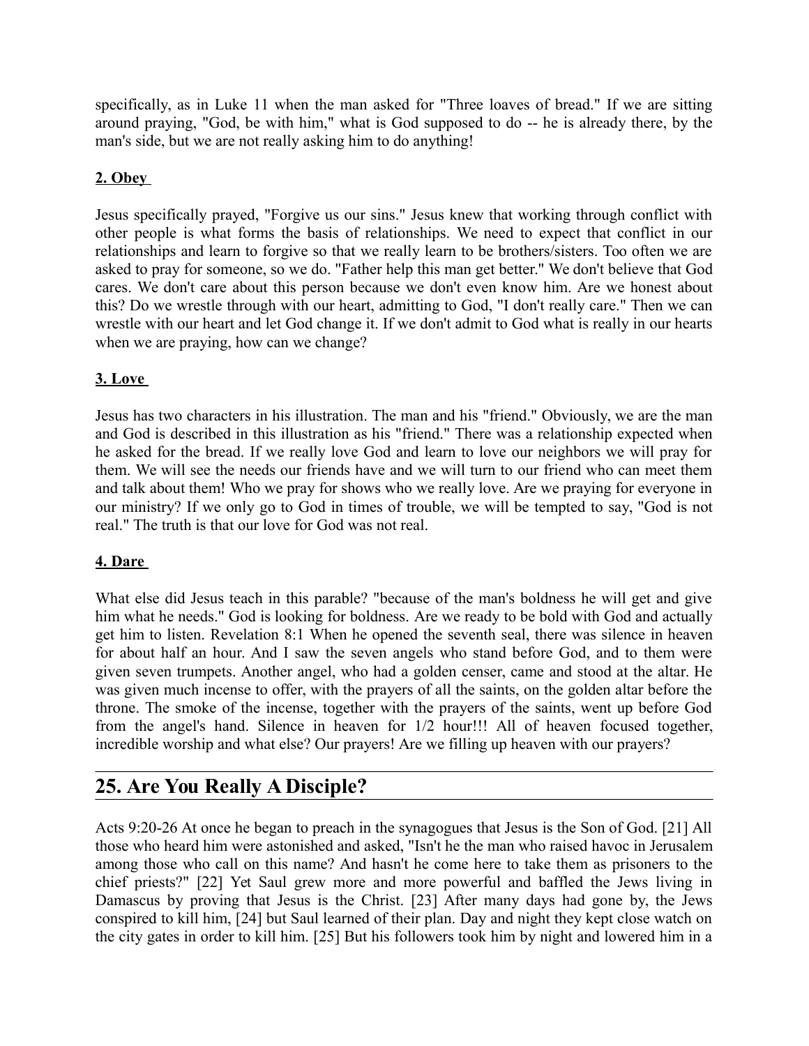specifically, as in Luke 11 when the man asked for "Three loaves of bread." If we are sitting around praying, "God, be with him," what is God supposed to do -- he is already there, by the man's side, but we are not really asking him to do anything!

**2. Obey**

Jesus specifically prayed, "Forgive us our sins." Jesus knew that working through conflict with other people is what forms the basis of relationships. We need to expect that conflict in our relationships and learn to forgive so that we really learn to be brothers/sisters. Too often we are asked to pray for someone, so we do. "Father help this man get better." We don't believe that God cares. We don't care about this person because we don't even know him. Are we honest about this? Do we wrestle through with our heart, admitting to God, "I don't really care." Then we can wrestle with our heart and let God change it. If we don't admit to God what is really in our hearts when we are praying, how can we change?

**3. Love**

Jesus has two characters in his illustration. The man and his "friend." Obviously, we are the man and God is described in this illustration as his "friend." There was a relationship expected when he asked for the bread. If we really love God and learn to love our neighbors we will pray for them. We will see the needs our friends have and we will turn to our friend who can meet them and talk about them! Who we pray for shows who we really love. Are we praying for everyone in our ministry? If we only go to God in times of trouble, we will be tempted to say, "God is not real." The truth is that our love for God was not real.

**4. Dare**

What else did Jesus teach in this parable? "because of the man's boldness he will get and give him what he needs." God is looking for boldness. Are we ready to be bold with God and actually get him to listen. Revelation 8:1 When he opened the seventh seal, there was silence in heaven for about half an hour. And I saw the seven angels who stand before God, and to them were given seven trumpets. Another angel, who had a golden censer, came and stood at the altar. He was given much incense to offer, with the prayers of all the saints, on the golden altar before the throne. The smoke of the incense, together with the prayers of the saints, went up before God from the angel's hand. Silence in heaven for 1/2 hour!!! All of heaven focused together, incredible worship and what else? Our prayers! Are we filling up heaven with our prayers?

## 25. Are You Really A Disciple?

Acts 9:20-26 At once he began to preach in the synagogues that Jesus is the Son of God. [21] All those who heard him were astonished and asked, "Isn't he the man who raised havoc in Jerusalem among those who call on this name? And hasn't he come here to take them as prisoners to the chief priests?" [22] Yet Saul grew more and more powerful and baffled the Jews living in Damascus by proving that Jesus is the Christ. [23] After many days had gone by, the Jews conspired to kill him, [24] but Saul learned of their plan. Day and night they kept close watch on the city gates in order to kill him. [25] But his followers took him by night and lowered him in a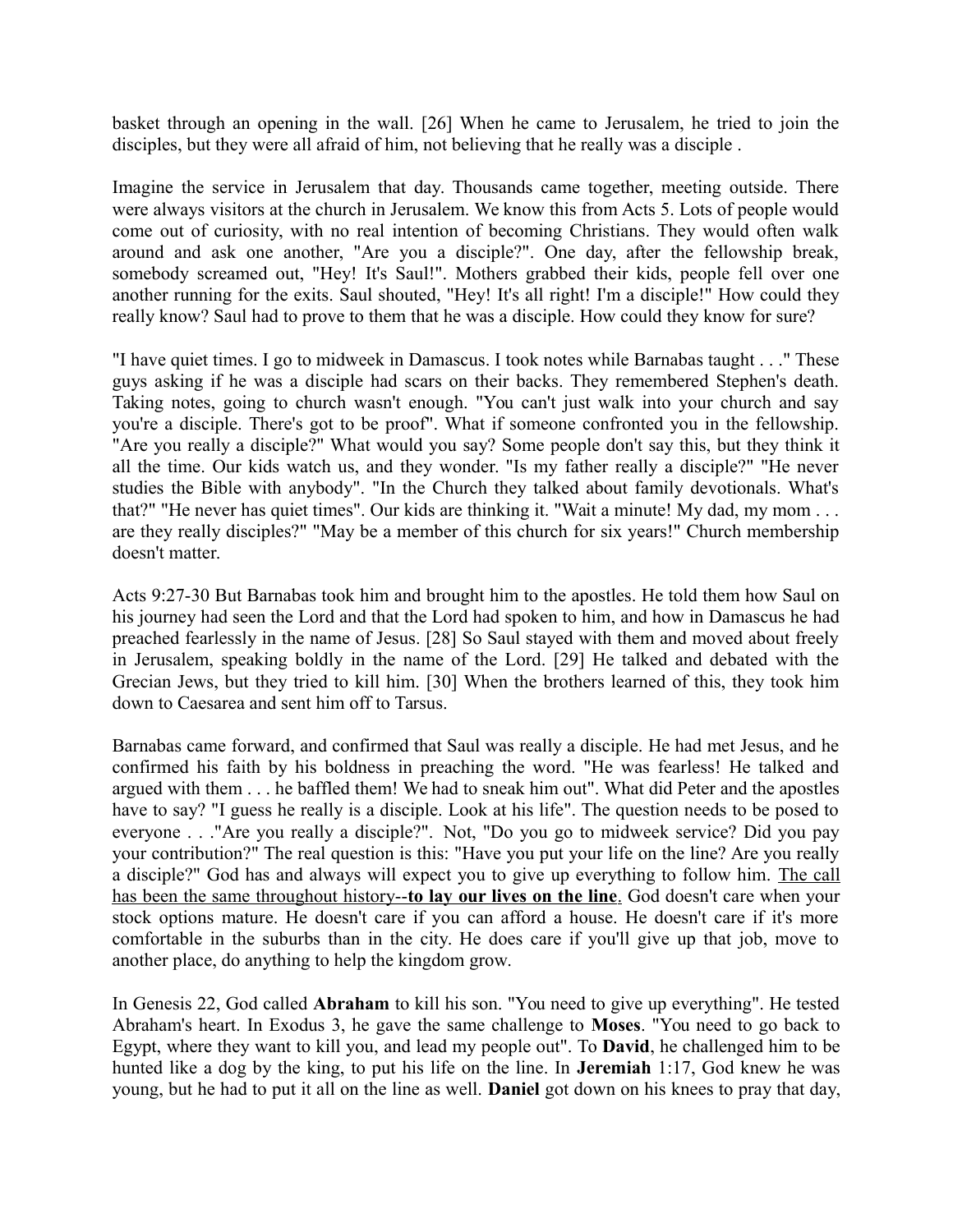basket through an opening in the wall. [26] When he came to Jerusalem, he tried to join the disciples, but they were all afraid of him, not believing that he really was a disciple .

Imagine the service in Jerusalem that day. Thousands came together, meeting outside. There were always visitors at the church in Jerusalem. We know this from Acts 5. Lots of people would come out of curiosity, with no real intention of becoming Christians. They would often walk around and ask one another, "Are you a disciple?". One day, after the fellowship break, somebody screamed out, "Hey! It's Saul!". Mothers grabbed their kids, people fell over one another running for the exits. Saul shouted, "Hey! It's all right! I'm a disciple!" How could they really know? Saul had to prove to them that he was a disciple. How could they know for sure?

"I have quiet times. I go to midweek in Damascus. I took notes while Barnabas taught . . ." These guys asking if he was a disciple had scars on their backs. They remembered Stephen's death. Taking notes, going to church wasn't enough. "You can't just walk into your church and say you're a disciple. There's got to be proof". What if someone confronted you in the fellowship. "Are you really a disciple?" What would you say? Some people don't say this, but they think it all the time. Our kids watch us, and they wonder. "Is my father really a disciple?" "He never studies the Bible with anybody". "In the Church they talked about family devotionals. What's that?" "He never has quiet times". Our kids are thinking it. "Wait a minute! My dad, my mom . . . are they really disciples?" "May be a member of this church for six years!" Church membership doesn't matter.

Acts 9:27-30 But Barnabas took him and brought him to the apostles. He told them how Saul on his journey had seen the Lord and that the Lord had spoken to him, and how in Damascus he had preached fearlessly in the name of Jesus. [28] So Saul stayed with them and moved about freely in Jerusalem, speaking boldly in the name of the Lord. [29] He talked and debated with the Grecian Jews, but they tried to kill him. [30] When the brothers learned of this, they took him down to Caesarea and sent him off to Tarsus.

Barnabas came forward, and confirmed that Saul was really a disciple. He had met Jesus, and he confirmed his faith by his boldness in preaching the word. "He was fearless! He talked and argued with them . . . he baffled them! We had to sneak him out". What did Peter and the apostles have to say? "I guess he really is a disciple. Look at his life". The question needs to be posed to everyone . . ."Are you really a disciple?". Not, "Do you go to midweek service? Did you pay your contribution?" The real question is this: "Have you put your life on the line? Are you really a disciple?" God has and always will expect you to give up everything to follow him. <u>The call has been the same throughout history--**to lay our lives on the line**.</u> God doesn't care when your stock options mature. He doesn't care if you can afford a house. He doesn't care if it's more comfortable in the suburbs than in the city. He does care if you'll give up that job, move to another place, do anything to help the kingdom grow.

In Genesis 22, God called **Abraham** to kill his son. "You need to give up everything". He tested Abraham's heart. In Exodus 3, he gave the same challenge to **Moses**. "You need to go back to Egypt, where they want to kill you, and lead my people out". To **David**, he challenged him to be hunted like a dog by the king, to put his life on the line. In **Jeremiah** 1:17, God knew he was young, but he had to put it all on the line as well. **Daniel** got down on his knees to pray that day,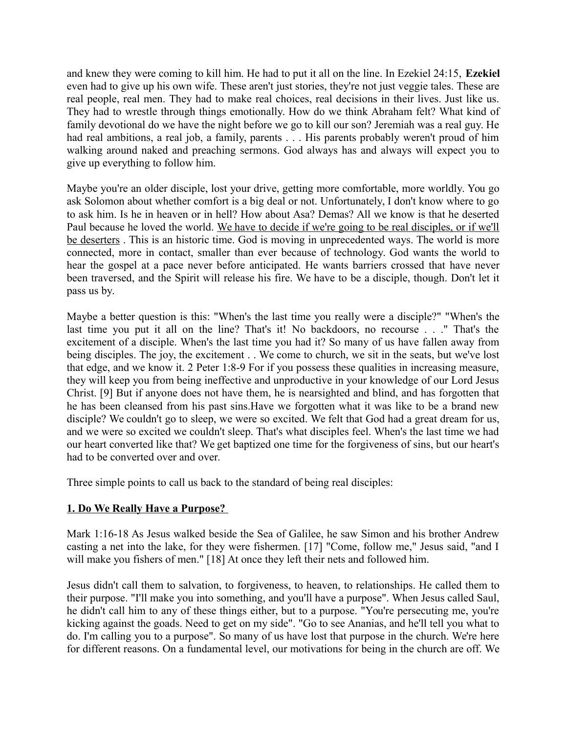and knew they were coming to kill him. He had to put it all on the line. In Ezekiel 24:15, **Ezekiel** even had to give up his own wife. These aren't just stories, they're not just veggie tales. These are real people, real men. They had to make real choices, real decisions in their lives. Just like us. They had to wrestle through things emotionally. How do we think Abraham felt? What kind of family devotional do we have the night before we go to kill our son? Jeremiah was a real guy. He had real ambitions, a real job, a family, parents . . . His parents probably weren't proud of him walking around naked and preaching sermons. God always has and always will expect you to give up everything to follow him.

Maybe you're an older disciple, lost your drive, getting more comfortable, more worldly. You go ask Solomon about whether comfort is a big deal or not. Unfortunately, I don't know where to go to ask him. Is he in heaven or in hell? How about Asa? Demas? All we know is that he deserted Paul because he loved the world. <u>We have to decide if we're going to be real disciples, or if we'll be deserters</u> . This is an historic time. God is moving in unprecedented ways. The world is more connected, more in contact, smaller than ever because of technology. God wants the world to hear the gospel at a pace never before anticipated. He wants barriers crossed that have never been traversed, and the Spirit will release his fire. We have to be a disciple, though. Don't let it pass us by.

Maybe a better question is this: "When's the last time you really were a disciple?" "When's the last time you put it all on the line? That's it! No backdoors, no recourse . . ." That's the excitement of a disciple. When's the last time you had it? So many of us have fallen away from being disciples. The joy, the excitement . . We come to church, we sit in the seats, but we've lost that edge, and we know it. 2 Peter 1:8-9 For if you possess these qualities in increasing measure, they will keep you from being ineffective and unproductive in your knowledge of our Lord Jesus Christ. [9] But if anyone does not have them, he is nearsighted and blind, and has forgotten that he has been cleansed from his past sins.Have we forgotten what it was like to be a brand new disciple? We couldn't go to sleep, we were so excited. We felt that God had a great dream for us, and we were so excited we couldn't sleep. That's what disciples feel. When's the last time we had our heart converted like that? We get baptized one time for the forgiveness of sins, but our heart's had to be converted over and over.

Three simple points to call us back to the standard of being real disciples:

**<u>1. Do We Really Have a Purpose?</u>**

Mark 1:16-18 As Jesus walked beside the Sea of Galilee, he saw Simon and his brother Andrew casting a net into the lake, for they were fishermen. [17] "Come, follow me," Jesus said, "and I will make you fishers of men." [18] At once they left their nets and followed him.

Jesus didn't call them to salvation, to forgiveness, to heaven, to relationships. He called them to their purpose. "I'll make you into something, and you'll have a purpose". When Jesus called Saul, he didn't call him to any of these things either, but to a purpose. "You're persecuting me, you're kicking against the goads. Need to get on my side". "Go to see Ananias, and he'll tell you what to do. I'm calling you to a purpose". So many of us have lost that purpose in the church. We're here for different reasons. On a fundamental level, our motivations for being in the church are off. We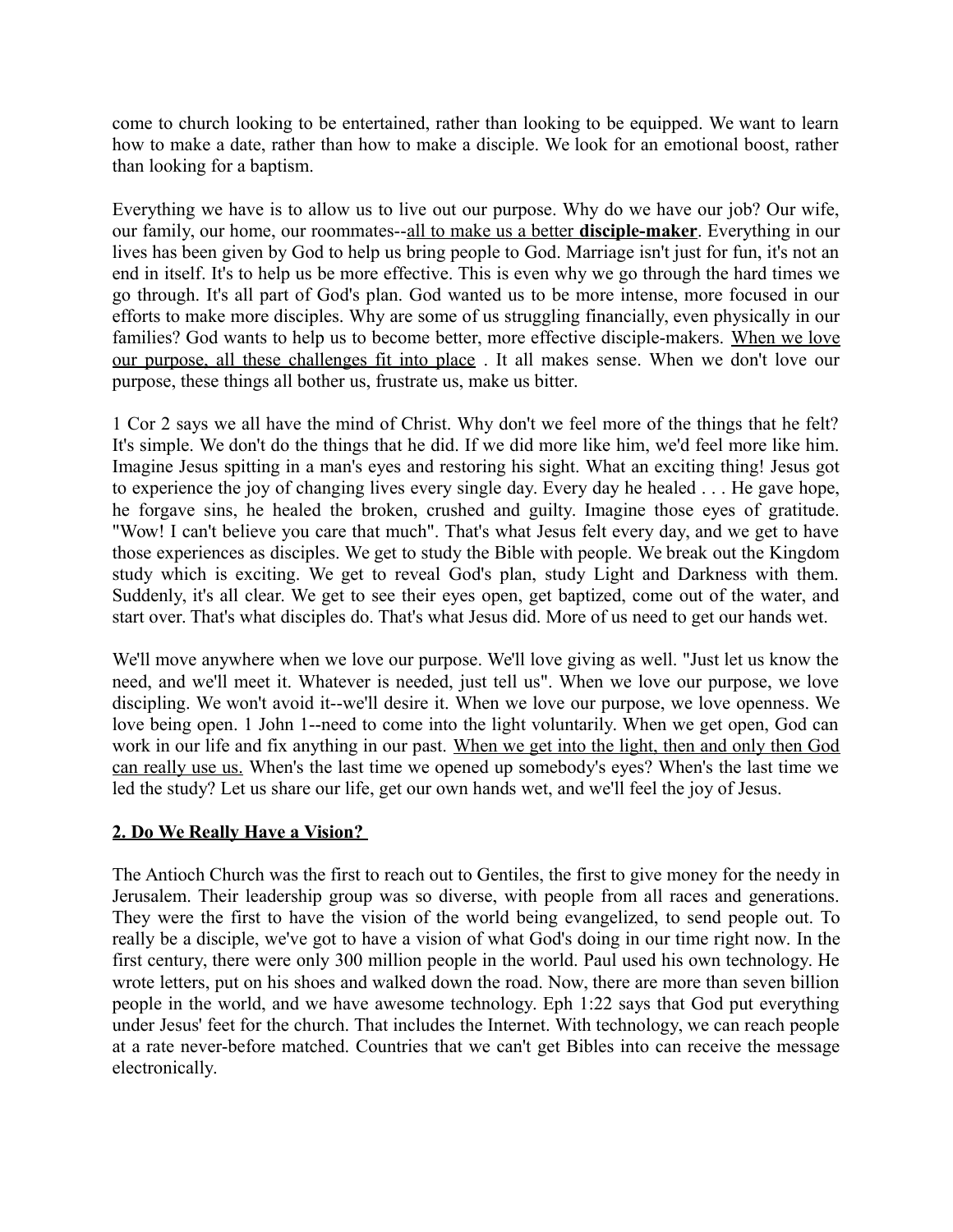come to church looking to be entertained, rather than looking to be equipped. We want to learn how to make a date, rather than how to make a disciple. We look for an emotional boost, rather than looking for a baptism.

Everything we have is to allow us to live out our purpose. Why do we have our job? Our wife, our family, our home, our roommates--<u>all to make us a better **disciple-maker**</u>. Everything in our lives has been given by God to help us bring people to God. Marriage isn't just for fun, it's not an end in itself. It's to help us be more effective. This is even why we go through the hard times we go through. It's all part of God's plan. God wanted us to be more intense, more focused in our efforts to make more disciples. Why are some of us struggling financially, even physically in our families? God wants to help us to become better, more effective disciple-makers. <u>When we love our purpose, all these challenges fit into place</u> . It all makes sense. When we don't love our purpose, these things all bother us, frustrate us, make us bitter.

1 Cor 2 says we all have the mind of Christ. Why don't we feel more of the things that he felt? It's simple. We don't do the things that he did. If we did more like him, we'd feel more like him. Imagine Jesus spitting in a man's eyes and restoring his sight. What an exciting thing! Jesus got to experience the joy of changing lives every single day. Every day he healed . . . He gave hope, he forgave sins, he healed the broken, crushed and guilty. Imagine those eyes of gratitude. "Wow! I can't believe you care that much". That's what Jesus felt every day, and we get to have those experiences as disciples. We get to study the Bible with people. We break out the Kingdom study which is exciting. We get to reveal God's plan, study Light and Darkness with them. Suddenly, it's all clear. We get to see their eyes open, get baptized, come out of the water, and start over. That's what disciples do. That's what Jesus did. More of us need to get our hands wet.

We'll move anywhere when we love our purpose. We'll love giving as well. "Just let us know the need, and we'll meet it. Whatever is needed, just tell us". When we love our purpose, we love discipling. We won't avoid it--we'll desire it. When we love our purpose, we love openness. We love being open. 1 John 1--need to come into the light voluntarily. When we get open, God can work in our life and fix anything in our past. <u>When we get into the light, then and only then God can really use us.</u> When's the last time we opened up somebody's eyes? When's the last time we led the study? Let us share our life, get our own hands wet, and we'll feel the joy of Jesus.

## <u>2. Do We Really Have a Vision?</u>

The Antioch Church was the first to reach out to Gentiles, the first to give money for the needy in Jerusalem. Their leadership group was so diverse, with people from all races and generations. They were the first to have the vision of the world being evangelized, to send people out. To really be a disciple, we've got to have a vision of what God's doing in our time right now. In the first century, there were only 300 million people in the world. Paul used his own technology. He wrote letters, put on his shoes and walked down the road. Now, there are more than seven billion people in the world, and we have awesome technology. Eph 1:22 says that God put everything under Jesus' feet for the church. That includes the Internet. With technology, we can reach people at a rate never-before matched. Countries that we can't get Bibles into can receive the message electronically.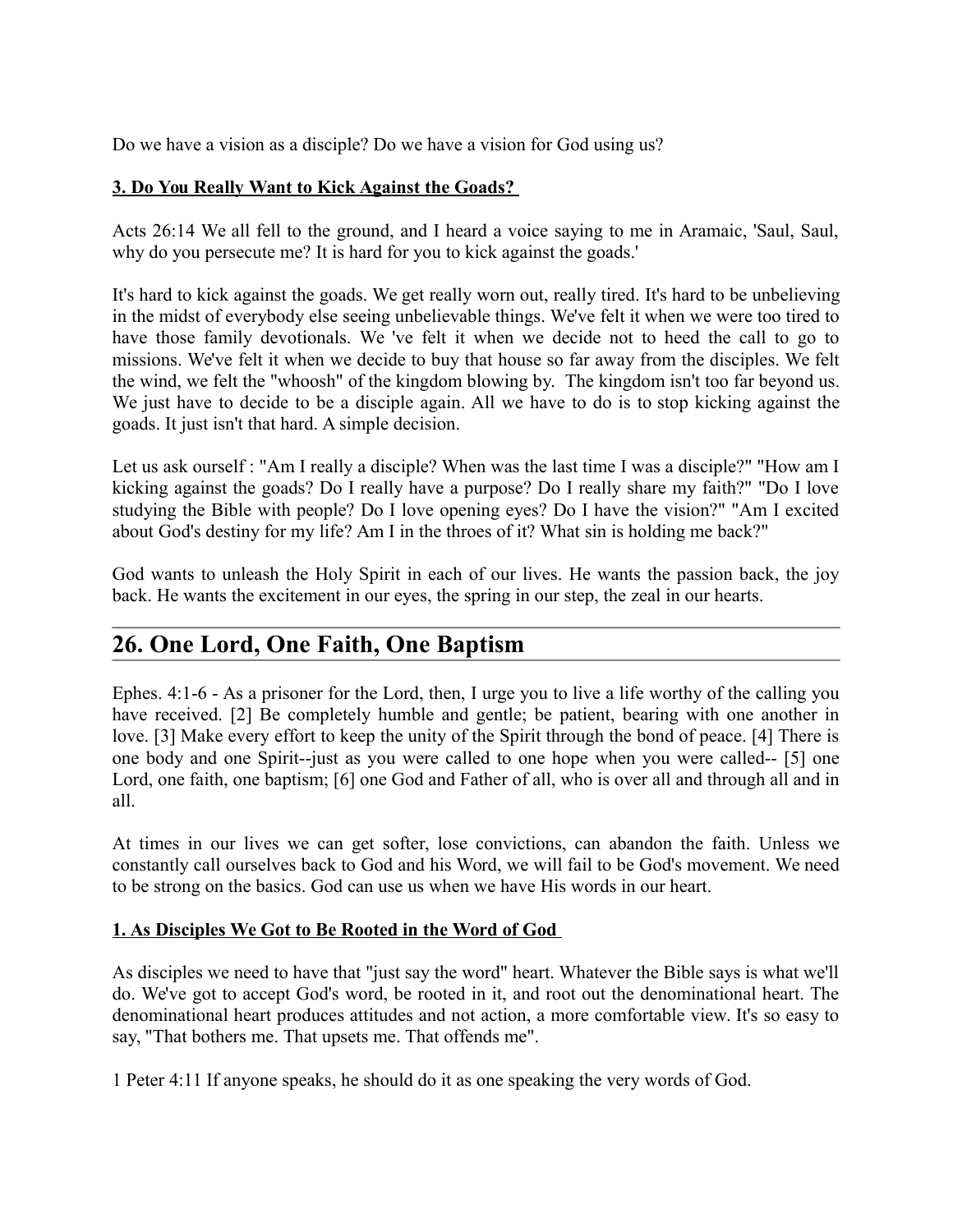Do we have a vision as a disciple? Do we have a vision for God using us?

**3. Do You Really Want to Kick Against the Goads?**

Acts 26:14 We all fell to the ground, and I heard a voice saying to me in Aramaic, 'Saul, Saul, why do you persecute me? It is hard for you to kick against the goads.'

It's hard to kick against the goads. We get really worn out, really tired. It's hard to be unbelieving in the midst of everybody else seeing unbelievable things. We've felt it when we were too tired to have those family devotionals. We 've felt it when we decide not to heed the call to go to missions. We've felt it when we decide to buy that house so far away from the disciples. We felt the wind, we felt the "whoosh" of the kingdom blowing by. The kingdom isn't too far beyond us. We just have to decide to be a disciple again. All we have to do is to stop kicking against the goads. It just isn't that hard. A simple decision.

Let us ask ourself : "Am I really a disciple? When was the last time I was a disciple?" "How am I kicking against the goads? Do I really have a purpose? Do I really share my faith?" "Do I love studying the Bible with people? Do I love opening eyes? Do I have the vision?" "Am I excited about God's destiny for my life? Am I in the throes of it? What sin is holding me back?"

God wants to unleash the Holy Spirit in each of our lives. He wants the passion back, the joy back. He wants the excitement in our eyes, the spring in our step, the zeal in our hearts.

---

## 26. One Lord, One Faith, One Baptism

---

Ephes. 4:1-6 - As a prisoner for the Lord, then, I urge you to live a life worthy of the calling you have received. [2] Be completely humble and gentle; be patient, bearing with one another in love. [3] Make every effort to keep the unity of the Spirit through the bond of peace. [4] There is one body and one Spirit--just as you were called to one hope when you were called-- [5] one Lord, one faith, one baptism; [6] one God and Father of all, who is over all and through all and in all.

At times in our lives we can get softer, lose convictions, can abandon the faith. Unless we constantly call ourselves back to God and his Word, we will fail to be God's movement. We need to be strong on the basics. God can use us when we have His words in our heart.

**1. As Disciples We Got to Be Rooted in the Word of God**

As disciples we need to have that "just say the word" heart. Whatever the Bible says is what we'll do. We've got to accept God's word, be rooted in it, and root out the denominational heart. The denominational heart produces attitudes and not action, a more comfortable view. It's so easy to say, "That bothers me. That upsets me. That offends me".

1 Peter 4:11 If anyone speaks, he should do it as one speaking the very words of God.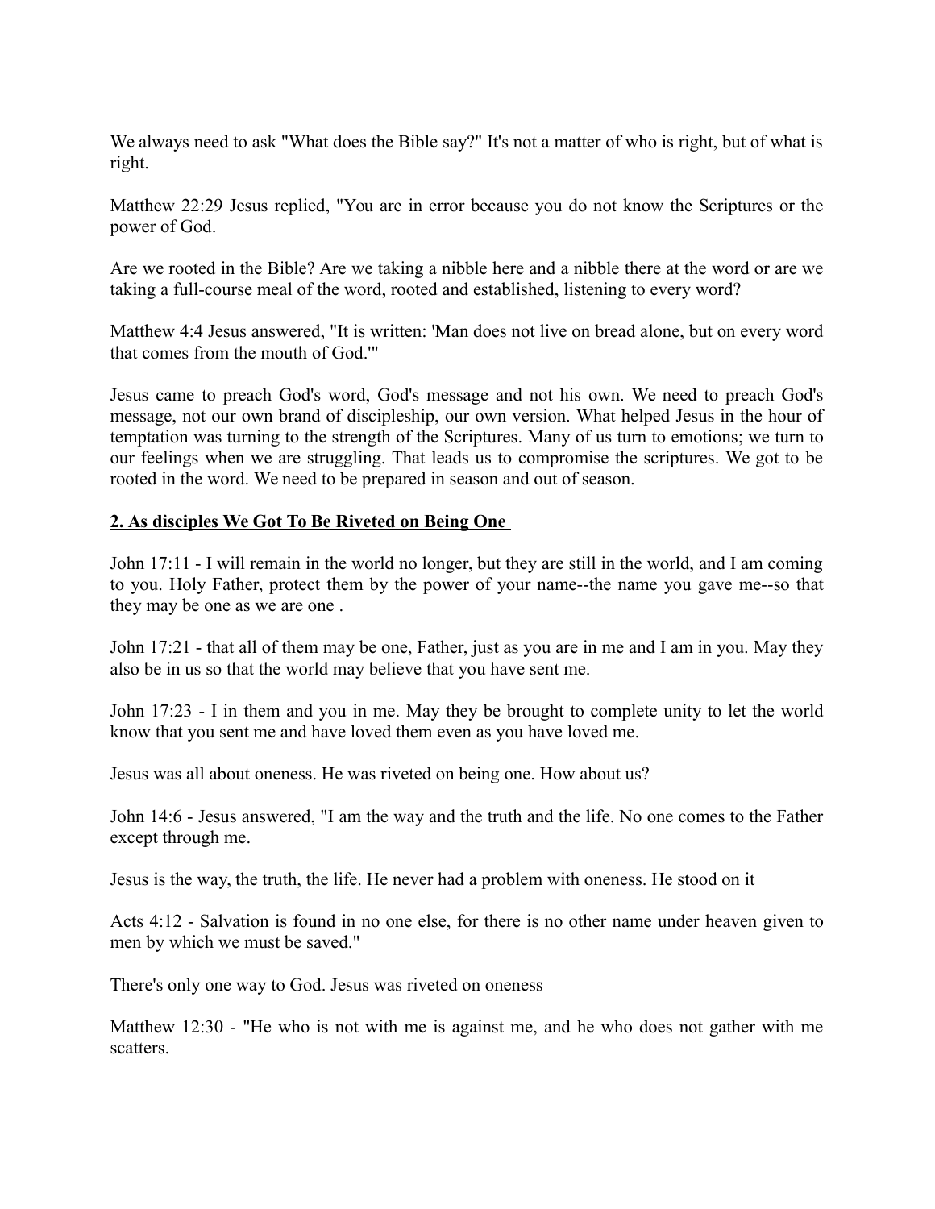We always need to ask "What does the Bible say?" It's not a matter of who is right, but of what is right.

Matthew 22:29 Jesus replied, "You are in error because you do not know the Scriptures or the power of God.

Are we rooted in the Bible? Are we taking a nibble here and a nibble there at the word or are we taking a full-course meal of the word, rooted and established, listening to every word?

Matthew 4:4 Jesus answered, "It is written: 'Man does not live on bread alone, but on every word that comes from the mouth of God.'"

Jesus came to preach God's word, God's message and not his own. We need to preach God's message, not our own brand of discipleship, our own version. What helped Jesus in the hour of temptation was turning to the strength of the Scriptures. Many of us turn to emotions; we turn to our feelings when we are struggling. That leads us to compromise the scriptures. We got to be rooted in the word. We need to be prepared in season and out of season.

**2. As disciples We Got To Be Riveted on Being One**

John 17:11 - I will remain in the world no longer, but they are still in the world, and I am coming to you. Holy Father, protect them by the power of your name--the name you gave me--so that they may be one as we are one .

John 17:21 - that all of them may be one, Father, just as you are in me and I am in you. May they also be in us so that the world may believe that you have sent me.

John 17:23 - I in them and you in me. May they be brought to complete unity to let the world know that you sent me and have loved them even as you have loved me.

Jesus was all about oneness. He was riveted on being one. How about us?

John 14:6 - Jesus answered, "I am the way and the truth and the life. No one comes to the Father except through me.

Jesus is the way, the truth, the life. He never had a problem with oneness. He stood on it

Acts 4:12 - Salvation is found in no one else, for there is no other name under heaven given to men by which we must be saved."

There's only one way to God. Jesus was riveted on oneness

Matthew 12:30 - "He who is not with me is against me, and he who does not gather with me scatters.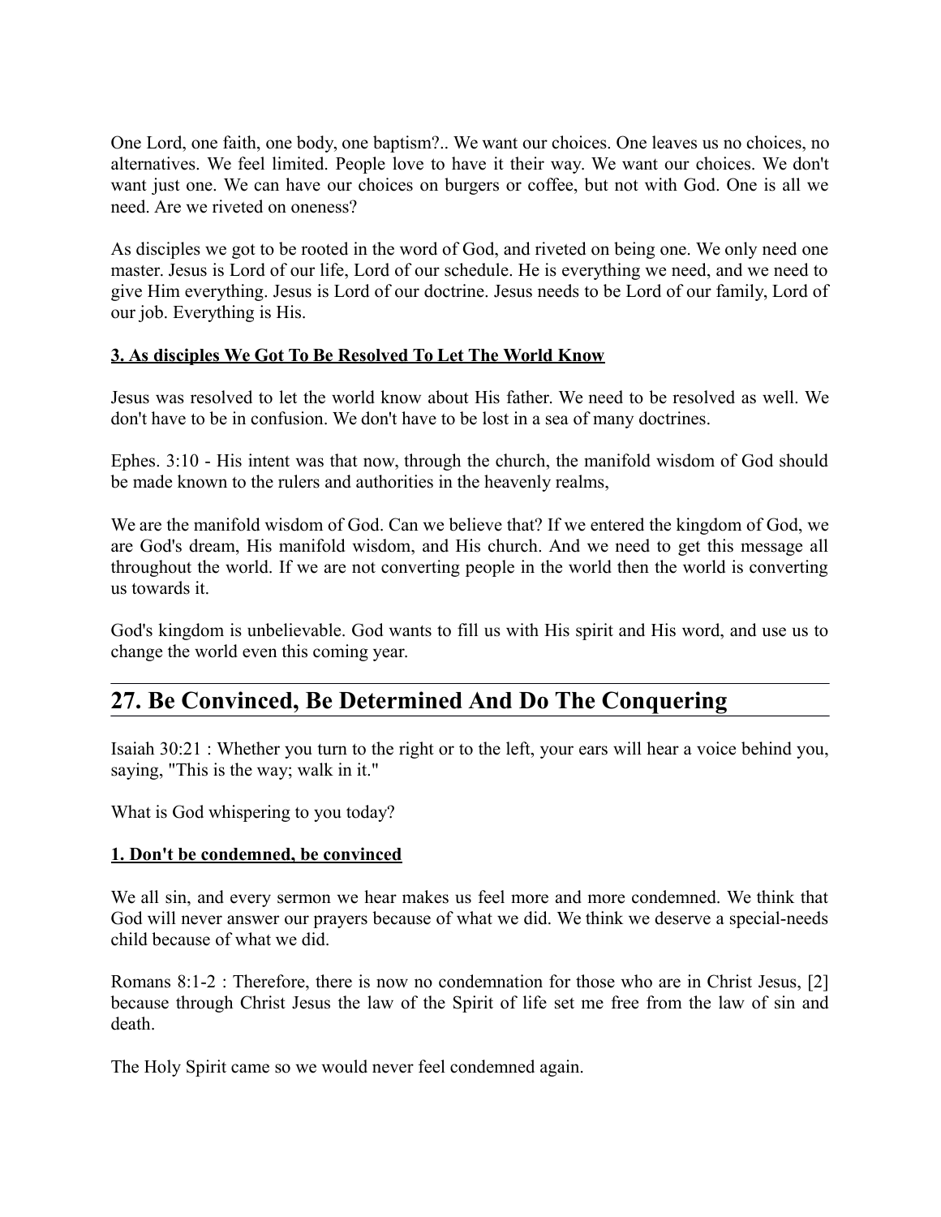One Lord, one faith, one body, one baptism?.. We want our choices. One leaves us no choices, no alternatives. We feel limited. People love to have it their way. We want our choices. We don't want just one. We can have our choices on burgers or coffee, but not with God. One is all we need. Are we riveted on oneness?

As disciples we got to be rooted in the word of God, and riveted on being one. We only need one master. Jesus is Lord of our life, Lord of our schedule. He is everything we need, and we need to give Him everything. Jesus is Lord of our doctrine. Jesus needs to be Lord of our family, Lord of our job. Everything is His.

**3. As disciples We Got To Be Resolved To Let The World Know**

Jesus was resolved to let the world know about His father. We need to be resolved as well. We don't have to be in confusion. We don't have to be lost in a sea of many doctrines.

Ephes. 3:10 - His intent was that now, through the church, the manifold wisdom of God should be made known to the rulers and authorities in the heavenly realms,

We are the manifold wisdom of God. Can we believe that? If we entered the kingdom of God, we are God's dream, His manifold wisdom, and His church. And we need to get this message all throughout the world. If we are not converting people in the world then the world is converting us towards it.

God's kingdom is unbelievable. God wants to fill us with His spirit and His word, and use us to change the world even this coming year.

## 27. Be Convinced, Be Determined And Do The Conquering

Isaiah 30:21 : Whether you turn to the right or to the left, your ears will hear a voice behind you, saying, "This is the way; walk in it."

What is God whispering to you today?

**1. Don't be condemned, be convinced**

We all sin, and every sermon we hear makes us feel more and more condemned. We think that God will never answer our prayers because of what we did. We think we deserve a special-needs child because of what we did.

Romans 8:1-2 : Therefore, there is now no condemnation for those who are in Christ Jesus, [2] because through Christ Jesus the law of the Spirit of life set me free from the law of sin and death.

The Holy Spirit came so we would never feel condemned again.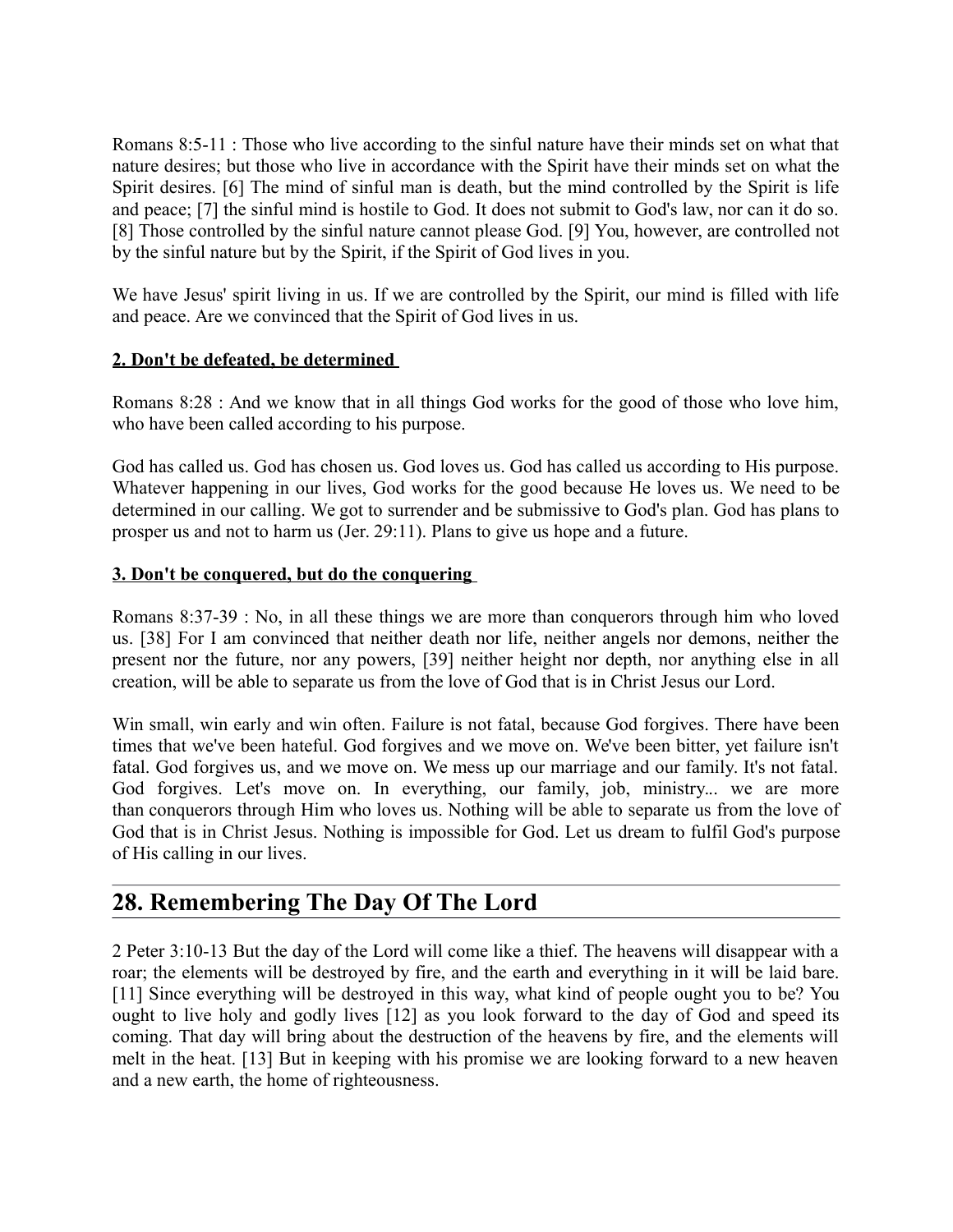Romans 8:5-11 : Those who live according to the sinful nature have their minds set on what that nature desires; but those who live in accordance with the Spirit have their minds set on what the Spirit desires. [6] The mind of sinful man is death, but the mind controlled by the Spirit is life and peace; [7] the sinful mind is hostile to God. It does not submit to God's law, nor can it do so. [8] Those controlled by the sinful nature cannot please God. [9] You, however, are controlled not by the sinful nature but by the Spirit, if the Spirit of God lives in you.

We have Jesus' spirit living in us. If we are controlled by the Spirit, our mind is filled with life and peace. Are we convinced that the Spirit of God lives in us.

**2. Don't be defeated, be determined**

Romans 8:28 : And we know that in all things God works for the good of those who love him, who have been called according to his purpose.

God has called us. God has chosen us. God loves us. God has called us according to His purpose. Whatever happening in our lives, God works for the good because He loves us. We need to be determined in our calling. We got to surrender and be submissive to God's plan. God has plans to prosper us and not to harm us (Jer. 29:11). Plans to give us hope and a future.

**3. Don't be conquered, but do the conquering**

Romans 8:37-39 : No, in all these things we are more than conquerors through him who loved us. [38] For I am convinced that neither death nor life, neither angels nor demons, neither the present nor the future, nor any powers, [39] neither height nor depth, nor anything else in all creation, will be able to separate us from the love of God that is in Christ Jesus our Lord.

Win small, win early and win often. Failure is not fatal, because God forgives. There have been times that we've been hateful. God forgives and we move on. We've been bitter, yet failure isn't fatal. God forgives us, and we move on. We mess up our marriage and our family. It's not fatal. God forgives. Let's move on. In everything, our family, job, ministry... we are more than conquerors through Him who loves us. Nothing will be able to separate us from the love of God that is in Christ Jesus. Nothing is impossible for God. Let us dream to fulfil God's purpose of His calling in our lives.

## 28. Remembering The Day Of The Lord

2 Peter 3:10-13 But the day of the Lord will come like a thief. The heavens will disappear with a roar; the elements will be destroyed by fire, and the earth and everything in it will be laid bare. [11] Since everything will be destroyed in this way, what kind of people ought you to be? You ought to live holy and godly lives [12] as you look forward to the day of God and speed its coming. That day will bring about the destruction of the heavens by fire, and the elements will melt in the heat. [13] But in keeping with his promise we are looking forward to a new heaven and a new earth, the home of righteousness.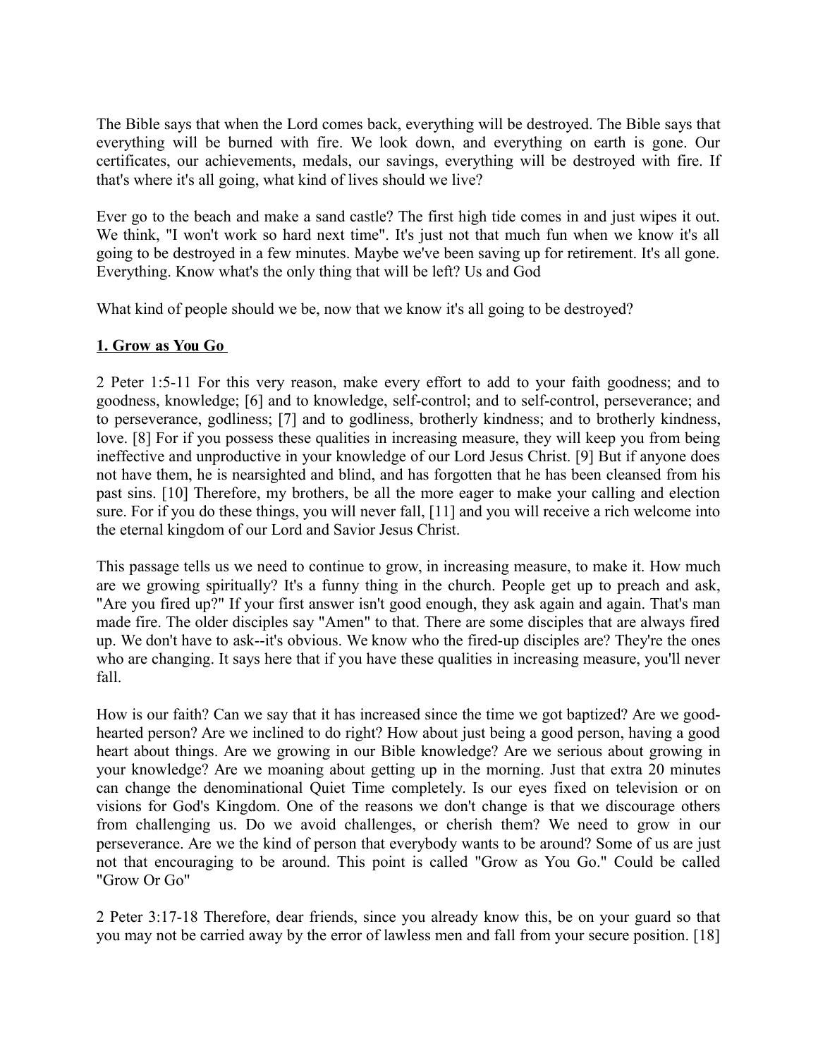The Bible says that when the Lord comes back, everything will be destroyed. The Bible says that everything will be burned with fire. We look down, and everything on earth is gone. Our certificates, our achievements, medals, our savings, everything will be destroyed with fire. If that's where it's all going, what kind of lives should we live?

Ever go to the beach and make a sand castle? The first high tide comes in and just wipes it out. We think, "I won't work so hard next time". It's just not that much fun when we know it's all going to be destroyed in a few minutes. Maybe we've been saving up for retirement. It's all gone. Everything. Know what's the only thing that will be left? Us and God

What kind of people should we be, now that we know it's all going to be destroyed?

**1. Grow as You Go**

2 Peter 1:5-11 For this very reason, make every effort to add to your faith goodness; and to goodness, knowledge; [6] and to knowledge, self-control; and to self-control, perseverance; and to perseverance, godliness; [7] and to godliness, brotherly kindness; and to brotherly kindness, love. [8] For if you possess these qualities in increasing measure, they will keep you from being ineffective and unproductive in your knowledge of our Lord Jesus Christ. [9] But if anyone does not have them, he is nearsighted and blind, and has forgotten that he has been cleansed from his past sins. [10] Therefore, my brothers, be all the more eager to make your calling and election sure. For if you do these things, you will never fall, [11] and you will receive a rich welcome into the eternal kingdom of our Lord and Savior Jesus Christ.

This passage tells us we need to continue to grow, in increasing measure, to make it. How much are we growing spiritually? It's a funny thing in the church. People get up to preach and ask, "Are you fired up?" If your first answer isn't good enough, they ask again and again. That's man made fire. The older disciples say "Amen" to that. There are some disciples that are always fired up. We don't have to ask--it's obvious. We know who the fired-up disciples are? They're the ones who are changing. It says here that if you have these qualities in increasing measure, you'll never fall.

How is our faith? Can we say that it has increased since the time we got baptized? Are we good-hearted person? Are we inclined to do right? How about just being a good person, having a good heart about things. Are we growing in our Bible knowledge? Are we serious about growing in your knowledge? Are we moaning about getting up in the morning. Just that extra 20 minutes can change the denominational Quiet Time completely. Is our eyes fixed on television or on visions for God's Kingdom. One of the reasons we don't change is that we discourage others from challenging us. Do we avoid challenges, or cherish them? We need to grow in our perseverance. Are we the kind of person that everybody wants to be around? Some of us are just not that encouraging to be around. This point is called "Grow as You Go." Could be called "Grow Or Go"

2 Peter 3:17-18 Therefore, dear friends, since you already know this, be on your guard so that you may not be carried away by the error of lawless men and fall from your secure position. [18]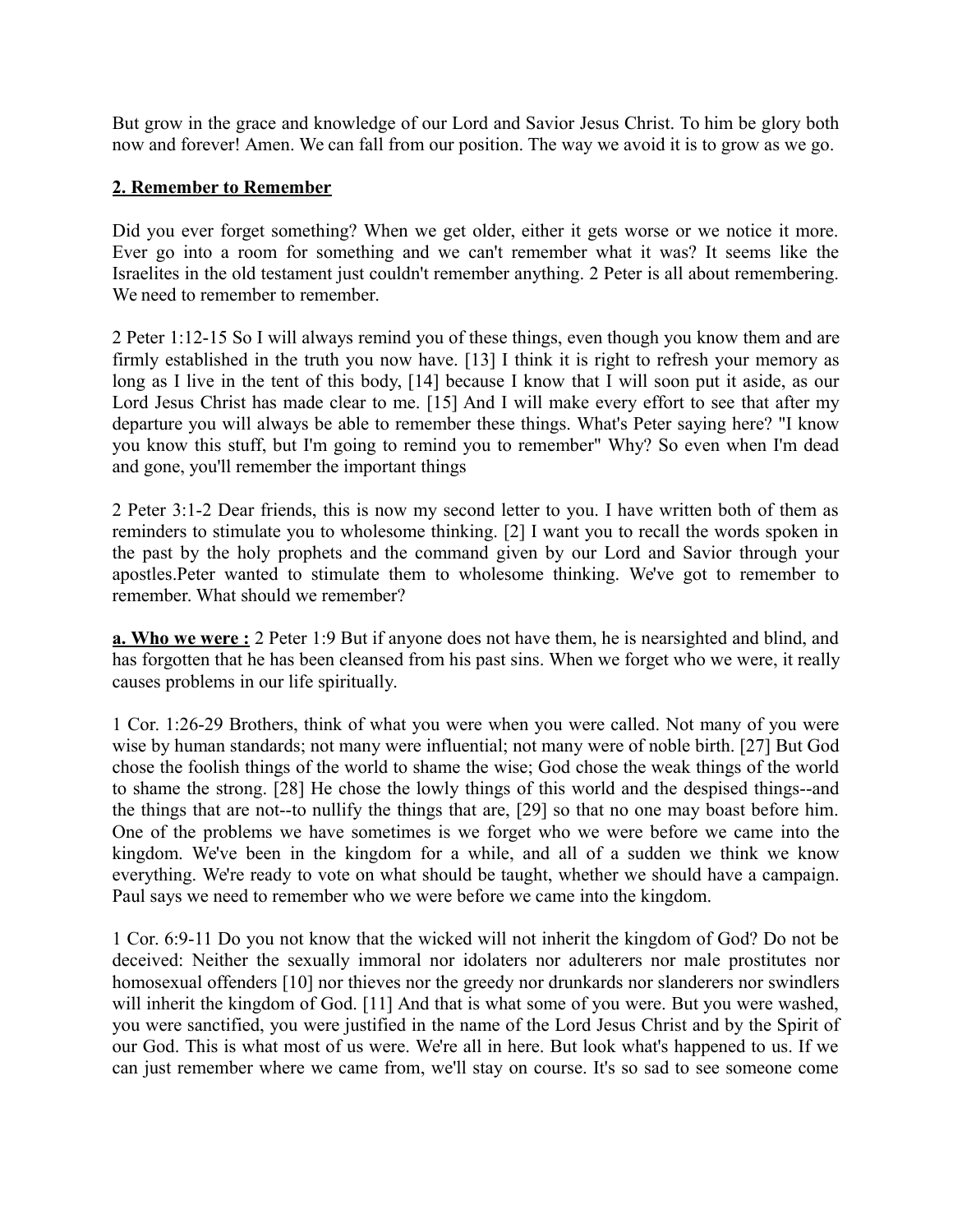But grow in the grace and knowledge of our Lord and Savior Jesus Christ. To him be glory both now and forever! Amen. We can fall from our position. The way we avoid it is to grow as we go.

## **2. Remember to Remember**

Did you ever forget something? When we get older, either it gets worse or we notice it more. Ever go into a room for something and we can't remember what it was? It seems like the Israelites in the old testament just couldn't remember anything. 2 Peter is all about remembering. We need to remember to remember.

2 Peter 1:12-15 So I will always remind you of these things, even though you know them and are firmly established in the truth you now have. [13] I think it is right to refresh your memory as long as I live in the tent of this body, [14] because I know that I will soon put it aside, as our Lord Jesus Christ has made clear to me. [15] And I will make every effort to see that after my departure you will always be able to remember these things. What's Peter saying here? "I know you know this stuff, but I'm going to remind you to remember" Why? So even when I'm dead and gone, you'll remember the important things

2 Peter 3:1-2 Dear friends, this is now my second letter to you. I have written both of them as reminders to stimulate you to wholesome thinking. [2] I want you to recall the words spoken in the past by the holy prophets and the command given by our Lord and Savior through your apostles.Peter wanted to stimulate them to wholesome thinking. We've got to remember to remember. What should we remember?

**a. Who we were :** 2 Peter 1:9 But if anyone does not have them, he is nearsighted and blind, and has forgotten that he has been cleansed from his past sins. When we forget who we were, it really causes problems in our life spiritually.

1 Cor. 1:26-29 Brothers, think of what you were when you were called. Not many of you were wise by human standards; not many were influential; not many were of noble birth. [27] But God chose the foolish things of the world to shame the wise; God chose the weak things of the world to shame the strong. [28] He chose the lowly things of this world and the despised things--and the things that are not--to nullify the things that are, [29] so that no one may boast before him. One of the problems we have sometimes is we forget who we were before we came into the kingdom. We've been in the kingdom for a while, and all of a sudden we think we know everything. We're ready to vote on what should be taught, whether we should have a campaign. Paul says we need to remember who we were before we came into the kingdom.

1 Cor. 6:9-11 Do you not know that the wicked will not inherit the kingdom of God? Do not be deceived: Neither the sexually immoral nor idolaters nor adulterers nor male prostitutes nor homosexual offenders [10] nor thieves nor the greedy nor drunkards nor slanderers nor swindlers will inherit the kingdom of God. [11] And that is what some of you were. But you were washed, you were sanctified, you were justified in the name of the Lord Jesus Christ and by the Spirit of our God. This is what most of us were. We're all in here. But look what's happened to us. If we can just remember where we came from, we'll stay on course. It's so sad to see someone come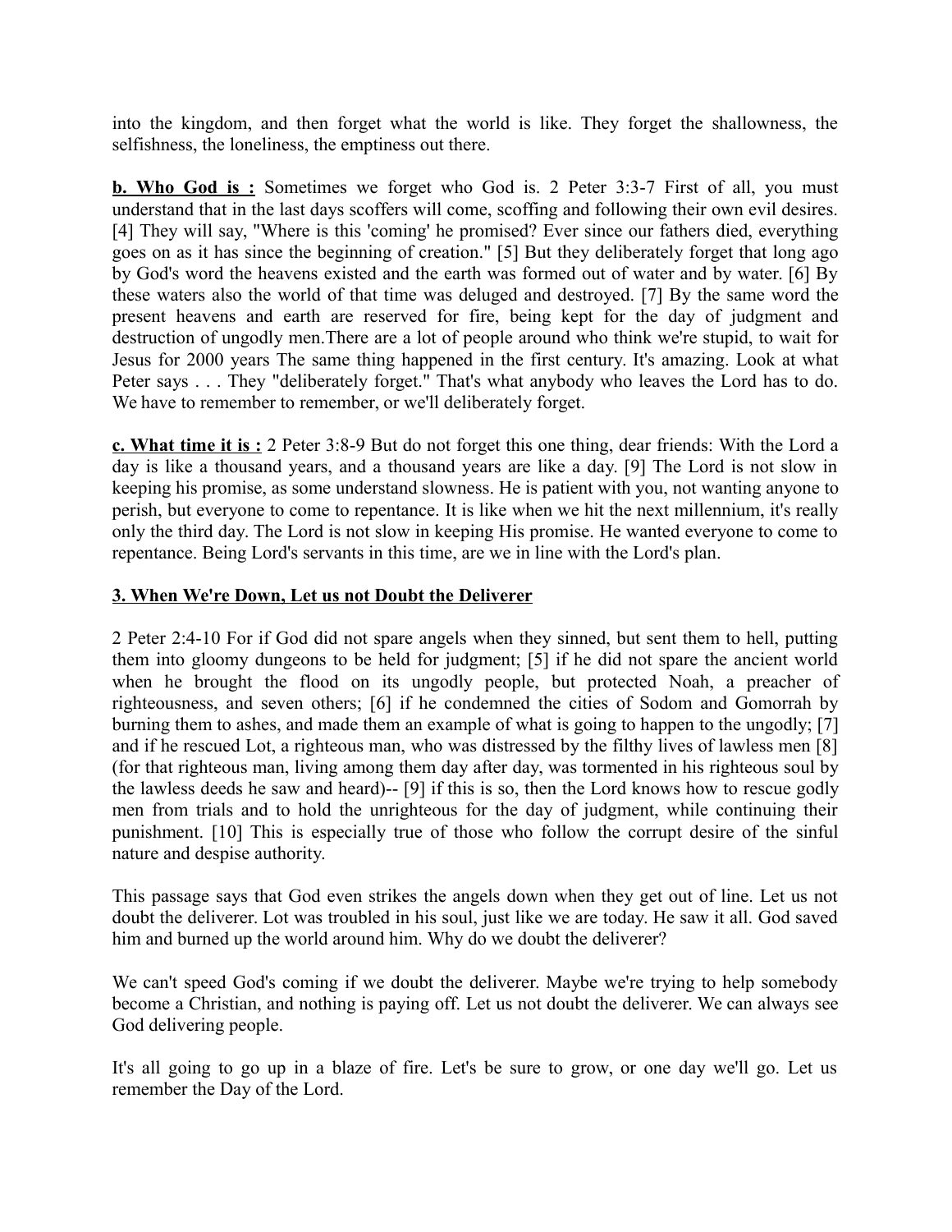into the kingdom, and then forget what the world is like. They forget the shallowness, the selfishness, the loneliness, the emptiness out there.

**b. Who God is :** Sometimes we forget who God is. 2 Peter 3:3-7 First of all, you must understand that in the last days scoffers will come, scoffing and following their own evil desires. [4] They will say, "Where is this 'coming' he promised? Ever since our fathers died, everything goes on as it has since the beginning of creation." [5] But they deliberately forget that long ago by God's word the heavens existed and the earth was formed out of water and by water. [6] By these waters also the world of that time was deluged and destroyed. [7] By the same word the present heavens and earth are reserved for fire, being kept for the day of judgment and destruction of ungodly men.There are a lot of people around who think we're stupid, to wait for Jesus for 2000 years The same thing happened in the first century. It's amazing. Look at what Peter says . . . They "deliberately forget." That's what anybody who leaves the Lord has to do. We have to remember to remember, or we'll deliberately forget.

**c. What time it is :** 2 Peter 3:8-9 But do not forget this one thing, dear friends: With the Lord a day is like a thousand years, and a thousand years are like a day. [9] The Lord is not slow in keeping his promise, as some understand slowness. He is patient with you, not wanting anyone to perish, but everyone to come to repentance. It is like when we hit the next millennium, it's really only the third day. The Lord is not slow in keeping His promise. He wanted everyone to come to repentance. Being Lord's servants in this time, are we in line with the Lord's plan.

### 3. When We're Down, Let us not Doubt the Deliverer

2 Peter 2:4-10 For if God did not spare angels when they sinned, but sent them to hell, putting them into gloomy dungeons to be held for judgment; [5] if he did not spare the ancient world when he brought the flood on its ungodly people, but protected Noah, a preacher of righteousness, and seven others; [6] if he condemned the cities of Sodom and Gomorrah by burning them to ashes, and made them an example of what is going to happen to the ungodly; [7] and if he rescued Lot, a righteous man, who was distressed by the filthy lives of lawless men [8] (for that righteous man, living among them day after day, was tormented in his righteous soul by the lawless deeds he saw and heard)-- [9] if this is so, then the Lord knows how to rescue godly men from trials and to hold the unrighteous for the day of judgment, while continuing their punishment. [10] This is especially true of those who follow the corrupt desire of the sinful nature and despise authority.

This passage says that God even strikes the angels down when they get out of line. Let us not doubt the deliverer. Lot was troubled in his soul, just like we are today. He saw it all. God saved him and burned up the world around him. Why do we doubt the deliverer?

We can't speed God's coming if we doubt the deliverer. Maybe we're trying to help somebody become a Christian, and nothing is paying off. Let us not doubt the deliverer. We can always see God delivering people.

It's all going to go up in a blaze of fire. Let's be sure to grow, or one day we'll go. Let us remember the Day of the Lord.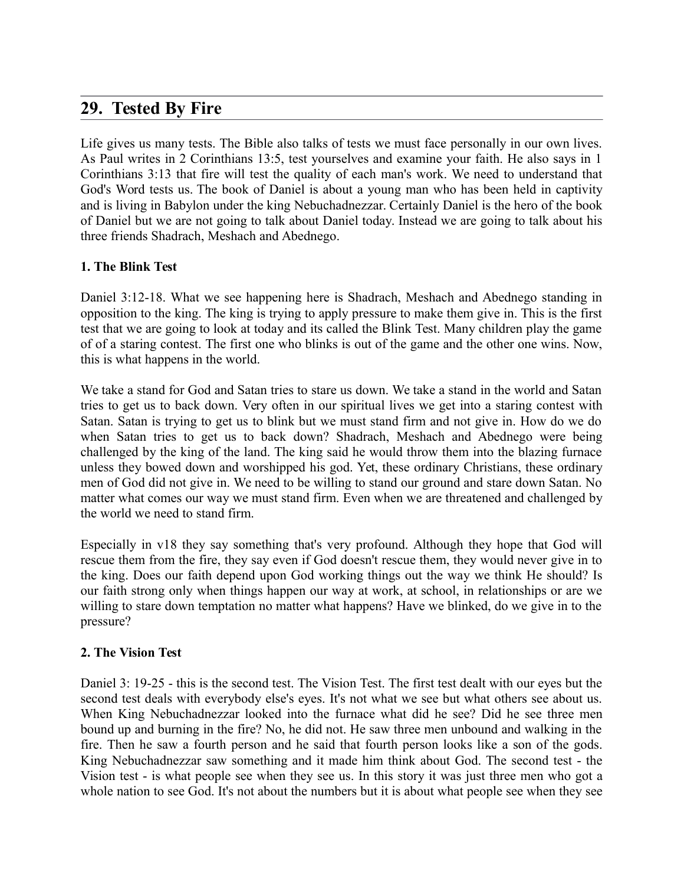## 29. Tested By Fire

Life gives us many tests. The Bible also talks of tests we must face personally in our own lives. As Paul writes in 2 Corinthians 13:5, test yourselves and examine your faith. He also says in 1 Corinthians 3:13 that fire will test the quality of each man's work. We need to understand that God's Word tests us. The book of Daniel is about a young man who has been held in captivity and is living in Babylon under the king Nebuchadnezzar. Certainly Daniel is the hero of the book of Daniel but we are not going to talk about Daniel today. Instead we are going to talk about his three friends Shadrach, Meshach and Abednego.

**1. The Blink Test**

Daniel 3:12-18. What we see happening here is Shadrach, Meshach and Abednego standing in opposition to the king. The king is trying to apply pressure to make them give in. This is the first test that we are going to look at today and its called the Blink Test. Many children play the game of of a staring contest. The first one who blinks is out of the game and the other one wins. Now, this is what happens in the world.

We take a stand for God and Satan tries to stare us down. We take a stand in the world and Satan tries to get us to back down. Very often in our spiritual lives we get into a staring contest with Satan. Satan is trying to get us to blink but we must stand firm and not give in. How do we do when Satan tries to get us to back down? Shadrach, Meshach and Abednego were being challenged by the king of the land. The king said he would throw them into the blazing furnace unless they bowed down and worshipped his god. Yet, these ordinary Christians, these ordinary men of God did not give in. We need to be willing to stand our ground and stare down Satan. No matter what comes our way we must stand firm. Even when we are threatened and challenged by the world we need to stand firm.

Especially in v18 they say something that's very profound. Although they hope that God will rescue them from the fire, they say even if God doesn't rescue them, they would never give in to the king. Does our faith depend upon God working things out the way we think He should? Is our faith strong only when things happen our way at work, at school, in relationships or are we willing to stare down temptation no matter what happens? Have we blinked, do we give in to the pressure?

**2. The Vision Test**

Daniel 3: 19-25 - this is the second test. The Vision Test. The first test dealt with our eyes but the second test deals with everybody else's eyes. It's not what we see but what others see about us. When King Nebuchadnezzar looked into the furnace what did he see? Did he see three men bound up and burning in the fire? No, he did not. He saw three men unbound and walking in the fire. Then he saw a fourth person and he said that fourth person looks like a son of the gods. King Nebuchadnezzar saw something and it made him think about God. The second test - the Vision test - is what people see when they see us. In this story it was just three men who got a whole nation to see God. It's not about the numbers but it is about what people see when they see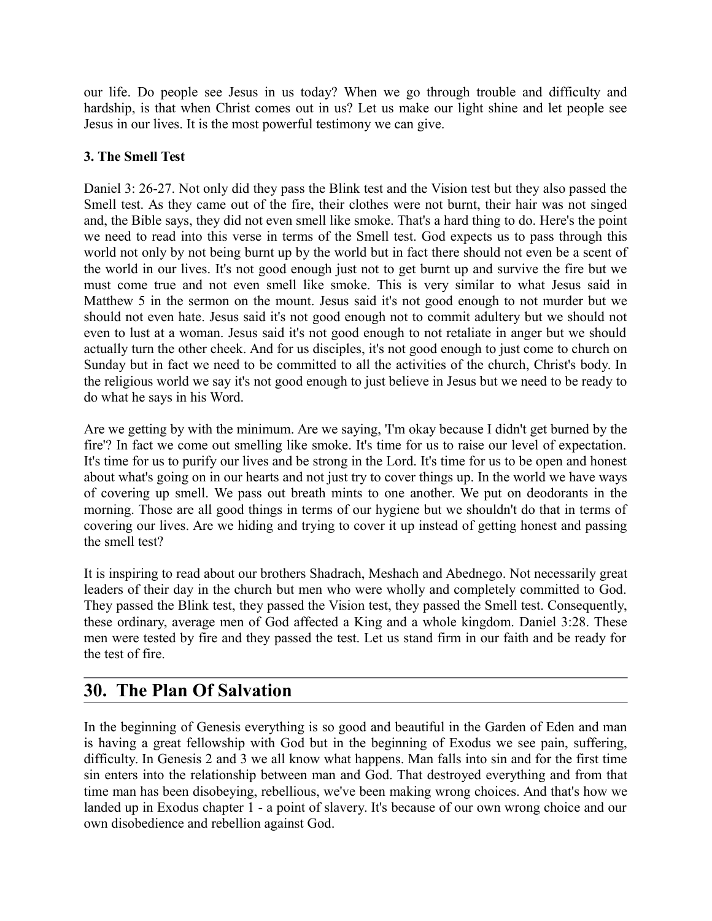our life. Do people see Jesus in us today? When we go through trouble and difficulty and hardship, is that when Christ comes out in us? Let us make our light shine and let people see Jesus in our lives. It is the most powerful testimony we can give.

**3. The Smell Test**

Daniel 3: 26-27. Not only did they pass the Blink test and the Vision test but they also passed the Smell test. As they came out of the fire, their clothes were not burnt, their hair was not singed and, the Bible says, they did not even smell like smoke. That's a hard thing to do. Here's the point we need to read into this verse in terms of the Smell test. God expects us to pass through this world not only by not being burnt up by the world but in fact there should not even be a scent of the world in our lives. It's not good enough just not to get burnt up and survive the fire but we must come true and not even smell like smoke. This is very similar to what Jesus said in Matthew 5 in the sermon on the mount. Jesus said it's not good enough to not murder but we should not even hate. Jesus said it's not good enough not to commit adultery but we should not even to lust at a woman. Jesus said it's not good enough to not retaliate in anger but we should actually turn the other cheek. And for us disciples, it's not good enough to just come to church on Sunday but in fact we need to be committed to all the activities of the church, Christ's body. In the religious world we say it's not good enough to just believe in Jesus but we need to be ready to do what he says in his Word.

Are we getting by with the minimum. Are we saying, 'I'm okay because I didn't get burned by the fire'? In fact we come out smelling like smoke. It's time for us to raise our level of expectation. It's time for us to purify our lives and be strong in the Lord. It's time for us to be open and honest about what's going on in our hearts and not just try to cover things up. In the world we have ways of covering up smell. We pass out breath mints to one another. We put on deodorants in the morning. Those are all good things in terms of our hygiene but we shouldn't do that in terms of covering our lives. Are we hiding and trying to cover it up instead of getting honest and passing the smell test?

It is inspiring to read about our brothers Shadrach, Meshach and Abednego. Not necessarily great leaders of their day in the church but men who were wholly and completely committed to God. They passed the Blink test, they passed the Vision test, they passed the Smell test. Consequently, these ordinary, average men of God affected a King and a whole kingdom. Daniel 3:28. These men were tested by fire and they passed the test. Let us stand firm in our faith and be ready for the test of fire.

## 30. The Plan Of Salvation

In the beginning of Genesis everything is so good and beautiful in the Garden of Eden and man is having a great fellowship with God but in the beginning of Exodus we see pain, suffering, difficulty. In Genesis 2 and 3 we all know what happens. Man falls into sin and for the first time sin enters into the relationship between man and God. That destroyed everything and from that time man has been disobeying, rebellious, we've been making wrong choices. And that's how we landed up in Exodus chapter 1 - a point of slavery. It's because of our own wrong choice and our own disobedience and rebellion against God.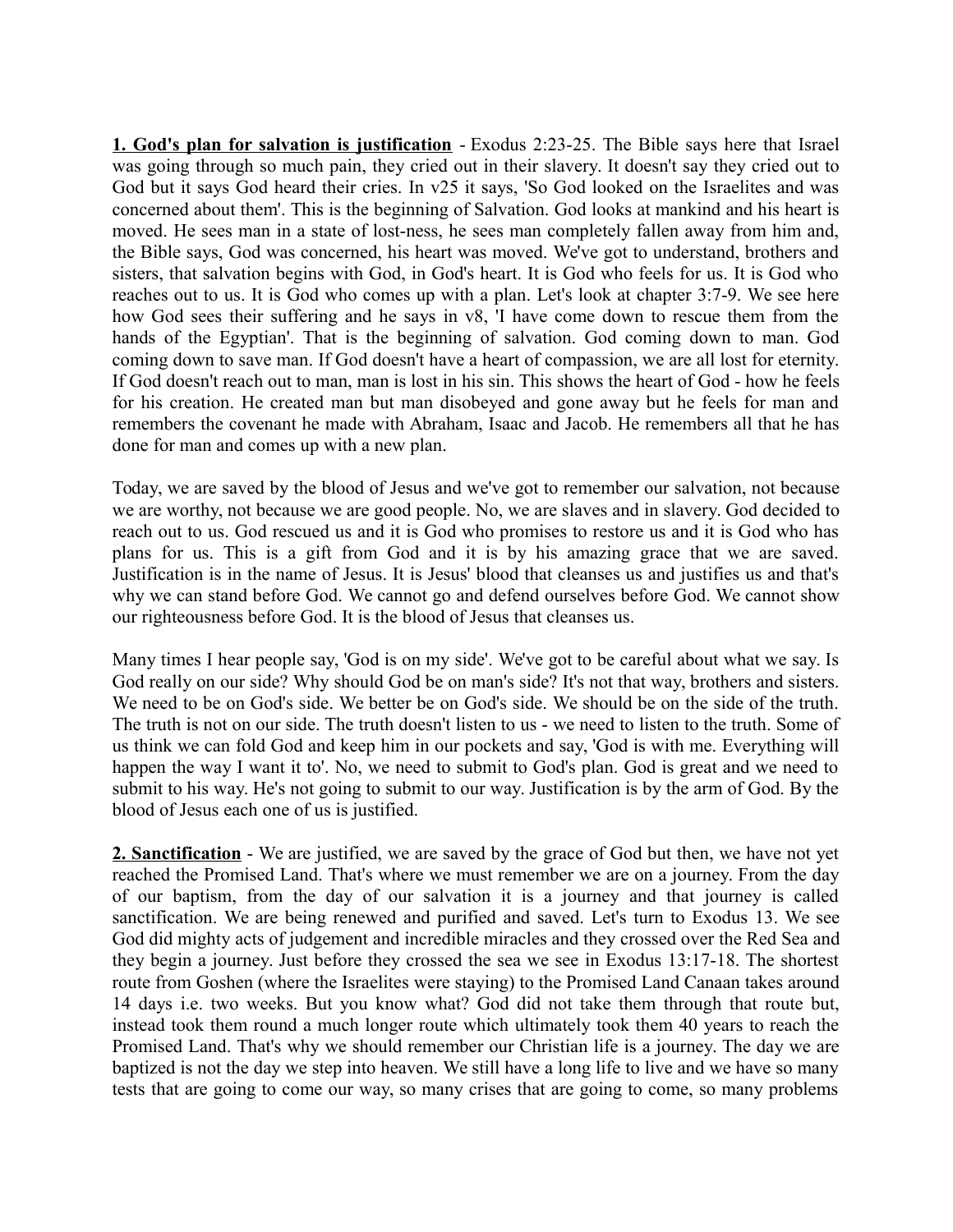**1. God's plan for salvation is justification** - Exodus 2:23-25. The Bible says here that Israel was going through so much pain, they cried out in their slavery. It doesn't say they cried out to God but it says God heard their cries. In v25 it says, 'So God looked on the Israelites and was concerned about them'. This is the beginning of Salvation. God looks at mankind and his heart is moved. He sees man in a state of lost-ness, he sees man completely fallen away from him and, the Bible says, God was concerned, his heart was moved. We've got to understand, brothers and sisters, that salvation begins with God, in God's heart. It is God who feels for us. It is God who reaches out to us. It is God who comes up with a plan. Let's look at chapter 3:7-9. We see here how God sees their suffering and he says in v8, 'I have come down to rescue them from the hands of the Egyptian'. That is the beginning of salvation. God coming down to man. God coming down to save man. If God doesn't have a heart of compassion, we are all lost for eternity. If God doesn't reach out to man, man is lost in his sin. This shows the heart of God - how he feels for his creation. He created man but man disobeyed and gone away but he feels for man and remembers the covenant he made with Abraham, Isaac and Jacob. He remembers all that he has done for man and comes up with a new plan.

Today, we are saved by the blood of Jesus and we've got to remember our salvation, not because we are worthy, not because we are good people. No, we are slaves and in slavery. God decided to reach out to us. God rescued us and it is God who promises to restore us and it is God who has plans for us. This is a gift from God and it is by his amazing grace that we are saved. Justification is in the name of Jesus. It is Jesus' blood that cleanses us and justifies us and that's why we can stand before God. We cannot go and defend ourselves before God. We cannot show our righteousness before God. It is the blood of Jesus that cleanses us.

Many times I hear people say, 'God is on my side'. We've got to be careful about what we say. Is God really on our side? Why should God be on man's side? It's not that way, brothers and sisters. We need to be on God's side. We better be on God's side. We should be on the side of the truth. The truth is not on our side. The truth doesn't listen to us - we need to listen to the truth. Some of us think we can fold God and keep him in our pockets and say, 'God is with me. Everything will happen the way I want it to'. No, we need to submit to God's plan. God is great and we need to submit to his way. He's not going to submit to our way. Justification is by the arm of God. By the blood of Jesus each one of us is justified.

**2. Sanctification** - We are justified, we are saved by the grace of God but then, we have not yet reached the Promised Land. That's where we must remember we are on a journey. From the day of our baptism, from the day of our salvation it is a journey and that journey is called sanctification. We are being renewed and purified and saved. Let's turn to Exodus 13. We see God did mighty acts of judgement and incredible miracles and they crossed over the Red Sea and they begin a journey. Just before they crossed the sea we see in Exodus 13:17-18. The shortest route from Goshen (where the Israelites were staying) to the Promised Land Canaan takes around 14 days i.e. two weeks. But you know what? God did not take them through that route but, instead took them round a much longer route which ultimately took them 40 years to reach the Promised Land. That's why we should remember our Christian life is a journey. The day we are baptized is not the day we step into heaven. We still have a long life to live and we have so many tests that are going to come our way, so many crises that are going to come, so many problems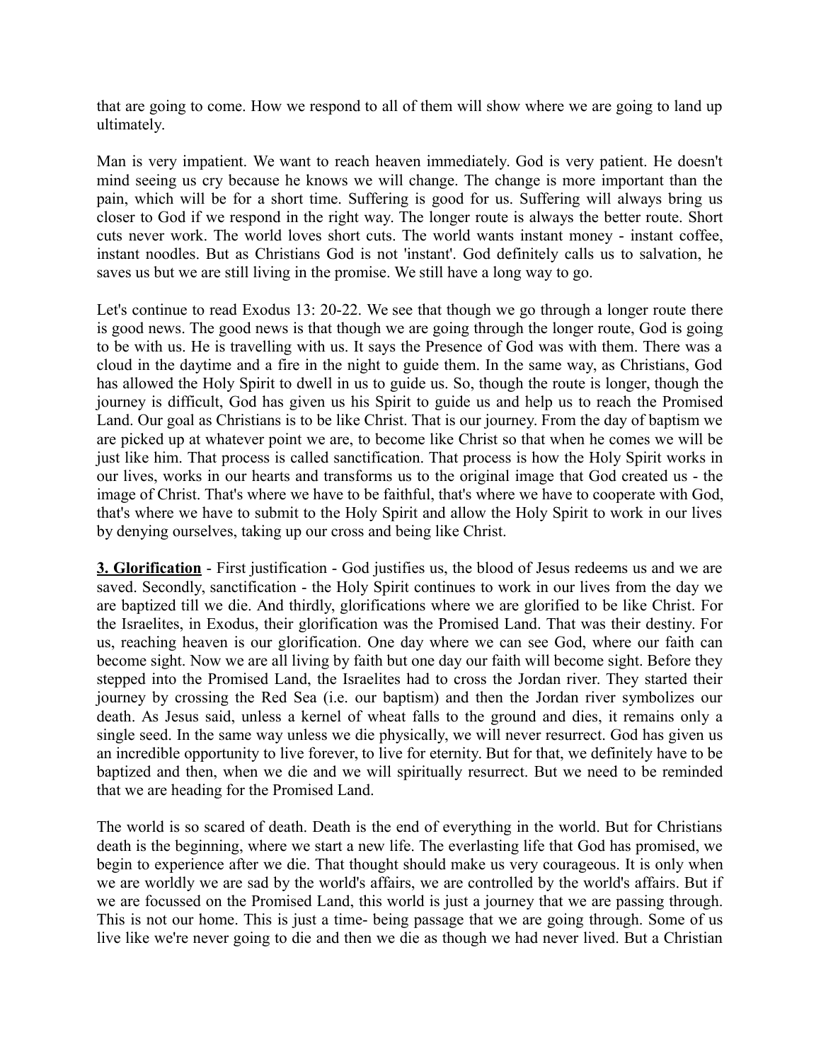that are going to come. How we respond to all of them will show where we are going to land up ultimately.

Man is very impatient. We want to reach heaven immediately. God is very patient. He doesn't mind seeing us cry because he knows we will change. The change is more important than the pain, which will be for a short time. Suffering is good for us. Suffering will always bring us closer to God if we respond in the right way. The longer route is always the better route. Short cuts never work. The world loves short cuts. The world wants instant money - instant coffee, instant noodles. But as Christians God is not 'instant'. God definitely calls us to salvation, he saves us but we are still living in the promise. We still have a long way to go.

Let's continue to read Exodus 13: 20-22. We see that though we go through a longer route there is good news. The good news is that though we are going through the longer route, God is going to be with us. He is travelling with us. It says the Presence of God was with them. There was a cloud in the daytime and a fire in the night to guide them. In the same way, as Christians, God has allowed the Holy Spirit to dwell in us to guide us. So, though the route is longer, though the journey is difficult, God has given us his Spirit to guide us and help us to reach the Promised Land. Our goal as Christians is to be like Christ. That is our journey. From the day of baptism we are picked up at whatever point we are, to become like Christ so that when he comes we will be just like him. That process is called sanctification. That process is how the Holy Spirit works in our lives, works in our hearts and transforms us to the original image that God created us - the image of Christ. That's where we have to be faithful, that's where we have to cooperate with God, that's where we have to submit to the Holy Spirit and allow the Holy Spirit to work in our lives by denying ourselves, taking up our cross and being like Christ.

**3. Glorification** - First justification - God justifies us, the blood of Jesus redeems us and we are saved. Secondly, sanctification - the Holy Spirit continues to work in our lives from the day we are baptized till we die. And thirdly, glorifications where we are glorified to be like Christ. For the Israelites, in Exodus, their glorification was the Promised Land. That was their destiny. For us, reaching heaven is our glorification. One day where we can see God, where our faith can become sight. Now we are all living by faith but one day our faith will become sight. Before they stepped into the Promised Land, the Israelites had to cross the Jordan river. They started their journey by crossing the Red Sea (i.e. our baptism) and then the Jordan river symbolizes our death. As Jesus said, unless a kernel of wheat falls to the ground and dies, it remains only a single seed. In the same way unless we die physically, we will never resurrect. God has given us an incredible opportunity to live forever, to live for eternity. But for that, we definitely have to be baptized and then, when we die and we will spiritually resurrect. But we need to be reminded that we are heading for the Promised Land.

The world is so scared of death. Death is the end of everything in the world. But for Christians death is the beginning, where we start a new life. The everlasting life that God has promised, we begin to experience after we die. That thought should make us very courageous. It is only when we are worldly we are sad by the world's affairs, we are controlled by the world's affairs. But if we are focussed on the Promised Land, this world is just a journey that we are passing through. This is not our home. This is just a time- being passage that we are going through. Some of us live like we're never going to die and then we die as though we had never lived. But a Christian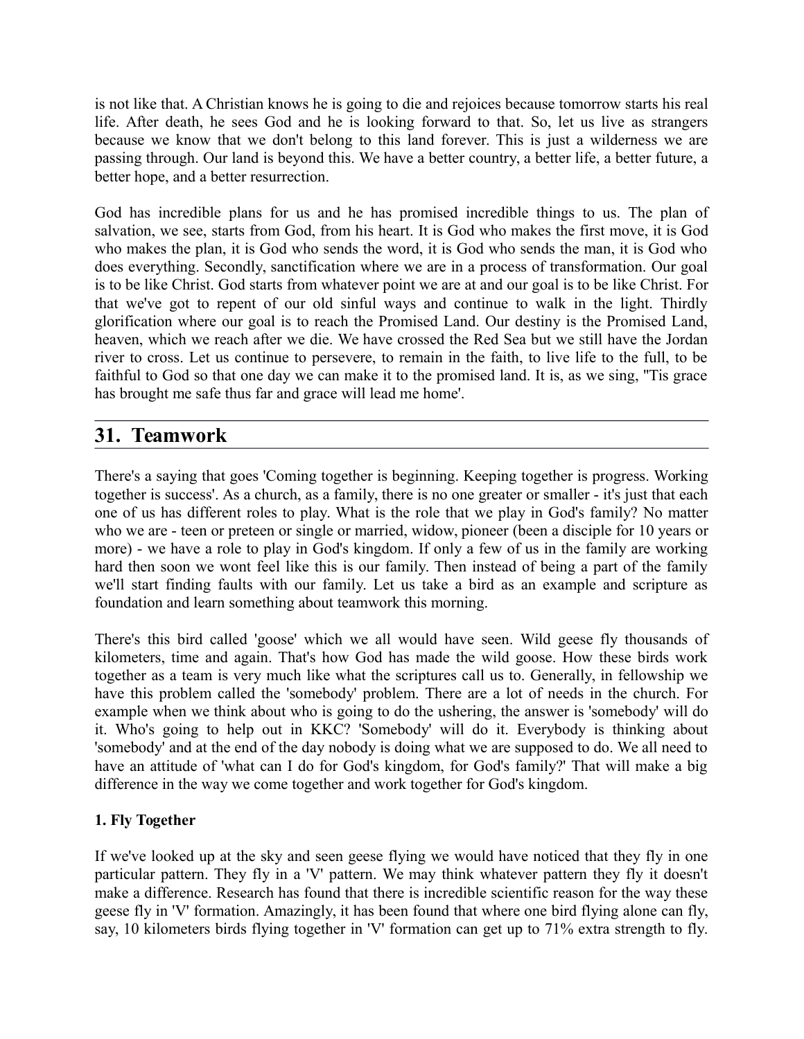is not like that. A Christian knows he is going to die and rejoices because tomorrow starts his real life. After death, he sees God and he is looking forward to that. So, let us live as strangers because we know that we don't belong to this land forever. This is just a wilderness we are passing through. Our land is beyond this. We have a better country, a better life, a better future, a better hope, and a better resurrection.

God has incredible plans for us and he has promised incredible things to us. The plan of salvation, we see, starts from God, from his heart. It is God who makes the first move, it is God who makes the plan, it is God who sends the word, it is God who sends the man, it is God who does everything. Secondly, sanctification where we are in a process of transformation. Our goal is to be like Christ. God starts from whatever point we are at and our goal is to be like Christ. For that we've got to repent of our old sinful ways and continue to walk in the light. Thirdly glorification where our goal is to reach the Promised Land. Our destiny is the Promised Land, heaven, which we reach after we die. We have crossed the Red Sea but we still have the Jordan river to cross. Let us continue to persevere, to remain in the faith, to live life to the full, to be faithful to God so that one day we can make it to the promised land. It is, as we sing, ''Tis grace has brought me safe thus far and grace will lead me home'.

## 31. Teamwork

There's a saying that goes 'Coming together is beginning. Keeping together is progress. Working together is success'. As a church, as a family, there is no one greater or smaller - it's just that each one of us has different roles to play. What is the role that we play in God's family? No matter who we are - teen or preteen or single or married, widow, pioneer (been a disciple for 10 years or more) - we have a role to play in God's kingdom. If only a few of us in the family are working hard then soon we wont feel like this is our family. Then instead of being a part of the family we'll start finding faults with our family. Let us take a bird as an example and scripture as foundation and learn something about teamwork this morning.

There's this bird called 'goose' which we all would have seen. Wild geese fly thousands of kilometers, time and again. That's how God has made the wild goose. How these birds work together as a team is very much like what the scriptures call us to. Generally, in fellowship we have this problem called the 'somebody' problem. There are a lot of needs in the church. For example when we think about who is going to do the ushering, the answer is 'somebody' will do it. Who's going to help out in KKC? 'Somebody' will do it. Everybody is thinking about 'somebody' and at the end of the day nobody is doing what we are supposed to do. We all need to have an attitude of 'what can I do for God's kingdom, for God's family?' That will make a big difference in the way we come together and work together for God's kingdom.

**1. Fly Together**

If we've looked up at the sky and seen geese flying we would have noticed that they fly in one particular pattern. They fly in a 'V' pattern. We may think whatever pattern they fly it doesn't make a difference. Research has found that there is incredible scientific reason for the way these geese fly in 'V' formation. Amazingly, it has been found that where one bird flying alone can fly, say, 10 kilometers birds flying together in 'V' formation can get up to 71% extra strength to fly.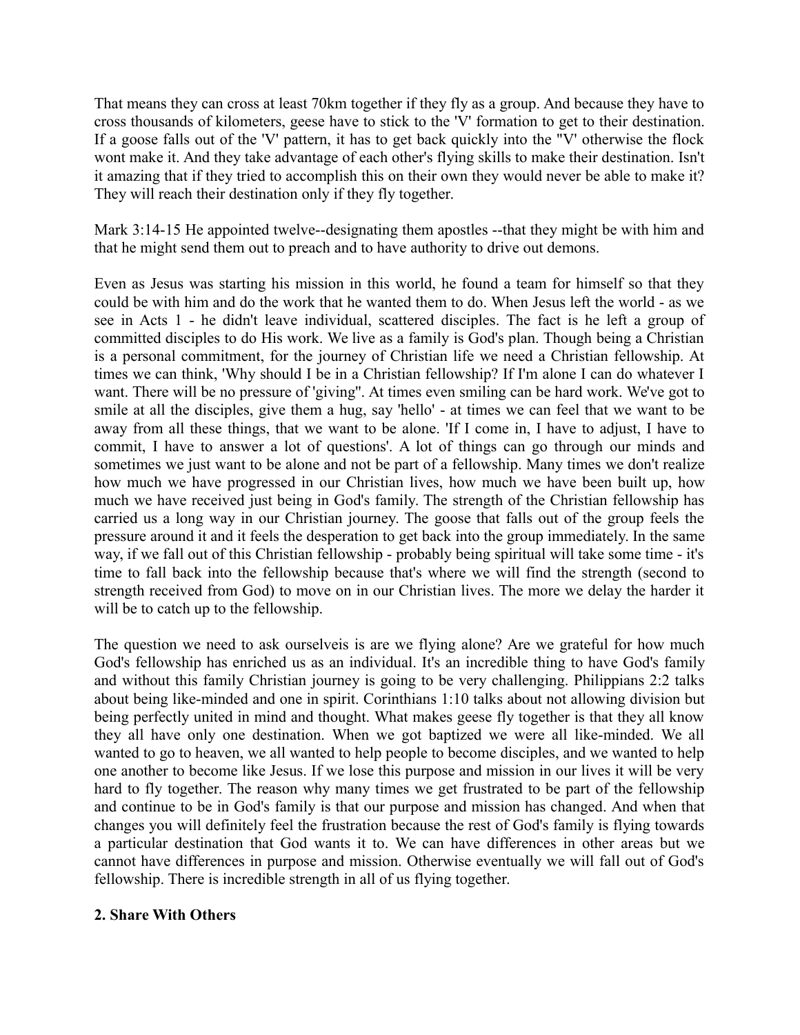That means they can cross at least 70km together if they fly as a group. And because they have to cross thousands of kilometers, geese have to stick to the 'V' formation to get to their destination. If a goose falls out of the 'V' pattern, it has to get back quickly into the "V' otherwise the flock wont make it. And they take advantage of each other's flying skills to make their destination. Isn't it amazing that if they tried to accomplish this on their own they would never be able to make it? They will reach their destination only if they fly together.

Mark 3:14-15 He appointed twelve--designating them apostles --that they might be with him and that he might send them out to preach and to have authority to drive out demons.

Even as Jesus was starting his mission in this world, he found a team for himself so that they could be with him and do the work that he wanted them to do. When Jesus left the world - as we see in Acts 1 - he didn't leave individual, scattered disciples. The fact is he left a group of committed disciples to do His work. We live as a family is God's plan. Though being a Christian is a personal commitment, for the journey of Christian life we need a Christian fellowship. At times we can think, 'Why should I be in a Christian fellowship? If I'm alone I can do whatever I want. There will be no pressure of 'giving". At times even smiling can be hard work. We've got to smile at all the disciples, give them a hug, say 'hello' - at times we can feel that we want to be away from all these things, that we want to be alone. 'If I come in, I have to adjust, I have to commit, I have to answer a lot of questions'. A lot of things can go through our minds and sometimes we just want to be alone and not be part of a fellowship. Many times we don't realize how much we have progressed in our Christian lives, how much we have been built up, how much we have received just being in God's family. The strength of the Christian fellowship has carried us a long way in our Christian journey. The goose that falls out of the group feels the pressure around it and it feels the desperation to get back into the group immediately. In the same way, if we fall out of this Christian fellowship - probably being spiritual will take some time - it's time to fall back into the fellowship because that's where we will find the strength (second to strength received from God) to move on in our Christian lives. The more we delay the harder it will be to catch up to the fellowship.

The question we need to ask ourselveis is are we flying alone? Are we grateful for how much God's fellowship has enriched us as an individual. It's an incredible thing to have God's family and without this family Christian journey is going to be very challenging. Philippians 2:2 talks about being like-minded and one in spirit. Corinthians 1:10 talks about not allowing division but being perfectly united in mind and thought. What makes geese fly together is that they all know they all have only one destination. When we got baptized we were all like-minded. We all wanted to go to heaven, we all wanted to help people to become disciples, and we wanted to help one another to become like Jesus. If we lose this purpose and mission in our lives it will be very hard to fly together. The reason why many times we get frustrated to be part of the fellowship and continue to be in God's family is that our purpose and mission has changed. And when that changes you will definitely feel the frustration because the rest of God's family is flying towards a particular destination that God wants it to. We can have differences in other areas but we cannot have differences in purpose and mission. Otherwise eventually we will fall out of God's fellowship. There is incredible strength in all of us flying together.

**2. Share With Others**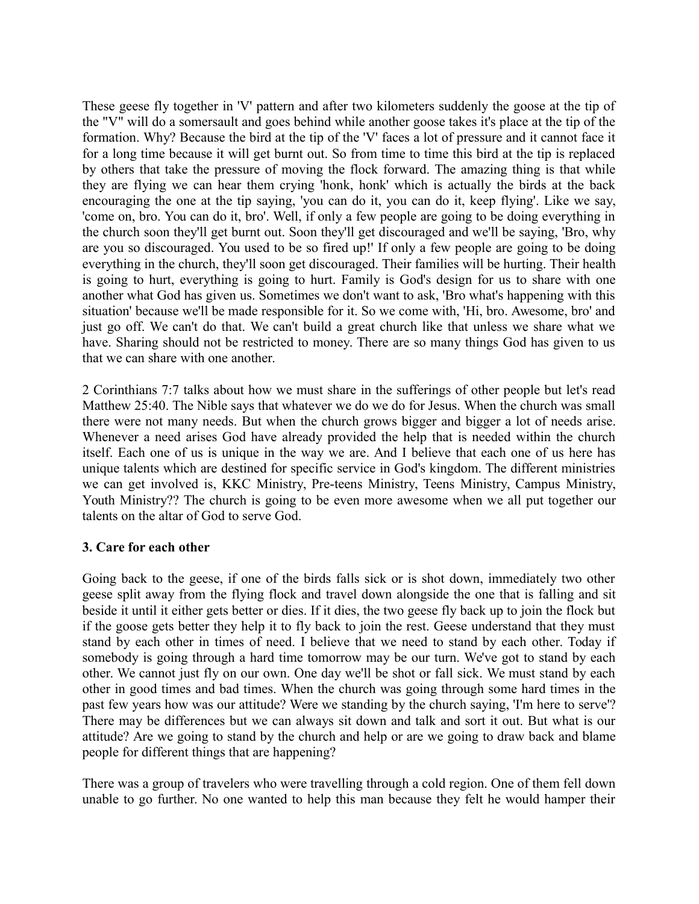These geese fly together in 'V' pattern and after two kilometers suddenly the goose at the tip of the "V" will do a somersault and goes behind while another goose takes it's place at the tip of the formation. Why? Because the bird at the tip of the 'V' faces a lot of pressure and it cannot face it for a long time because it will get burnt out. So from time to time this bird at the tip is replaced by others that take the pressure of moving the flock forward. The amazing thing is that while they are flying we can hear them crying 'honk, honk' which is actually the birds at the back encouraging the one at the tip saying, 'you can do it, you can do it, keep flying'. Like we say, 'come on, bro. You can do it, bro'. Well, if only a few people are going to be doing everything in the church soon they'll get burnt out. Soon they'll get discouraged and we'll be saying, 'Bro, why are you so discouraged. You used to be so fired up!' If only a few people are going to be doing everything in the church, they'll soon get discouraged. Their families will be hurting. Their health is going to hurt, everything is going to hurt. Family is God's design for us to share with one another what God has given us. Sometimes we don't want to ask, 'Bro what's happening with this situation' because we'll be made responsible for it. So we come with, 'Hi, bro. Awesome, bro' and just go off. We can't do that. We can't build a great church like that unless we share what we have. Sharing should not be restricted to money. There are so many things God has given to us that we can share with one another.

2 Corinthians 7:7 talks about how we must share in the sufferings of other people but let's read Matthew 25:40. The Nible says that whatever we do we do for Jesus. When the church was small there were not many needs. But when the church grows bigger and bigger a lot of needs arise. Whenever a need arises God have already provided the help that is needed within the church itself. Each one of us is unique in the way we are. And I believe that each one of us here has unique talents which are destined for specific service in God's kingdom. The different ministries we can get involved is, KKC Ministry, Pre-teens Ministry, Teens Ministry, Campus Ministry, Youth Ministry?? The church is going to be even more awesome when we all put together our talents on the altar of God to serve God.

**3. Care for each other**

Going back to the geese, if one of the birds falls sick or is shot down, immediately two other geese split away from the flying flock and travel down alongside the one that is falling and sit beside it until it either gets better or dies. If it dies, the two geese fly back up to join the flock but if the goose gets better they help it to fly back to join the rest. Geese understand that they must stand by each other in times of need. I believe that we need to stand by each other. Today if somebody is going through a hard time tomorrow may be our turn. We've got to stand by each other. We cannot just fly on our own. One day we'll be shot or fall sick. We must stand by each other in good times and bad times. When the church was going through some hard times in the past few years how was our attitude? Were we standing by the church saying, 'I'm here to serve'? There may be differences but we can always sit down and talk and sort it out. But what is our attitude? Are we going to stand by the church and help or are we going to draw back and blame people for different things that are happening?

There was a group of travelers who were travelling through a cold region. One of them fell down unable to go further. No one wanted to help this man because they felt he would hamper their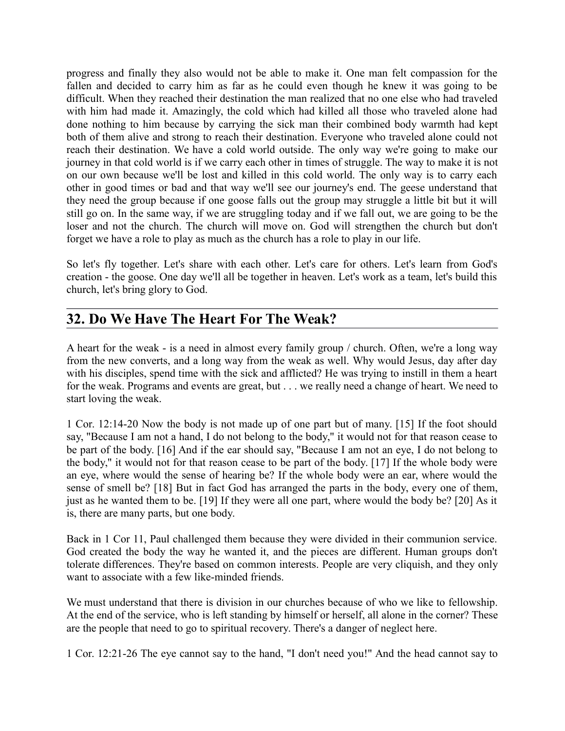progress and finally they also would not be able to make it. One man felt compassion for the fallen and decided to carry him as far as he could even though he knew it was going to be difficult. When they reached their destination the man realized that no one else who had traveled with him had made it. Amazingly, the cold which had killed all those who traveled alone had done nothing to him because by carrying the sick man their combined body warmth had kept both of them alive and strong to reach their destination. Everyone who traveled alone could not reach their destination. We have a cold world outside. The only way we're going to make our journey in that cold world is if we carry each other in times of struggle. The way to make it is not on our own because we'll be lost and killed in this cold world. The only way is to carry each other in good times or bad and that way we'll see our journey's end. The geese understand that they need the group because if one goose falls out the group may struggle a little bit but it will still go on. In the same way, if we are struggling today and if we fall out, we are going to be the loser and not the church. The church will move on. God will strengthen the church but don't forget we have a role to play as much as the church has a role to play in our life.

So let's fly together. Let's share with each other. Let's care for others. Let's learn from God's creation - the goose. One day we'll all be together in heaven. Let's work as a team, let's build this church, let's bring glory to God.

## 32. Do We Have The Heart For The Weak?

A heart for the weak - is a need in almost every family group / church. Often, we're a long way from the new converts, and a long way from the weak as well. Why would Jesus, day after day with his disciples, spend time with the sick and afflicted? He was trying to instill in them a heart for the weak. Programs and events are great, but . . . we really need a change of heart. We need to start loving the weak.

1 Cor. 12:14-20 Now the body is not made up of one part but of many. [15] If the foot should say, "Because I am not a hand, I do not belong to the body," it would not for that reason cease to be part of the body. [16] And if the ear should say, "Because I am not an eye, I do not belong to the body," it would not for that reason cease to be part of the body. [17] If the whole body were an eye, where would the sense of hearing be? If the whole body were an ear, where would the sense of smell be? [18] But in fact God has arranged the parts in the body, every one of them, just as he wanted them to be. [19] If they were all one part, where would the body be? [20] As it is, there are many parts, but one body.

Back in 1 Cor 11, Paul challenged them because they were divided in their communion service. God created the body the way he wanted it, and the pieces are different. Human groups don't tolerate differences. They're based on common interests. People are very cliquish, and they only want to associate with a few like-minded friends.

We must understand that there is division in our churches because of who we like to fellowship. At the end of the service, who is left standing by himself or herself, all alone in the corner? These are the people that need to go to spiritual recovery. There's a danger of neglect here.

1 Cor. 12:21-26 The eye cannot say to the hand, "I don't need you!" And the head cannot say to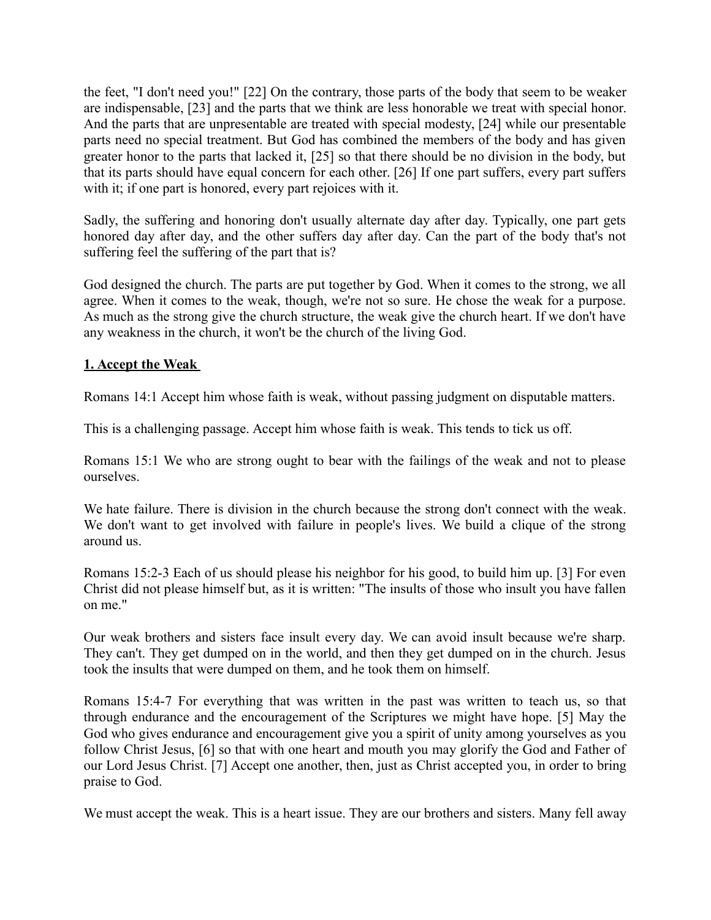the feet, "I don't need you!" [22] On the contrary, those parts of the body that seem to be weaker are indispensable, [23] and the parts that we think are less honorable we treat with special honor. And the parts that are unpresentable are treated with special modesty, [24] while our presentable parts need no special treatment. But God has combined the members of the body and has given greater honor to the parts that lacked it, [25] so that there should be no division in the body, but that its parts should have equal concern for each other. [26] If one part suffers, every part suffers with it; if one part is honored, every part rejoices with it.

Sadly, the suffering and honoring don't usually alternate day after day. Typically, one part gets honored day after day, and the other suffers day after day. Can the part of the body that's not suffering feel the suffering of the part that is?

God designed the church. The parts are put together by God. When it comes to the strong, we all agree. When it comes to the weak, though, we're not so sure. He chose the weak for a purpose. As much as the strong give the church structure, the weak give the church heart. If we don't have any weakness in the church, it won't be the church of the living God.

**1. Accept the Weak**

Romans 14:1 Accept him whose faith is weak, without passing judgment on disputable matters.

This is a challenging passage. Accept him whose faith is weak. This tends to tick us off.

Romans 15:1 We who are strong ought to bear with the failings of the weak and not to please ourselves.

We hate failure. There is division in the church because the strong don't connect with the weak. We don't want to get involved with failure in people's lives. We build a clique of the strong around us.

Romans 15:2-3 Each of us should please his neighbor for his good, to build him up. [3] For even Christ did not please himself but, as it is written: "The insults of those who insult you have fallen on me."

Our weak brothers and sisters face insult every day. We can avoid insult because we're sharp. They can't. They get dumped on in the world, and then they get dumped on in the church. Jesus took the insults that were dumped on them, and he took them on himself.

Romans 15:4-7 For everything that was written in the past was written to teach us, so that through endurance and the encouragement of the Scriptures we might have hope. [5] May the God who gives endurance and encouragement give you a spirit of unity among yourselves as you follow Christ Jesus, [6] so that with one heart and mouth you may glorify the God and Father of our Lord Jesus Christ. [7] Accept one another, then, just as Christ accepted you, in order to bring praise to God.

We must accept the weak. This is a heart issue. They are our brothers and sisters. Many fell away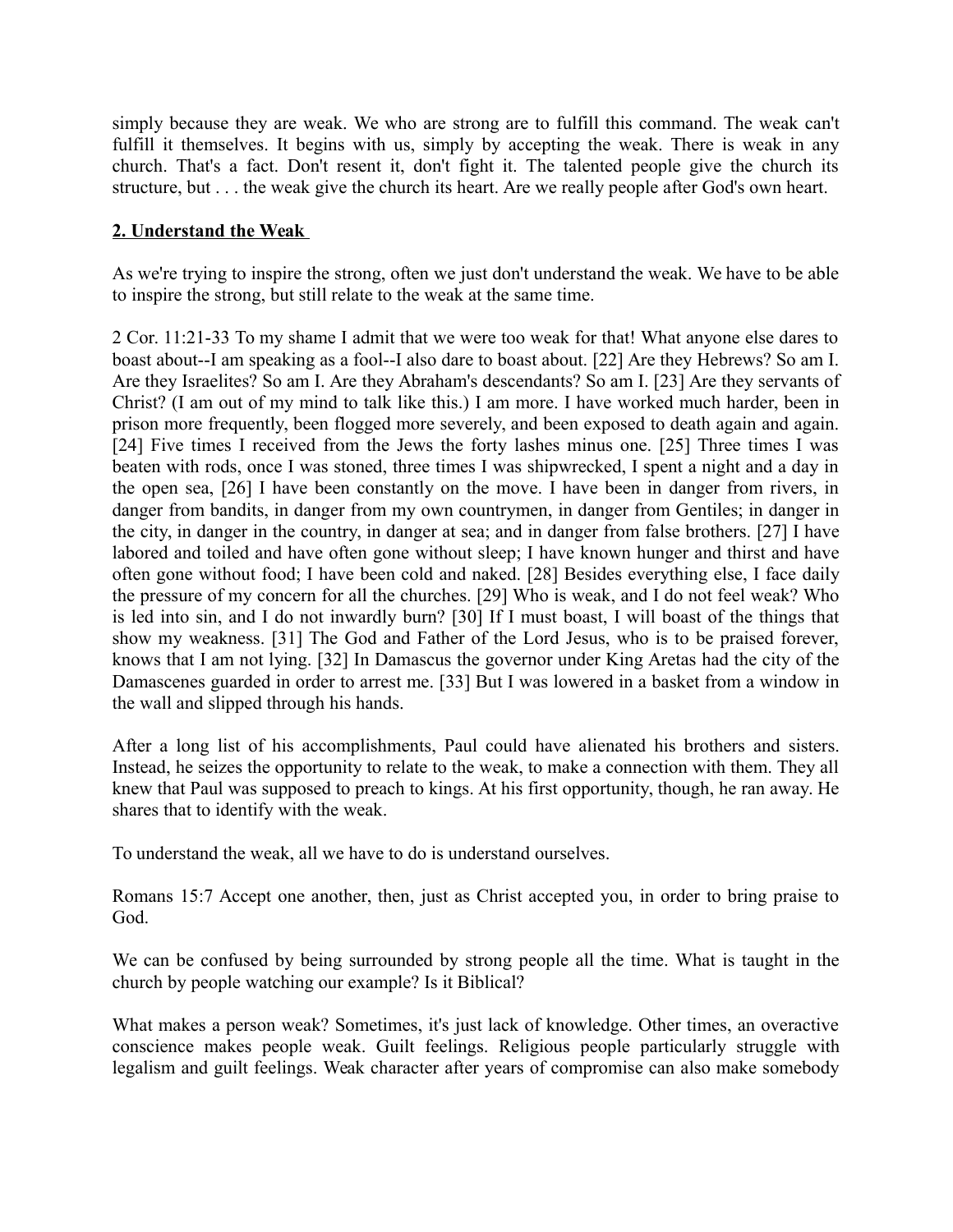simply because they are weak. We who are strong are to fulfill this command. The weak can't fulfill it themselves. It begins with us, simply by accepting the weak. There is weak in any church. That's a fact. Don't resent it, don't fight it. The talented people give the church its structure, but . . . the weak give the church its heart. Are we really people after God's own heart.

**2. Understand the Weak**

As we're trying to inspire the strong, often we just don't understand the weak. We have to be able to inspire the strong, but still relate to the weak at the same time.

2 Cor. 11:21-33 To my shame I admit that we were too weak for that! What anyone else dares to boast about--I am speaking as a fool--I also dare to boast about. [22] Are they Hebrews? So am I. Are they Israelites? So am I. Are they Abraham's descendants? So am I. [23] Are they servants of Christ? (I am out of my mind to talk like this.) I am more. I have worked much harder, been in prison more frequently, been flogged more severely, and been exposed to death again and again. [24] Five times I received from the Jews the forty lashes minus one. [25] Three times I was beaten with rods, once I was stoned, three times I was shipwrecked, I spent a night and a day in the open sea, [26] I have been constantly on the move. I have been in danger from rivers, in danger from bandits, in danger from my own countrymen, in danger from Gentiles; in danger in the city, in danger in the country, in danger at sea; and in danger from false brothers. [27] I have labored and toiled and have often gone without sleep; I have known hunger and thirst and have often gone without food; I have been cold and naked. [28] Besides everything else, I face daily the pressure of my concern for all the churches. [29] Who is weak, and I do not feel weak? Who is led into sin, and I do not inwardly burn? [30] If I must boast, I will boast of the things that show my weakness. [31] The God and Father of the Lord Jesus, who is to be praised forever, knows that I am not lying. [32] In Damascus the governor under King Aretas had the city of the Damascenes guarded in order to arrest me. [33] But I was lowered in a basket from a window in the wall and slipped through his hands.

After a long list of his accomplishments, Paul could have alienated his brothers and sisters. Instead, he seizes the opportunity to relate to the weak, to make a connection with them. They all knew that Paul was supposed to preach to kings. At his first opportunity, though, he ran away. He shares that to identify with the weak.

To understand the weak, all we have to do is understand ourselves.

Romans 15:7 Accept one another, then, just as Christ accepted you, in order to bring praise to God.

We can be confused by being surrounded by strong people all the time. What is taught in the church by people watching our example? Is it Biblical?

What makes a person weak? Sometimes, it's just lack of knowledge. Other times, an overactive conscience makes people weak. Guilt feelings. Religious people particularly struggle with legalism and guilt feelings. Weak character after years of compromise can also make somebody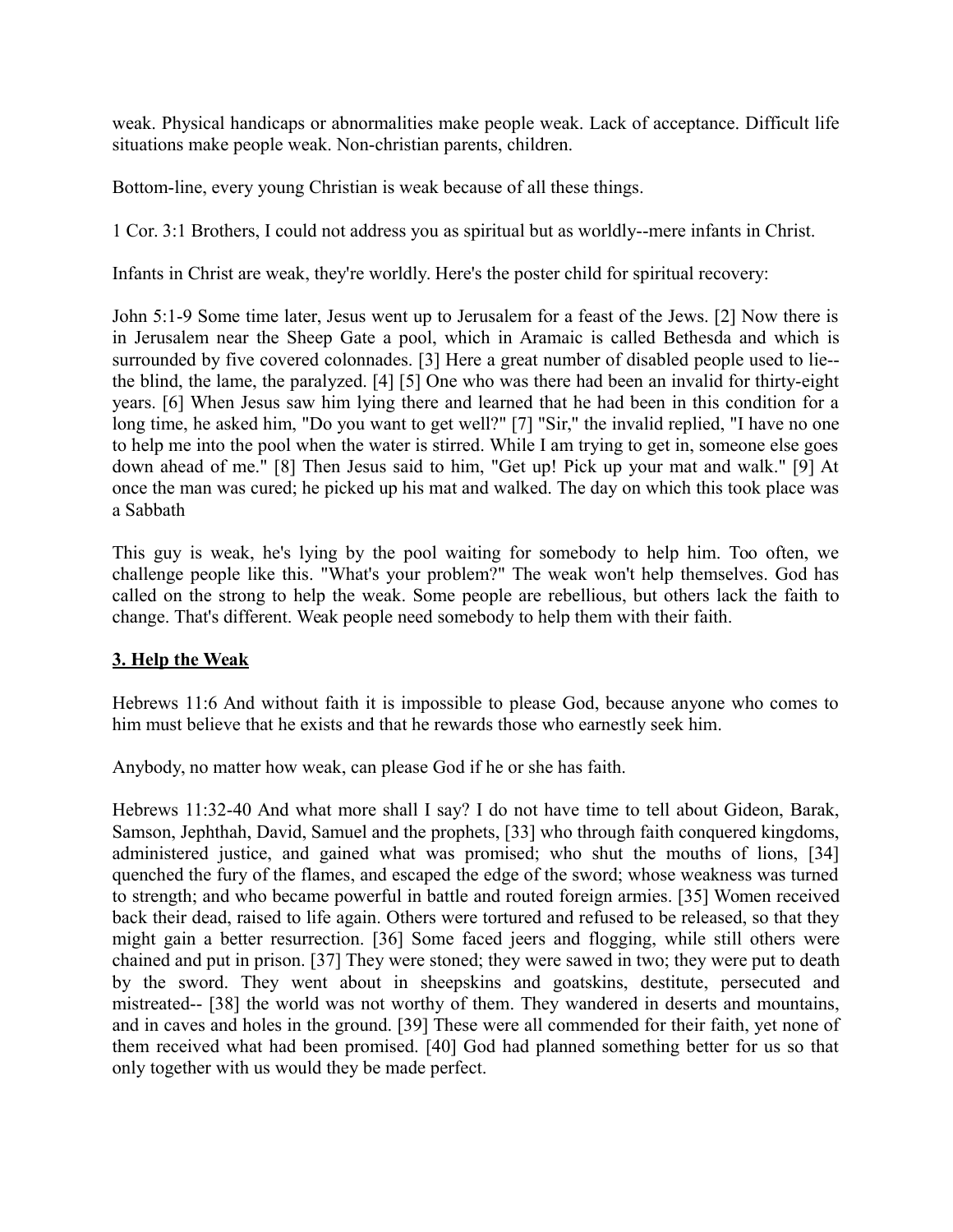weak. Physical handicaps or abnormalities make people weak. Lack of acceptance. Difficult life situations make people weak. Non-christian parents, children.

Bottom-line, every young Christian is weak because of all these things.

1 Cor. 3:1 Brothers, I could not address you as spiritual but as worldly--mere infants in Christ.

Infants in Christ are weak, they're worldly. Here's the poster child for spiritual recovery:

John 5:1-9 Some time later, Jesus went up to Jerusalem for a feast of the Jews. [2] Now there is in Jerusalem near the Sheep Gate a pool, which in Aramaic is called Bethesda and which is surrounded by five covered colonnades. [3] Here a great number of disabled people used to lie--the blind, the lame, the paralyzed. [4] [5] One who was there had been an invalid for thirty-eight years. [6] When Jesus saw him lying there and learned that he had been in this condition for a long time, he asked him, "Do you want to get well?" [7] "Sir," the invalid replied, "I have no one to help me into the pool when the water is stirred. While I am trying to get in, someone else goes down ahead of me." [8] Then Jesus said to him, "Get up! Pick up your mat and walk." [9] At once the man was cured; he picked up his mat and walked. The day on which this took place was a Sabbath

This guy is weak, he's lying by the pool waiting for somebody to help him. Too often, we challenge people like this. "What's your problem?" The weak won't help themselves. God has called on the strong to help the weak. Some people are rebellious, but others lack the faith to change. That's different. Weak people need somebody to help them with their faith.

### 3. Help the Weak

Hebrews 11:6 And without faith it is impossible to please God, because anyone who comes to him must believe that he exists and that he rewards those who earnestly seek him.

Anybody, no matter how weak, can please God if he or she has faith.

Hebrews 11:32-40 And what more shall I say? I do not have time to tell about Gideon, Barak, Samson, Jephthah, David, Samuel and the prophets, [33] who through faith conquered kingdoms, administered justice, and gained what was promised; who shut the mouths of lions, [34] quenched the fury of the flames, and escaped the edge of the sword; whose weakness was turned to strength; and who became powerful in battle and routed foreign armies. [35] Women received back their dead, raised to life again. Others were tortured and refused to be released, so that they might gain a better resurrection. [36] Some faced jeers and flogging, while still others were chained and put in prison. [37] They were stoned; they were sawed in two; they were put to death by the sword. They went about in sheepskins and goatskins, destitute, persecuted and mistreated-- [38] the world was not worthy of them. They wandered in deserts and mountains, and in caves and holes in the ground. [39] These were all commended for their faith, yet none of them received what had been promised. [40] God had planned something better for us so that only together with us would they be made perfect.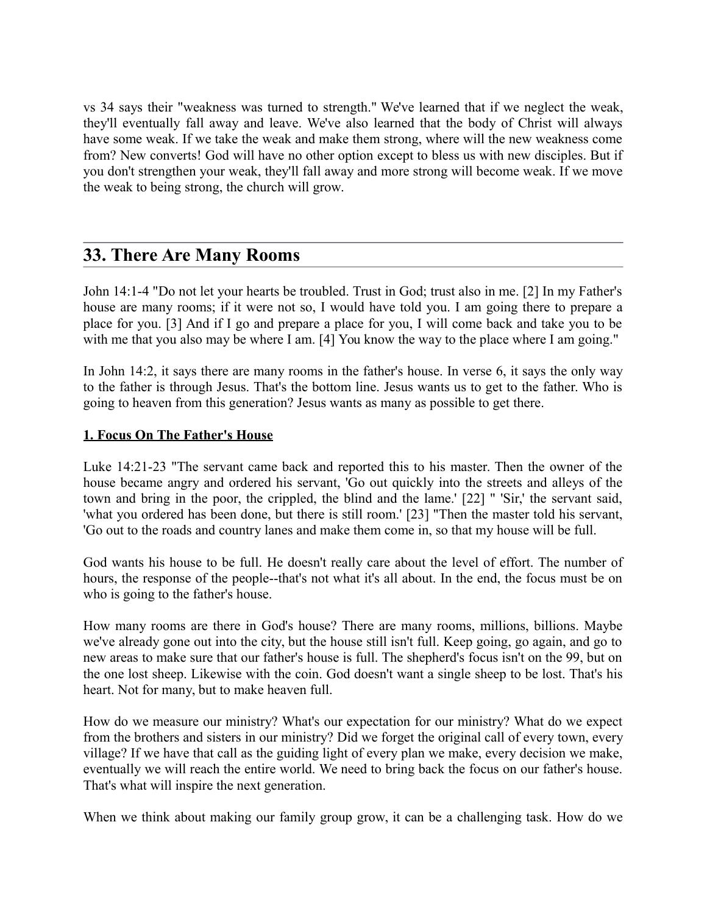vs 34 says their "weakness was turned to strength." We've learned that if we neglect the weak, they'll eventually fall away and leave. We've also learned that the body of Christ will always have some weak. If we take the weak and make them strong, where will the new weakness come from? New converts! God will have no other option except to bless us with new disciples. But if you don't strengthen your weak, they'll fall away and more strong will become weak. If we move the weak to being strong, the church will grow.

## 33. There Are Many Rooms

John 14:1-4 "Do not let your hearts be troubled. Trust in God; trust also in me. [2] In my Father's house are many rooms; if it were not so, I would have told you. I am going there to prepare a place for you. [3] And if I go and prepare a place for you, I will come back and take you to be with me that you also may be where I am. [4] You know the way to the place where I am going."

In John 14:2, it says there are many rooms in the father's house. In verse 6, it says the only way to the father is through Jesus. That's the bottom line. Jesus wants us to get to the father. Who is going to heaven from this generation? Jesus wants as many as possible to get there.

**1. Focus On The Father's House**

Luke 14:21-23 "The servant came back and reported this to his master. Then the owner of the house became angry and ordered his servant, 'Go out quickly into the streets and alleys of the town and bring in the poor, the crippled, the blind and the lame.' [22] " 'Sir,' the servant said, 'what you ordered has been done, but there is still room.' [23] "Then the master told his servant, 'Go out to the roads and country lanes and make them come in, so that my house will be full.

God wants his house to be full. He doesn't really care about the level of effort. The number of hours, the response of the people--that's not what it's all about. In the end, the focus must be on who is going to the father's house.

How many rooms are there in God's house? There are many rooms, millions, billions. Maybe we've already gone out into the city, but the house still isn't full. Keep going, go again, and go to new areas to make sure that our father's house is full. The shepherd's focus isn't on the 99, but on the one lost sheep. Likewise with the coin. God doesn't want a single sheep to be lost. That's his heart. Not for many, but to make heaven full.

How do we measure our ministry? What's our expectation for our ministry? What do we expect from the brothers and sisters in our ministry? Did we forget the original call of every town, every village? If we have that call as the guiding light of every plan we make, every decision we make, eventually we will reach the entire world. We need to bring back the focus on our father's house. That's what will inspire the next generation.

When we think about making our family group grow, it can be a challenging task. How do we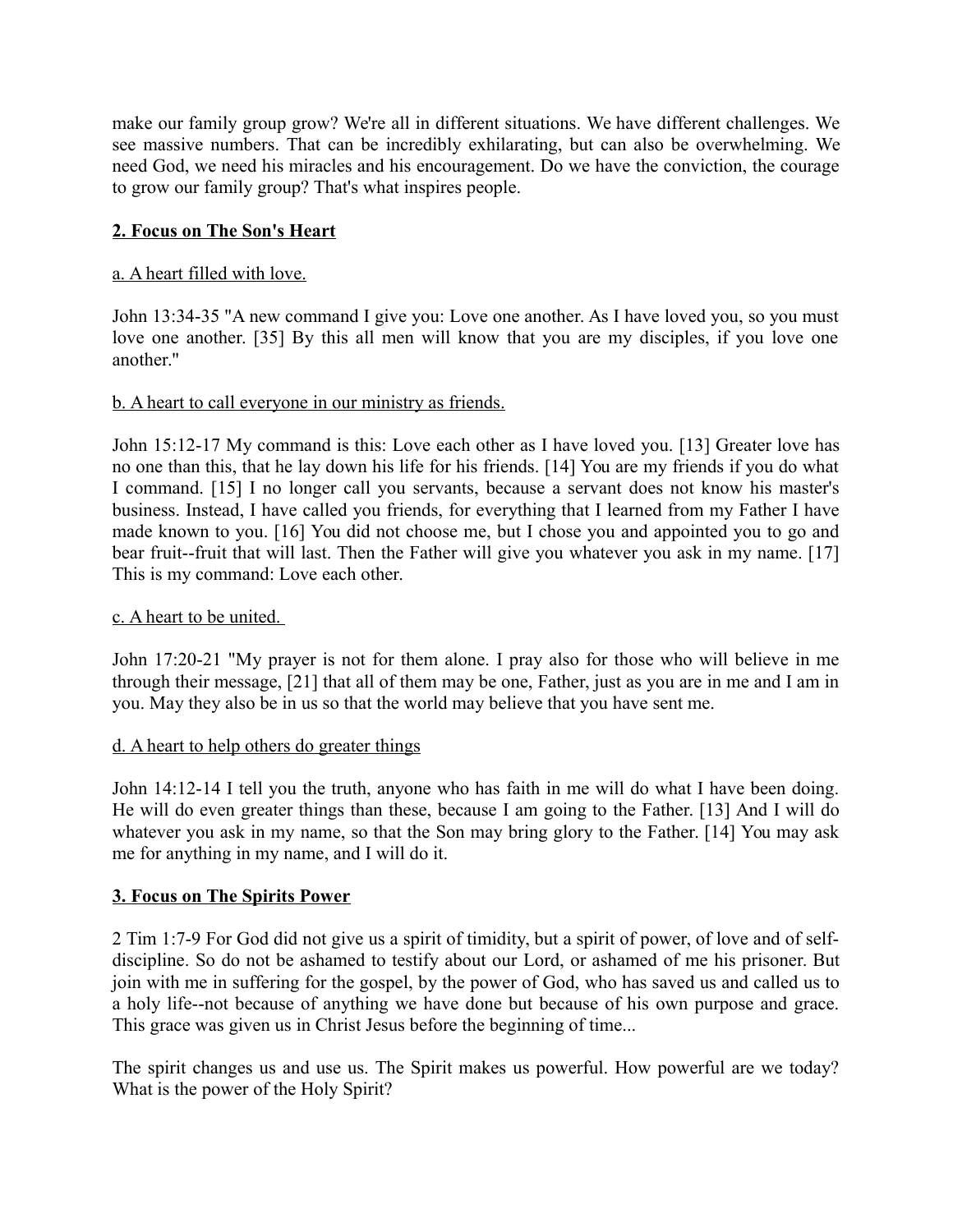make our family group grow? We're all in different situations. We have different challenges. We see massive numbers. That can be incredibly exhilarating, but can also be overwhelming. We need God, we need his miracles and his encouragement. Do we have the conviction, the courage to grow our family group? That's what inspires people.

## 2. Focus on The Son's Heart

a. A heart filled with love.

John 13:34-35 "A new command I give you: Love one another. As I have loved you, so you must love one another. [35] By this all men will know that you are my disciples, if you love one another."

b. A heart to call everyone in our ministry as friends.

John 15:12-17 My command is this: Love each other as I have loved you. [13] Greater love has no one than this, that he lay down his life for his friends. [14] You are my friends if you do what I command. [15] I no longer call you servants, because a servant does not know his master's business. Instead, I have called you friends, for everything that I learned from my Father I have made known to you. [16] You did not choose me, but I chose you and appointed you to go and bear fruit--fruit that will last. Then the Father will give you whatever you ask in my name. [17] This is my command: Love each other.

c. A heart to be united.

John 17:20-21 "My prayer is not for them alone. I pray also for those who will believe in me through their message, [21] that all of them may be one, Father, just as you are in me and I am in you. May they also be in us so that the world may believe that you have sent me.

d. A heart to help others do greater things

John 14:12-14 I tell you the truth, anyone who has faith in me will do what I have been doing. He will do even greater things than these, because I am going to the Father. [13] And I will do whatever you ask in my name, so that the Son may bring glory to the Father. [14] You may ask me for anything in my name, and I will do it.

## 3. Focus on The Spirits Power

2 Tim 1:7-9 For God did not give us a spirit of timidity, but a spirit of power, of love and of self-discipline. So do not be ashamed to testify about our Lord, or ashamed of me his prisoner. But join with me in suffering for the gospel, by the power of God, who has saved us and called us to a holy life--not because of anything we have done but because of his own purpose and grace. This grace was given us in Christ Jesus before the beginning of time...

The spirit changes us and use us. The Spirit makes us powerful. How powerful are we today? What is the power of the Holy Spirit?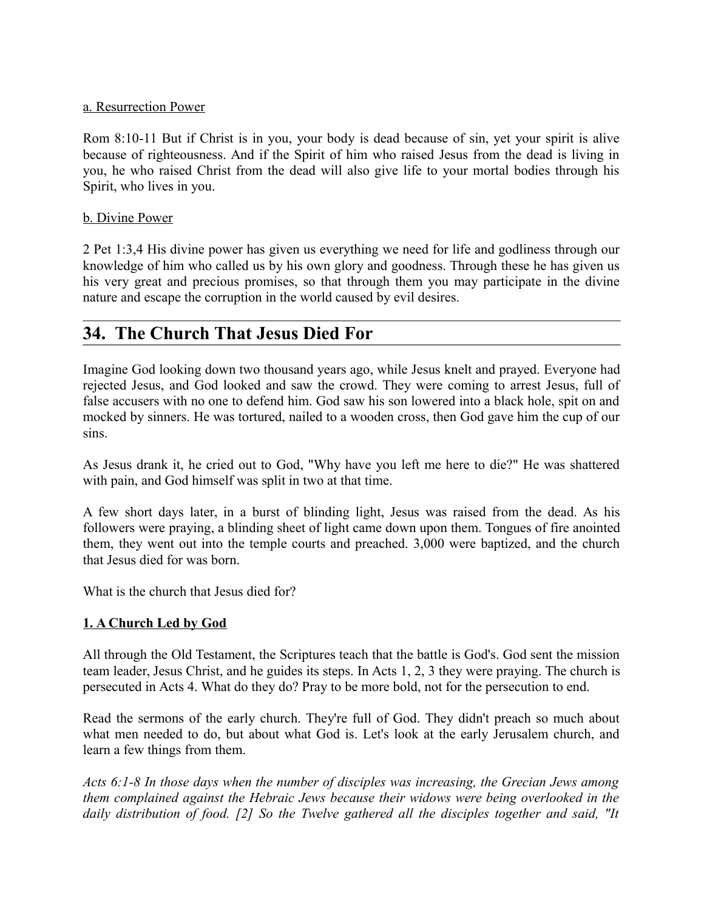<u>a. Resurrection Power</u>

Rom 8:10-11 But if Christ is in you, your body is dead because of sin, yet your spirit is alive because of righteousness. And if the Spirit of him who raised Jesus from the dead is living in you, he who raised Christ from the dead will also give life to your mortal bodies through his Spirit, who lives in you.

<u>b. Divine Power</u>

2 Pet 1:3,4 His divine power has given us everything we need for life and godliness through our knowledge of him who called us by his own glory and goodness. Through these he has given us his very great and precious promises, so that through them you may participate in the divine nature and escape the corruption in the world caused by evil desires.

## 34. The Church That Jesus Died For

Imagine God looking down two thousand years ago, while Jesus knelt and prayed. Everyone had rejected Jesus, and God looked and saw the crowd. They were coming to arrest Jesus, full of false accusers with no one to defend him. God saw his son lowered into a black hole, spit on and mocked by sinners. He was tortured, nailed to a wooden cross, then God gave him the cup of our sins.

As Jesus drank it, he cried out to God, "Why have you left me here to die?" He was shattered with pain, and God himself was split in two at that time.

A few short days later, in a burst of blinding light, Jesus was raised from the dead. As his followers were praying, a blinding sheet of light came down upon them. Tongues of fire anointed them, they went out into the temple courts and preached. 3,000 were baptized, and the church that Jesus died for was born.

What is the church that Jesus died for?

**<u>1. A Church Led by God</u>**

All through the Old Testament, the Scriptures teach that the battle is God's. God sent the mission team leader, Jesus Christ, and he guides its steps. In Acts 1, 2, 3 they were praying. The church is persecuted in Acts 4. What do they do? Pray to be more bold, not for the persecution to end.

Read the sermons of the early church. They're full of God. They didn't preach so much about what men needed to do, but about what God is. Let's look at the early Jerusalem church, and learn a few things from them.

*Acts 6:1-8 In those days when the number of disciples was increasing, the Grecian Jews among them complained against the Hebraic Jews because their widows were being overlooked in the daily distribution of food. [2] So the Twelve gathered all the disciples together and said, "It*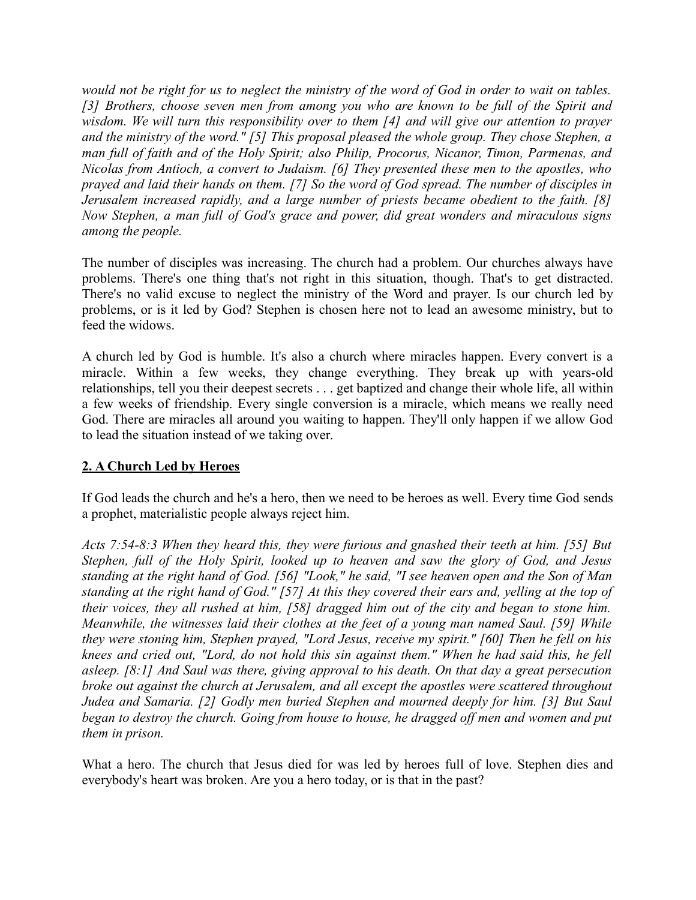*would not be right for us to neglect the ministry of the word of God in order to wait on tables. [3] Brothers, choose seven men from among you who are known to be full of the Spirit and wisdom. We will turn this responsibility over to them [4] and will give our attention to prayer and the ministry of the word." [5] This proposal pleased the whole group. They chose Stephen, a man full of faith and of the Holy Spirit; also Philip, Procorus, Nicanor, Timon, Parmenas, and Nicolas from Antioch, a convert to Judaism. [6] They presented these men to the apostles, who prayed and laid their hands on them. [7] So the word of God spread. The number of disciples in Jerusalem increased rapidly, and a large number of priests became obedient to the faith. [8] Now Stephen, a man full of God's grace and power, did great wonders and miraculous signs among the people.*

The number of disciples was increasing. The church had a problem. Our churches always have problems. There's one thing that's not right in this situation, though. That's to get distracted. There's no valid excuse to neglect the ministry of the Word and prayer. Is our church led by problems, or is it led by God? Stephen is chosen here not to lead an awesome ministry, but to feed the widows.

A church led by God is humble. It's also a church where miracles happen. Every convert is a miracle. Within a few weeks, they change everything. They break up with years-old relationships, tell you their deepest secrets . . . get baptized and change their whole life, all within a few weeks of friendship. Every single conversion is a miracle, which means we really need God. There are miracles all around you waiting to happen. They'll only happen if we allow God to lead the situation instead of we taking over.

## 2. A Church Led by Heroes

If God leads the church and he's a hero, then we need to be heroes as well. Every time God sends a prophet, materialistic people always reject him.

*Acts 7:54-8:3 When they heard this, they were furious and gnashed their teeth at him. [55] But Stephen, full of the Holy Spirit, looked up to heaven and saw the glory of God, and Jesus standing at the right hand of God. [56] "Look," he said, "I see heaven open and the Son of Man standing at the right hand of God." [57] At this they covered their ears and, yelling at the top of their voices, they all rushed at him, [58] dragged him out of the city and began to stone him. Meanwhile, the witnesses laid their clothes at the feet of a young man named Saul. [59] While they were stoning him, Stephen prayed, "Lord Jesus, receive my spirit." [60] Then he fell on his knees and cried out, "Lord, do not hold this sin against them." When he had said this, he fell asleep. [8:1] And Saul was there, giving approval to his death. On that day a great persecution broke out against the church at Jerusalem, and all except the apostles were scattered throughout Judea and Samaria. [2] Godly men buried Stephen and mourned deeply for him. [3] But Saul began to destroy the church. Going from house to house, he dragged off men and women and put them in prison.*

What a hero. The church that Jesus died for was led by heroes full of love. Stephen dies and everybody's heart was broken. Are you a hero today, or is that in the past?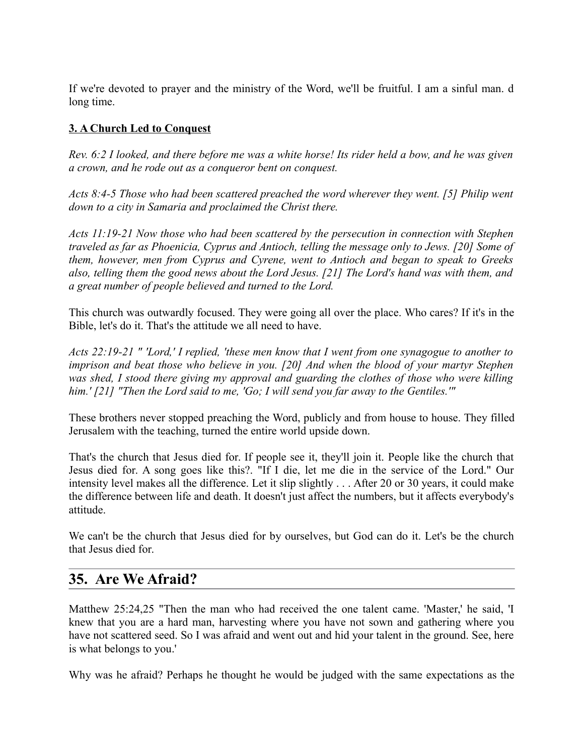If we're devoted to prayer and the ministry of the Word, we'll be fruitful. I am a sinful man. d long time.

**3. A Church Led to Conquest**

*Rev. 6:2 I looked, and there before me was a white horse! Its rider held a bow, and he was given a crown, and he rode out as a conqueror bent on conquest.*

*Acts 8:4-5 Those who had been scattered preached the word wherever they went. [5] Philip went down to a city in Samaria and proclaimed the Christ there.*

*Acts 11:19-21 Now those who had been scattered by the persecution in connection with Stephen traveled as far as Phoenicia, Cyprus and Antioch, telling the message only to Jews. [20] Some of them, however, men from Cyprus and Cyrene, went to Antioch and began to speak to Greeks also, telling them the good news about the Lord Jesus. [21] The Lord's hand was with them, and a great number of people believed and turned to the Lord.*

This church was outwardly focused. They were going all over the place. Who cares? If it's in the Bible, let's do it. That's the attitude we all need to have.

*Acts 22:19-21 " 'Lord,' I replied, 'these men know that I went from one synagogue to another to imprison and beat those who believe in you. [20] And when the blood of your martyr Stephen was shed, I stood there giving my approval and guarding the clothes of those who were killing him.' [21] "Then the Lord said to me, 'Go; I will send you far away to the Gentiles.'"*

These brothers never stopped preaching the Word, publicly and from house to house. They filled Jerusalem with the teaching, turned the entire world upside down.

That's the church that Jesus died for. If people see it, they'll join it. People like the church that Jesus died for. A song goes like this?. "If I die, let me die in the service of the Lord." Our intensity level makes all the difference. Let it slip slightly . . . After 20 or 30 years, it could make the difference between life and death. It doesn't just affect the numbers, but it affects everybody's attitude.

We can't be the church that Jesus died for by ourselves, but God can do it. Let's be the church that Jesus died for.

## 35. Are We Afraid?

Matthew 25:24,25 "Then the man who had received the one talent came. 'Master,' he said, 'I knew that you are a hard man, harvesting where you have not sown and gathering where you have not scattered seed. So I was afraid and went out and hid your talent in the ground. See, here is what belongs to you.'

Why was he afraid? Perhaps he thought he would be judged with the same expectations as the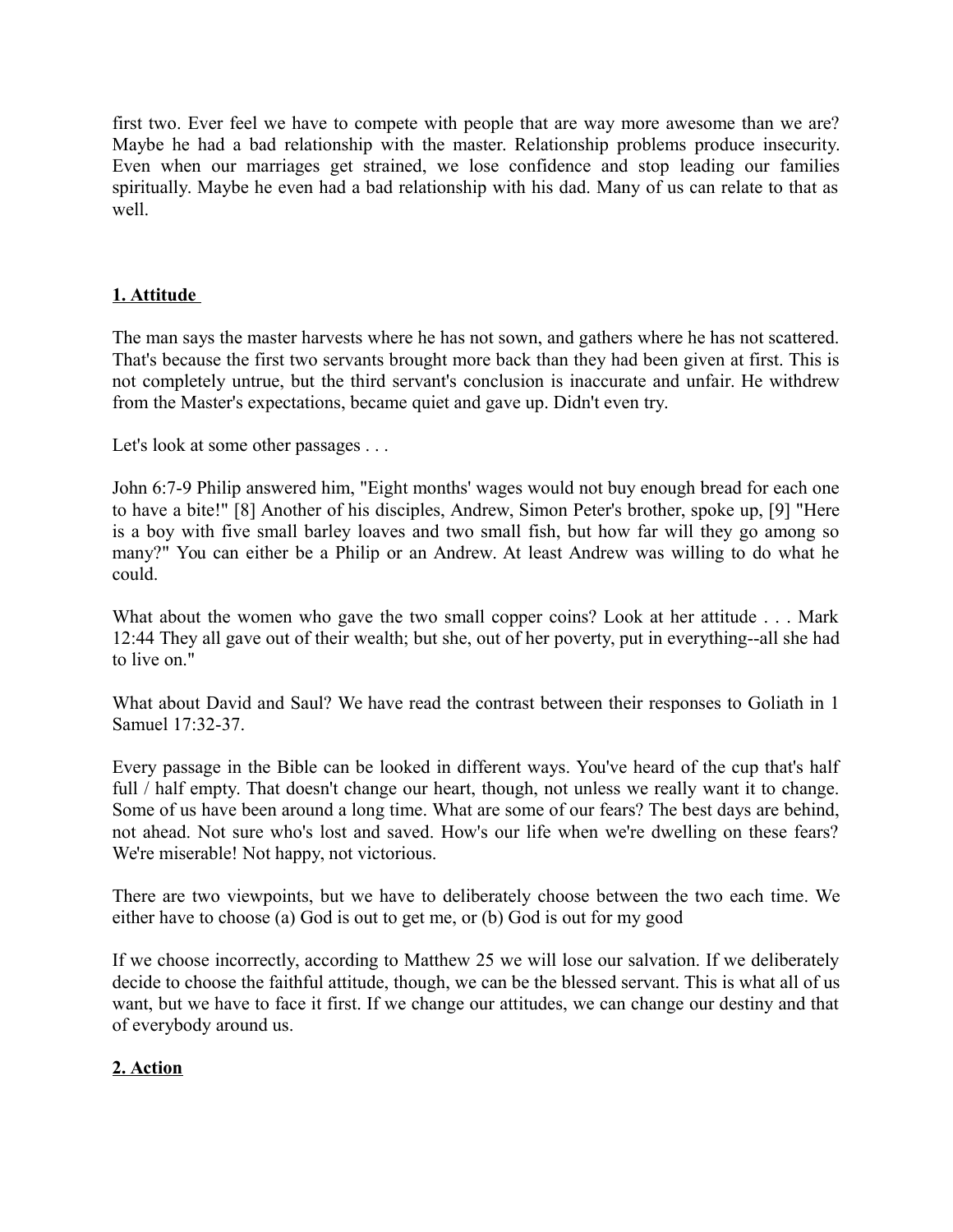first two. Ever feel we have to compete with people that are way more awesome than we are? Maybe he had a bad relationship with the master. Relationship problems produce insecurity. Even when our marriages get strained, we lose confidence and stop leading our families spiritually. Maybe he even had a bad relationship with his dad. Many of us can relate to that as well.

**1. Attitude**

The man says the master harvests where he has not sown, and gathers where he has not scattered. That's because the first two servants brought more back than they had been given at first. This is not completely untrue, but the third servant's conclusion is inaccurate and unfair. He withdrew from the Master's expectations, became quiet and gave up. Didn't even try.

Let's look at some other passages . . .

John 6:7-9 Philip answered him, "Eight months' wages would not buy enough bread for each one to have a bite!" [8] Another of his disciples, Andrew, Simon Peter's brother, spoke up, [9] "Here is a boy with five small barley loaves and two small fish, but how far will they go among so many?" You can either be a Philip or an Andrew. At least Andrew was willing to do what he could.

What about the women who gave the two small copper coins? Look at her attitude . . . Mark 12:44 They all gave out of their wealth; but she, out of her poverty, put in everything--all she had to live on."

What about David and Saul? We have read the contrast between their responses to Goliath in 1 Samuel 17:32-37.

Every passage in the Bible can be looked in different ways. You've heard of the cup that's half full / half empty. That doesn't change our heart, though, not unless we really want it to change. Some of us have been around a long time. What are some of our fears? The best days are behind, not ahead. Not sure who's lost and saved. How's our life when we're dwelling on these fears? We're miserable! Not happy, not victorious.

There are two viewpoints, but we have to deliberately choose between the two each time. We either have to choose (a) God is out to get me, or (b) God is out for my good

If we choose incorrectly, according to Matthew 25 we will lose our salvation. If we deliberately decide to choose the faithful attitude, though, we can be the blessed servant. This is what all of us want, but we have to face it first. If we change our attitudes, we can change our destiny and that of everybody around us.

**2. Action**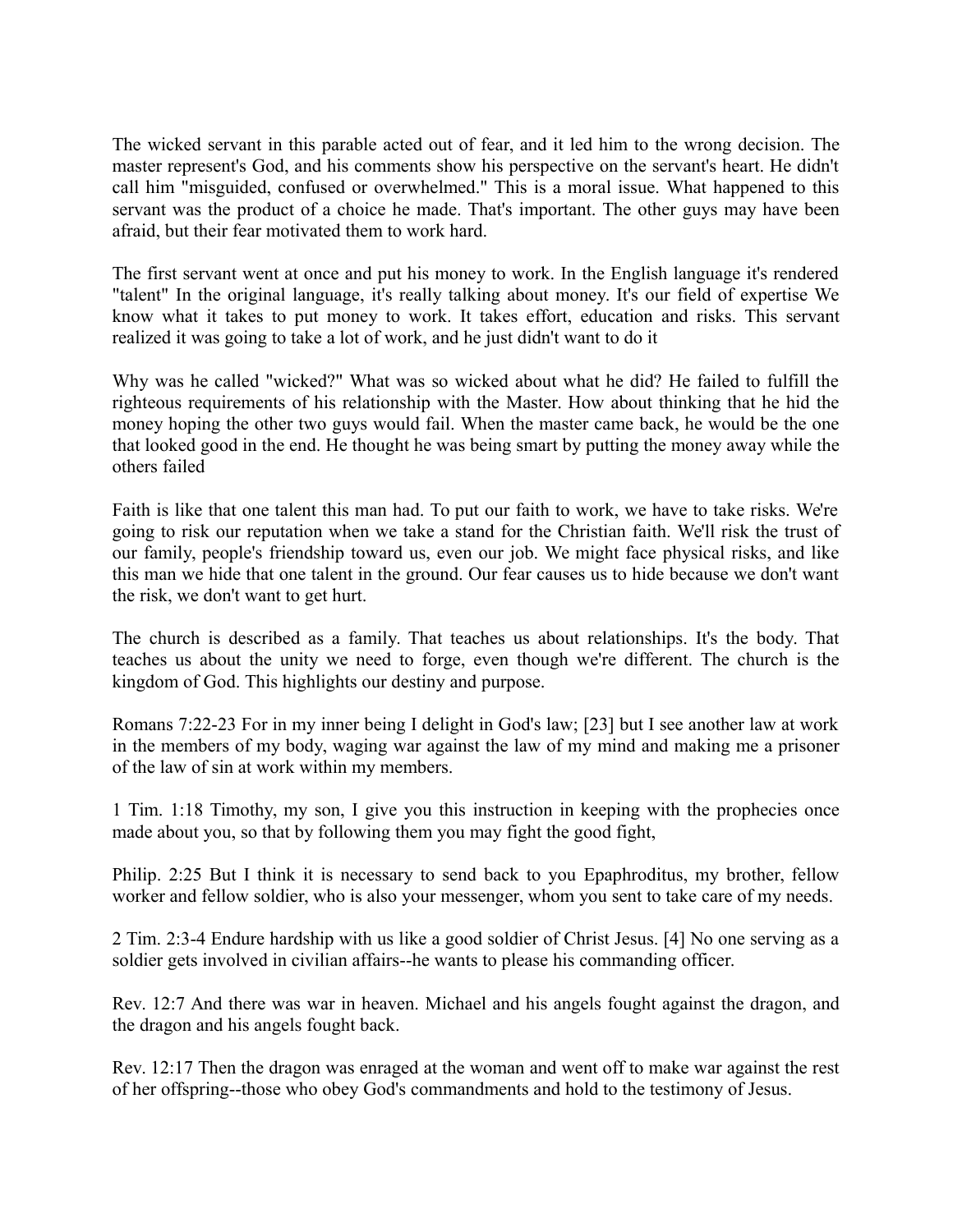The wicked servant in this parable acted out of fear, and it led him to the wrong decision. The master represent's God, and his comments show his perspective on the servant's heart. He didn't call him "misguided, confused or overwhelmed." This is a moral issue. What happened to this servant was the product of a choice he made. That's important. The other guys may have been afraid, but their fear motivated them to work hard.

The first servant went at once and put his money to work. In the English language it's rendered "talent" In the original language, it's really talking about money. It's our field of expertise We know what it takes to put money to work. It takes effort, education and risks. This servant realized it was going to take a lot of work, and he just didn't want to do it

Why was he called "wicked?" What was so wicked about what he did? He failed to fulfill the righteous requirements of his relationship with the Master. How about thinking that he hid the money hoping the other two guys would fail. When the master came back, he would be the one that looked good in the end. He thought he was being smart by putting the money away while the others failed

Faith is like that one talent this man had. To put our faith to work, we have to take risks. We're going to risk our reputation when we take a stand for the Christian faith. We'll risk the trust of our family, people's friendship toward us, even our job. We might face physical risks, and like this man we hide that one talent in the ground. Our fear causes us to hide because we don't want the risk, we don't want to get hurt.

The church is described as a family. That teaches us about relationships. It's the body. That teaches us about the unity we need to forge, even though we're different. The church is the kingdom of God. This highlights our destiny and purpose.

Romans 7:22-23 For in my inner being I delight in God's law; [23] but I see another law at work in the members of my body, waging war against the law of my mind and making me a prisoner of the law of sin at work within my members.

1 Tim. 1:18 Timothy, my son, I give you this instruction in keeping with the prophecies once made about you, so that by following them you may fight the good fight,

Philip. 2:25 But I think it is necessary to send back to you Epaphroditus, my brother, fellow worker and fellow soldier, who is also your messenger, whom you sent to take care of my needs.

2 Tim. 2:3-4 Endure hardship with us like a good soldier of Christ Jesus. [4] No one serving as a soldier gets involved in civilian affairs--he wants to please his commanding officer.

Rev. 12:7 And there was war in heaven. Michael and his angels fought against the dragon, and the dragon and his angels fought back.

Rev. 12:17 Then the dragon was enraged at the woman and went off to make war against the rest of her offspring--those who obey God's commandments and hold to the testimony of Jesus.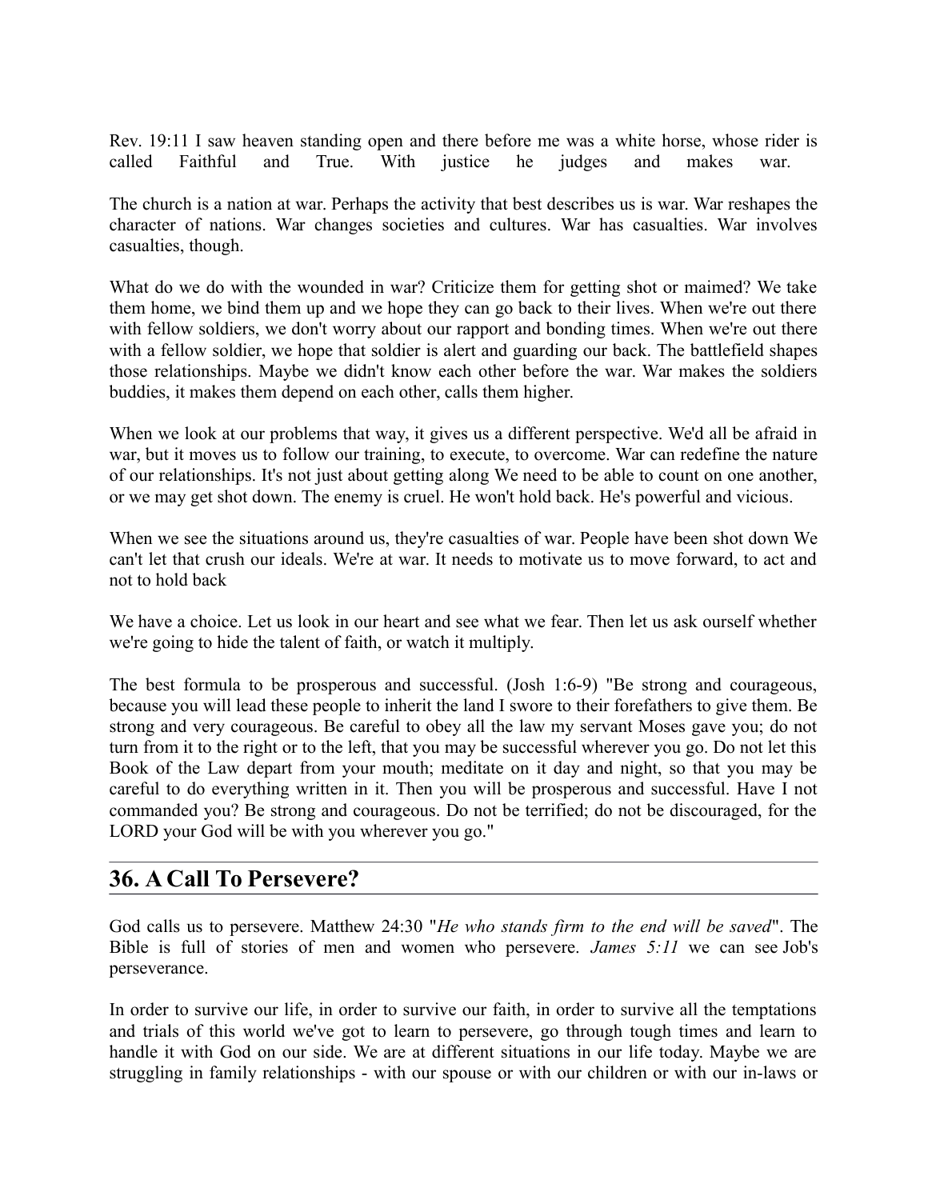Rev. 19:11 I saw heaven standing open and there before me was a white horse, whose rider is called Faithful and True. With justice he judges and makes war.

The church is a nation at war. Perhaps the activity that best describes us is war. War reshapes the character of nations. War changes societies and cultures. War has casualties. War involves casualties, though.

What do we do with the wounded in war? Criticize them for getting shot or maimed? We take them home, we bind them up and we hope they can go back to their lives. When we're out there with fellow soldiers, we don't worry about our rapport and bonding times. When we're out there with a fellow soldier, we hope that soldier is alert and guarding our back. The battlefield shapes those relationships. Maybe we didn't know each other before the war. War makes the soldiers buddies, it makes them depend on each other, calls them higher.

When we look at our problems that way, it gives us a different perspective. We'd all be afraid in war, but it moves us to follow our training, to execute, to overcome. War can redefine the nature of our relationships. It's not just about getting along We need to be able to count on one another, or we may get shot down. The enemy is cruel. He won't hold back. He's powerful and vicious.

When we see the situations around us, they're casualties of war. People have been shot down We can't let that crush our ideals. We're at war. It needs to motivate us to move forward, to act and not to hold back

We have a choice. Let us look in our heart and see what we fear. Then let us ask ourself whether we're going to hide the talent of faith, or watch it multiply.

The best formula to be prosperous and successful. (Josh 1:6-9) "Be strong and courageous, because you will lead these people to inherit the land I swore to their forefathers to give them. Be strong and very courageous. Be careful to obey all the law my servant Moses gave you; do not turn from it to the right or to the left, that you may be successful wherever you go. Do not let this Book of the Law depart from your mouth; meditate on it day and night, so that you may be careful to do everything written in it. Then you will be prosperous and successful. Have I not commanded you? Be strong and courageous. Do not be terrified; do not be discouraged, for the LORD your God will be with you wherever you go."

## 36. A Call To Persevere?

God calls us to persevere. Matthew 24:30 "*He who stands firm to the end will be saved*". The Bible is full of stories of men and women who persevere. *James 5:11* we can see Job's perseverance.

In order to survive our life, in order to survive our faith, in order to survive all the temptations and trials of this world we've got to learn to persevere, go through tough times and learn to handle it with God on our side. We are at different situations in our life today. Maybe we are struggling in family relationships - with our spouse or with our children or with our in-laws or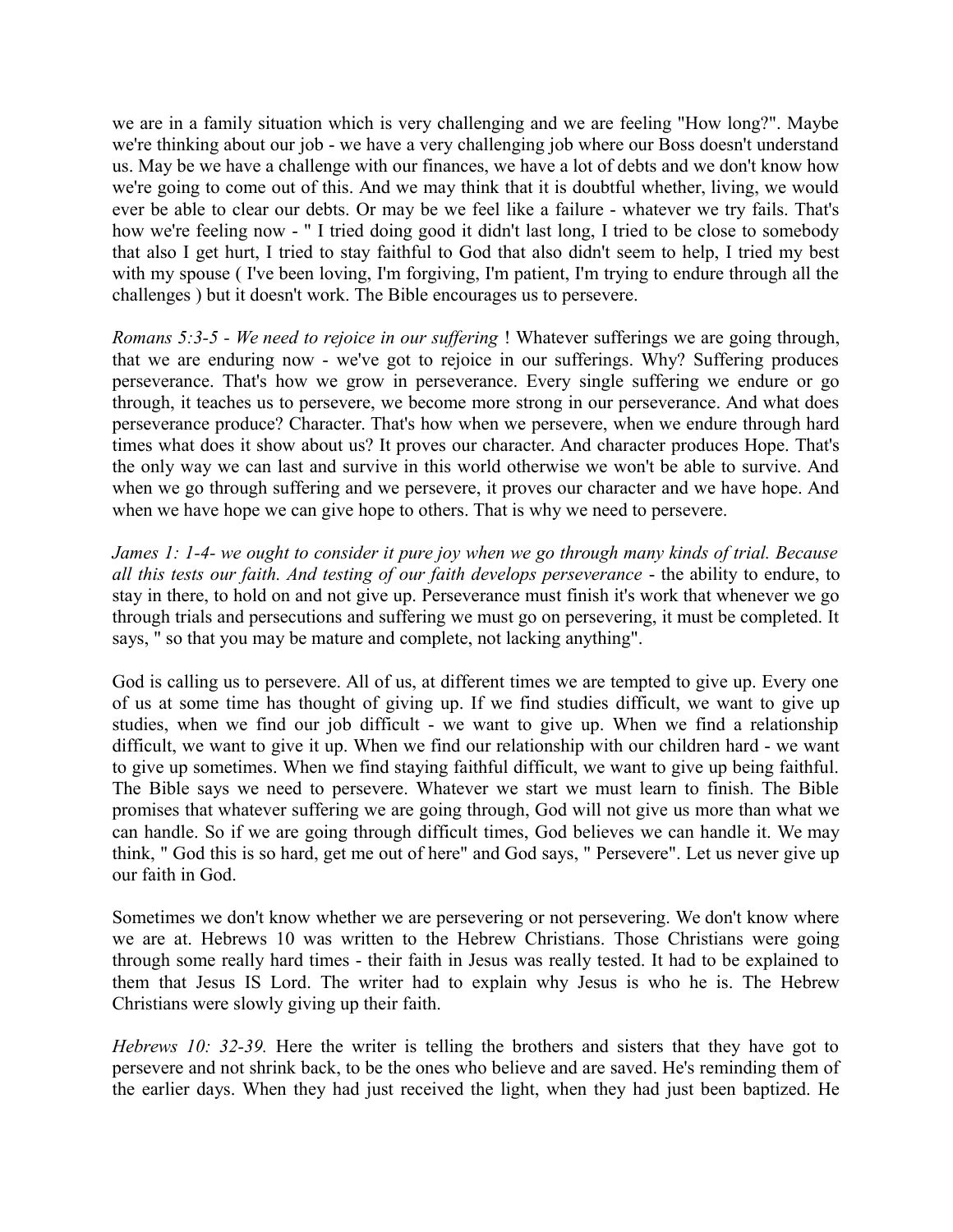we are in a family situation which is very challenging and we are feeling "How long?". Maybe we're thinking about our job - we have a very challenging job where our Boss doesn't understand us. May be we have a challenge with our finances, we have a lot of debts and we don't know how we're going to come out of this. And we may think that it is doubtful whether, living, we would ever be able to clear our debts. Or may be we feel like a failure - whatever we try fails. That's how we're feeling now - " I tried doing good it didn't last long, I tried to be close to somebody that also I get hurt, I tried to stay faithful to God that also didn't seem to help, I tried my best with my spouse ( I've been loving, I'm forgiving, I'm patient, I'm trying to endure through all the challenges ) but it doesn't work. The Bible encourages us to persevere.

*Romans 5:3-5 - We need to rejoice in our suffering* ! Whatever sufferings we are going through, that we are enduring now - we've got to rejoice in our sufferings. Why? Suffering produces perseverance. That's how we grow in perseverance. Every single suffering we endure or go through, it teaches us to persevere, we become more strong in our perseverance. And what does perseverance produce? Character. That's how when we persevere, when we endure through hard times what does it show about us? It proves our character. And character produces Hope. That's the only way we can last and survive in this world otherwise we won't be able to survive. And when we go through suffering and we persevere, it proves our character and we have hope. And when we have hope we can give hope to others. That is why we need to persevere.

*James 1: 1-4- we ought to consider it pure joy when we go through many kinds of trial. Because all this tests our faith. And testing of our faith develops perseverance* - the ability to endure, to stay in there, to hold on and not give up. Perseverance must finish it's work that whenever we go through trials and persecutions and suffering we must go on persevering, it must be completed. It says, " so that you may be mature and complete, not lacking anything".

God is calling us to persevere. All of us, at different times we are tempted to give up. Every one of us at some time has thought of giving up. If we find studies difficult, we want to give up studies, when we find our job difficult - we want to give up. When we find a relationship difficult, we want to give it up. When we find our relationship with our children hard - we want to give up sometimes. When we find staying faithful difficult, we want to give up being faithful. The Bible says we need to persevere. Whatever we start we must learn to finish. The Bible promises that whatever suffering we are going through, God will not give us more than what we can handle. So if we are going through difficult times, God believes we can handle it. We may think, " God this is so hard, get me out of here" and God says, " Persevere". Let us never give up our faith in God.

Sometimes we don't know whether we are persevering or not persevering. We don't know where we are at. Hebrews 10 was written to the Hebrew Christians. Those Christians were going through some really hard times - their faith in Jesus was really tested. It had to be explained to them that Jesus IS Lord. The writer had to explain why Jesus is who he is. The Hebrew Christians were slowly giving up their faith.

*Hebrews 10: 32-39.* Here the writer is telling the brothers and sisters that they have got to persevere and not shrink back, to be the ones who believe and are saved. He's reminding them of the earlier days. When they had just received the light, when they had just been baptized. He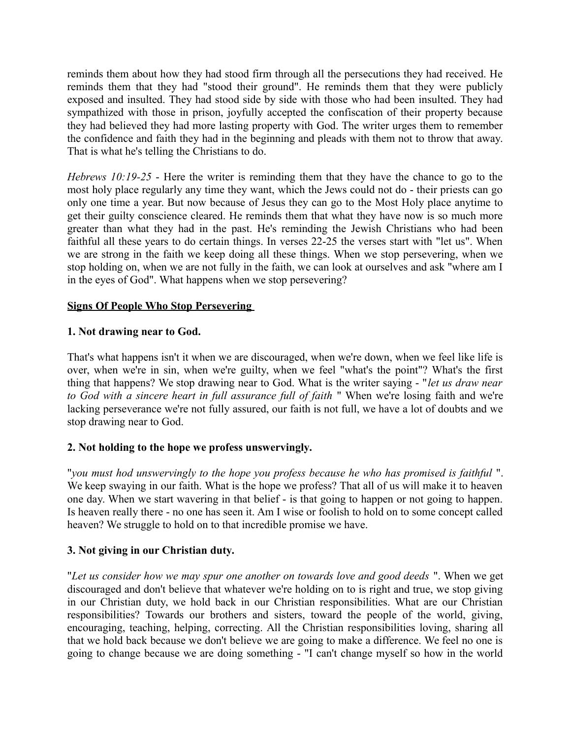reminds them about how they had stood firm through all the persecutions they had received. He reminds them that they had "stood their ground". He reminds them that they were publicly exposed and insulted. They had stood side by side with those who had been insulted. They had sympathized with those in prison, joyfully accepted the confiscation of their property because they had believed they had more lasting property with God. The writer urges them to remember the confidence and faith they had in the beginning and pleads with them not to throw that away. That is what he's telling the Christians to do.

*Hebrews 10:19-25* - Here the writer is reminding them that they have the chance to go to the most holy place regularly any time they want, which the Jews could not do - their priests can go only one time a year. But now because of Jesus they can go to the Most Holy place anytime to get their guilty conscience cleared. He reminds them that what they have now is so much more greater than what they had in the past. He's reminding the Jewish Christians who had been faithful all these years to do certain things. In verses 22-25 the verses start with "let us". When we are strong in the faith we keep doing all these things. When we stop persevering, when we stop holding on, when we are not fully in the faith, we can look at ourselves and ask "where am I in the eyes of God". What happens when we stop persevering?

**Signs Of People Who Stop Persevering**

**1. Not drawing near to God.**

That's what happens isn't it when we are discouraged, when we're down, when we feel like life is over, when we're in sin, when we're guilty, when we feel "what's the point"? What's the first thing that happens? We stop drawing near to God. What is the writer saying - "*let us draw near to God with a sincere heart in full assurance full of faith* " When we're losing faith and we're lacking perseverance we're not fully assured, our faith is not full, we have a lot of doubts and we stop drawing near to God.

**2. Not holding to the hope we profess unswervingly.**

"*you must hod unswervingly to the hope you profess because he who has promised is faithful* ". We keep swaying in our faith. What is the hope we profess? That all of us will make it to heaven one day. When we start wavering in that belief - is that going to happen or not going to happen. Is heaven really there - no one has seen it. Am I wise or foolish to hold on to some concept called heaven? We struggle to hold on to that incredible promise we have.

**3. Not giving in our Christian duty.**

"*Let us consider how we may spur one another on towards love and good deeds* ". When we get discouraged and don't believe that whatever we're holding on to is right and true, we stop giving in our Christian duty, we hold back in our Christian responsibilities. What are our Christian responsibilities? Towards our brothers and sisters, toward the people of the world, giving, encouraging, teaching, helping, correcting. All the Christian responsibilities loving, sharing all that we hold back because we don't believe we are going to make a difference. We feel no one is going to change because we are doing something - "I can't change myself so how in the world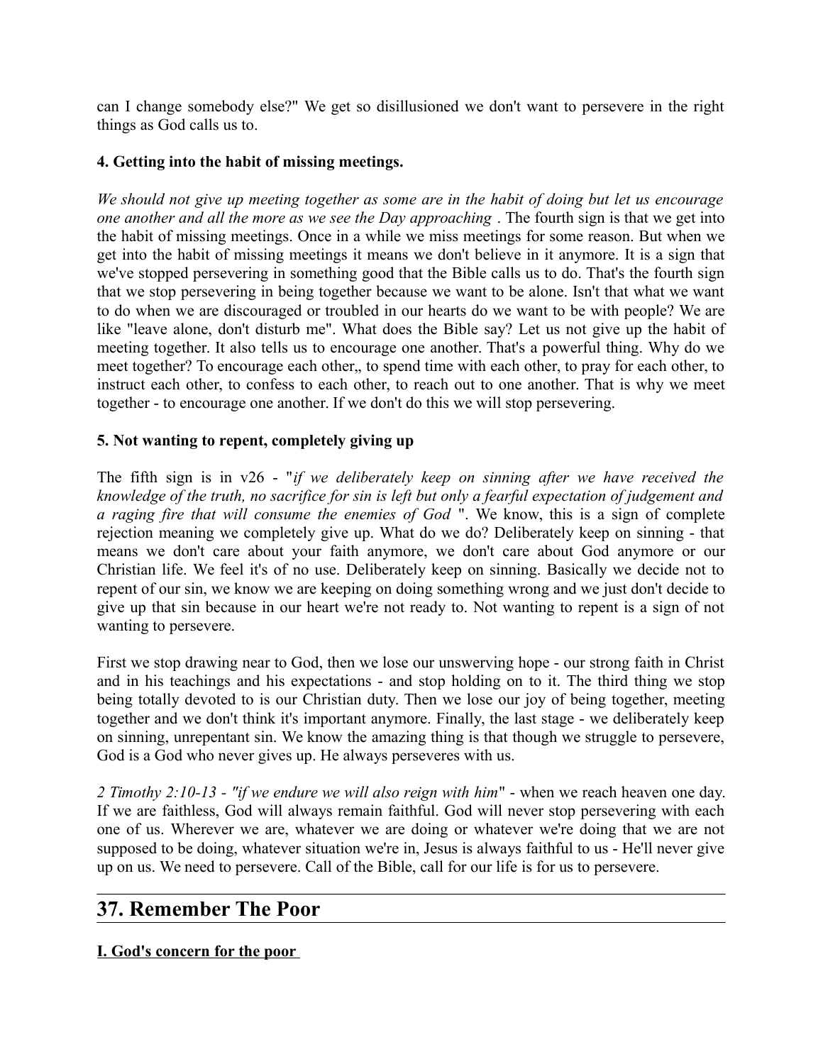can I change somebody else?" We get so disillusioned we don't want to persevere in the right things as God calls us to.

**4. Getting into the habit of missing meetings.**

*We should not give up meeting together as some are in the habit of doing but let us encourage one another and all the more as we see the Day approaching* . The fourth sign is that we get into the habit of missing meetings. Once in a while we miss meetings for some reason. But when we get into the habit of missing meetings it means we don't believe in it anymore. It is a sign that we've stopped persevering in something good that the Bible calls us to do. That's the fourth sign that we stop persevering in being together because we want to be alone. Isn't that what we want to do when we are discouraged or troubled in our hearts do we want to be with people? We are like "leave alone, don't disturb me". What does the Bible say? Let us not give up the habit of meeting together. It also tells us to encourage one another. That's a powerful thing. Why do we meet together? To encourage each other,, to spend time with each other, to pray for each other, to instruct each other, to confess to each other, to reach out to one another. That is why we meet together - to encourage one another. If we don't do this we will stop persevering.

**5. Not wanting to repent, completely giving up**

The fifth sign is in v26 - "*if we deliberately keep on sinning after we have received the knowledge of the truth, no sacrifice for sin is left but only a fearful expectation of judgement and a raging fire that will consume the enemies of God* ". We know, this is a sign of complete rejection meaning we completely give up. What do we do? Deliberately keep on sinning - that means we don't care about your faith anymore, we don't care about God anymore or our Christian life. We feel it's of no use. Deliberately keep on sinning. Basically we decide not to repent of our sin, we know we are keeping on doing something wrong and we just don't decide to give up that sin because in our heart we're not ready to. Not wanting to repent is a sign of not wanting to persevere.

First we stop drawing near to God, then we lose our unswerving hope - our strong faith in Christ and in his teachings and his expectations - and stop holding on to it. The third thing we stop being totally devoted to is our Christian duty. Then we lose our joy of being together, meeting together and we don't think it's important anymore. Finally, the last stage - we deliberately keep on sinning, unrepentant sin. We know the amazing thing is that though we struggle to persevere, God is a God who never gives up. He always perseveres with us.

*2 Timothy 2:10-13 - "if we endure we will also reign with him*" - when we reach heaven one day. If we are faithless, God will always remain faithful. God will never stop persevering with each one of us. Wherever we are, whatever we are doing or whatever we're doing that we are not supposed to be doing, whatever situation we're in, Jesus is always faithful to us - He'll never give up on us. We need to persevere. Call of the Bible, call for our life is for us to persevere.

---

## 37. Remember The Poor

**I. God's concern for the poor**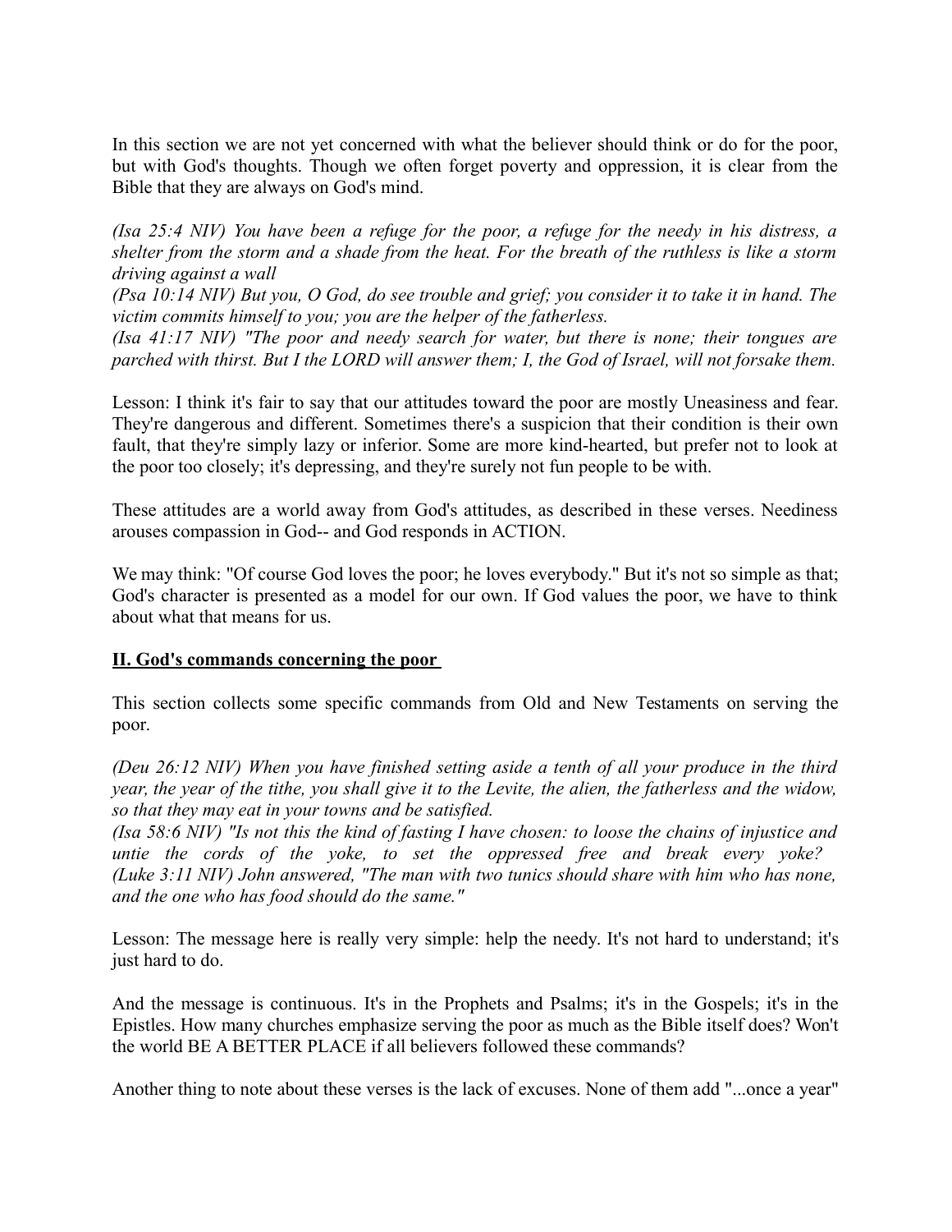In this section we are not yet concerned with what the believer should think or do for the poor, but with God's thoughts. Though we often forget poverty and oppression, it is clear from the Bible that they are always on God's mind.

*(Isa 25:4 NIV) You have been a refuge for the poor, a refuge for the needy in his distress, a shelter from the storm and a shade from the heat. For the breath of the ruthless is like a storm driving against a wall*
*(Psa 10:14 NIV) But you, O God, do see trouble and grief; you consider it to take it in hand. The victim commits himself to you; you are the helper of the fatherless.*
*(Isa 41:17 NIV) "The poor and needy search for water, but there is none; their tongues are parched with thirst. But I the LORD will answer them; I, the God of Israel, will not forsake them.*

Lesson: I think it's fair to say that our attitudes toward the poor are mostly Uneasiness and fear. They're dangerous and different. Sometimes there's a suspicion that their condition is their own fault, that they're simply lazy or inferior. Some are more kind-hearted, but prefer not to look at the poor too closely; it's depressing, and they're surely not fun people to be with.

These attitudes are a world away from God's attitudes, as described in these verses. Neediness arouses compassion in God-- and God responds in ACTION.

We may think: "Of course God loves the poor; he loves everybody." But it's not so simple as that; God's character is presented as a model for our own. If God values the poor, we have to think about what that means for us.

## **II. God's commands concerning the poor**

This section collects some specific commands from Old and New Testaments on serving the poor.

*(Deu 26:12 NIV) When you have finished setting aside a tenth of all your produce in the third year, the year of the tithe, you shall give it to the Levite, the alien, the fatherless and the widow, so that they may eat in your towns and be satisfied.*
*(Isa 58:6 NIV) "Is not this the kind of fasting I have chosen: to loose the chains of injustice and untie the cords of the yoke, to set the oppressed free and break every yoke?*
*(Luke 3:11 NIV) John answered, "The man with two tunics should share with him who has none, and the one who has food should do the same."*

Lesson: The message here is really very simple: help the needy. It's not hard to understand; it's just hard to do.

And the message is continuous. It's in the Prophets and Psalms; it's in the Gospels; it's in the Epistles. How many churches emphasize serving the poor as much as the Bible itself does? Won't the world BE A BETTER PLACE if all believers followed these commands?

Another thing to note about these verses is the lack of excuses. None of them add "...once a year"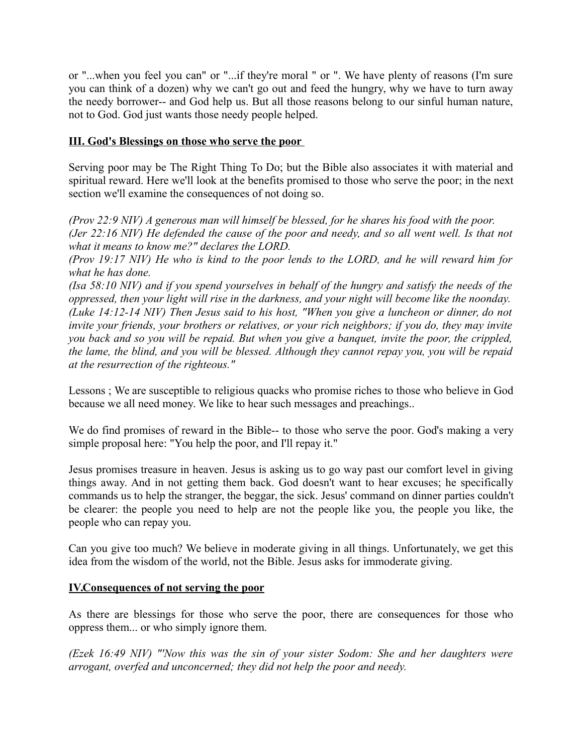or "...when you feel you can" or "...if they're moral " or ". We have plenty of reasons (I'm sure you can think of a dozen) why we can't go out and feed the hungry, why we have to turn away the needy borrower-- and God help us. But all those reasons belong to our sinful human nature, not to God. God just wants those needy people helped.

## **III. God's Blessings on those who serve the poor**

Serving poor may be The Right Thing To Do; but the Bible also associates it with material and spiritual reward. Here we'll look at the benefits promised to those who serve the poor; in the next section we'll examine the consequences of not doing so.

*(Prov 22:9 NIV) A generous man will himself be blessed, for he shares his food with the poor.*
*(Jer 22:16 NIV) He defended the cause of the poor and needy, and so all went well. Is that not what it means to know me?" declares the LORD.*
*(Prov 19:17 NIV) He who is kind to the poor lends to the LORD, and he will reward him for what he has done.*
*(Isa 58:10 NIV) and if you spend yourselves in behalf of the hungry and satisfy the needs of the oppressed, then your light will rise in the darkness, and your night will become like the noonday.*
*(Luke 14:12-14 NIV) Then Jesus said to his host, "When you give a luncheon or dinner, do not invite your friends, your brothers or relatives, or your rich neighbors; if you do, they may invite you back and so you will be repaid. But when you give a banquet, invite the poor, the crippled, the lame, the blind, and you will be blessed. Although they cannot repay you, you will be repaid at the resurrection of the righteous."*

Lessons ; We are susceptible to religious quacks who promise riches to those who believe in God because we all need money. We like to hear such messages and preachings..

We do find promises of reward in the Bible-- to those who serve the poor. God's making a very simple proposal here: "You help the poor, and I'll repay it."

Jesus promises treasure in heaven. Jesus is asking us to go way past our comfort level in giving things away. And in not getting them back. God doesn't want to hear excuses; he specifically commands us to help the stranger, the beggar, the sick. Jesus' command on dinner parties couldn't be clearer: the people you need to help are not the people like you, the people you like, the people who can repay you.

Can you give too much? We believe in moderate giving in all things. Unfortunately, we get this idea from the wisdom of the world, not the Bible. Jesus asks for immoderate giving.

## **IV.Consequences of not serving the poor**

As there are blessings for those who serve the poor, there are consequences for those who oppress them... or who simply ignore them.

*(Ezek 16:49 NIV) "'Now this was the sin of your sister Sodom: She and her daughters were arrogant, overfed and unconcerned; they did not help the poor and needy.*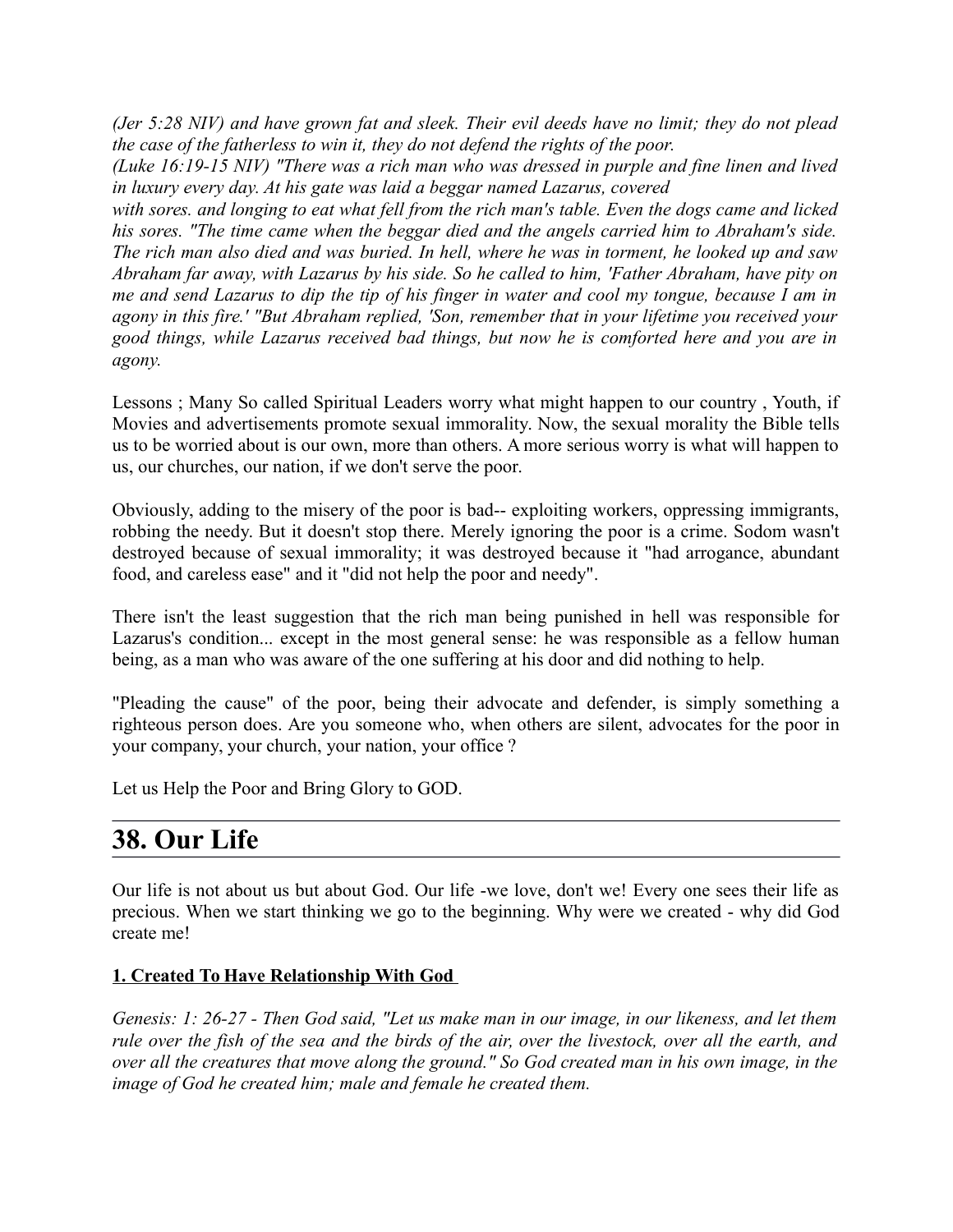*(Jer 5:28 NIV) and have grown fat and sleek. Their evil deeds have no limit; they do not plead the case of the fatherless to win it, they do not defend the rights of the poor.*

*(Luke 16:19-15 NIV) "There was a rich man who was dressed in purple and fine linen and lived in luxury every day. At his gate was laid a beggar named Lazarus, covered*

*with sores. and longing to eat what fell from the rich man's table. Even the dogs came and licked his sores. "The time came when the beggar died and the angels carried him to Abraham's side. The rich man also died and was buried. In hell, where he was in torment, he looked up and saw Abraham far away, with Lazarus by his side. So he called to him, 'Father Abraham, have pity on me and send Lazarus to dip the tip of his finger in water and cool my tongue, because I am in agony in this fire.' "But Abraham replied, 'Son, remember that in your lifetime you received your good things, while Lazarus received bad things, but now he is comforted here and you are in agony.*

Lessons ; Many So called Spiritual Leaders worry what might happen to our country , Youth, if Movies and advertisements promote sexual immorality. Now, the sexual morality the Bible tells us to be worried about is our own, more than others. A more serious worry is what will happen to us, our churches, our nation, if we don't serve the poor.

Obviously, adding to the misery of the poor is bad-- exploiting workers, oppressing immigrants, robbing the needy. But it doesn't stop there. Merely ignoring the poor is a crime. Sodom wasn't destroyed because of sexual immorality; it was destroyed because it "had arrogance, abundant food, and careless ease" and it "did not help the poor and needy".

There isn't the least suggestion that the rich man being punished in hell was responsible for Lazarus's condition... except in the most general sense: he was responsible as a fellow human being, as a man who was aware of the one suffering at his door and did nothing to help.

"Pleading the cause" of the poor, being their advocate and defender, is simply something a righteous person does. Are you someone who, when others are silent, advocates for the poor in your company, your church, your nation, your office ?

Let us Help the Poor and Bring Glory to GOD.

# 38. Our Life

Our life is not about us but about God. Our life -we love, don't we! Every one sees their life as precious. When we start thinking we go to the beginning. Why were we created - why did God create me!

**1. Created To Have Relationship With God**

*Genesis: 1: 26-27 - Then God said, "Let us make man in our image, in our likeness, and let them rule over the fish of the sea and the birds of the air, over the livestock, over all the earth, and over all the creatures that move along the ground." So God created man in his own image, in the image of God he created him; male and female he created them.*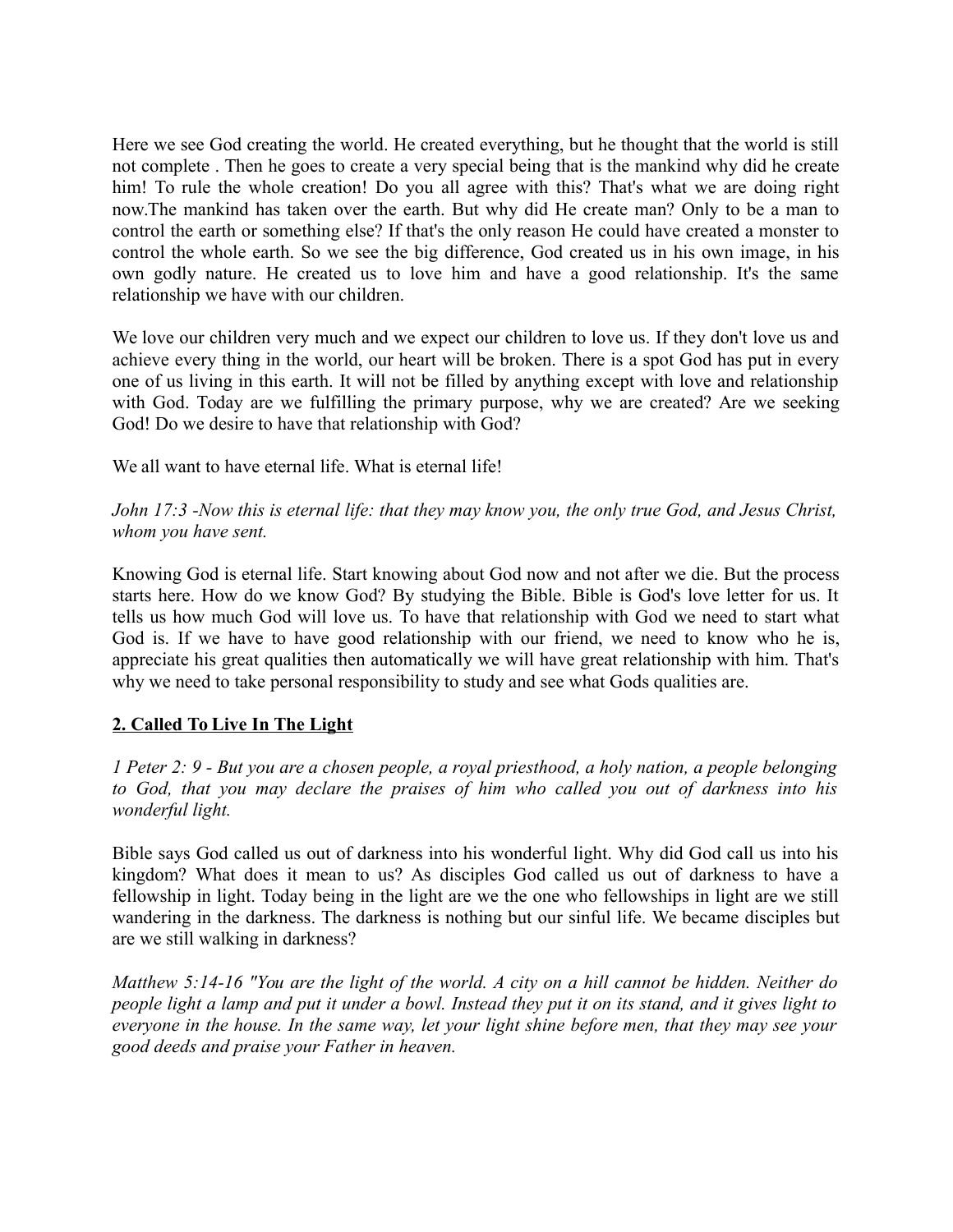Here we see God creating the world. He created everything, but he thought that the world is still not complete . Then he goes to create a very special being that is the mankind why did he create him! To rule the whole creation! Do you all agree with this? That's what we are doing right now.The mankind has taken over the earth. But why did He create man? Only to be a man to control the earth or something else? If that's the only reason He could have created a monster to control the whole earth. So we see the big difference, God created us in his own image, in his own godly nature. He created us to love him and have a good relationship. It's the same relationship we have with our children.

We love our children very much and we expect our children to love us. If they don't love us and achieve every thing in the world, our heart will be broken. There is a spot God has put in every one of us living in this earth. It will not be filled by anything except with love and relationship with God. Today are we fulfilling the primary purpose, why we are created? Are we seeking God! Do we desire to have that relationship with God?

We all want to have eternal life. What is eternal life!

*John 17:3 -Now this is eternal life: that they may know you, the only true God, and Jesus Christ, whom you have sent.*

Knowing God is eternal life. Start knowing about God now and not after we die. But the process starts here. How do we know God? By studying the Bible. Bible is God's love letter for us. It tells us how much God will love us. To have that relationship with God we need to start what God is. If we have to have good relationship with our friend, we need to know who he is, appreciate his great qualities then automatically we will have great relationship with him. That's why we need to take personal responsibility to study and see what Gods qualities are.

**2. Called To Live In The Light**

*1 Peter 2: 9 - But you are a chosen people, a royal priesthood, a holy nation, a people belonging to God, that you may declare the praises of him who called you out of darkness into his wonderful light.*

Bible says God called us out of darkness into his wonderful light. Why did God call us into his kingdom? What does it mean to us? As disciples God called us out of darkness to have a fellowship in light. Today being in the light are we the one who fellowships in light are we still wandering in the darkness. The darkness is nothing but our sinful life. We became disciples but are we still walking in darkness?

*Matthew 5:14-16 "You are the light of the world. A city on a hill cannot be hidden. Neither do people light a lamp and put it under a bowl. Instead they put it on its stand, and it gives light to everyone in the house. In the same way, let your light shine before men, that they may see your good deeds and praise your Father in heaven.*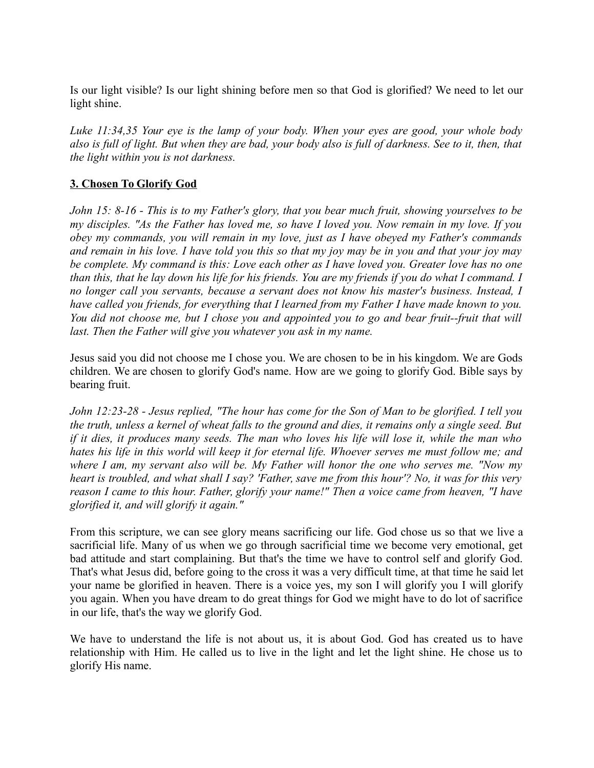Is our light visible? Is our light shining before men so that God is glorified? We need to let our light shine.

*Luke 11:34,35 Your eye is the lamp of your body. When your eyes are good, your whole body also is full of light. But when they are bad, your body also is full of darkness. See to it, then, that the light within you is not darkness.*

**3. Chosen To Glorify God**

*John 15: 8-16 - This is to my Father's glory, that you bear much fruit, showing yourselves to be my disciples. "As the Father has loved me, so have I loved you. Now remain in my love. If you obey my commands, you will remain in my love, just as I have obeyed my Father's commands and remain in his love. I have told you this so that my joy may be in you and that your joy may be complete. My command is this: Love each other as I have loved you. Greater love has no one than this, that he lay down his life for his friends. You are my friends if you do what I command. I no longer call you servants, because a servant does not know his master's business. Instead, I have called you friends, for everything that I learned from my Father I have made known to you. You did not choose me, but I chose you and appointed you to go and bear fruit--fruit that will last. Then the Father will give you whatever you ask in my name.*

Jesus said you did not choose me I chose you. We are chosen to be in his kingdom. We are Gods children. We are chosen to glorify God's name. How are we going to glorify God. Bible says by bearing fruit.

*John 12:23-28 - Jesus replied, "The hour has come for the Son of Man to be glorified. I tell you the truth, unless a kernel of wheat falls to the ground and dies, it remains only a single seed. But if it dies, it produces many seeds. The man who loves his life will lose it, while the man who hates his life in this world will keep it for eternal life. Whoever serves me must follow me; and where I am, my servant also will be. My Father will honor the one who serves me. "Now my heart is troubled, and what shall I say? 'Father, save me from this hour'? No, it was for this very reason I came to this hour. Father, glorify your name!" Then a voice came from heaven, "I have glorified it, and will glorify it again."*

From this scripture, we can see glory means sacrificing our life. God chose us so that we live a sacrificial life. Many of us when we go through sacrificial time we become very emotional, get bad attitude and start complaining. But that's the time we have to control self and glorify God. That's what Jesus did, before going to the cross it was a very difficult time, at that time he said let your name be glorified in heaven. There is a voice yes, my son I will glorify you I will glorify you again. When you have dream to do great things for God we might have to do lot of sacrifice in our life, that's the way we glorify God.

We have to understand the life is not about us, it is about God. God has created us to have relationship with Him. He called us to live in the light and let the light shine. He chose us to glorify His name.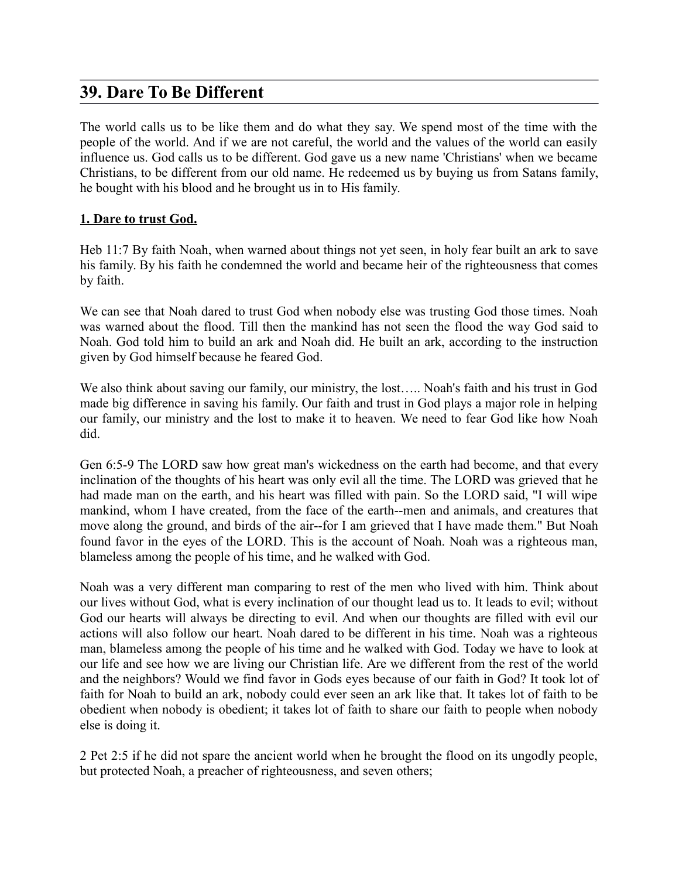## 39. Dare To Be Different

The world calls us to be like them and do what they say. We spend most of the time with the people of the world. And if we are not careful, the world and the values of the world can easily influence us. God calls us to be different. God gave us a new name 'Christians' when we became Christians, to be different from our old name. He redeemed us by buying us from Satans family, he bought with his blood and he brought us in to His family.

**1. Dare to trust God.**

Heb 11:7 By faith Noah, when warned about things not yet seen, in holy fear built an ark to save his family. By his faith he condemned the world and became heir of the righteousness that comes by faith.

We can see that Noah dared to trust God when nobody else was trusting God those times. Noah was warned about the flood. Till then the mankind has not seen the flood the way God said to Noah. God told him to build an ark and Noah did. He built an ark, according to the instruction given by God himself because he feared God.

We also think about saving our family, our ministry, the lost….. Noah's faith and his trust in God made big difference in saving his family. Our faith and trust in God plays a major role in helping our family, our ministry and the lost to make it to heaven. We need to fear God like how Noah did.

Gen 6:5-9 The LORD saw how great man's wickedness on the earth had become, and that every inclination of the thoughts of his heart was only evil all the time. The LORD was grieved that he had made man on the earth, and his heart was filled with pain. So the LORD said, "I will wipe mankind, whom I have created, from the face of the earth--men and animals, and creatures that move along the ground, and birds of the air--for I am grieved that I have made them." But Noah found favor in the eyes of the LORD. This is the account of Noah. Noah was a righteous man, blameless among the people of his time, and he walked with God.

Noah was a very different man comparing to rest of the men who lived with him. Think about our lives without God, what is every inclination of our thought lead us to. It leads to evil; without God our hearts will always be directing to evil. And when our thoughts are filled with evil our actions will also follow our heart. Noah dared to be different in his time. Noah was a righteous man, blameless among the people of his time and he walked with God. Today we have to look at our life and see how we are living our Christian life. Are we different from the rest of the world and the neighbors? Would we find favor in Gods eyes because of our faith in God? It took lot of faith for Noah to build an ark, nobody could ever seen an ark like that. It takes lot of faith to be obedient when nobody is obedient; it takes lot of faith to share our faith to people when nobody else is doing it.

2 Pet 2:5 if he did not spare the ancient world when he brought the flood on its ungodly people, but protected Noah, a preacher of righteousness, and seven others;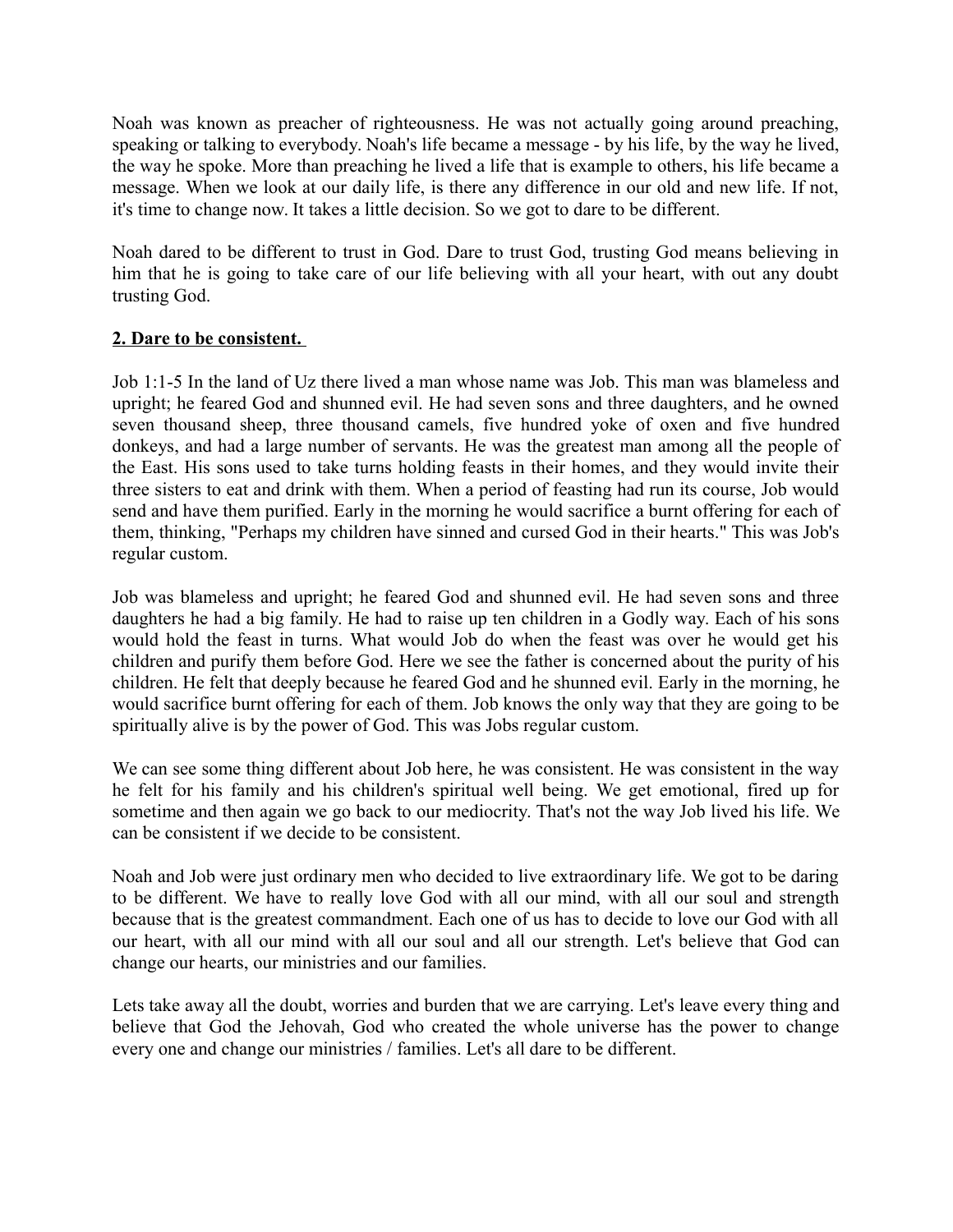Noah was known as preacher of righteousness. He was not actually going around preaching, speaking or talking to everybody. Noah's life became a message - by his life, by the way he lived, the way he spoke. More than preaching he lived a life that is example to others, his life became a message. When we look at our daily life, is there any difference in our old and new life. If not, it's time to change now. It takes a little decision. So we got to dare to be different.

Noah dared to be different to trust in God. Dare to trust God, trusting God means believing in him that he is going to take care of our life believing with all your heart, with out any doubt trusting God.

**2. Dare to be consistent.**

Job 1:1-5 In the land of Uz there lived a man whose name was Job. This man was blameless and upright; he feared God and shunned evil. He had seven sons and three daughters, and he owned seven thousand sheep, three thousand camels, five hundred yoke of oxen and five hundred donkeys, and had a large number of servants. He was the greatest man among all the people of the East. His sons used to take turns holding feasts in their homes, and they would invite their three sisters to eat and drink with them. When a period of feasting had run its course, Job would send and have them purified. Early in the morning he would sacrifice a burnt offering for each of them, thinking, "Perhaps my children have sinned and cursed God in their hearts." This was Job's regular custom.

Job was blameless and upright; he feared God and shunned evil. He had seven sons and three daughters he had a big family. He had to raise up ten children in a Godly way. Each of his sons would hold the feast in turns. What would Job do when the feast was over he would get his children and purify them before God. Here we see the father is concerned about the purity of his children. He felt that deeply because he feared God and he shunned evil. Early in the morning, he would sacrifice burnt offering for each of them. Job knows the only way that they are going to be spiritually alive is by the power of God. This was Jobs regular custom.

We can see some thing different about Job here, he was consistent. He was consistent in the way he felt for his family and his children's spiritual well being. We get emotional, fired up for sometime and then again we go back to our mediocrity. That's not the way Job lived his life. We can be consistent if we decide to be consistent.

Noah and Job were just ordinary men who decided to live extraordinary life. We got to be daring to be different. We have to really love God with all our mind, with all our soul and strength because that is the greatest commandment. Each one of us has to decide to love our God with all our heart, with all our mind with all our soul and all our strength. Let's believe that God can change our hearts, our ministries and our families.

Lets take away all the doubt, worries and burden that we are carrying. Let's leave every thing and believe that God the Jehovah, God who created the whole universe has the power to change every one and change our ministries / families. Let's all dare to be different.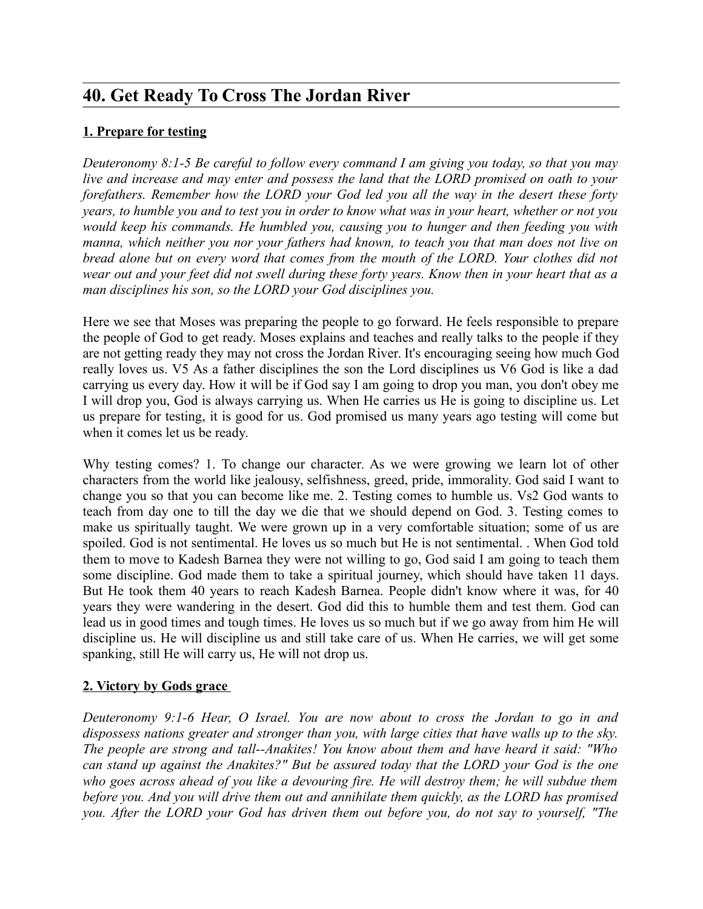## 40. Get Ready To Cross The Jordan River

### 1. Prepare for testing

*Deuteronomy 8:1-5 Be careful to follow every command I am giving you today, so that you may live and increase and may enter and possess the land that the LORD promised on oath to your forefathers. Remember how the LORD your God led you all the way in the desert these forty years, to humble you and to test you in order to know what was in your heart, whether or not you would keep his commands. He humbled you, causing you to hunger and then feeding you with manna, which neither you nor your fathers had known, to teach you that man does not live on bread alone but on every word that comes from the mouth of the LORD. Your clothes did not wear out and your feet did not swell during these forty years. Know then in your heart that as a man disciplines his son, so the LORD your God disciplines you.*

Here we see that Moses was preparing the people to go forward. He feels responsible to prepare the people of God to get ready. Moses explains and teaches and really talks to the people if they are not getting ready they may not cross the Jordan River. It's encouraging seeing how much God really loves us. V5 As a father disciplines the son the Lord disciplines us V6 God is like a dad carrying us every day. How it will be if God say I am going to drop you man, you don't obey me I will drop you, God is always carrying us. When He carries us He is going to discipline us. Let us prepare for testing, it is good for us. God promised us many years ago testing will come but when it comes let us be ready.

Why testing comes? 1. To change our character. As we were growing we learn lot of other characters from the world like jealousy, selfishness, greed, pride, immorality. God said I want to change you so that you can become like me. 2. Testing comes to humble us. Vs2 God wants to teach from day one to till the day we die that we should depend on God. 3. Testing comes to make us spiritually taught. We were grown up in a very comfortable situation; some of us are spoiled. God is not sentimental. He loves us so much but He is not sentimental. . When God told them to move to Kadesh Barnea they were not willing to go, God said I am going to teach them some discipline. God made them to take a spiritual journey, which should have taken 11 days. But He took them 40 years to reach Kadesh Barnea. People didn't know where it was, for 40 years they were wandering in the desert. God did this to humble them and test them. God can lead us in good times and tough times. He loves us so much but if we go away from him He will discipline us. He will discipline us and still take care of us. When He carries, we will get some spanking, still He will carry us, He will not drop us.

### 2. Victory by Gods grace

*Deuteronomy 9:1-6 Hear, O Israel. You are now about to cross the Jordan to go in and dispossess nations greater and stronger than you, with large cities that have walls up to the sky. The people are strong and tall--Anakites! You know about them and have heard it said: "Who can stand up against the Anakites?" But be assured today that the LORD your God is the one who goes across ahead of you like a devouring fire. He will destroy them; he will subdue them before you. And you will drive them out and annihilate them quickly, as the LORD has promised you. After the LORD your God has driven them out before you, do not say to yourself, "The*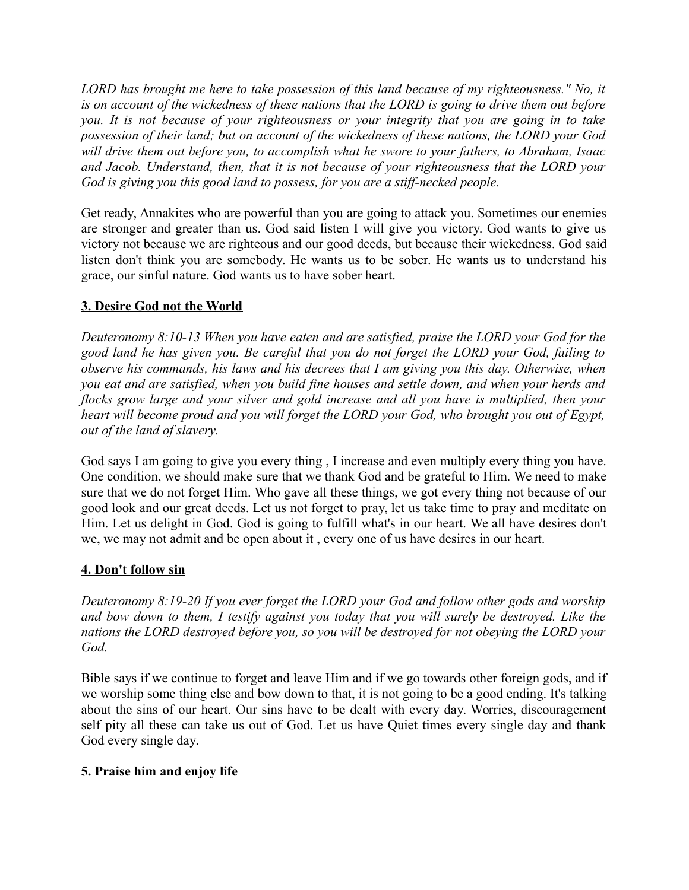*LORD has brought me here to take possession of this land because of my righteousness." No, it is on account of the wickedness of these nations that the LORD is going to drive them out before you. It is not because of your righteousness or your integrity that you are going in to take possession of their land; but on account of the wickedness of these nations, the LORD your God will drive them out before you, to accomplish what he swore to your fathers, to Abraham, Isaac and Jacob. Understand, then, that it is not because of your righteousness that the LORD your God is giving you this good land to possess, for you are a stiff-necked people.*

Get ready, Annakites who are powerful than you are going to attack you. Sometimes our enemies are stronger and greater than us. God said listen I will give you victory. God wants to give us victory not because we are righteous and our good deeds, but because their wickedness. God said listen don't think you are somebody. He wants us to be sober. He wants us to understand his grace, our sinful nature. God wants us to have sober heart.

**3. Desire God not the World**

*Deuteronomy 8:10-13 When you have eaten and are satisfied, praise the LORD your God for the good land he has given you. Be careful that you do not forget the LORD your God, failing to observe his commands, his laws and his decrees that I am giving you this day. Otherwise, when you eat and are satisfied, when you build fine houses and settle down, and when your herds and flocks grow large and your silver and gold increase and all you have is multiplied, then your heart will become proud and you will forget the LORD your God, who brought you out of Egypt, out of the land of slavery.*

God says I am going to give you every thing , I increase and even multiply every thing you have. One condition, we should make sure that we thank God and be grateful to Him. We need to make sure that we do not forget Him. Who gave all these things, we got every thing not because of our good look and our great deeds. Let us not forget to pray, let us take time to pray and meditate on Him. Let us delight in God. God is going to fulfill what's in our heart. We all have desires don't we, we may not admit and be open about it , every one of us have desires in our heart.

**4. Don't follow sin**

*Deuteronomy 8:19-20 If you ever forget the LORD your God and follow other gods and worship and bow down to them, I testify against you today that you will surely be destroyed. Like the nations the LORD destroyed before you, so you will be destroyed for not obeying the LORD your God.*

Bible says if we continue to forget and leave Him and if we go towards other foreign gods, and if we worship some thing else and bow down to that, it is not going to be a good ending. It's talking about the sins of our heart. Our sins have to be dealt with every day. Worries, discouragement self pity all these can take us out of God. Let us have Quiet times every single day and thank God every single day.

**5. Praise him and enjoy life**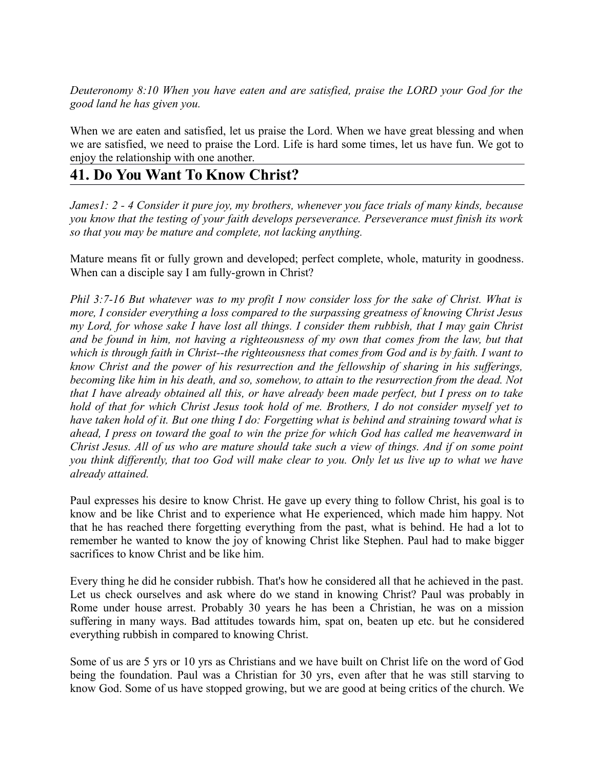*Deuteronomy 8:10 When you have eaten and are satisfied, praise the LORD your God for the good land he has given you.*

When we are eaten and satisfied, let us praise the Lord. When we have great blessing and when we are satisfied, we need to praise the Lord. Life is hard some times, let us have fun. We got to enjoy the relationship with one another.

## 41. Do You Want To Know Christ?

*James1: 2 - 4 Consider it pure joy, my brothers, whenever you face trials of many kinds, because you know that the testing of your faith develops perseverance. Perseverance must finish its work so that you may be mature and complete, not lacking anything.*

Mature means fit or fully grown and developed; perfect complete, whole, maturity in goodness. When can a disciple say I am fully-grown in Christ?

*Phil 3:7-16 But whatever was to my profit I now consider loss for the sake of Christ. What is more, I consider everything a loss compared to the surpassing greatness of knowing Christ Jesus my Lord, for whose sake I have lost all things. I consider them rubbish, that I may gain Christ and be found in him, not having a righteousness of my own that comes from the law, but that which is through faith in Christ--the righteousness that comes from God and is by faith. I want to know Christ and the power of his resurrection and the fellowship of sharing in his sufferings, becoming like him in his death, and so, somehow, to attain to the resurrection from the dead. Not that I have already obtained all this, or have already been made perfect, but I press on to take hold of that for which Christ Jesus took hold of me. Brothers, I do not consider myself yet to have taken hold of it. But one thing I do: Forgetting what is behind and straining toward what is ahead, I press on toward the goal to win the prize for which God has called me heavenward in Christ Jesus. All of us who are mature should take such a view of things. And if on some point you think differently, that too God will make clear to you. Only let us live up to what we have already attained.*

Paul expresses his desire to know Christ. He gave up every thing to follow Christ, his goal is to know and be like Christ and to experience what He experienced, which made him happy. Not that he has reached there forgetting everything from the past, what is behind. He had a lot to remember he wanted to know the joy of knowing Christ like Stephen. Paul had to make bigger sacrifices to know Christ and be like him.

Every thing he did he consider rubbish. That's how he considered all that he achieved in the past. Let us check ourselves and ask where do we stand in knowing Christ? Paul was probably in Rome under house arrest. Probably 30 years he has been a Christian, he was on a mission suffering in many ways. Bad attitudes towards him, spat on, beaten up etc. but he considered everything rubbish in compared to knowing Christ.

Some of us are 5 yrs or 10 yrs as Christians and we have built on Christ life on the word of God being the foundation. Paul was a Christian for 30 yrs, even after that he was still starving to know God. Some of us have stopped growing, but we are good at being critics of the church. We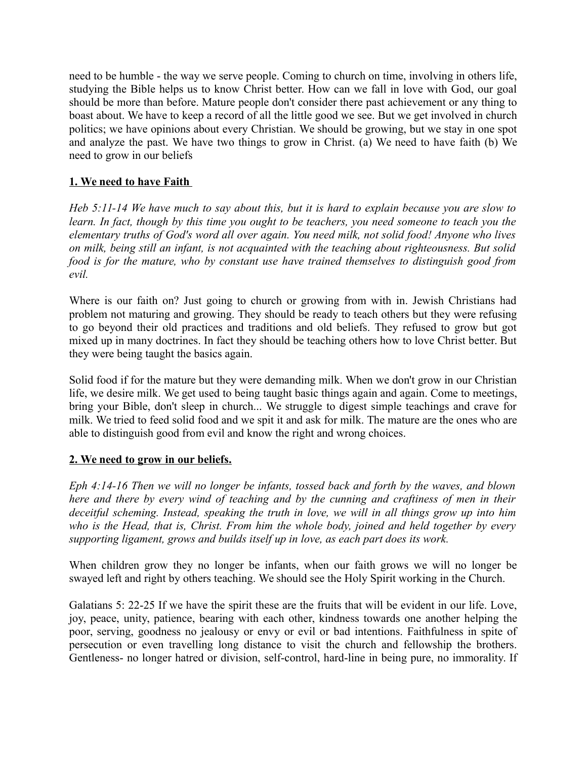need to be humble - the way we serve people. Coming to church on time, involving in others life, studying the Bible helps us to know Christ better. How can we fall in love with God, our goal should be more than before. Mature people don't consider there past achievement or any thing to boast about. We have to keep a record of all the little good we see. But we get involved in church politics; we have opinions about every Christian. We should be growing, but we stay in one spot and analyze the past. We have two things to grow in Christ. (a) We need to have faith (b) We need to grow in our beliefs

**1. We need to have Faith**

*Heb 5:11-14 We have much to say about this, but it is hard to explain because you are slow to learn. In fact, though by this time you ought to be teachers, you need someone to teach you the elementary truths of God's word all over again. You need milk, not solid food! Anyone who lives on milk, being still an infant, is not acquainted with the teaching about righteousness. But solid food is for the mature, who by constant use have trained themselves to distinguish good from evil.*

Where is our faith on? Just going to church or growing from with in. Jewish Christians had problem not maturing and growing. They should be ready to teach others but they were refusing to go beyond their old practices and traditions and old beliefs. They refused to grow but got mixed up in many doctrines. In fact they should be teaching others how to love Christ better. But they were being taught the basics again.

Solid food if for the mature but they were demanding milk. When we don't grow in our Christian life, we desire milk. We get used to being taught basic things again and again. Come to meetings, bring your Bible, don't sleep in church... We struggle to digest simple teachings and crave for milk. We tried to feed solid food and we spit it and ask for milk. The mature are the ones who are able to distinguish good from evil and know the right and wrong choices.

**2. We need to grow in our beliefs.**

*Eph 4:14-16 Then we will no longer be infants, tossed back and forth by the waves, and blown here and there by every wind of teaching and by the cunning and craftiness of men in their deceitful scheming. Instead, speaking the truth in love, we will in all things grow up into him who is the Head, that is, Christ. From him the whole body, joined and held together by every supporting ligament, grows and builds itself up in love, as each part does its work.*

When children grow they no longer be infants, when our faith grows we will no longer be swayed left and right by others teaching. We should see the Holy Spirit working in the Church.

Galatians 5: 22-25 If we have the spirit these are the fruits that will be evident in our life. Love, joy, peace, unity, patience, bearing with each other, kindness towards one another helping the poor, serving, goodness no jealousy or envy or evil or bad intentions. Faithfulness in spite of persecution or even travelling long distance to visit the church and fellowship the brothers. Gentleness- no longer hatred or division, self-control, hard-line in being pure, no immorality. If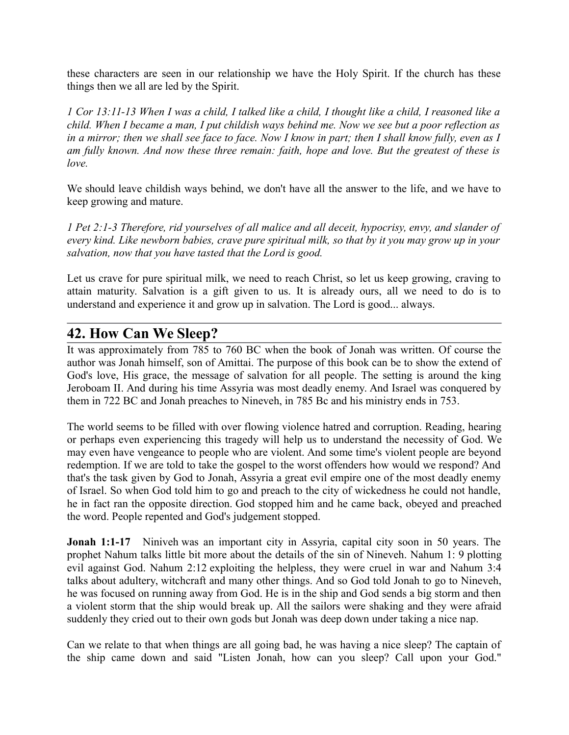these characters are seen in our relationship we have the Holy Spirit. If the church has these things then we all are led by the Spirit.

*1 Cor 13:11-13 When I was a child, I talked like a child, I thought like a child, I reasoned like a child. When I became a man, I put childish ways behind me. Now we see but a poor reflection as in a mirror; then we shall see face to face. Now I know in part; then I shall know fully, even as I am fully known. And now these three remain: faith, hope and love. But the greatest of these is love.*

We should leave childish ways behind, we don't have all the answer to the life, and we have to keep growing and mature.

*1 Pet 2:1-3 Therefore, rid yourselves of all malice and all deceit, hypocrisy, envy, and slander of every kind. Like newborn babies, crave pure spiritual milk, so that by it you may grow up in your salvation, now that you have tasted that the Lord is good.*

Let us crave for pure spiritual milk, we need to reach Christ, so let us keep growing, craving to attain maturity. Salvation is a gift given to us. It is already ours, all we need to do is to understand and experience it and grow up in salvation. The Lord is good... always.

---

## 42. How Can We Sleep?

It was approximately from 785 to 760 BC when the book of Jonah was written. Of course the author was Jonah himself, son of Amittai. The purpose of this book can be to show the extend of God's love, His grace, the message of salvation for all people. The setting is around the king Jeroboam II. And during his time Assyria was most deadly enemy. And Israel was conquered by them in 722 BC and Jonah preaches to Nineveh, in 785 Bc and his ministry ends in 753.

The world seems to be filled with over flowing violence hatred and corruption. Reading, hearing or perhaps even experiencing this tragedy will help us to understand the necessity of God. We may even have vengeance to people who are violent. And some time's violent people are beyond redemption. If we are told to take the gospel to the worst offenders how would we respond? And that's the task given by God to Jonah, Assyria a great evil empire one of the most deadly enemy of Israel. So when God told him to go and preach to the city of wickedness he could not handle, he in fact ran the opposite direction. God stopped him and he came back, obeyed and preached the word. People repented and God's judgement stopped.

**Jonah 1:1-17** Niniveh was an important city in Assyria, capital city soon in 50 years. The prophet Nahum talks little bit more about the details of the sin of Nineveh. Nahum 1: 9 plotting evil against God. Nahum 2:12 exploiting the helpless, they were cruel in war and Nahum 3:4 talks about adultery, witchcraft and many other things. And so God told Jonah to go to Nineveh, he was focused on running away from God. He is in the ship and God sends a big storm and then a violent storm that the ship would break up. All the sailors were shaking and they were afraid suddenly they cried out to their own gods but Jonah was deep down under taking a nice nap.

Can we relate to that when things are all going bad, he was having a nice sleep? The captain of the ship came down and said "Listen Jonah, how can you sleep? Call upon your God."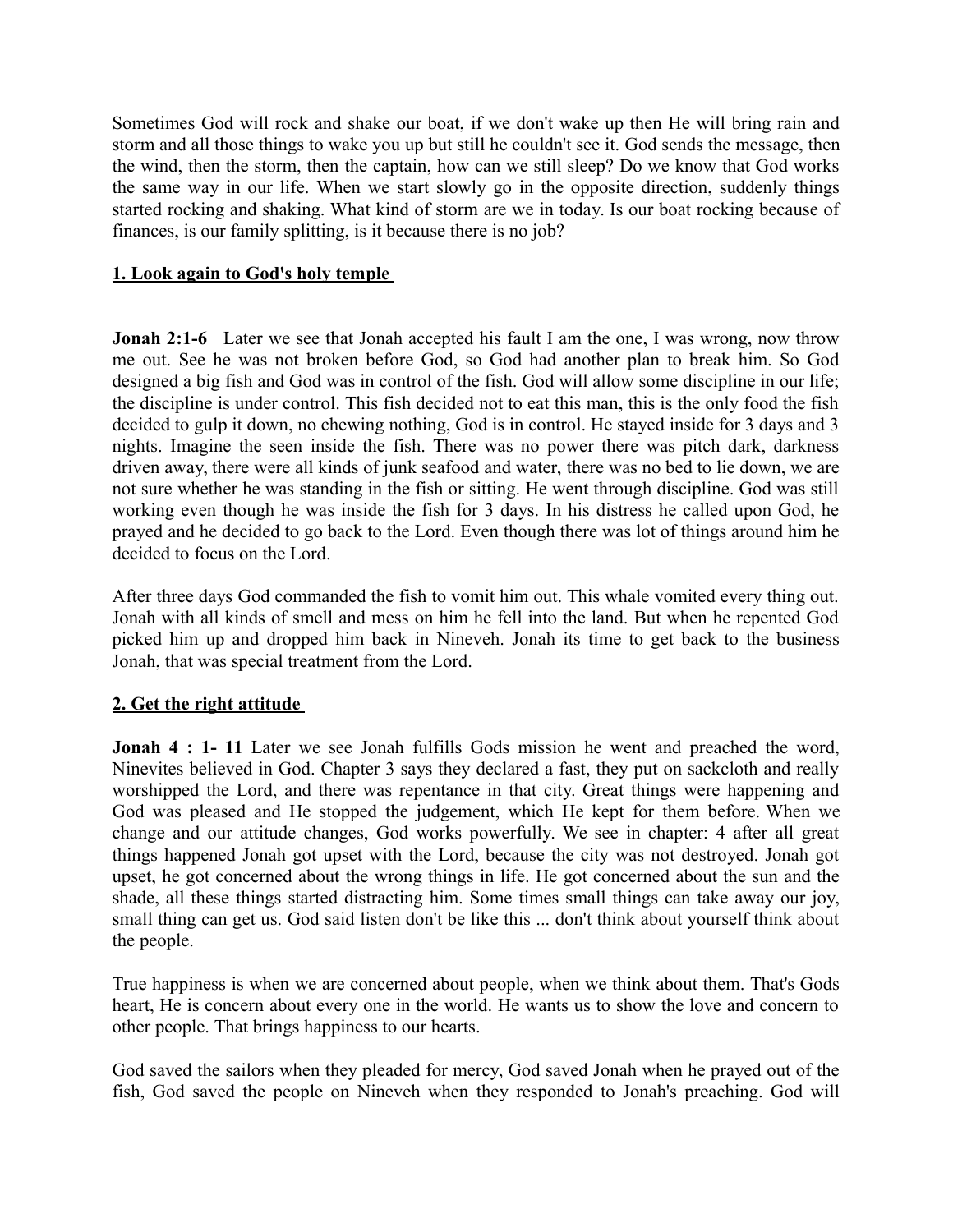Sometimes God will rock and shake our boat, if we don't wake up then He will bring rain and storm and all those things to wake you up but still he couldn't see it. God sends the message, then the wind, then the storm, then the captain, how can we still sleep? Do we know that God works the same way in our life. When we start slowly go in the opposite direction, suddenly things started rocking and shaking. What kind of storm are we in today. Is our boat rocking because of finances, is our family splitting, is it because there is no job?

**<u>1. Look again to God's holy temple</u>**

**Jonah 2:1-6** Later we see that Jonah accepted his fault I am the one, I was wrong, now throw me out. See he was not broken before God, so God had another plan to break him. So God designed a big fish and God was in control of the fish. God will allow some discipline in our life; the discipline is under control. This fish decided not to eat this man, this is the only food the fish decided to gulp it down, no chewing nothing, God is in control. He stayed inside for 3 days and 3 nights. Imagine the seen inside the fish. There was no power there was pitch dark, darkness driven away, there were all kinds of junk seafood and water, there was no bed to lie down, we are not sure whether he was standing in the fish or sitting. He went through discipline. God was still working even though he was inside the fish for 3 days. In his distress he called upon God, he prayed and he decided to go back to the Lord. Even though there was lot of things around him he decided to focus on the Lord.

After three days God commanded the fish to vomit him out. This whale vomited every thing out. Jonah with all kinds of smell and mess on him he fell into the land. But when he repented God picked him up and dropped him back in Nineveh. Jonah its time to get back to the business Jonah, that was special treatment from the Lord.

**<u>2. Get the right attitude</u>**

**Jonah 4 : 1- 11** Later we see Jonah fulfills Gods mission he went and preached the word, Ninevites believed in God. Chapter 3 says they declared a fast, they put on sackcloth and really worshipped the Lord, and there was repentance in that city. Great things were happening and God was pleased and He stopped the judgement, which He kept for them before. When we change and our attitude changes, God works powerfully. We see in chapter: 4 after all great things happened Jonah got upset with the Lord, because the city was not destroyed. Jonah got upset, he got concerned about the wrong things in life. He got concerned about the sun and the shade, all these things started distracting him. Some times small things can take away our joy, small thing can get us. God said listen don't be like this ... don't think about yourself think about the people.

True happiness is when we are concerned about people, when we think about them. That's Gods heart, He is concern about every one in the world. He wants us to show the love and concern to other people. That brings happiness to our hearts.

God saved the sailors when they pleaded for mercy, God saved Jonah when he prayed out of the fish, God saved the people on Nineveh when they responded to Jonah's preaching. God will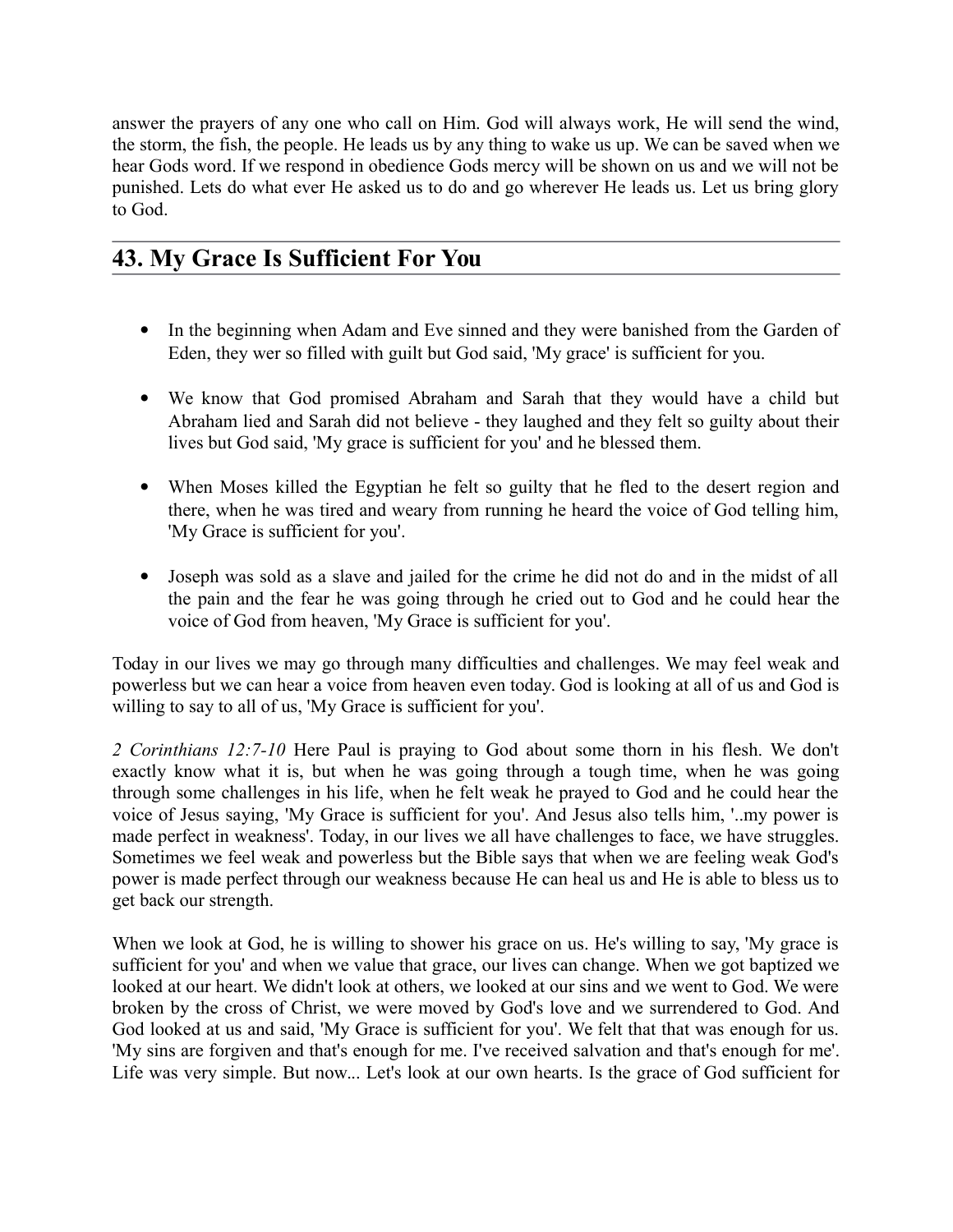answer the prayers of any one who call on Him. God will always work, He will send the wind, the storm, the fish, the people. He leads us by any thing to wake us up. We can be saved when we hear Gods word. If we respond in obedience Gods mercy will be shown on us and we will not be punished. Lets do what ever He asked us to do and go wherever He leads us. Let us bring glory to God.

## 43. My Grace Is Sufficient For You

- In the beginning when Adam and Eve sinned and they were banished from the Garden of Eden, they wer so filled with guilt but God said, 'My grace' is sufficient for you.
- We know that God promised Abraham and Sarah that they would have a child but Abraham lied and Sarah did not believe - they laughed and they felt so guilty about their lives but God said, 'My grace is sufficient for you' and he blessed them.
- When Moses killed the Egyptian he felt so guilty that he fled to the desert region and there, when he was tired and weary from running he heard the voice of God telling him, 'My Grace is sufficient for you'.
- Joseph was sold as a slave and jailed for the crime he did not do and in the midst of all the pain and the fear he was going through he cried out to God and he could hear the voice of God from heaven, 'My Grace is sufficient for you'.

Today in our lives we may go through many difficulties and challenges. We may feel weak and powerless but we can hear a voice from heaven even today. God is looking at all of us and God is willing to say to all of us, 'My Grace is sufficient for you'.

*2 Corinthians 12:7-10* Here Paul is praying to God about some thorn in his flesh. We don't exactly know what it is, but when he was going through a tough time, when he was going through some challenges in his life, when he felt weak he prayed to God and he could hear the voice of Jesus saying, 'My Grace is sufficient for you'. And Jesus also tells him, '..my power is made perfect in weakness'. Today, in our lives we all have challenges to face, we have struggles. Sometimes we feel weak and powerless but the Bible says that when we are feeling weak God's power is made perfect through our weakness because He can heal us and He is able to bless us to get back our strength.

When we look at God, he is willing to shower his grace on us. He's willing to say, 'My grace is sufficient for you' and when we value that grace, our lives can change. When we got baptized we looked at our heart. We didn't look at others, we looked at our sins and we went to God. We were broken by the cross of Christ, we were moved by God's love and we surrendered to God. And God looked at us and said, 'My Grace is sufficient for you'. We felt that that was enough for us. 'My sins are forgiven and that's enough for me. I've received salvation and that's enough for me'. Life was very simple. But now... Let's look at our own hearts. Is the grace of God sufficient for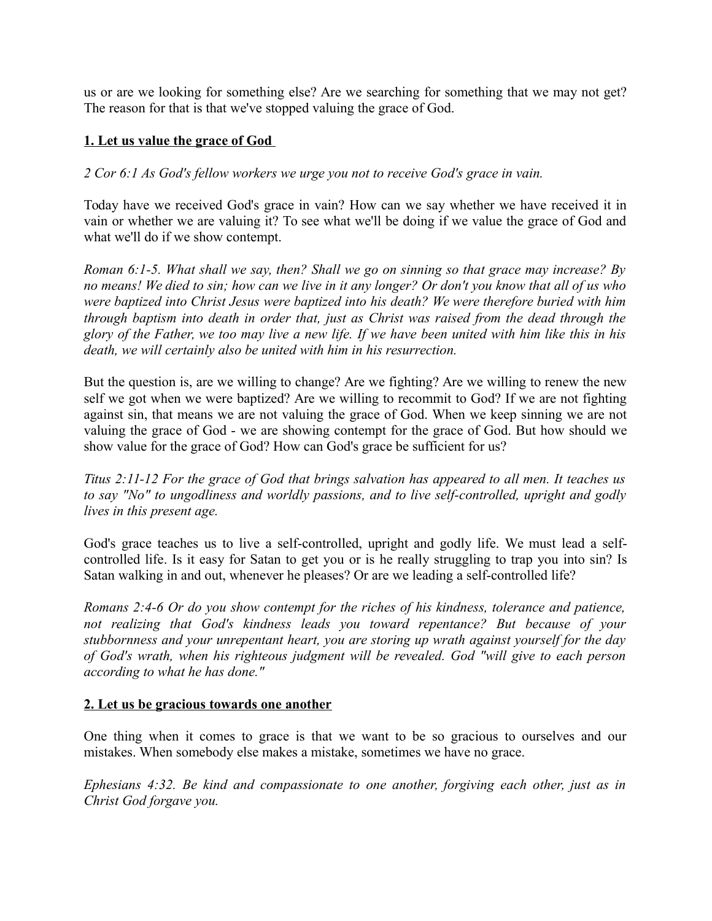us or are we looking for something else? Are we searching for something that we may not get? The reason for that is that we've stopped valuing the grace of God.

**1. Let us value the grace of God**

*2 Cor 6:1 As God's fellow workers we urge you not to receive God's grace in vain.*

Today have we received God's grace in vain? How can we say whether we have received it in vain or whether we are valuing it? To see what we'll be doing if we value the grace of God and what we'll do if we show contempt.

*Roman 6:1-5. What shall we say, then? Shall we go on sinning so that grace may increase? By no means! We died to sin; how can we live in it any longer? Or don't you know that all of us who were baptized into Christ Jesus were baptized into his death? We were therefore buried with him through baptism into death in order that, just as Christ was raised from the dead through the glory of the Father, we too may live a new life. If we have been united with him like this in his death, we will certainly also be united with him in his resurrection.*

But the question is, are we willing to change? Are we fighting? Are we willing to renew the new self we got when we were baptized? Are we willing to recommit to God? If we are not fighting against sin, that means we are not valuing the grace of God. When we keep sinning we are not valuing the grace of God - we are showing contempt for the grace of God. But how should we show value for the grace of God? How can God's grace be sufficient for us?

*Titus 2:11-12 For the grace of God that brings salvation has appeared to all men. It teaches us to say "No" to ungodliness and worldly passions, and to live self-controlled, upright and godly lives in this present age.*

God's grace teaches us to live a self-controlled, upright and godly life. We must lead a self-controlled life. Is it easy for Satan to get you or is he really struggling to trap you into sin? Is Satan walking in and out, whenever he pleases? Or are we leading a self-controlled life?

*Romans 2:4-6 Or do you show contempt for the riches of his kindness, tolerance and patience, not realizing that God's kindness leads you toward repentance? But because of your stubbornness and your unrepentant heart, you are storing up wrath against yourself for the day of God's wrath, when his righteous judgment will be revealed. God "will give to each person according to what he has done."*

**2. Let us be gracious towards one another**

One thing when it comes to grace is that we want to be so gracious to ourselves and our mistakes. When somebody else makes a mistake, sometimes we have no grace.

*Ephesians 4:32. Be kind and compassionate to one another, forgiving each other, just as in Christ God forgave you.*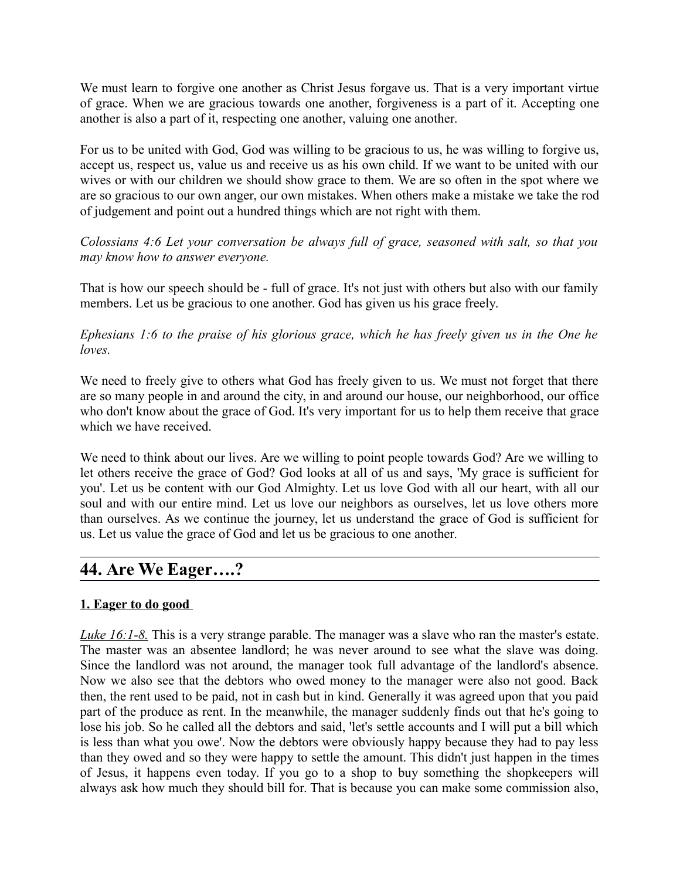We must learn to forgive one another as Christ Jesus forgave us. That is a very important virtue of grace. When we are gracious towards one another, forgiveness is a part of it. Accepting one another is also a part of it, respecting one another, valuing one another.

For us to be united with God, God was willing to be gracious to us, he was willing to forgive us, accept us, respect us, value us and receive us as his own child. If we want to be united with our wives or with our children we should show grace to them. We are so often in the spot where we are so gracious to our own anger, our own mistakes. When others make a mistake we take the rod of judgement and point out a hundred things which are not right with them.

*Colossians 4:6 Let your conversation be always full of grace, seasoned with salt, so that you may know how to answer everyone.*

That is how our speech should be - full of grace. It's not just with others but also with our family members. Let us be gracious to one another. God has given us his grace freely.

*Ephesians 1:6 to the praise of his glorious grace, which he has freely given us in the One he loves.*

We need to freely give to others what God has freely given to us. We must not forget that there are so many people in and around the city, in and around our house, our neighborhood, our office who don't know about the grace of God. It's very important for us to help them receive that grace which we have received.

We need to think about our lives. Are we willing to point people towards God? Are we willing to let others receive the grace of God? God looks at all of us and says, 'My grace is sufficient for you'. Let us be content with our God Almighty. Let us love God with all our heart, with all our soul and with our entire mind. Let us love our neighbors as ourselves, let us love others more than ourselves. As we continue the journey, let us understand the grace of God is sufficient for us. Let us value the grace of God and let us be gracious to one another.

## 44. Are We Eager….?

**1. Eager to do good**

*Luke 16:1-8.* This is a very strange parable. The manager was a slave who ran the master's estate. The master was an absentee landlord; he was never around to see what the slave was doing. Since the landlord was not around, the manager took full advantage of the landlord's absence. Now we also see that the debtors who owed money to the manager were also not good. Back then, the rent used to be paid, not in cash but in kind. Generally it was agreed upon that you paid part of the produce as rent. In the meanwhile, the manager suddenly finds out that he's going to lose his job. So he called all the debtors and said, 'let's settle accounts and I will put a bill which is less than what you owe'. Now the debtors were obviously happy because they had to pay less than they owed and so they were happy to settle the amount. This didn't just happen in the times of Jesus, it happens even today. If you go to a shop to buy something the shopkeepers will always ask how much they should bill for. That is because you can make some commission also,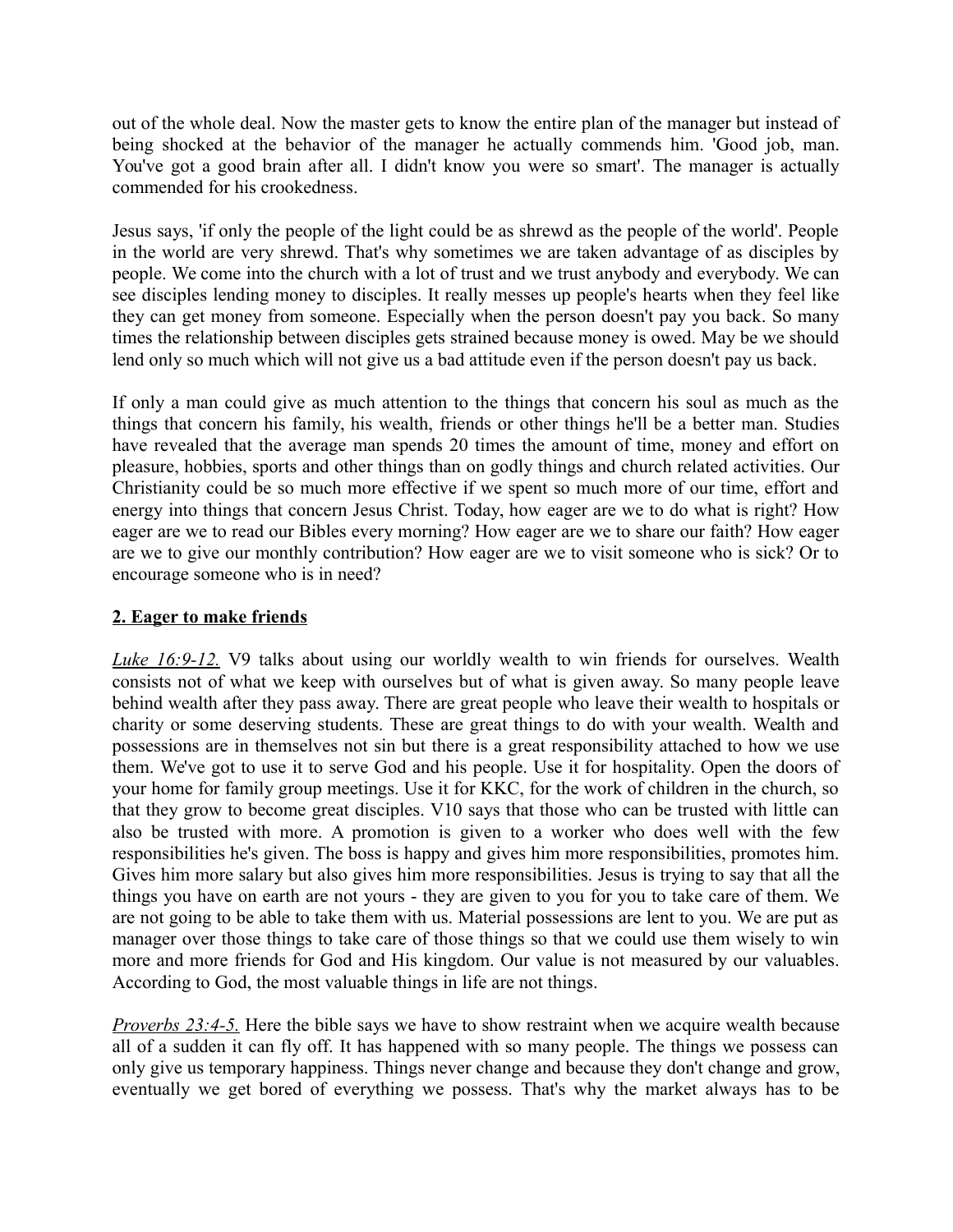out of the whole deal. Now the master gets to know the entire plan of the manager but instead of being shocked at the behavior of the manager he actually commends him. 'Good job, man. You've got a good brain after all. I didn't know you were so smart'. The manager is actually commended for his crookedness.

Jesus says, 'if only the people of the light could be as shrewd as the people of the world'. People in the world are very shrewd. That's why sometimes we are taken advantage of as disciples by people. We come into the church with a lot of trust and we trust anybody and everybody. We can see disciples lending money to disciples. It really messes up people's hearts when they feel like they can get money from someone. Especially when the person doesn't pay you back. So many times the relationship between disciples gets strained because money is owed. May be we should lend only so much which will not give us a bad attitude even if the person doesn't pay us back.

If only a man could give as much attention to the things that concern his soul as much as the things that concern his family, his wealth, friends or other things he'll be a better man. Studies have revealed that the average man spends 20 times the amount of time, money and effort on pleasure, hobbies, sports and other things than on godly things and church related activities. Our Christianity could be so much more effective if we spent so much more of our time, effort and energy into things that concern Jesus Christ. Today, how eager are we to do what is right? How eager are we to read our Bibles every morning? How eager are we to share our faith? How eager are we to give our monthly contribution? How eager are we to visit someone who is sick? Or to encourage someone who is in need?

## 2. Eager to make friends

*Luke 16:9-12.* V9 talks about using our worldly wealth to win friends for ourselves. Wealth consists not of what we keep with ourselves but of what is given away. So many people leave behind wealth after they pass away. There are great people who leave their wealth to hospitals or charity or some deserving students. These are great things to do with your wealth. Wealth and possessions are in themselves not sin but there is a great responsibility attached to how we use them. We've got to use it to serve God and his people. Use it for hospitality. Open the doors of your home for family group meetings. Use it for KKC, for the work of children in the church, so that they grow to become great disciples. V10 says that those who can be trusted with little can also be trusted with more. A promotion is given to a worker who does well with the few responsibilities he's given. The boss is happy and gives him more responsibilities, promotes him. Gives him more salary but also gives him more responsibilities. Jesus is trying to say that all the things you have on earth are not yours - they are given to you for you to take care of them. We are not going to be able to take them with us. Material possessions are lent to you. We are put as manager over those things to take care of those things so that we could use them wisely to win more and more friends for God and His kingdom. Our value is not measured by our valuables. According to God, the most valuable things in life are not things.

*Proverbs 23:4-5.* Here the bible says we have to show restraint when we acquire wealth because all of a sudden it can fly off. It has happened with so many people. The things we possess can only give us temporary happiness. Things never change and because they don't change and grow, eventually we get bored of everything we possess. That's why the market always has to be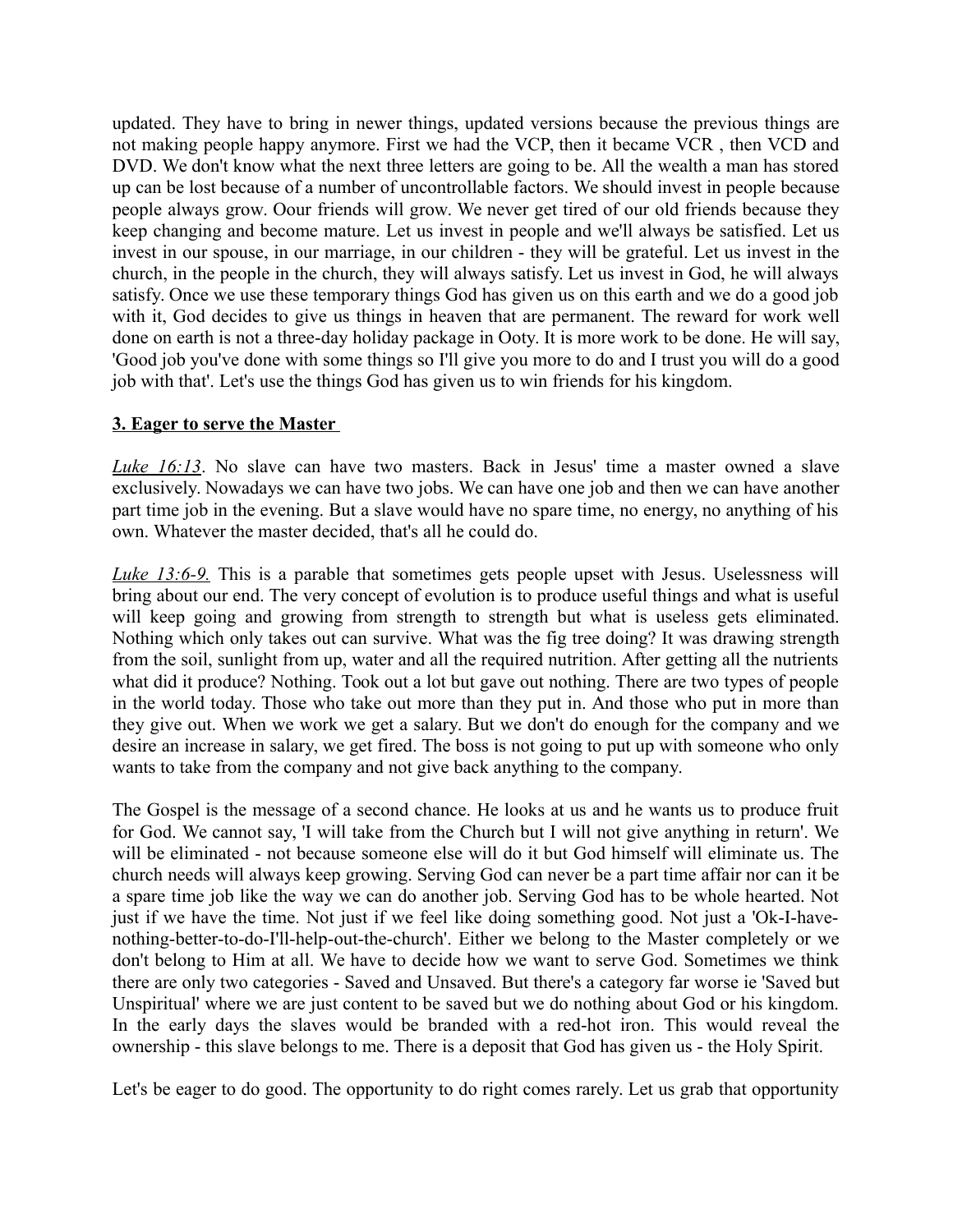updated. They have to bring in newer things, updated versions because the previous things are not making people happy anymore. First we had the VCP, then it became VCR , then VCD and DVD. We don't know what the next three letters are going to be. All the wealth a man has stored up can be lost because of a number of uncontrollable factors. We should invest in people because people always grow. Oour friends will grow. We never get tired of our old friends because they keep changing and become mature. Let us invest in people and we'll always be satisfied. Let us invest in our spouse, in our marriage, in our children - they will be grateful. Let us invest in the church, in the people in the church, they will always satisfy. Let us invest in God, he will always satisfy. Once we use these temporary things God has given us on this earth and we do a good job with it, God decides to give us things in heaven that are permanent. The reward for work well done on earth is not a three-day holiday package in Ooty. It is more work to be done. He will say, 'Good job you've done with some things so I'll give you more to do and I trust you will do a good job with that'. Let's use the things God has given us to win friends for his kingdom.

### 3. Eager to serve the Master

*Luke 16:13*. No slave can have two masters. Back in Jesus' time a master owned a slave exclusively. Nowadays we can have two jobs. We can have one job and then we can have another part time job in the evening. But a slave would have no spare time, no energy, no anything of his own. Whatever the master decided, that's all he could do.

*Luke 13:6-9.* This is a parable that sometimes gets people upset with Jesus. Uselessness will bring about our end. The very concept of evolution is to produce useful things and what is useful will keep going and growing from strength to strength but what is useless gets eliminated. Nothing which only takes out can survive. What was the fig tree doing? It was drawing strength from the soil, sunlight from up, water and all the required nutrition. After getting all the nutrients what did it produce? Nothing. Took out a lot but gave out nothing. There are two types of people in the world today. Those who take out more than they put in. And those who put in more than they give out. When we work we get a salary. But we don't do enough for the company and we desire an increase in salary, we get fired. The boss is not going to put up with someone who only wants to take from the company and not give back anything to the company.

The Gospel is the message of a second chance. He looks at us and he wants us to produce fruit for God. We cannot say, 'I will take from the Church but I will not give anything in return'. We will be eliminated - not because someone else will do it but God himself will eliminate us. The church needs will always keep growing. Serving God can never be a part time affair nor can it be a spare time job like the way we can do another job. Serving God has to be whole hearted. Not just if we have the time. Not just if we feel like doing something good. Not just a 'Ok-I-have-nothing-better-to-do-I'll-help-out-the-church'. Either we belong to the Master completely or we don't belong to Him at all. We have to decide how we want to serve God. Sometimes we think there are only two categories - Saved and Unsaved. But there's a category far worse ie 'Saved but Unspiritual' where we are just content to be saved but we do nothing about God or his kingdom. In the early days the slaves would be branded with a red-hot iron. This would reveal the ownership - this slave belongs to me. There is a deposit that God has given us - the Holy Spirit.

Let's be eager to do good. The opportunity to do right comes rarely. Let us grab that opportunity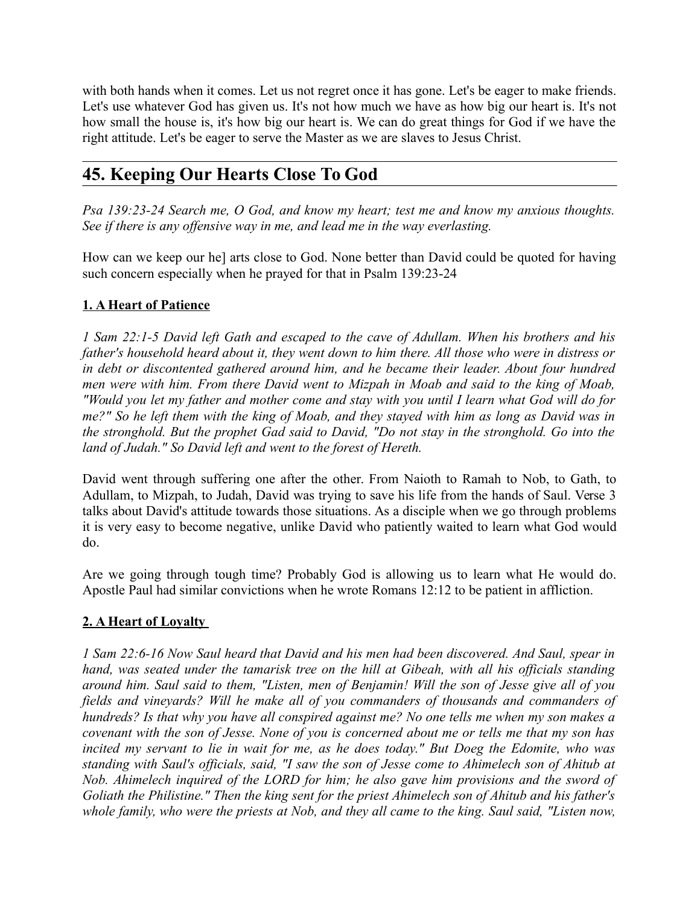with both hands when it comes. Let us not regret once it has gone. Let's be eager to make friends. Let's use whatever God has given us. It's not how much we have as how big our heart is. It's not how small the house is, it's how big our heart is. We can do great things for God if we have the right attitude. Let's be eager to serve the Master as we are slaves to Jesus Christ.

---

## 45. Keeping Our Hearts Close To God

*Psa 139:23-24 Search me, O God, and know my heart; test me and know my anxious thoughts. See if there is any offensive way in me, and lead me in the way everlasting.*

How can we keep our he] arts close to God. None better than David could be quoted for having such concern especially when he prayed for that in Psalm 139:23-24

**1. A Heart of Patience**

*1 Sam 22:1-5 David left Gath and escaped to the cave of Adullam. When his brothers and his father's household heard about it, they went down to him there. All those who were in distress or in debt or discontented gathered around him, and he became their leader. About four hundred men were with him. From there David went to Mizpah in Moab and said to the king of Moab, "Would you let my father and mother come and stay with you until I learn what God will do for me?" So he left them with the king of Moab, and they stayed with him as long as David was in the stronghold. But the prophet Gad said to David, "Do not stay in the stronghold. Go into the land of Judah." So David left and went to the forest of Hereth.*

David went through suffering one after the other. From Naioth to Ramah to Nob, to Gath, to Adullam, to Mizpah, to Judah, David was trying to save his life from the hands of Saul. Verse 3 talks about David's attitude towards those situations. As a disciple when we go through problems it is very easy to become negative, unlike David who patiently waited to learn what God would do.

Are we going through tough time? Probably God is allowing us to learn what He would do. Apostle Paul had similar convictions when he wrote Romans 12:12 to be patient in affliction.

**2. A Heart of Loyalty**

*1 Sam 22:6-16 Now Saul heard that David and his men had been discovered. And Saul, spear in hand, was seated under the tamarisk tree on the hill at Gibeah, with all his officials standing around him. Saul said to them, "Listen, men of Benjamin! Will the son of Jesse give all of you fields and vineyards? Will he make all of you commanders of thousands and commanders of hundreds? Is that why you have all conspired against me? No one tells me when my son makes a covenant with the son of Jesse. None of you is concerned about me or tells me that my son has incited my servant to lie in wait for me, as he does today." But Doeg the Edomite, who was standing with Saul's officials, said, "I saw the son of Jesse come to Ahimelech son of Ahitub at Nob. Ahimelech inquired of the LORD for him; he also gave him provisions and the sword of Goliath the Philistine." Then the king sent for the priest Ahimelech son of Ahitub and his father's whole family, who were the priests at Nob, and they all came to the king. Saul said, "Listen now,*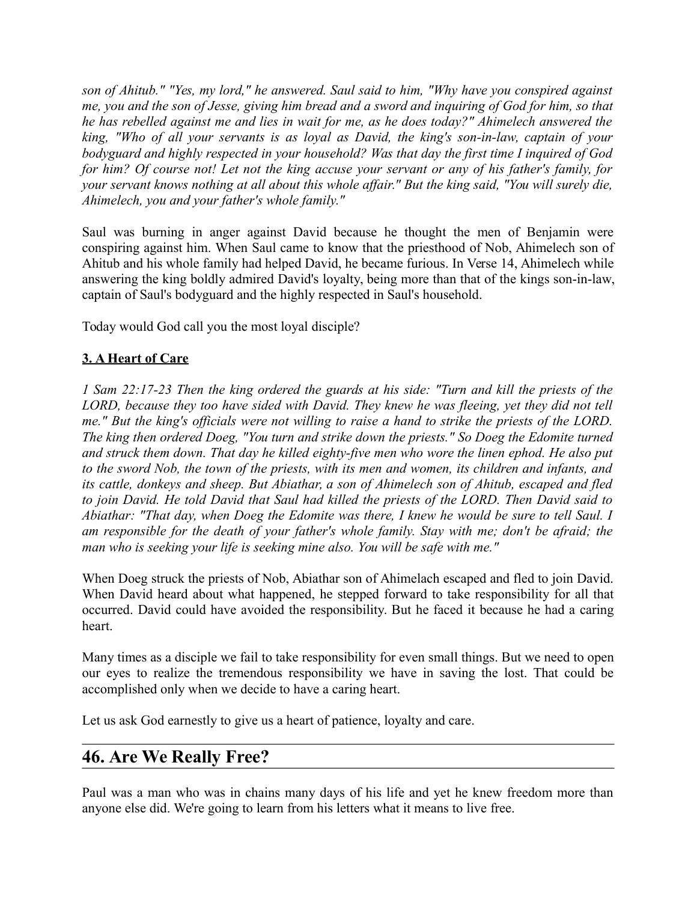*son of Ahitub." "Yes, my lord," he answered. Saul said to him, "Why have you conspired against me, you and the son of Jesse, giving him bread and a sword and inquiring of God for him, so that he has rebelled against me and lies in wait for me, as he does today?" Ahimelech answered the king, "Who of all your servants is as loyal as David, the king's son-in-law, captain of your bodyguard and highly respected in your household? Was that day the first time I inquired of God for him? Of course not! Let not the king accuse your servant or any of his father's family, for your servant knows nothing at all about this whole affair." But the king said, "You will surely die, Ahimelech, you and your father's whole family."*

Saul was burning in anger against David because he thought the men of Benjamin were conspiring against him. When Saul came to know that the priesthood of Nob, Ahimelech son of Ahitub and his whole family had helped David, he became furious. In Verse 14, Ahimelech while answering the king boldly admired David's loyalty, being more than that of the kings son-in-law, captain of Saul's bodyguard and the highly respected in Saul's household.

Today would God call you the most loyal disciple?

### 3. A Heart of Care

*1 Sam 22:17-23 Then the king ordered the guards at his side: "Turn and kill the priests of the LORD, because they too have sided with David. They knew he was fleeing, yet they did not tell me." But the king's officials were not willing to raise a hand to strike the priests of the LORD. The king then ordered Doeg, "You turn and strike down the priests." So Doeg the Edomite turned and struck them down. That day he killed eighty-five men who wore the linen ephod. He also put to the sword Nob, the town of the priests, with its men and women, its children and infants, and its cattle, donkeys and sheep. But Abiathar, a son of Ahimelech son of Ahitub, escaped and fled to join David. He told David that Saul had killed the priests of the LORD. Then David said to Abiathar: "That day, when Doeg the Edomite was there, I knew he would be sure to tell Saul. I am responsible for the death of your father's whole family. Stay with me; don't be afraid; the man who is seeking your life is seeking mine also. You will be safe with me."*

When Doeg struck the priests of Nob, Abiathar son of Ahimelach escaped and fled to join David. When David heard about what happened, he stepped forward to take responsibility for all that occurred. David could have avoided the responsibility. But he faced it because he had a caring heart.

Many times as a disciple we fail to take responsibility for even small things. But we need to open our eyes to realize the tremendous responsibility we have in saving the lost. That could be accomplished only when we decide to have a caring heart.

Let us ask God earnestly to give us a heart of patience, loyalty and care.

## 46. Are We Really Free?

Paul was a man who was in chains many days of his life and yet he knew freedom more than anyone else did. We're going to learn from his letters what it means to live free.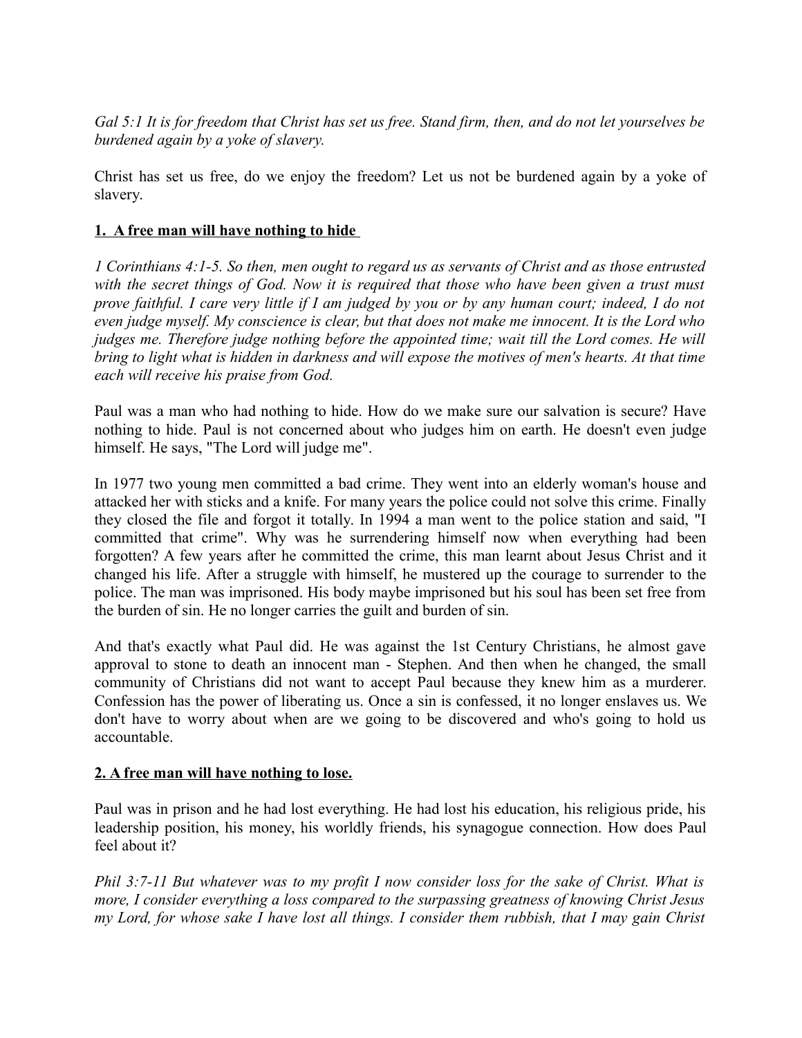*Gal 5:1 It is for freedom that Christ has set us free. Stand firm, then, and do not let yourselves be burdened again by a yoke of slavery.*

Christ has set us free, do we enjoy the freedom? Let us not be burdened again by a yoke of slavery.

## **1. A free man will have nothing to hide**

*1 Corinthians 4:1-5. So then, men ought to regard us as servants of Christ and as those entrusted with the secret things of God. Now it is required that those who have been given a trust must prove faithful. I care very little if I am judged by you or by any human court; indeed, I do not even judge myself. My conscience is clear, but that does not make me innocent. It is the Lord who judges me. Therefore judge nothing before the appointed time; wait till the Lord comes. He will bring to light what is hidden in darkness and will expose the motives of men's hearts. At that time each will receive his praise from God.*

Paul was a man who had nothing to hide. How do we make sure our salvation is secure? Have nothing to hide. Paul is not concerned about who judges him on earth. He doesn't even judge himself. He says, "The Lord will judge me".

In 1977 two young men committed a bad crime. They went into an elderly woman's house and attacked her with sticks and a knife. For many years the police could not solve this crime. Finally they closed the file and forgot it totally. In 1994 a man went to the police station and said, "I committed that crime". Why was he surrendering himself now when everything had been forgotten? A few years after he committed the crime, this man learnt about Jesus Christ and it changed his life. After a struggle with himself, he mustered up the courage to surrender to the police. The man was imprisoned. His body maybe imprisoned but his soul has been set free from the burden of sin. He no longer carries the guilt and burden of sin.

And that's exactly what Paul did. He was against the 1st Century Christians, he almost gave approval to stone to death an innocent man - Stephen. And then when he changed, the small community of Christians did not want to accept Paul because they knew him as a murderer. Confession has the power of liberating us. Once a sin is confessed, it no longer enslaves us. We don't have to worry about when are we going to be discovered and who's going to hold us accountable.

## **2. A free man will have nothing to lose.**

Paul was in prison and he had lost everything. He had lost his education, his religious pride, his leadership position, his money, his worldly friends, his synagogue connection. How does Paul feel about it?

*Phil 3:7-11 But whatever was to my profit I now consider loss for the sake of Christ. What is more, I consider everything a loss compared to the surpassing greatness of knowing Christ Jesus my Lord, for whose sake I have lost all things. I consider them rubbish, that I may gain Christ*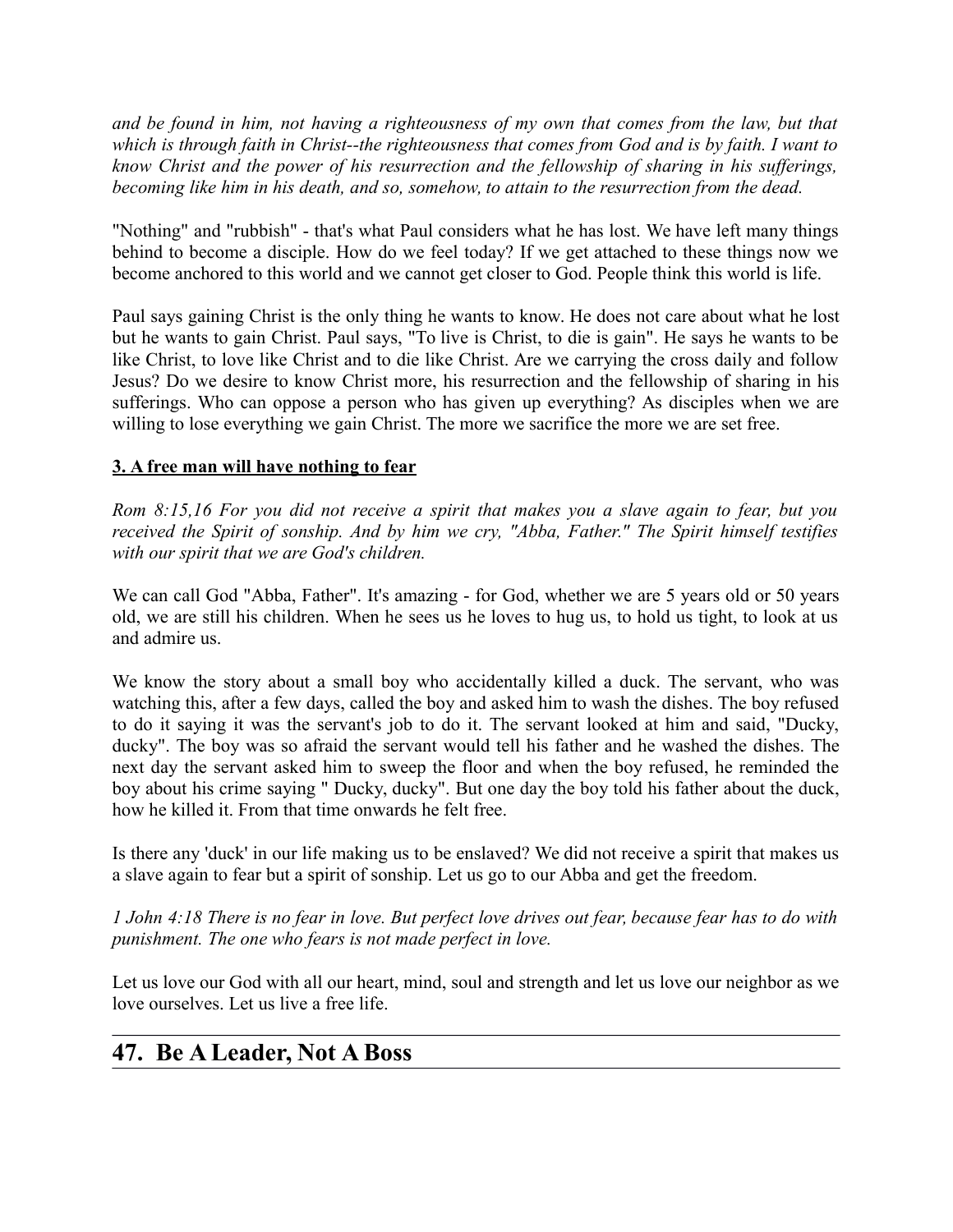*and be found in him, not having a righteousness of my own that comes from the law, but that which is through faith in Christ--the righteousness that comes from God and is by faith. I want to know Christ and the power of his resurrection and the fellowship of sharing in his sufferings, becoming like him in his death, and so, somehow, to attain to the resurrection from the dead.*

"Nothing" and "rubbish" - that's what Paul considers what he has lost. We have left many things behind to become a disciple. How do we feel today? If we get attached to these things now we become anchored to this world and we cannot get closer to God. People think this world is life.

Paul says gaining Christ is the only thing he wants to know. He does not care about what he lost but he wants to gain Christ. Paul says, "To live is Christ, to die is gain". He says he wants to be like Christ, to love like Christ and to die like Christ. Are we carrying the cross daily and follow Jesus? Do we desire to know Christ more, his resurrection and the fellowship of sharing in his sufferings. Who can oppose a person who has given up everything? As disciples when we are willing to lose everything we gain Christ. The more we sacrifice the more we are set free.

**3. A free man will have nothing to fear**

*Rom 8:15,16 For you did not receive a spirit that makes you a slave again to fear, but you received the Spirit of sonship. And by him we cry, "Abba, Father." The Spirit himself testifies with our spirit that we are God's children.*

We can call God "Abba, Father". It's amazing - for God, whether we are 5 years old or 50 years old, we are still his children. When he sees us he loves to hug us, to hold us tight, to look at us and admire us.

We know the story about a small boy who accidentally killed a duck. The servant, who was watching this, after a few days, called the boy and asked him to wash the dishes. The boy refused to do it saying it was the servant's job to do it. The servant looked at him and said, "Ducky, ducky". The boy was so afraid the servant would tell his father and he washed the dishes. The next day the servant asked him to sweep the floor and when the boy refused, he reminded the boy about his crime saying " Ducky, ducky". But one day the boy told his father about the duck, how he killed it. From that time onwards he felt free.

Is there any 'duck' in our life making us to be enslaved? We did not receive a spirit that makes us a slave again to fear but a spirit of sonship. Let us go to our Abba and get the freedom.

*1 John 4:18 There is no fear in love. But perfect love drives out fear, because fear has to do with punishment. The one who fears is not made perfect in love.*

Let us love our God with all our heart, mind, soul and strength and let us love our neighbor as we love ourselves. Let us live a free life.

## 47. Be A Leader, Not A Boss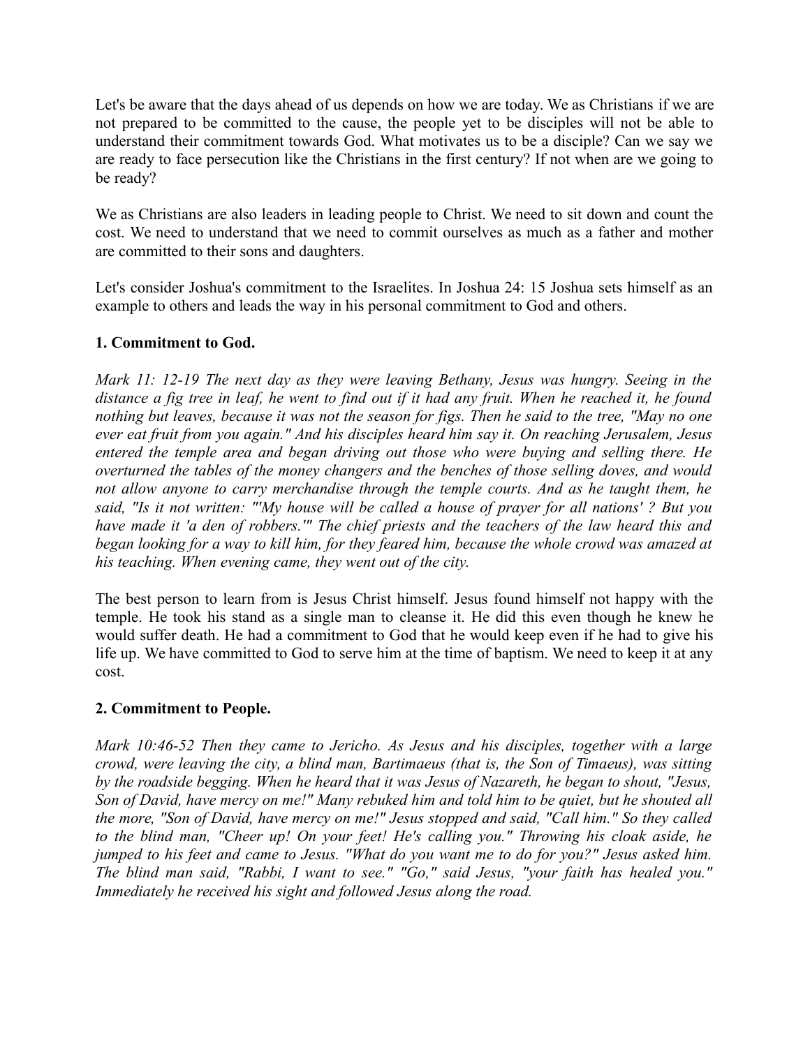Let's be aware that the days ahead of us depends on how we are today. We as Christians if we are not prepared to be committed to the cause, the people yet to be disciples will not be able to understand their commitment towards God. What motivates us to be a disciple? Can we say we are ready to face persecution like the Christians in the first century? If not when are we going to be ready?

We as Christians are also leaders in leading people to Christ. We need to sit down and count the cost. We need to understand that we need to commit ourselves as much as a father and mother are committed to their sons and daughters.

Let's consider Joshua's commitment to the Israelites. In Joshua 24: 15 Joshua sets himself as an example to others and leads the way in his personal commitment to God and others.

**1. Commitment to God.**

*Mark 11: 12-19 The next day as they were leaving Bethany, Jesus was hungry. Seeing in the distance a fig tree in leaf, he went to find out if it had any fruit. When he reached it, he found nothing but leaves, because it was not the season for figs. Then he said to the tree, "May no one ever eat fruit from you again." And his disciples heard him say it. On reaching Jerusalem, Jesus entered the temple area and began driving out those who were buying and selling there. He overturned the tables of the money changers and the benches of those selling doves, and would not allow anyone to carry merchandise through the temple courts. And as he taught them, he said, "Is it not written: "'My house will be called a house of prayer for all nations' ? But you have made it 'a den of robbers.'" The chief priests and the teachers of the law heard this and began looking for a way to kill him, for they feared him, because the whole crowd was amazed at his teaching. When evening came, they went out of the city.*

The best person to learn from is Jesus Christ himself. Jesus found himself not happy with the temple. He took his stand as a single man to cleanse it. He did this even though he knew he would suffer death. He had a commitment to God that he would keep even if he had to give his life up. We have committed to God to serve him at the time of baptism. We need to keep it at any cost.

**2. Commitment to People.**

*Mark 10:46-52 Then they came to Jericho. As Jesus and his disciples, together with a large crowd, were leaving the city, a blind man, Bartimaeus (that is, the Son of Timaeus), was sitting by the roadside begging. When he heard that it was Jesus of Nazareth, he began to shout, "Jesus, Son of David, have mercy on me!" Many rebuked him and told him to be quiet, but he shouted all the more, "Son of David, have mercy on me!" Jesus stopped and said, "Call him." So they called to the blind man, "Cheer up! On your feet! He's calling you." Throwing his cloak aside, he jumped to his feet and came to Jesus. "What do you want me to do for you?" Jesus asked him. The blind man said, "Rabbi, I want to see." "Go," said Jesus, "your faith has healed you." Immediately he received his sight and followed Jesus along the road.*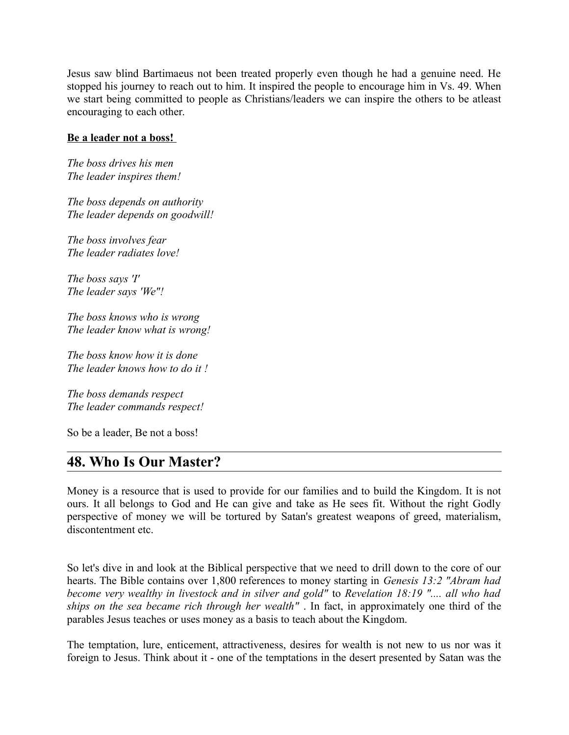Jesus saw blind Bartimaeus not been treated properly even though he had a genuine need. He stopped his journey to reach out to him. It inspired the people to encourage him in Vs. 49. When we start being committed to people as Christians/leaders we can inspire the others to be atleast encouraging to each other.

**<u>Be a leader not a boss!</u>**

*The boss drives his men*
*The leader inspires them!*

*The boss depends on authority*
*The leader depends on goodwill!*

*The boss involves fear*
*The leader radiates love!*

*The boss says 'I'*
*The leader says 'We"!*

*The boss knows who is wrong*
*The leader know what is wrong!*

*The boss know how it is done*
*The leader knows how to do it !*

*The boss demands respect*
*The leader commands respect!*

So be a leader, Be not a boss!

## 48. Who Is Our Master?

Money is a resource that is used to provide for our families and to build the Kingdom. It is not ours. It all belongs to God and He can give and take as He sees fit. Without the right Godly perspective of money we will be tortured by Satan's greatest weapons of greed, materialism, discontentment etc.

So let's dive in and look at the Biblical perspective that we need to drill down to the core of our hearts. The Bible contains over 1,800 references to money starting in *Genesis 13:2 "Abram had become very wealthy in livestock and in silver and gold"* to *Revelation 18:19 ".... all who had ships on the sea became rich through her wealth"* . In fact, in approximately one third of the parables Jesus teaches or uses money as a basis to teach about the Kingdom.

The temptation, lure, enticement, attractiveness, desires for wealth is not new to us nor was it foreign to Jesus. Think about it - one of the temptations in the desert presented by Satan was the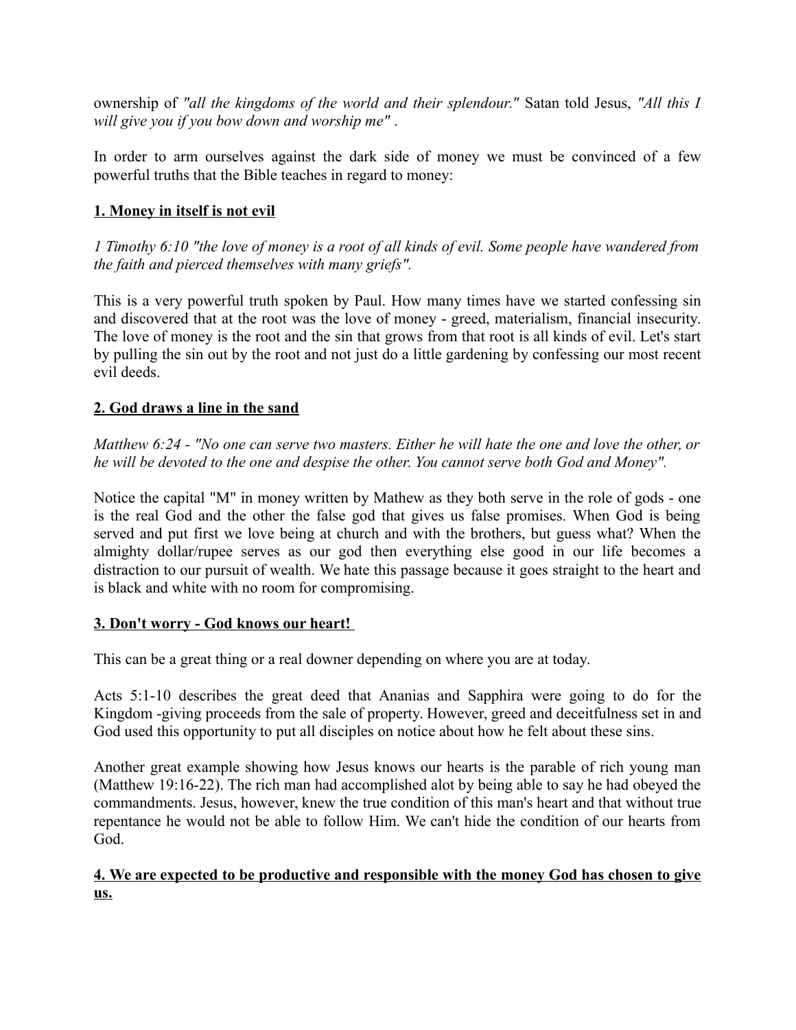ownership of *"all the kingdoms of the world and their splendour."* Satan told Jesus, *"All this I will give you if you bow down and worship me"* .

In order to arm ourselves against the dark side of money we must be convinced of a few powerful truths that the Bible teaches in regard to money:

**<u>1. Money in itself is not evil</u>**

*1 Timothy 6:10 "the love of money is a root of all kinds of evil. Some people have wandered from the faith and pierced themselves with many griefs".*

This is a very powerful truth spoken by Paul. How many times have we started confessing sin and discovered that at the root was the love of money - greed, materialism, financial insecurity. The love of money is the root and the sin that grows from that root is all kinds of evil. Let's start by pulling the sin out by the root and not just do a little gardening by confessing our most recent evil deeds.

**<u>2. God draws a line in the sand</u>**

*Matthew 6:24 - "No one can serve two masters. Either he will hate the one and love the other, or he will be devoted to the one and despise the other. You cannot serve both God and Money".*

Notice the capital "M" in money written by Mathew as they both serve in the role of gods - one is the real God and the other the false god that gives us false promises. When God is being served and put first we love being at church and with the brothers, but guess what? When the almighty dollar/rupee serves as our god then everything else good in our life becomes a distraction to our pursuit of wealth. We hate this passage because it goes straight to the heart and is black and white with no room for compromising.

**<u>3. Don't worry - God knows our heart!</u>**

This can be a great thing or a real downer depending on where you are at today.

Acts 5:1-10 describes the great deed that Ananias and Sapphira were going to do for the Kingdom -giving proceeds from the sale of property. However, greed and deceitfulness set in and God used this opportunity to put all disciples on notice about how he felt about these sins.

Another great example showing how Jesus knows our hearts is the parable of rich young man (Matthew 19:16-22). The rich man had accomplished alot by being able to say he had obeyed the commandments. Jesus, however, knew the true condition of this man's heart and that without true repentance he would not be able to follow Him. We can't hide the condition of our hearts from God.

**<u>4. We are expected to be productive and responsible with the money God has chosen to give us.</u>**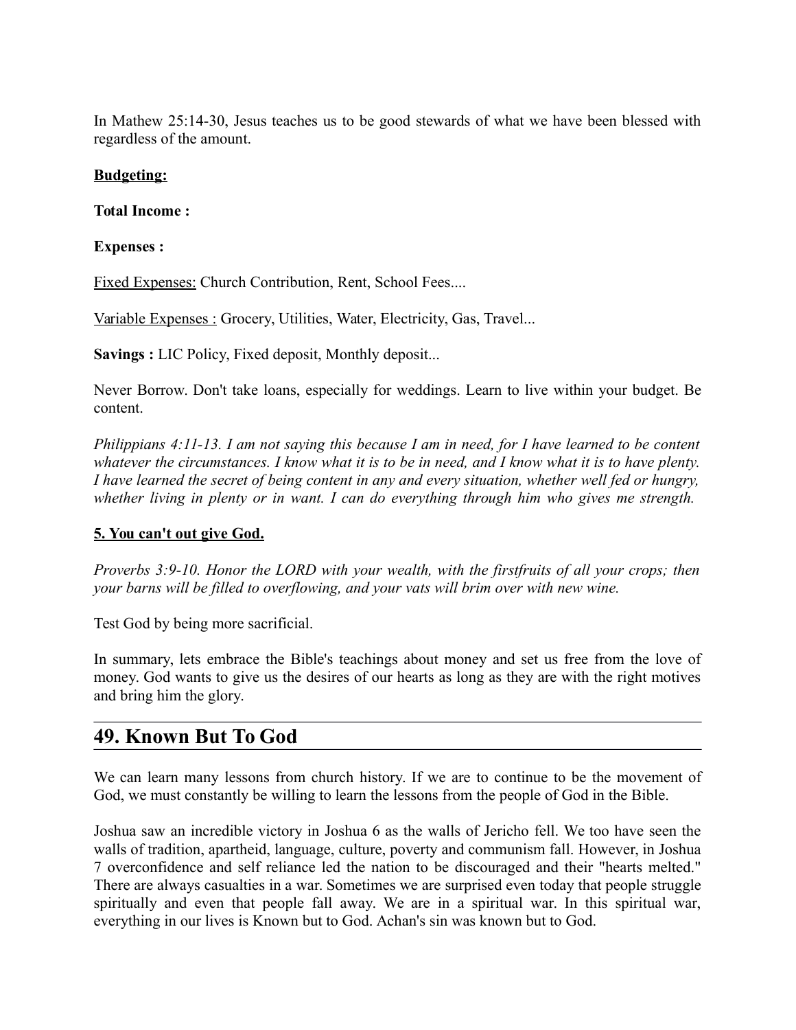In Mathew 25:14-30, Jesus teaches us to be good stewards of what we have been blessed with regardless of the amount.

**<u>Budgeting:</u>**

**Total Income :**

**Expenses :**

<u>Fixed Expenses:</u> Church Contribution, Rent, School Fees....

<u>Variable Expenses :</u> Grocery, Utilities, Water, Electricity, Gas, Travel...

**Savings :** LIC Policy, Fixed deposit, Monthly deposit...

Never Borrow. Don't take loans, especially for weddings. Learn to live within your budget. Be content.

*Philippians 4:11-13. I am not saying this because I am in need, for I have learned to be content whatever the circumstances. I know what it is to be in need, and I know what it is to have plenty. I have learned the secret of being content in any and every situation, whether well fed or hungry, whether living in plenty or in want. I can do everything through him who gives me strength.*

**<u>5. You can't out give God.</u>**

*Proverbs 3:9-10. Honor the LORD with your wealth, with the firstfruits of all your crops; then your barns will be filled to overflowing, and your vats will brim over with new wine.*

Test God by being more sacrificial.

In summary, lets embrace the Bible's teachings about money and set us free from the love of money. God wants to give us the desires of our hearts as long as they are with the right motives and bring him the glory.

## 49. Known But To God

We can learn many lessons from church history. If we are to continue to be the movement of God, we must constantly be willing to learn the lessons from the people of God in the Bible.

Joshua saw an incredible victory in Joshua 6 as the walls of Jericho fell. We too have seen the walls of tradition, apartheid, language, culture, poverty and communism fall. However, in Joshua 7 overconfidence and self reliance led the nation to be discouraged and their "hearts melted." There are always casualties in a war. Sometimes we are surprised even today that people struggle spiritually and even that people fall away. We are in a spiritual war. In this spiritual war, everything in our lives is Known but to God. Achan's sin was known but to God.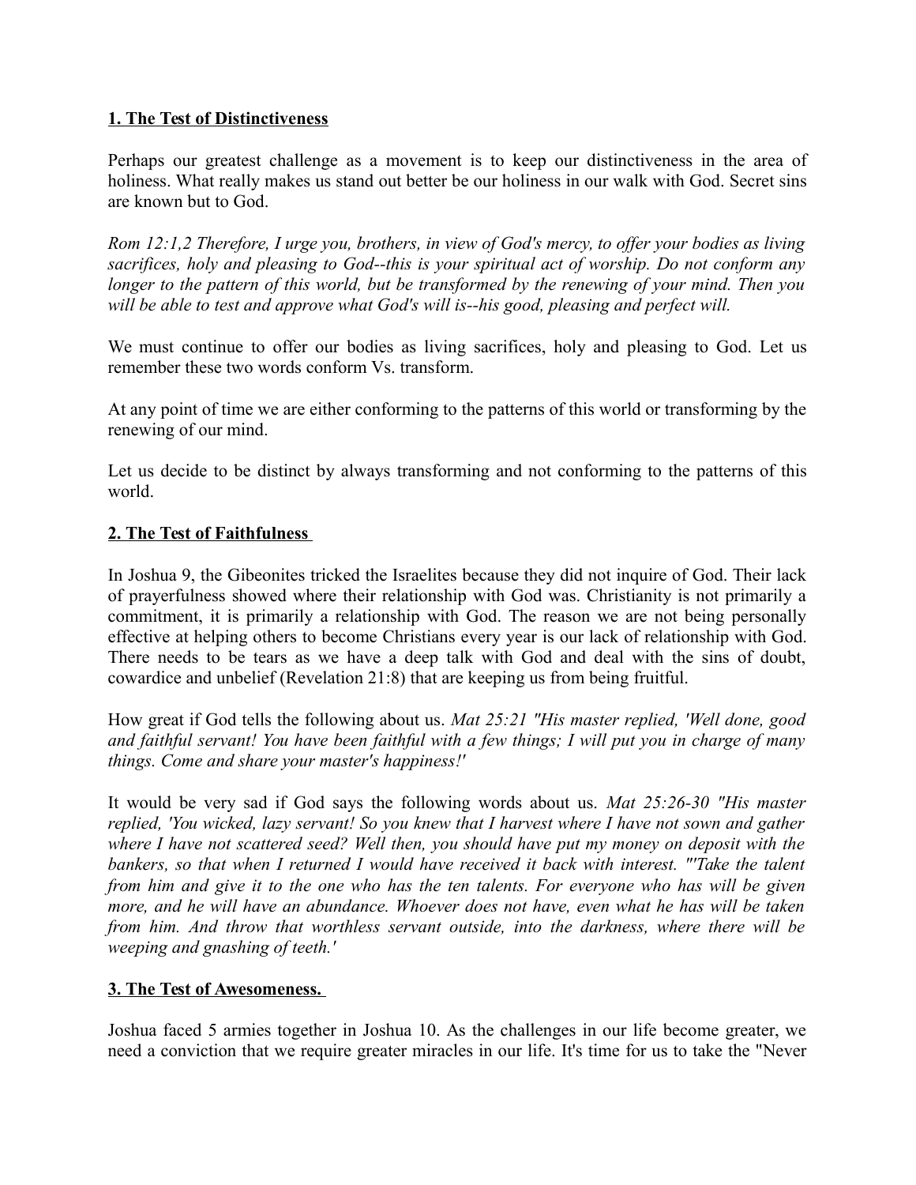**1. The Test of Distinctiveness**

Perhaps our greatest challenge as a movement is to keep our distinctiveness in the area of holiness. What really makes us stand out better be our holiness in our walk with God. Secret sins are known but to God.

*Rom 12:1,2 Therefore, I urge you, brothers, in view of God's mercy, to offer your bodies as living sacrifices, holy and pleasing to God--this is your spiritual act of worship. Do not conform any longer to the pattern of this world, but be transformed by the renewing of your mind. Then you will be able to test and approve what God's will is--his good, pleasing and perfect will.*

We must continue to offer our bodies as living sacrifices, holy and pleasing to God. Let us remember these two words conform Vs. transform.

At any point of time we are either conforming to the patterns of this world or transforming by the renewing of our mind.

Let us decide to be distinct by always transforming and not conforming to the patterns of this world.

**2. The Test of Faithfulness**

In Joshua 9, the Gibeonites tricked the Israelites because they did not inquire of God. Their lack of prayerfulness showed where their relationship with God was. Christianity is not primarily a commitment, it is primarily a relationship with God. The reason we are not being personally effective at helping others to become Christians every year is our lack of relationship with God. There needs to be tears as we have a deep talk with God and deal with the sins of doubt, cowardice and unbelief (Revelation 21:8) that are keeping us from being fruitful.

How great if God tells the following about us. *Mat 25:21 "His master replied, 'Well done, good and faithful servant! You have been faithful with a few things; I will put you in charge of many things. Come and share your master's happiness!'*

It would be very sad if God says the following words about us. *Mat 25:26-30 "His master replied, 'You wicked, lazy servant! So you knew that I harvest where I have not sown and gather where I have not scattered seed? Well then, you should have put my money on deposit with the bankers, so that when I returned I would have received it back with interest. "'Take the talent from him and give it to the one who has the ten talents. For everyone who has will be given more, and he will have an abundance. Whoever does not have, even what he has will be taken from him. And throw that worthless servant outside, into the darkness, where there will be weeping and gnashing of teeth.'*

**3. The Test of Awesomeness.**

Joshua faced 5 armies together in Joshua 10. As the challenges in our life become greater, we need a conviction that we require greater miracles in our life. It's time for us to take the "Never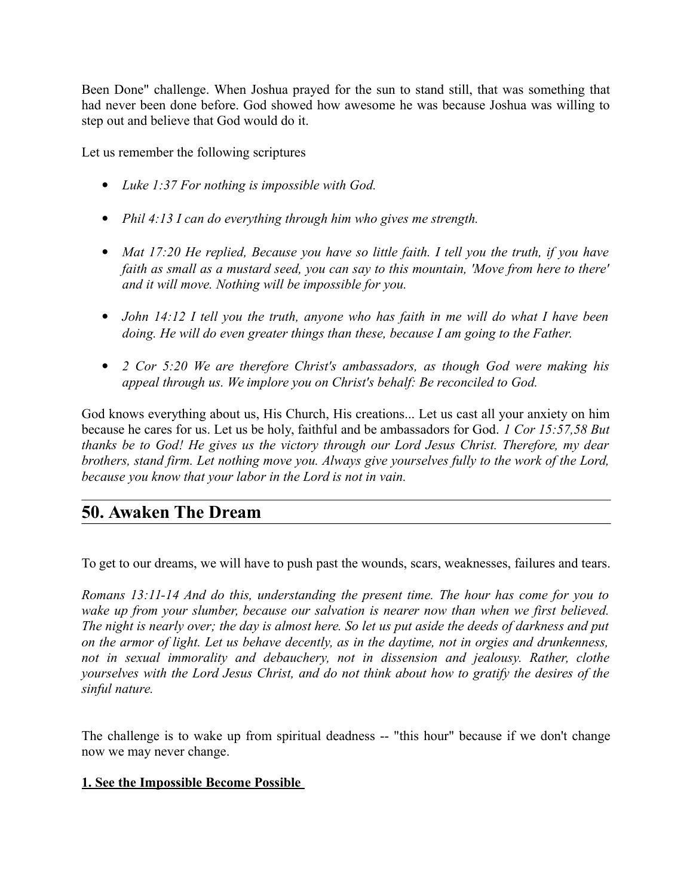Been Done" challenge. When Joshua prayed for the sun to stand still, that was something that had never been done before. God showed how awesome he was because Joshua was willing to step out and believe that God would do it.

Let us remember the following scriptures

- *Luke 1:37 For nothing is impossible with God.*
- *Phil 4:13 I can do everything through him who gives me strength.*
- *Mat 17:20 He replied, Because you have so little faith. I tell you the truth, if you have faith as small as a mustard seed, you can say to this mountain, 'Move from here to there' and it will move. Nothing will be impossible for you.*
- *John 14:12 I tell you the truth, anyone who has faith in me will do what I have been doing. He will do even greater things than these, because I am going to the Father.*
- *2 Cor 5:20 We are therefore Christ's ambassadors, as though God were making his appeal through us. We implore you on Christ's behalf: Be reconciled to God.*

God knows everything about us, His Church, His creations... Let us cast all your anxiety on him because he cares for us. Let us be holy, faithful and be ambassadors for God. *1 Cor 15:57,58 But thanks be to God! He gives us the victory through our Lord Jesus Christ. Therefore, my dear brothers, stand firm. Let nothing move you. Always give yourselves fully to the work of the Lord, because you know that your labor in the Lord is not in vain.*

## 50. Awaken The Dream

To get to our dreams, we will have to push past the wounds, scars, weaknesses, failures and tears.

*Romans 13:11-14 And do this, understanding the present time. The hour has come for you to wake up from your slumber, because our salvation is nearer now than when we first believed. The night is nearly over; the day is almost here. So let us put aside the deeds of darkness and put on the armor of light. Let us behave decently, as in the daytime, not in orgies and drunkenness, not in sexual immorality and debauchery, not in dissension and jealousy. Rather, clothe yourselves with the Lord Jesus Christ, and do not think about how to gratify the desires of the sinful nature.*

The challenge is to wake up from spiritual deadness -- "this hour" because if we don't change now we may never change.

**1. See the Impossible Become Possible**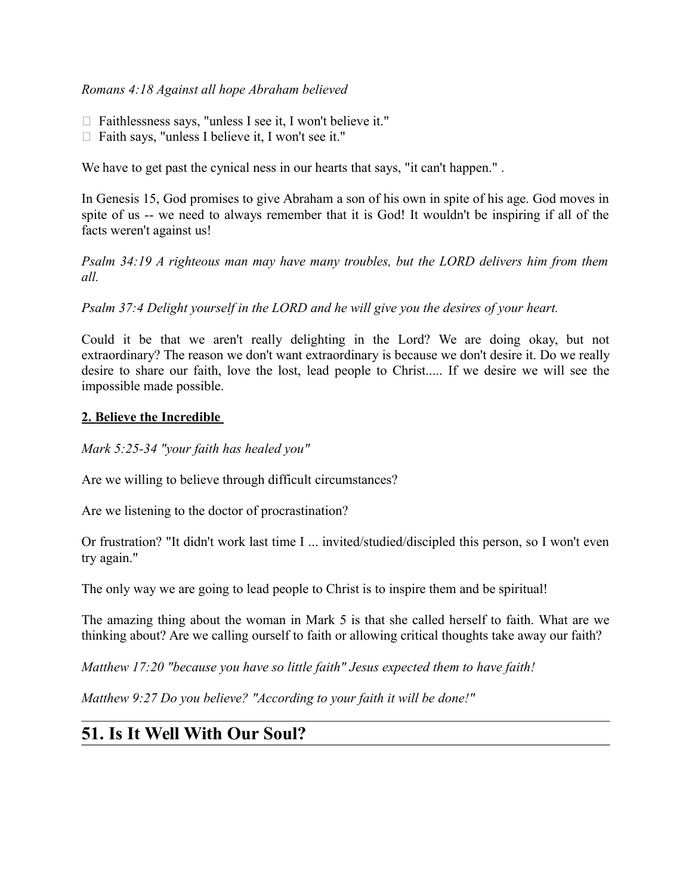*Romans 4:18 Against all hope Abraham believed*

- Faithlessness says, "unless I see it, I won't believe it."
- Faith says, "unless I believe it, I won't see it."

We have to get past the cynical ness in our hearts that says, "it can't happen." .

In Genesis 15, God promises to give Abraham a son of his own in spite of his age. God moves in spite of us -- we need to always remember that it is God! It wouldn't be inspiring if all of the facts weren't against us!

*Psalm 34:19 A righteous man may have many troubles, but the LORD delivers him from them all.*

*Psalm 37:4 Delight yourself in the LORD and he will give you the desires of your heart.*

Could it be that we aren't really delighting in the Lord? We are doing okay, but not extraordinary? The reason we don't want extraordinary is because we don't desire it. Do we really desire to share our faith, love the lost, lead people to Christ..... If we desire we will see the impossible made possible.

**2. Believe the Incredible**

*Mark 5:25-34 "your faith has healed you"*

Are we willing to believe through difficult circumstances?

Are we listening to the doctor of procrastination?

Or frustration? "It didn't work last time I ... invited/studied/discipled this person, so I won't even try again."

The only way we are going to lead people to Christ is to inspire them and be spiritual!

The amazing thing about the woman in Mark 5 is that she called herself to faith. What are we thinking about? Are we calling ourself to faith or allowing critical thoughts take away our faith?

*Matthew 17:20 "because you have so little faith" Jesus expected them to have faith!*

*Matthew 9:27 Do you believe? "According to your faith it will be done!"*

---

## 51. Is It Well With Our Soul?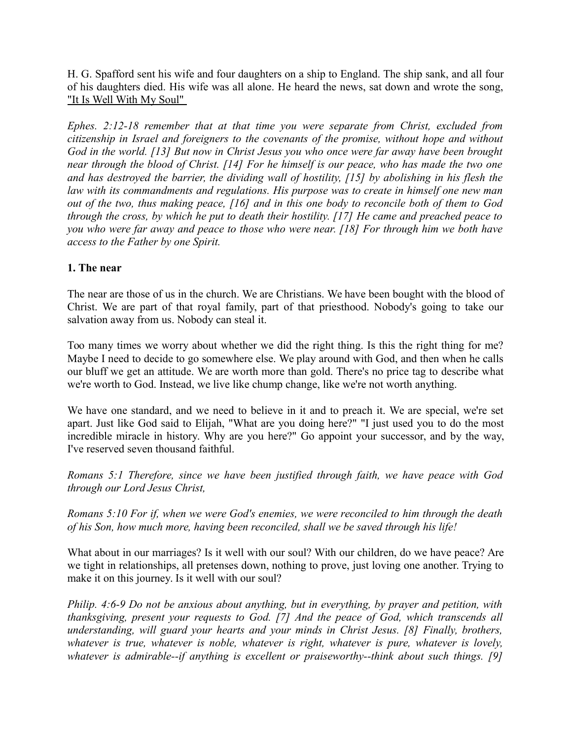H. G. Spafford sent his wife and four daughters on a ship to England. The ship sank, and all four of his daughters died. His wife was all alone. He heard the news, sat down and wrote the song, "It Is Well With My Soul"

*Ephes. 2:12-18 remember that at that time you were separate from Christ, excluded from citizenship in Israel and foreigners to the covenants of the promise, without hope and without God in the world. [13] But now in Christ Jesus you who once were far away have been brought near through the blood of Christ. [14] For he himself is our peace, who has made the two one and has destroyed the barrier, the dividing wall of hostility, [15] by abolishing in his flesh the law with its commandments and regulations. His purpose was to create in himself one new man out of the two, thus making peace, [16] and in this one body to reconcile both of them to God through the cross, by which he put to death their hostility. [17] He came and preached peace to you who were far away and peace to those who were near. [18] For through him we both have access to the Father by one Spirit.*

**1. The near**

The near are those of us in the church. We are Christians. We have been bought with the blood of Christ. We are part of that royal family, part of that priesthood. Nobody's going to take our salvation away from us. Nobody can steal it.

Too many times we worry about whether we did the right thing. Is this the right thing for me? Maybe I need to decide to go somewhere else. We play around with God, and then when he calls our bluff we get an attitude. We are worth more than gold. There's no price tag to describe what we're worth to God. Instead, we live like chump change, like we're not worth anything.

We have one standard, and we need to believe in it and to preach it. We are special, we're set apart. Just like God said to Elijah, "What are you doing here?" "I just used you to do the most incredible miracle in history. Why are you here?" Go appoint your successor, and by the way, I've reserved seven thousand faithful.

*Romans 5:1 Therefore, since we have been justified through faith, we have peace with God through our Lord Jesus Christ,*

*Romans 5:10 For if, when we were God's enemies, we were reconciled to him through the death of his Son, how much more, having been reconciled, shall we be saved through his life!*

What about in our marriages? Is it well with our soul? With our children, do we have peace? Are we tight in relationships, all pretenses down, nothing to prove, just loving one another. Trying to make it on this journey. Is it well with our soul?

*Philip. 4:6-9 Do not be anxious about anything, but in everything, by prayer and petition, with thanksgiving, present your requests to God. [7] And the peace of God, which transcends all understanding, will guard your hearts and your minds in Christ Jesus. [8] Finally, brothers, whatever is true, whatever is noble, whatever is right, whatever is pure, whatever is lovely, whatever is admirable--if anything is excellent or praiseworthy--think about such things. [9]*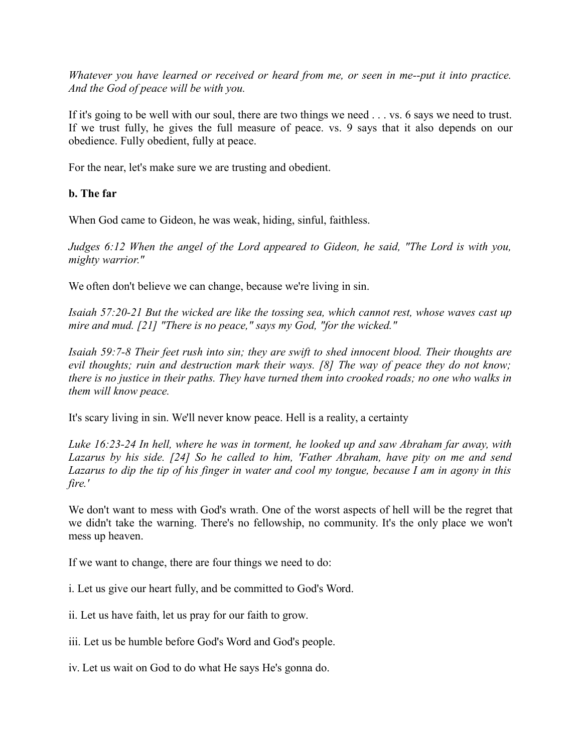*Whatever you have learned or received or heard from me, or seen in me--put it into practice. And the God of peace will be with you.*

If it's going to be well with our soul, there are two things we need . . . vs. 6 says we need to trust. If we trust fully, he gives the full measure of peace. vs. 9 says that it also depends on our obedience. Fully obedient, fully at peace.

For the near, let's make sure we are trusting and obedient.

**b. The far**

When God came to Gideon, he was weak, hiding, sinful, faithless.

*Judges 6:12 When the angel of the Lord appeared to Gideon, he said, "The Lord is with you, mighty warrior."*

We often don't believe we can change, because we're living in sin.

*Isaiah 57:20-21 But the wicked are like the tossing sea, which cannot rest, whose waves cast up mire and mud. [21] "There is no peace," says my God, "for the wicked."*

*Isaiah 59:7-8 Their feet rush into sin; they are swift to shed innocent blood. Their thoughts are evil thoughts; ruin and destruction mark their ways. [8] The way of peace they do not know; there is no justice in their paths. They have turned them into crooked roads; no one who walks in them will know peace.*

It's scary living in sin. We'll never know peace. Hell is a reality, a certainty

*Luke 16:23-24 In hell, where he was in torment, he looked up and saw Abraham far away, with Lazarus by his side. [24] So he called to him, 'Father Abraham, have pity on me and send Lazarus to dip the tip of his finger in water and cool my tongue, because I am in agony in this fire.'*

We don't want to mess with God's wrath. One of the worst aspects of hell will be the regret that we didn't take the warning. There's no fellowship, no community. It's the only place we won't mess up heaven.

If we want to change, there are four things we need to do:

i. Let us give our heart fully, and be committed to God's Word.

ii. Let us have faith, let us pray for our faith to grow.

iii. Let us be humble before God's Word and God's people.

iv. Let us wait on God to do what He says He's gonna do.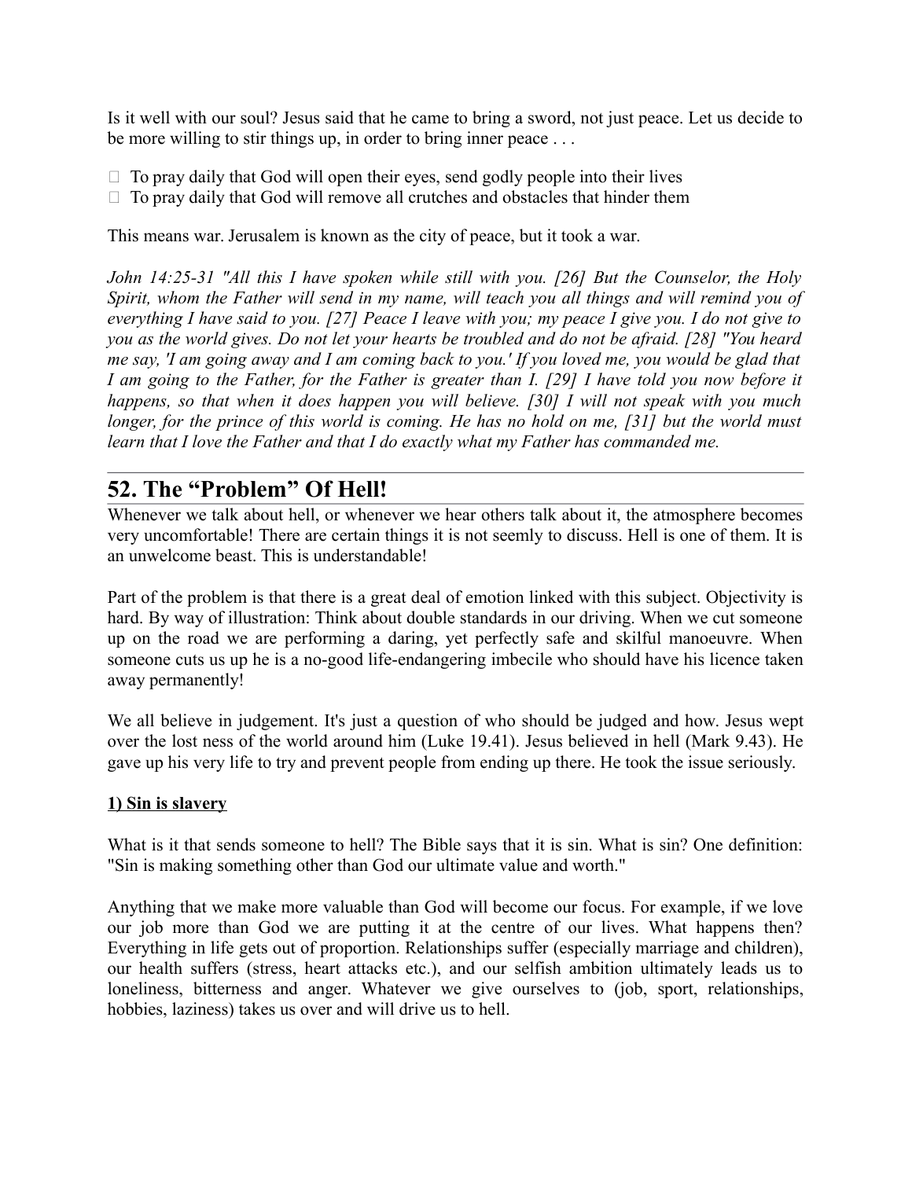Is it well with our soul? Jesus said that he came to bring a sword, not just peace. Let us decide to be more willing to stir things up, in order to bring inner peace . . .

- To pray daily that God will open their eyes, send godly people into their lives
- To pray daily that God will remove all crutches and obstacles that hinder them

This means war. Jerusalem is known as the city of peace, but it took a war.

*John 14:25-31 "All this I have spoken while still with you. [26] But the Counselor, the Holy Spirit, whom the Father will send in my name, will teach you all things and will remind you of everything I have said to you. [27] Peace I leave with you; my peace I give you. I do not give to you as the world gives. Do not let your hearts be troubled and do not be afraid. [28] "You heard me say, 'I am going away and I am coming back to you.' If you loved me, you would be glad that I am going to the Father, for the Father is greater than I. [29] I have told you now before it happens, so that when it does happen you will believe. [30] I will not speak with you much longer, for the prince of this world is coming. He has no hold on me, [31] but the world must learn that I love the Father and that I do exactly what my Father has commanded me.*

---

## 52. The "Problem" Of Hell!

Whenever we talk about hell, or whenever we hear others talk about it, the atmosphere becomes very uncomfortable! There are certain things it is not seemly to discuss. Hell is one of them. It is an unwelcome beast. This is understandable!

Part of the problem is that there is a great deal of emotion linked with this subject. Objectivity is hard. By way of illustration: Think about double standards in our driving. When we cut someone up on the road we are performing a daring, yet perfectly safe and skilful manoeuvre. When someone cuts us up he is a no-good life-endangering imbecile who should have his licence taken away permanently!

We all believe in judgement. It's just a question of who should be judged and how. Jesus wept over the lost ness of the world around him (Luke 19.41). Jesus believed in hell (Mark 9.43). He gave up his very life to try and prevent people from ending up there. He took the issue seriously.

**1) Sin is slavery**

What is it that sends someone to hell? The Bible says that it is sin. What is sin? One definition: "Sin is making something other than God our ultimate value and worth."

Anything that we make more valuable than God will become our focus. For example, if we love our job more than God we are putting it at the centre of our lives. What happens then? Everything in life gets out of proportion. Relationships suffer (especially marriage and children), our health suffers (stress, heart attacks etc.), and our selfish ambition ultimately leads us to loneliness, bitterness and anger. Whatever we give ourselves to (job, sport, relationships, hobbies, laziness) takes us over and will drive us to hell.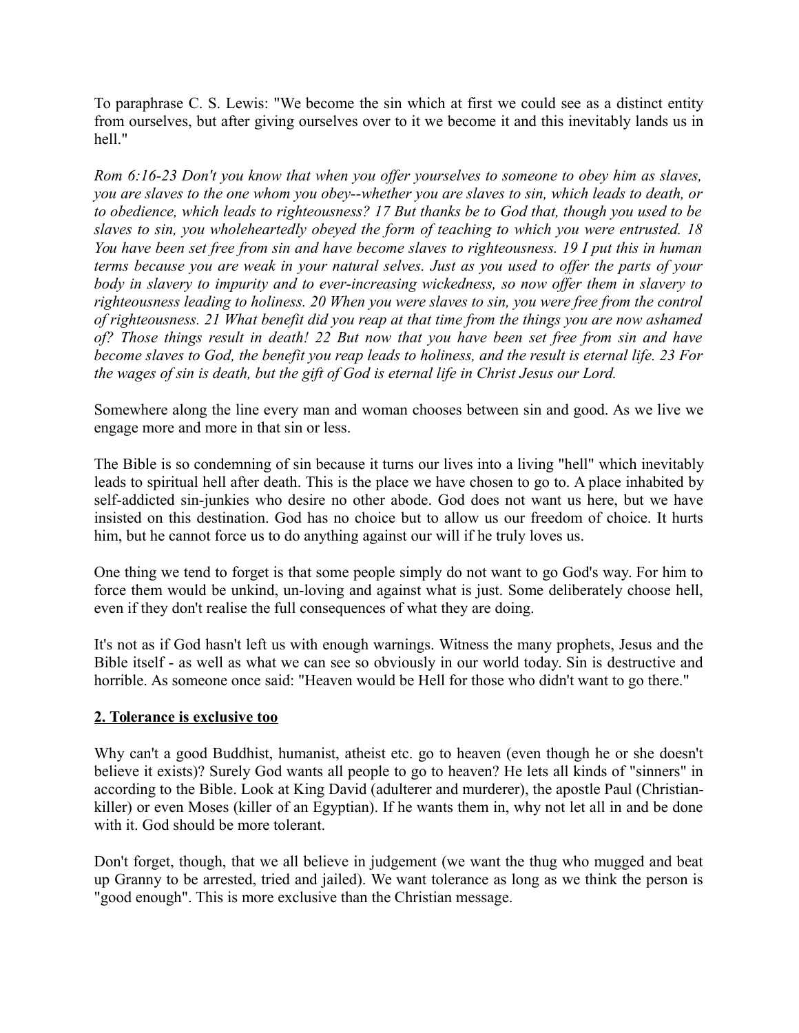To paraphrase C. S. Lewis: "We become the sin which at first we could see as a distinct entity from ourselves, but after giving ourselves over to it we become it and this inevitably lands us in hell."

*Rom 6:16-23 Don't you know that when you offer yourselves to someone to obey him as slaves, you are slaves to the one whom you obey--whether you are slaves to sin, which leads to death, or to obedience, which leads to righteousness? 17 But thanks be to God that, though you used to be slaves to sin, you wholeheartedly obeyed the form of teaching to which you were entrusted. 18 You have been set free from sin and have become slaves to righteousness. 19 I put this in human terms because you are weak in your natural selves. Just as you used to offer the parts of your body in slavery to impurity and to ever-increasing wickedness, so now offer them in slavery to righteousness leading to holiness. 20 When you were slaves to sin, you were free from the control of righteousness. 21 What benefit did you reap at that time from the things you are now ashamed of? Those things result in death! 22 But now that you have been set free from sin and have become slaves to God, the benefit you reap leads to holiness, and the result is eternal life. 23 For the wages of sin is death, but the gift of God is eternal life in Christ Jesus our Lord.*

Somewhere along the line every man and woman chooses between sin and good. As we live we engage more and more in that sin or less.

The Bible is so condemning of sin because it turns our lives into a living "hell" which inevitably leads to spiritual hell after death. This is the place we have chosen to go to. A place inhabited by self-addicted sin-junkies who desire no other abode. God does not want us here, but we have insisted on this destination. God has no choice but to allow us our freedom of choice. It hurts him, but he cannot force us to do anything against our will if he truly loves us.

One thing we tend to forget is that some people simply do not want to go God's way. For him to force them would be unkind, un-loving and against what is just. Some deliberately choose hell, even if they don't realise the full consequences of what they are doing.

It's not as if God hasn't left us with enough warnings. Witness the many prophets, Jesus and the Bible itself - as well as what we can see so obviously in our world today. Sin is destructive and horrible. As someone once said: "Heaven would be Hell for those who didn't want to go there."

**2. Tolerance is exclusive too**

Why can't a good Buddhist, humanist, atheist etc. go to heaven (even though he or she doesn't believe it exists)? Surely God wants all people to go to heaven? He lets all kinds of "sinners" in according to the Bible. Look at King David (adulterer and murderer), the apostle Paul (Christian-killer) or even Moses (killer of an Egyptian). If he wants them in, why not let all in and be done with it. God should be more tolerant.

Don't forget, though, that we all believe in judgement (we want the thug who mugged and beat up Granny to be arrested, tried and jailed). We want tolerance as long as we think the person is "good enough". This is more exclusive than the Christian message.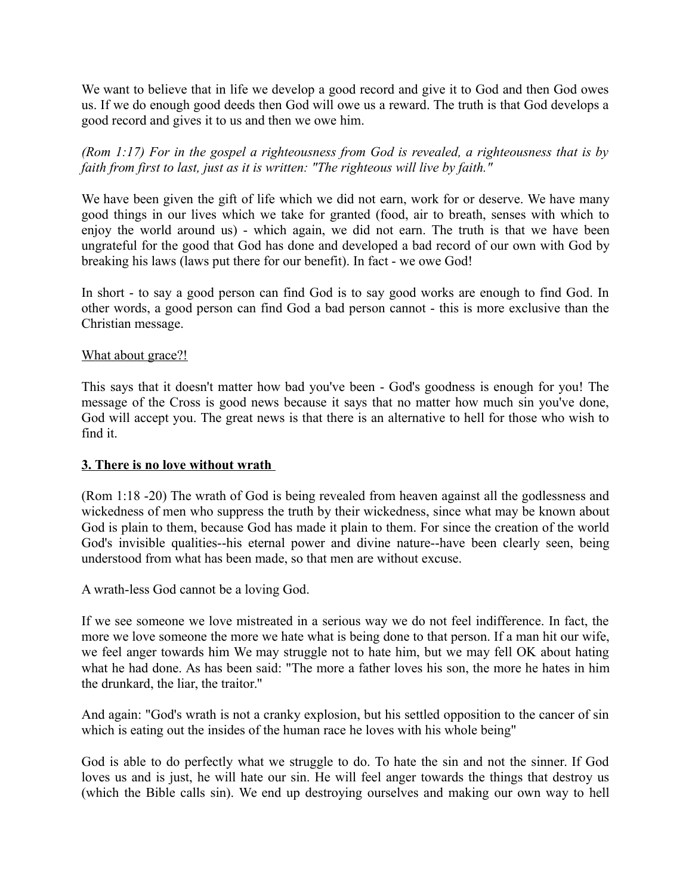We want to believe that in life we develop a good record and give it to God and then God owes us. If we do enough good deeds then God will owe us a reward. The truth is that God develops a good record and gives it to us and then we owe him.

*(Rom 1:17) For in the gospel a righteousness from God is revealed, a righteousness that is by faith from first to last, just as it is written: "The righteous will live by faith."*

We have been given the gift of life which we did not earn, work for or deserve. We have many good things in our lives which we take for granted (food, air to breath, senses with which to enjoy the world around us) - which again, we did not earn. The truth is that we have been ungrateful for the good that God has done and developed a bad record of our own with God by breaking his laws (laws put there for our benefit). In fact - we owe God!

In short - to say a good person can find God is to say good works are enough to find God. In other words, a good person can find God a bad person cannot - this is more exclusive than the Christian message.

<u>What about grace?!</u>

This says that it doesn't matter how bad you've been - God's goodness is enough for you! The message of the Cross is good news because it says that no matter how much sin you've done, God will accept you. The great news is that there is an alternative to hell for those who wish to find it.

**<u>3. There is no love without wrath</u>**

(Rom 1:18 -20) The wrath of God is being revealed from heaven against all the godlessness and wickedness of men who suppress the truth by their wickedness, since what may be known about God is plain to them, because God has made it plain to them. For since the creation of the world God's invisible qualities--his eternal power and divine nature--have been clearly seen, being understood from what has been made, so that men are without excuse.

A wrath-less God cannot be a loving God.

If we see someone we love mistreated in a serious way we do not feel indifference. In fact, the more we love someone the more we hate what is being done to that person. If a man hit our wife, we feel anger towards him We may struggle not to hate him, but we may fell OK about hating what he had done. As has been said: "The more a father loves his son, the more he hates in him the drunkard, the liar, the traitor."

And again: "God's wrath is not a cranky explosion, but his settled opposition to the cancer of sin which is eating out the insides of the human race he loves with his whole being"

God is able to do perfectly what we struggle to do. To hate the sin and not the sinner. If God loves us and is just, he will hate our sin. He will feel anger towards the things that destroy us (which the Bible calls sin). We end up destroying ourselves and making our own way to hell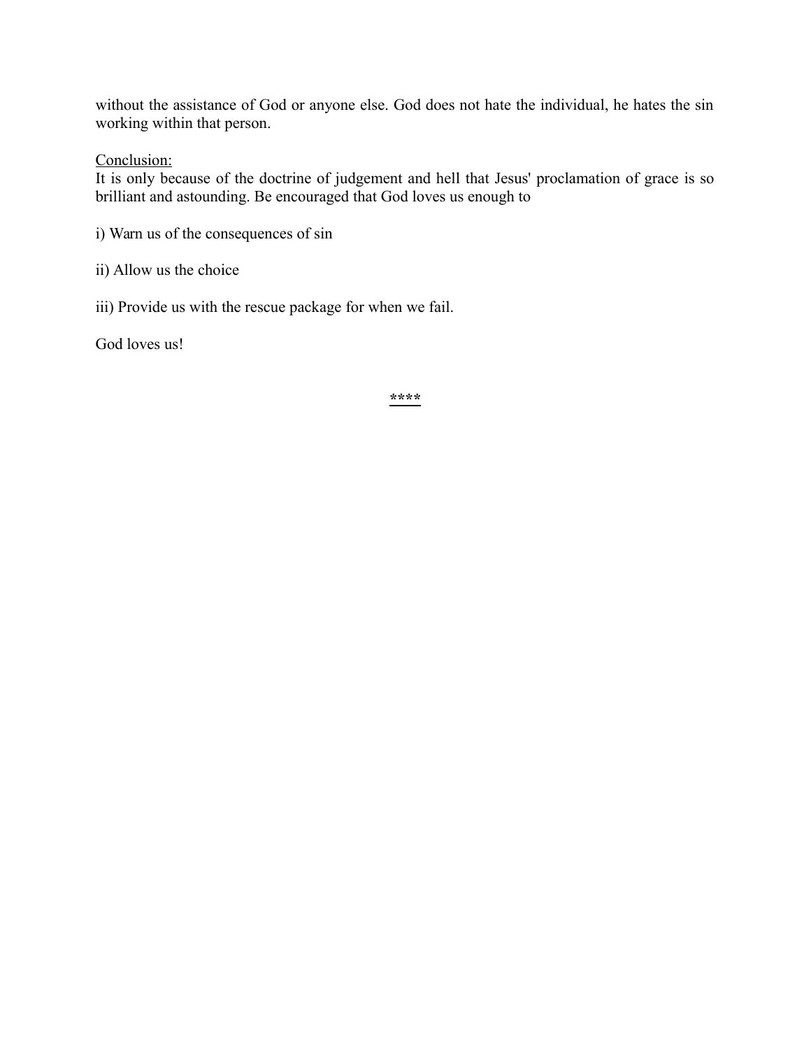without the assistance of God or anyone else. God does not hate the individual, he hates the sin working within that person.

Conclusion:
It is only because of the doctrine of judgement and hell that Jesus' proclamation of grace is so brilliant and astounding. Be encouraged that God loves us enough to

i) Warn us of the consequences of sin

ii) Allow us the choice

iii) Provide us with the rescue package for when we fail.

God loves us!

****